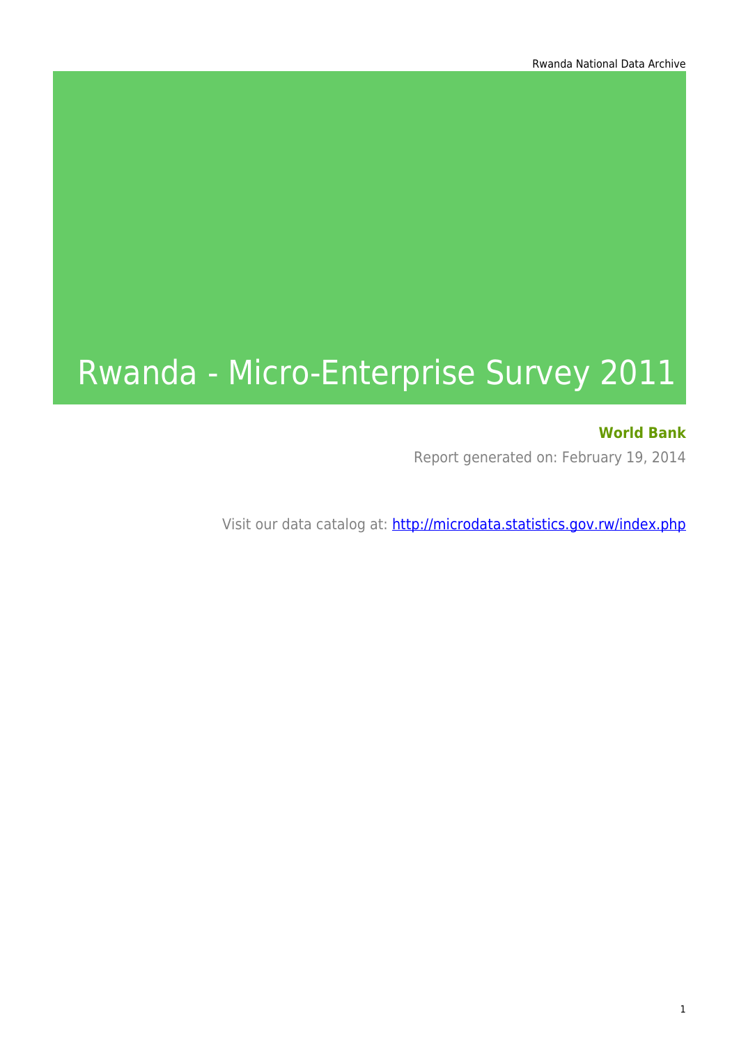# Rwanda - Micro-Enterprise Survey 2011

**World Bank**

Report generated on: February 19, 2014

Visit our data catalog at: http://microdata.statistics.gov.rw/index.php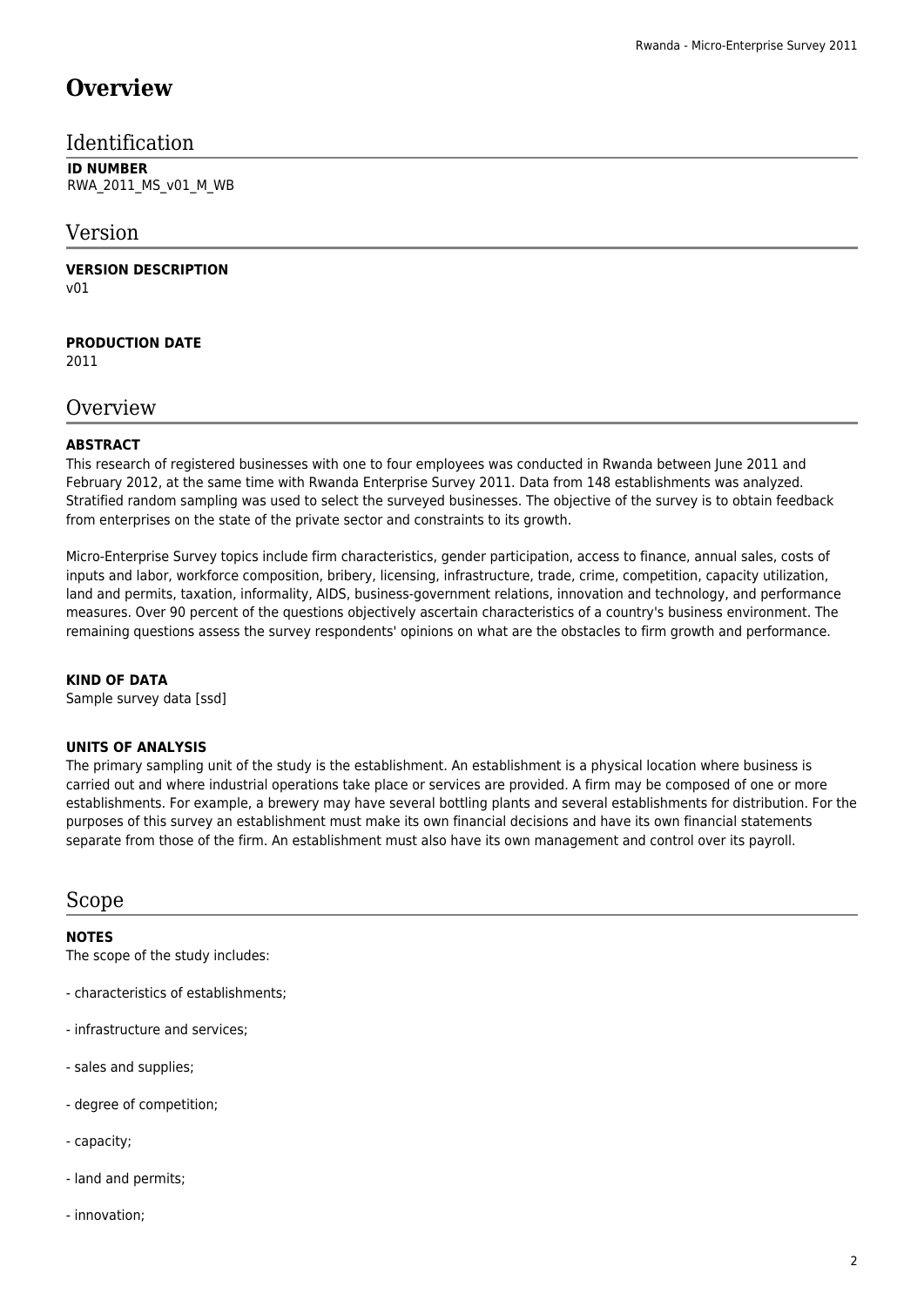# Overview

## Identification

**ID NUMBER**
RWA_2011_MS_v01_M_WB

## Version

**VERSION DESCRIPTION**
v01

**PRODUCTION DATE**
2011

## Overview

**ABSTRACT**
This research of registered businesses with one to four employees was conducted in Rwanda between June 2011 and February 2012, at the same time with Rwanda Enterprise Survey 2011. Data from 148 establishments was analyzed. Stratified random sampling was used to select the surveyed businesses. The objective of the survey is to obtain feedback from enterprises on the state of the private sector and constraints to its growth.

Micro-Enterprise Survey topics include firm characteristics, gender participation, access to finance, annual sales, costs of inputs and labor, workforce composition, bribery, licensing, infrastructure, trade, crime, competition, capacity utilization, land and permits, taxation, informality, AIDS, business-government relations, innovation and technology, and performance measures. Over 90 percent of the questions objectively ascertain characteristics of a country's business environment. The remaining questions assess the survey respondents' opinions on what are the obstacles to firm growth and performance.

**KIND OF DATA**
Sample survey data [ssd]

**UNITS OF ANALYSIS**
The primary sampling unit of the study is the establishment. An establishment is a physical location where business is carried out and where industrial operations take place or services are provided. A firm may be composed of one or more establishments. For example, a brewery may have several bottling plants and several establishments for distribution. For the purposes of this survey an establishment must make its own financial decisions and have its own financial statements separate from those of the firm. An establishment must also have its own management and control over its payroll.

## Scope

**NOTES**
The scope of the study includes:

- characteristics of establishments;

- infrastructure and services;

- sales and supplies;

- degree of competition;

- capacity;

- land and permits;

- innovation;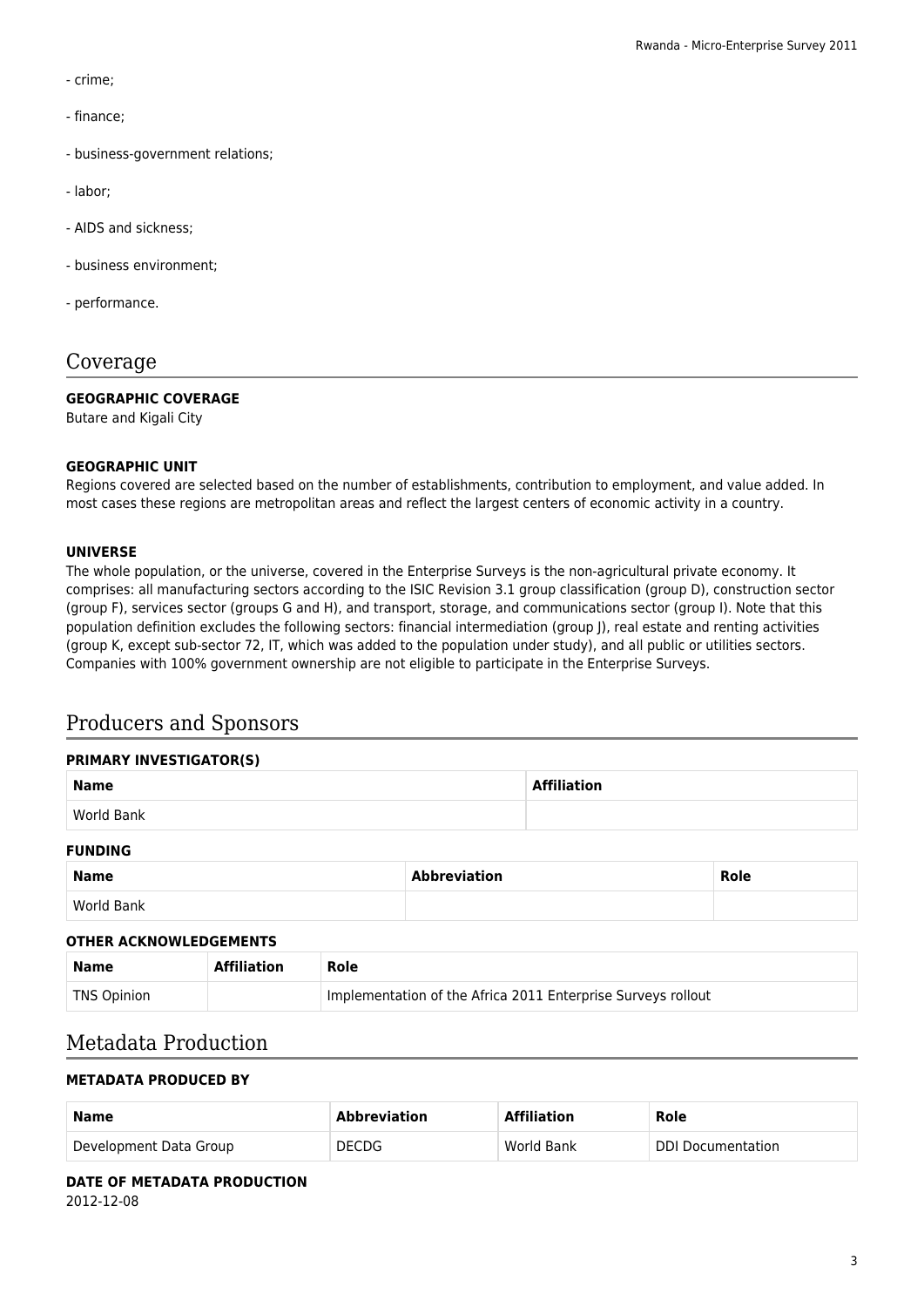- crime;

- finance;

- business-government relations;

- labor;

- AIDS and sickness;

- business environment;

- performance.

## Coverage

### GEOGRAPHIC COVERAGE

Butare and Kigali City

### GEOGRAPHIC UNIT

Regions covered are selected based on the number of establishments, contribution to employment, and value added. In most cases these regions are metropolitan areas and reflect the largest centers of economic activity in a country.

### UNIVERSE

The whole population, or the universe, covered in the Enterprise Surveys is the non-agricultural private economy. It comprises: all manufacturing sectors according to the ISIC Revision 3.1 group classification (group D), construction sector (group F), services sector (groups G and H), and transport, storage, and communications sector (group I). Note that this population definition excludes the following sectors: financial intermediation (group J), real estate and renting activities (group K, except sub-sector 72, IT, which was added to the population under study), and all public or utilities sectors. Companies with 100% government ownership are not eligible to participate in the Enterprise Surveys.

## Producers and Sponsors

### PRIMARY INVESTIGATOR(S)

| Name | Affiliation |
| --- | --- |
| World Bank | |

### FUNDING

| Name | Abbreviation | Role |
| --- | --- | --- |
| World Bank | | |

### OTHER ACKNOWLEDGEMENTS

| Name | Affiliation | Role |
| --- | --- | --- |
| TNS Opinion | | Implementation of the Africa 2011 Enterprise Surveys rollout |

## Metadata Production

### METADATA PRODUCED BY

| Name | Abbreviation | Affiliation | Role |
| --- | --- | --- | --- |
| Development Data Group | DECDG | World Bank | DDI Documentation |

### DATE OF METADATA PRODUCTION

2012-12-08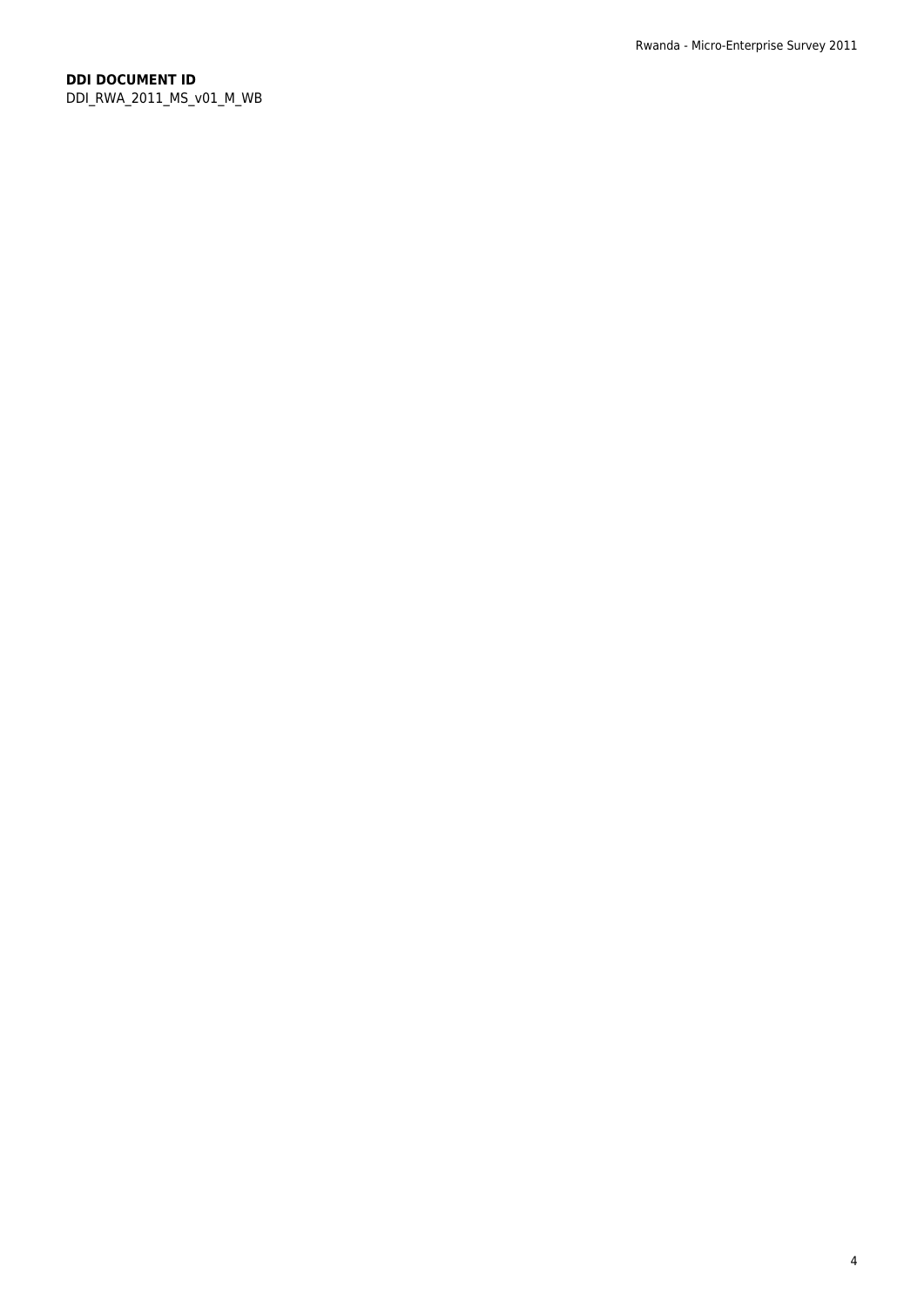**DDI DOCUMENT ID**
DDI_RWA_2011_MS_v01_M_WB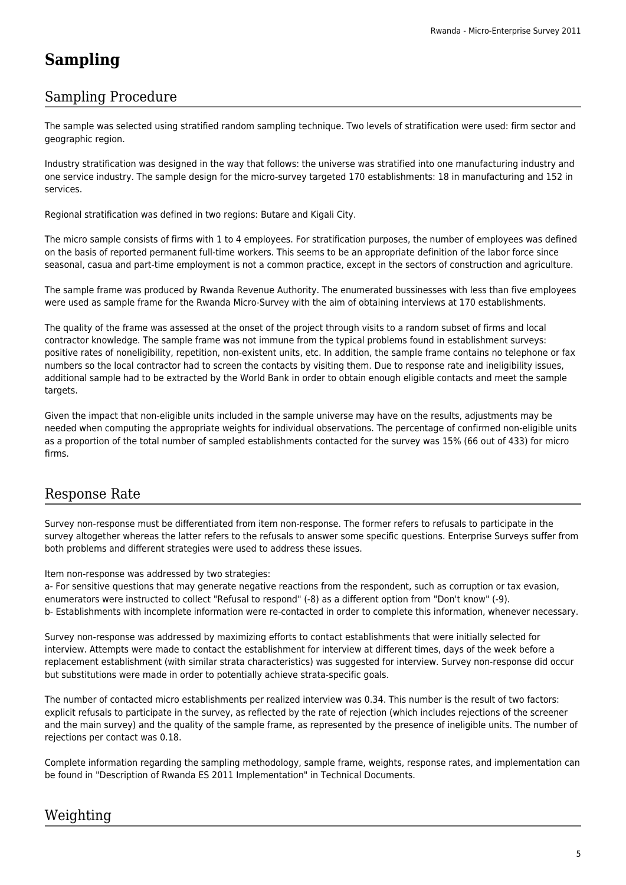# Sampling

## Sampling Procedure

The sample was selected using stratified random sampling technique. Two levels of stratification were used: firm sector and geographic region.

Industry stratification was designed in the way that follows: the universe was stratified into one manufacturing industry and one service industry. The sample design for the micro-survey targeted 170 establishments: 18 in manufacturing and 152 in services.

Regional stratification was defined in two regions: Butare and Kigali City.

The micro sample consists of firms with 1 to 4 employees. For stratification purposes, the number of employees was defined on the basis of reported permanent full-time workers. This seems to be an appropriate definition of the labor force since seasonal, casua and part-time employment is not a common practice, except in the sectors of construction and agriculture.

The sample frame was produced by Rwanda Revenue Authority. The enumerated bussinesses with less than five employees were used as sample frame for the Rwanda Micro-Survey with the aim of obtaining interviews at 170 establishments.

The quality of the frame was assessed at the onset of the project through visits to a random subset of firms and local contractor knowledge. The sample frame was not immune from the typical problems found in establishment surveys: positive rates of noneligibility, repetition, non-existent units, etc. In addition, the sample frame contains no telephone or fax numbers so the local contractor had to screen the contacts by visiting them. Due to response rate and ineligibility issues, additional sample had to be extracted by the World Bank in order to obtain enough eligible contacts and meet the sample targets.

Given the impact that non-eligible units included in the sample universe may have on the results, adjustments may be needed when computing the appropriate weights for individual observations. The percentage of confirmed non-eligible units as a proportion of the total number of sampled establishments contacted for the survey was 15% (66 out of 433) for micro firms.

## Response Rate

Survey non-response must be differentiated from item non-response. The former refers to refusals to participate in the survey altogether whereas the latter refers to the refusals to answer some specific questions. Enterprise Surveys suffer from both problems and different strategies were used to address these issues.

Item non-response was addressed by two strategies:
a- For sensitive questions that may generate negative reactions from the respondent, such as corruption or tax evasion, enumerators were instructed to collect "Refusal to respond" (-8) as a different option from "Don't know" (-9).
b- Establishments with incomplete information were re-contacted in order to complete this information, whenever necessary.

Survey non-response was addressed by maximizing efforts to contact establishments that were initially selected for interview. Attempts were made to contact the establishment for interview at different times, days of the week before a replacement establishment (with similar strata characteristics) was suggested for interview. Survey non-response did occur but substitutions were made in order to potentially achieve strata-specific goals.

The number of contacted micro establishments per realized interview was 0.34. This number is the result of two factors: explicit refusals to participate in the survey, as reflected by the rate of rejection (which includes rejections of the screener and the main survey) and the quality of the sample frame, as represented by the presence of ineligible units. The number of rejections per contact was 0.18.

Complete information regarding the sampling methodology, sample frame, weights, response rates, and implementation can be found in "Description of Rwanda ES 2011 Implementation" in Technical Documents.

## Weighting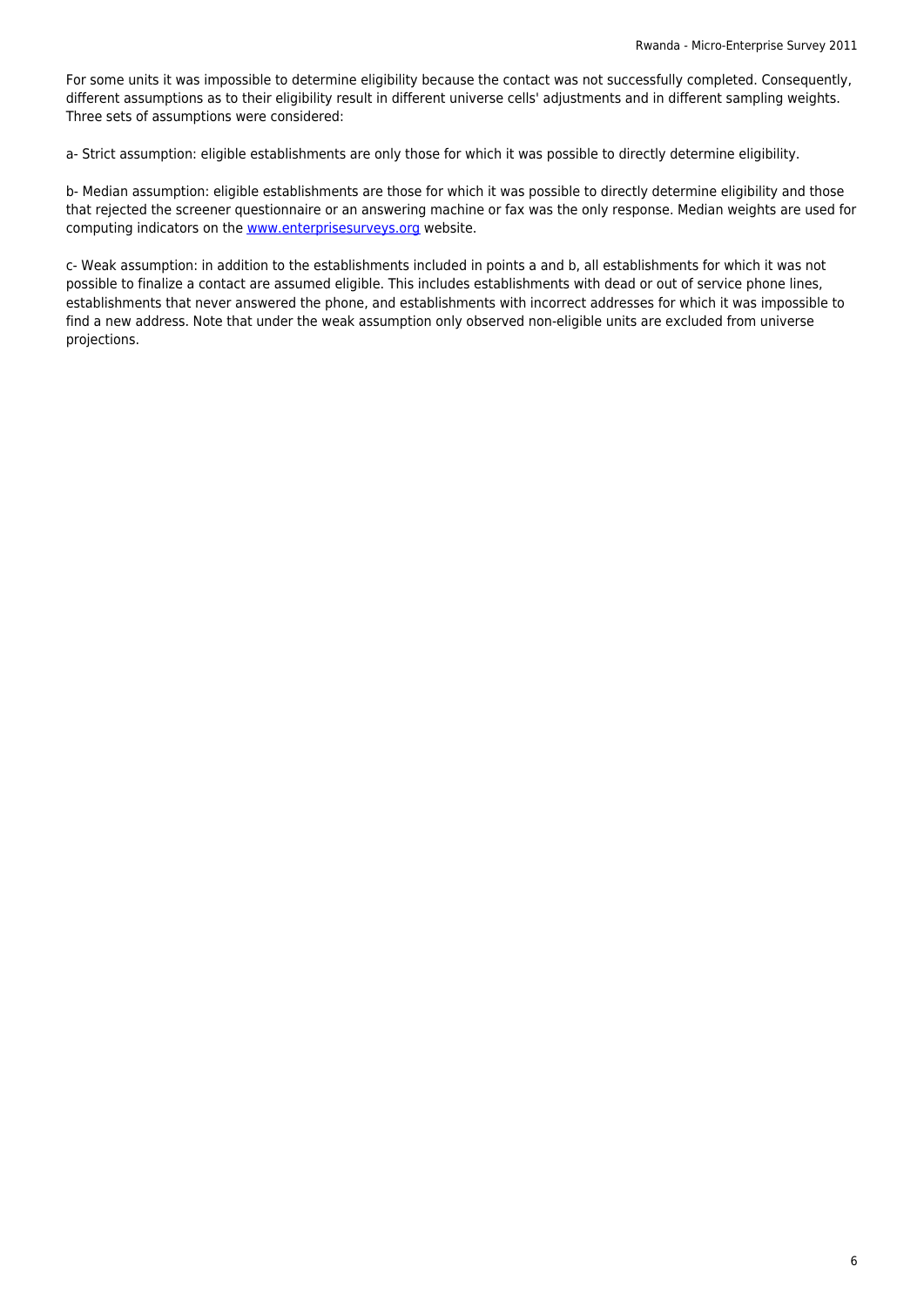For some units it was impossible to determine eligibility because the contact was not successfully completed. Consequently, different assumptions as to their eligibility result in different universe cells' adjustments and in different sampling weights. Three sets of assumptions were considered:

a- Strict assumption: eligible establishments are only those for which it was possible to directly determine eligibility.

b- Median assumption: eligible establishments are those for which it was possible to directly determine eligibility and those that rejected the screener questionnaire or an answering machine or fax was the only response. Median weights are used for computing indicators on the www.enterprisesurveys.org website.

c- Weak assumption: in addition to the establishments included in points a and b, all establishments for which it was not possible to finalize a contact are assumed eligible. This includes establishments with dead or out of service phone lines, establishments that never answered the phone, and establishments with incorrect addresses for which it was impossible to find a new address. Note that under the weak assumption only observed non-eligible units are excluded from universe projections.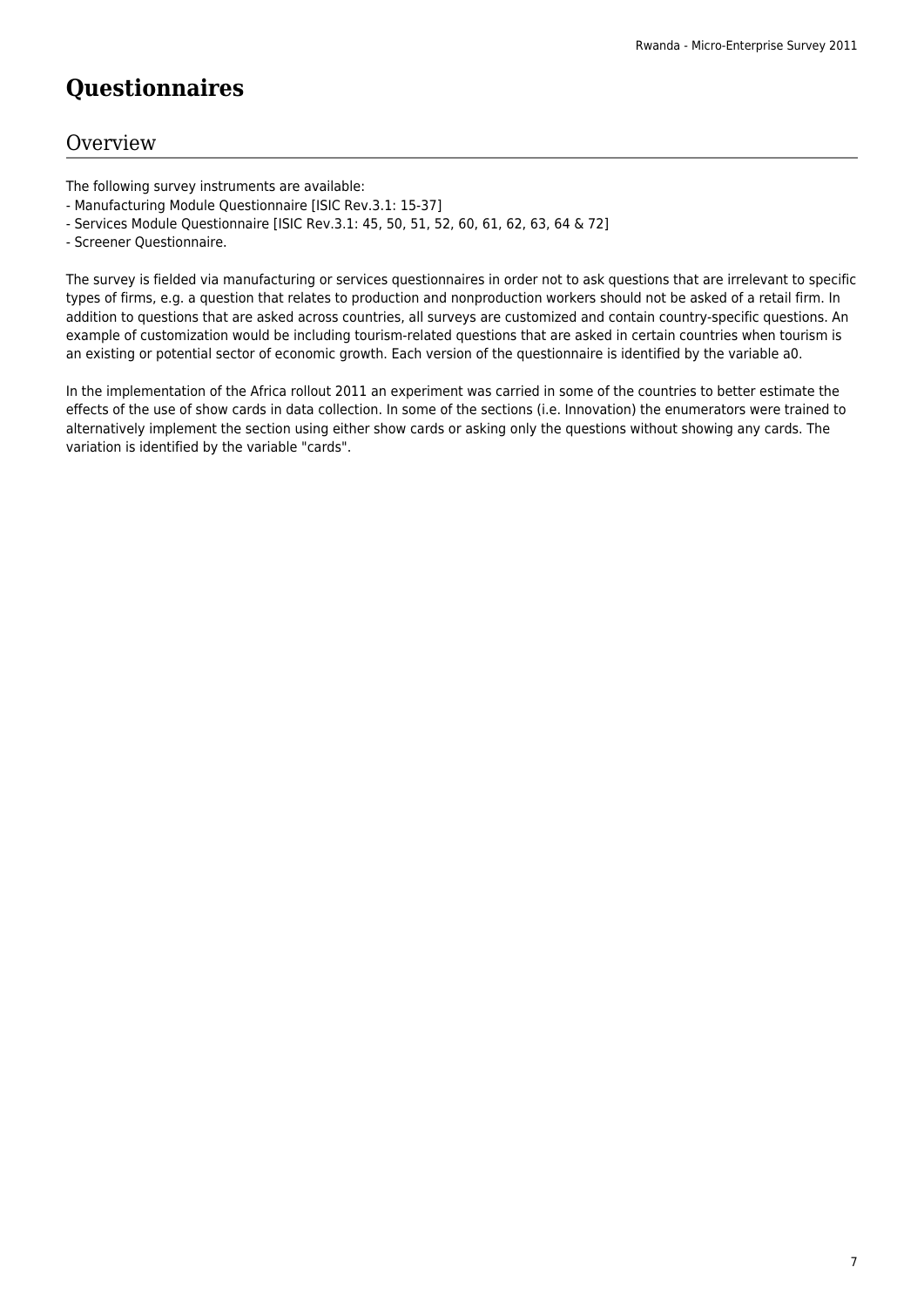# Questionnaires

## Overview

The following survey instruments are available:
- Manufacturing Module Questionnaire [ISIC Rev.3.1: 15-37]
- Services Module Questionnaire [ISIC Rev.3.1: 45, 50, 51, 52, 60, 61, 62, 63, 64 & 72]
- Screener Questionnaire.

The survey is fielded via manufacturing or services questionnaires in order not to ask questions that are irrelevant to specific types of firms, e.g. a question that relates to production and nonproduction workers should not be asked of a retail firm. In addition to questions that are asked across countries, all surveys are customized and contain country-specific questions. An example of customization would be including tourism-related questions that are asked in certain countries when tourism is an existing or potential sector of economic growth. Each version of the questionnaire is identified by the variable a0.

In the implementation of the Africa rollout 2011 an experiment was carried in some of the countries to better estimate the effects of the use of show cards in data collection. In some of the sections (i.e. Innovation) the enumerators were trained to alternatively implement the section using either show cards or asking only the questions without showing any cards. The variation is identified by the variable "cards".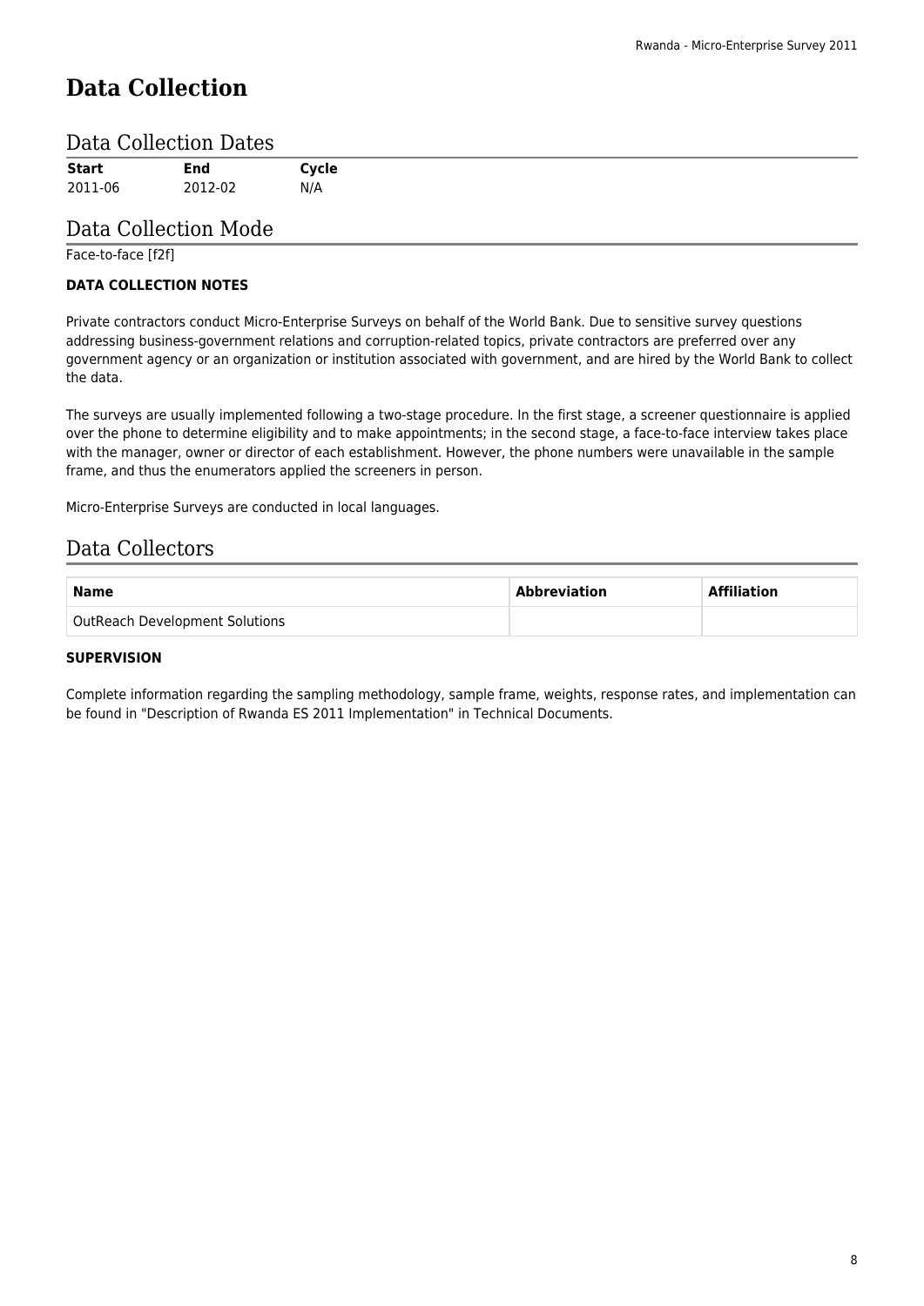# Data Collection

## Data Collection Dates

| Start | End | Cycle |
|---|---|---|
| 2011-06 | 2012-02 | N/A |

## Data Collection Mode

Face-to-face [f2f]

**DATA COLLECTION NOTES**

Private contractors conduct Micro-Enterprise Surveys on behalf of the World Bank. Due to sensitive survey questions addressing business-government relations and corruption-related topics, private contractors are preferred over any government agency or an organization or institution associated with government, and are hired by the World Bank to collect the data.

The surveys are usually implemented following a two-stage procedure. In the first stage, a screener questionnaire is applied over the phone to determine eligibility and to make appointments; in the second stage, a face-to-face interview takes place with the manager, owner or director of each establishment. However, the phone numbers were unavailable in the sample frame, and thus the enumerators applied the screeners in person.

Micro-Enterprise Surveys are conducted in local languages.

## Data Collectors

| Name | Abbreviation | Affiliation |
|---|---|---|
| OutReach Development Solutions | | |

**SUPERVISION**

Complete information regarding the sampling methodology, sample frame, weights, response rates, and implementation can be found in "Description of Rwanda ES 2011 Implementation" in Technical Documents.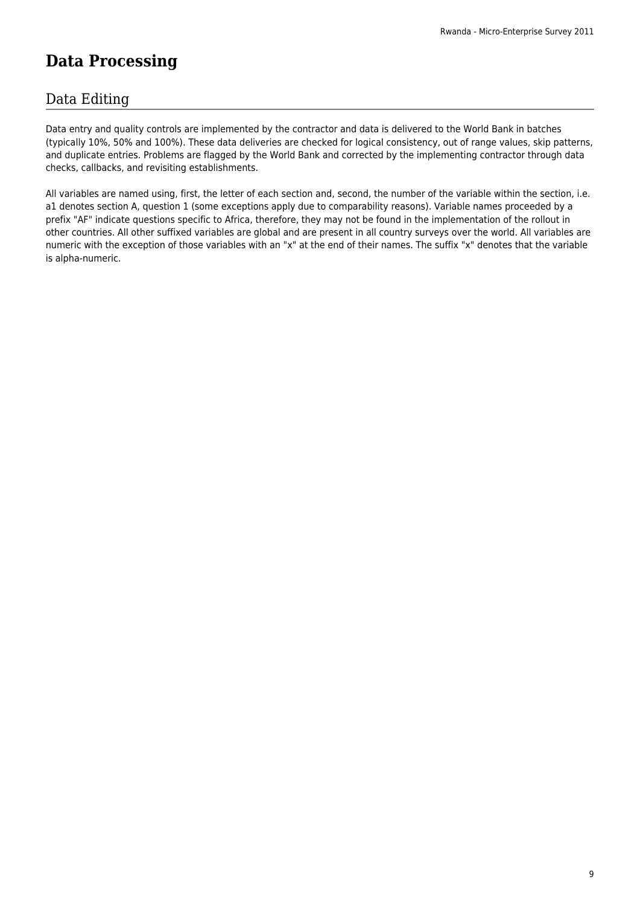# Data Processing

## Data Editing

Data entry and quality controls are implemented by the contractor and data is delivered to the World Bank in batches (typically 10%, 50% and 100%). These data deliveries are checked for logical consistency, out of range values, skip patterns, and duplicate entries. Problems are flagged by the World Bank and corrected by the implementing contractor through data checks, callbacks, and revisiting establishments.

All variables are named using, first, the letter of each section and, second, the number of the variable within the section, i.e. a1 denotes section A, question 1 (some exceptions apply due to comparability reasons). Variable names proceeded by a prefix "AF" indicate questions specific to Africa, therefore, they may not be found in the implementation of the rollout in other countries. All other suffixed variables are global and are present in all country surveys over the world. All variables are numeric with the exception of those variables with an "x" at the end of their names. The suffix "x" denotes that the variable is alpha-numeric.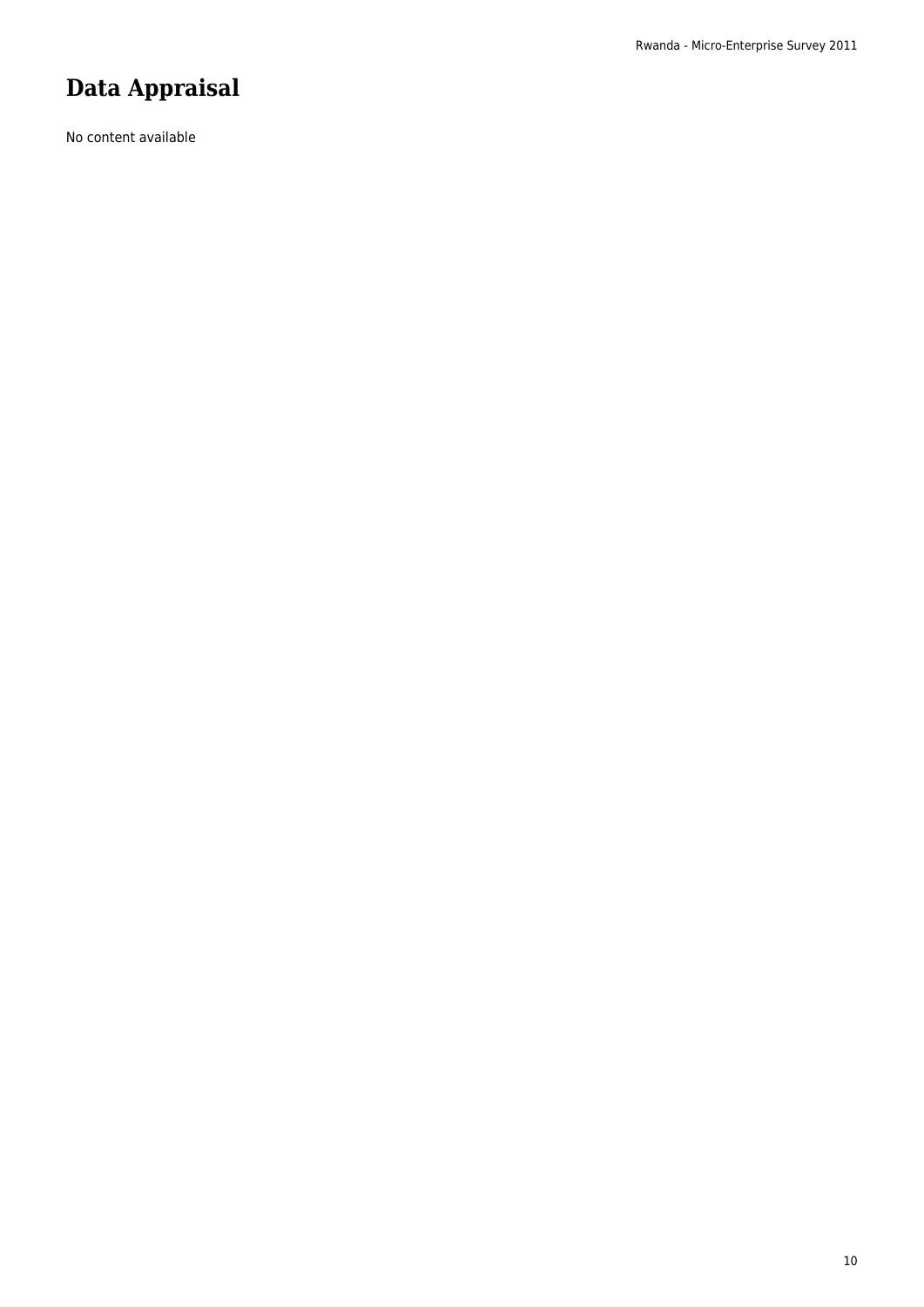# Data Appraisal

No content available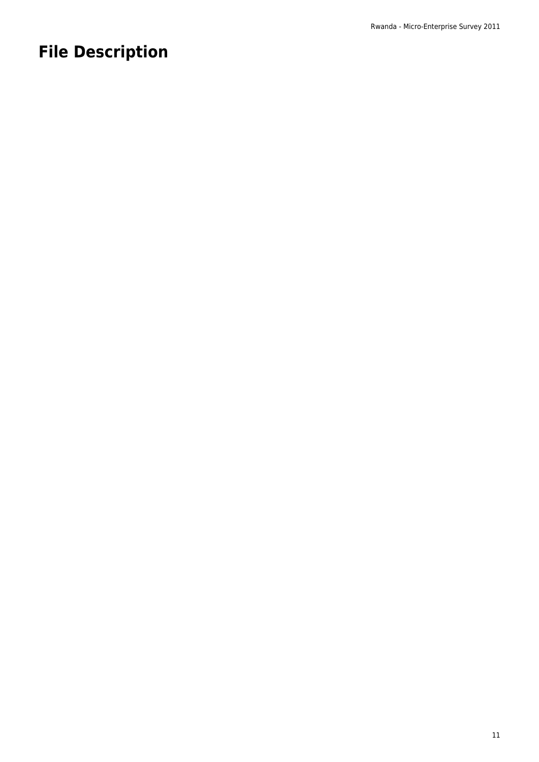# File Description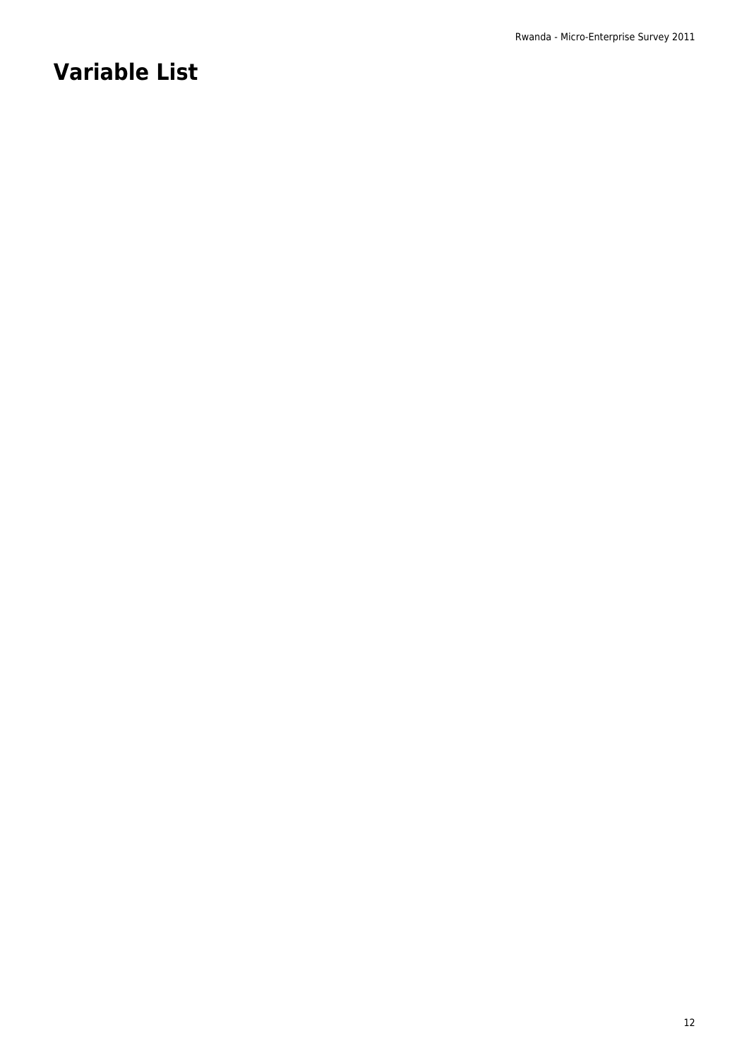# Variable List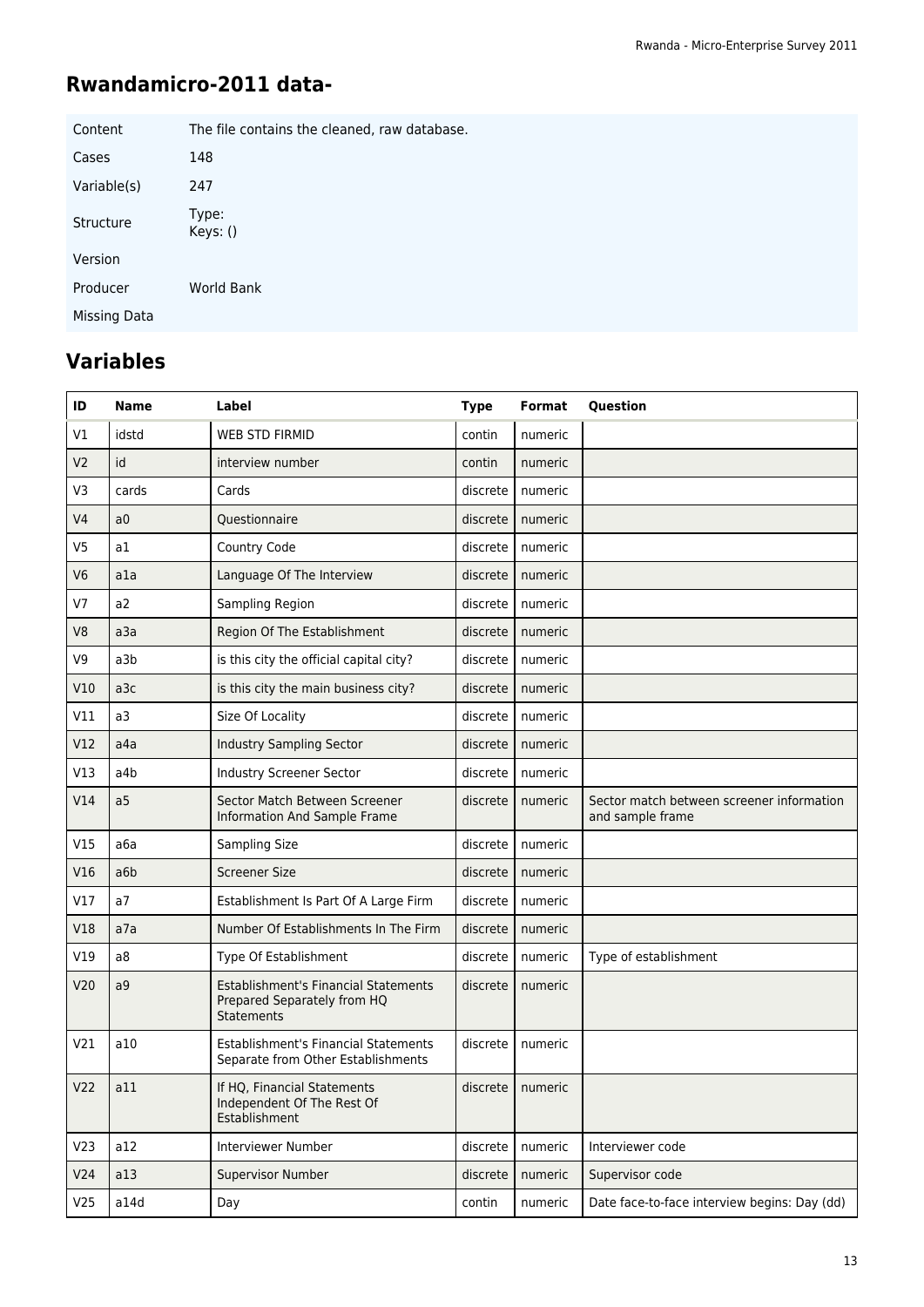## Rwandamicro-2011 data-

| | |
|---|---|
| Content | The file contains the cleaned, raw database. |
| Cases | 148 |
| Variable(s) | 247 |
| Structure | Type:<br>Keys: () |
| Version | |
| Producer | World Bank |
| Missing Data | |

## Variables

| ID | Name | Label | Type | Format | Question |
|---|---|---|---|---|---|
| V1 | idstd | WEB STD FIRMID | contin | numeric | |
| V2 | id | interview number | contin | numeric | |
| V3 | cards | Cards | discrete | numeric | |
| V4 | a0 | Questionnaire | discrete | numeric | |
| V5 | a1 | Country Code | discrete | numeric | |
| V6 | a1a | Language Of The Interview | discrete | numeric | |
| V7 | a2 | Sampling Region | discrete | numeric | |
| V8 | a3a | Region Of The Establishment | discrete | numeric | |
| V9 | a3b | is this city the official capital city? | discrete | numeric | |
| V10 | a3c | is this city the main business city? | discrete | numeric | |
| V11 | a3 | Size Of Locality | discrete | numeric | |
| V12 | a4a | Industry Sampling Sector | discrete | numeric | |
| V13 | a4b | Industry Screener Sector | discrete | numeric | |
| V14 | a5 | Sector Match Between Screener Information And Sample Frame | discrete | numeric | Sector match between screener information and sample frame |
| V15 | a6a | Sampling Size | discrete | numeric | |
| V16 | a6b | Screener Size | discrete | numeric | |
| V17 | a7 | Establishment Is Part Of A Large Firm | discrete | numeric | |
| V18 | a7a | Number Of Establishments In The Firm | discrete | numeric | |
| V19 | a8 | Type Of Establishment | discrete | numeric | Type of establishment |
| V20 | a9 | Establishment's Financial Statements Prepared Separately from HQ Statements | discrete | numeric | |
| V21 | a10 | Establishment's Financial Statements Separate from Other Establishments | discrete | numeric | |
| V22 | a11 | If HQ, Financial Statements Independent Of The Rest Of Establishment | discrete | numeric | |
| V23 | a12 | Interviewer Number | discrete | numeric | Interviewer code |
| V24 | a13 | Supervisor Number | discrete | numeric | Supervisor code |
| V25 | a14d | Day | contin | numeric | Date face-to-face interview begins: Day (dd) |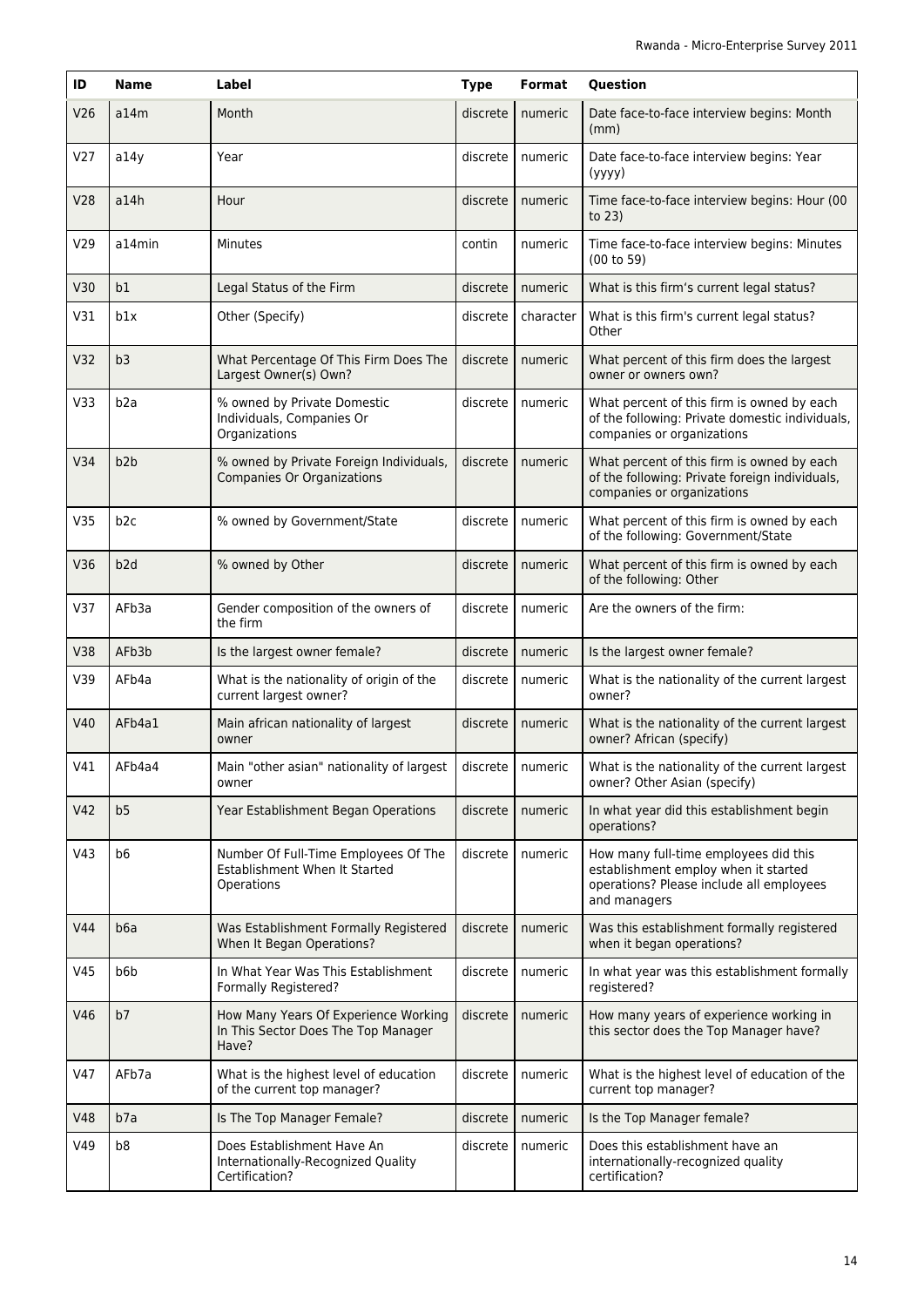| ID | Name | Label | Type | Format | Question |
|---|---|---|---|---|---|
| V26 | a14m | Month | discrete | numeric | Date face-to-face interview begins: Month (mm) |
| V27 | a14y | Year | discrete | numeric | Date face-to-face interview begins: Year (yyyy) |
| V28 | a14h | Hour | discrete | numeric | Time face-to-face interview begins: Hour (00 to 23) |
| V29 | a14min | Minutes | contin | numeric | Time face-to-face interview begins: Minutes (00 to 59) |
| V30 | b1 | Legal Status of the Firm | discrete | numeric | What is this firm's current legal status? |
| V31 | b1x | Other (Specify) | discrete | character | What is this firm's current legal status? Other |
| V32 | b3 | What Percentage Of This Firm Does The Largest Owner(s) Own? | discrete | numeric | What percent of this firm does the largest owner or owners own? |
| V33 | b2a | % owned by Private Domestic Individuals, Companies Or Organizations | discrete | numeric | What percent of this firm is owned by each of the following: Private domestic individuals, companies or organizations |
| V34 | b2b | % owned by Private Foreign Individuals, Companies Or Organizations | discrete | numeric | What percent of this firm is owned by each of the following: Private foreign individuals, companies or organizations |
| V35 | b2c | % owned by Government/State | discrete | numeric | What percent of this firm is owned by each of the following: Government/State |
| V36 | b2d | % owned by Other | discrete | numeric | What percent of this firm is owned by each of the following: Other |
| V37 | AFb3a | Gender composition of the owners of the firm | discrete | numeric | Are the owners of the firm: |
| V38 | AFb3b | Is the largest owner female? | discrete | numeric | Is the largest owner female? |
| V39 | AFb4a | What is the nationality of origin of the current largest owner? | discrete | numeric | What is the nationality of the current largest owner? |
| V40 | AFb4a1 | Main african nationality of largest owner | discrete | numeric | What is the nationality of the current largest owner? African (specify) |
| V41 | AFb4a4 | Main "other asian" nationality of largest owner | discrete | numeric | What is the nationality of the current largest owner? Other Asian (specify) |
| V42 | b5 | Year Establishment Began Operations | discrete | numeric | In what year did this establishment begin operations? |
| V43 | b6 | Number Of Full-Time Employees Of The Establishment When It Started Operations | discrete | numeric | How many full-time employees did this establishment employ when it started operations? Please include all employees and managers |
| V44 | b6a | Was Establishment Formally Registered When It Began Operations? | discrete | numeric | Was this establishment formally registered when it began operations? |
| V45 | b6b | In What Year Was This Establishment Formally Registered? | discrete | numeric | In what year was this establishment formally registered? |
| V46 | b7 | How Many Years Of Experience Working In This Sector Does The Top Manager Have? | discrete | numeric | How many years of experience working in this sector does the Top Manager have? |
| V47 | AFb7a | What is the highest level of education of the current top manager? | discrete | numeric | What is the highest level of education of the current top manager? |
| V48 | b7a | Is The Top Manager Female? | discrete | numeric | Is the Top Manager female? |
| V49 | b8 | Does Establishment Have An Internationally-Recognized Quality Certification? | discrete | numeric | Does this establishment have an internationally-recognized quality certification? |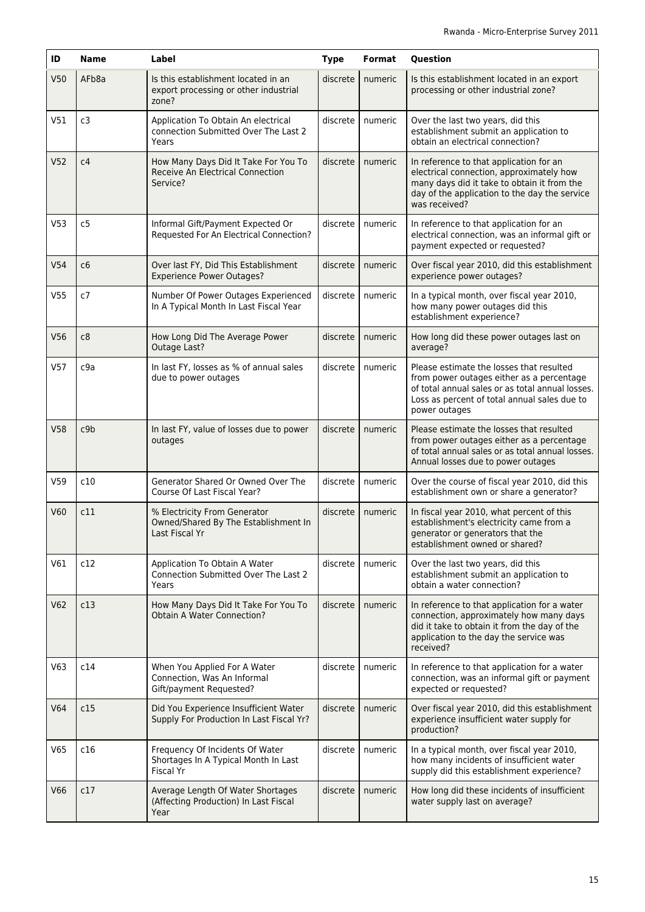| ID | Name | Label | Type | Format | Question |
|---|---|---|---|---|---|
| V50 | AFb8a | Is this establishment located in an export processing or other industrial zone? | discrete | numeric | Is this establishment located in an export processing or other industrial zone? |
| V51 | c3 | Application To Obtain An electrical connection Submitted Over The Last 2 Years | discrete | numeric | Over the last two years, did this establishment submit an application to obtain an electrical connection? |
| V52 | c4 | How Many Days Did It Take For You To Receive An Electrical Connection Service? | discrete | numeric | In reference to that application for an electrical connection, approximately how many days did it take to obtain it from the day of the application to the day the service was received? |
| V53 | c5 | Informal Gift/Payment Expected Or Requested For An Electrical Connection? | discrete | numeric | In reference to that application for an electrical connection, was an informal gift or payment expected or requested? |
| V54 | c6 | Over last FY, Did This Establishment Experience Power Outages? | discrete | numeric | Over fiscal year 2010, did this establishment experience power outages? |
| V55 | c7 | Number Of Power Outages Experienced In A Typical Month In Last Fiscal Year | discrete | numeric | In a typical month, over fiscal year 2010, how many power outages did this establishment experience? |
| V56 | c8 | How Long Did The Average Power Outage Last? | discrete | numeric | How long did these power outages last on average? |
| V57 | c9a | In last FY, losses as % of annual sales due to power outages | discrete | numeric | Please estimate the losses that resulted from power outages either as a percentage of total annual sales or as total annual losses. Loss as percent of total annual sales due to power outages |
| V58 | c9b | In last FY, value of losses due to power outages | discrete | numeric | Please estimate the losses that resulted from power outages either as a percentage of total annual sales or as total annual losses. Annual losses due to power outages |
| V59 | c10 | Generator Shared Or Owned Over The Course Of Last Fiscal Year? | discrete | numeric | Over the course of fiscal year 2010, did this establishment own or share a generator? |
| V60 | c11 | % Electricity From Generator Owned/Shared By The Establishment In Last Fiscal Yr | discrete | numeric | In fiscal year 2010, what percent of this establishment's electricity came from a generator or generators that the establishment owned or shared? |
| V61 | c12 | Application To Obtain A Water Connection Submitted Over The Last 2 Years | discrete | numeric | Over the last two years, did this establishment submit an application to obtain a water connection? |
| V62 | c13 | How Many Days Did It Take For You To Obtain A Water Connection? | discrete | numeric | In reference to that application for a water connection, approximately how many days did it take to obtain it from the day of the application to the day the service was received? |
| V63 | c14 | When You Applied For A Water Connection, Was An Informal Gift/payment Requested? | discrete | numeric | In reference to that application for a water connection, was an informal gift or payment expected or requested? |
| V64 | c15 | Did You Experience Insufficient Water Supply For Production In Last Fiscal Yr? | discrete | numeric | Over fiscal year 2010, did this establishment experience insufficient water supply for production? |
| V65 | c16 | Frequency Of Incidents Of Water Shortages In A Typical Month In Last Fiscal Yr | discrete | numeric | In a typical month, over fiscal year 2010, how many incidents of insufficient water supply did this establishment experience? |
| V66 | c17 | Average Length Of Water Shortages (Affecting Production) In Last Fiscal Year | discrete | numeric | How long did these incidents of insufficient water supply last on average? |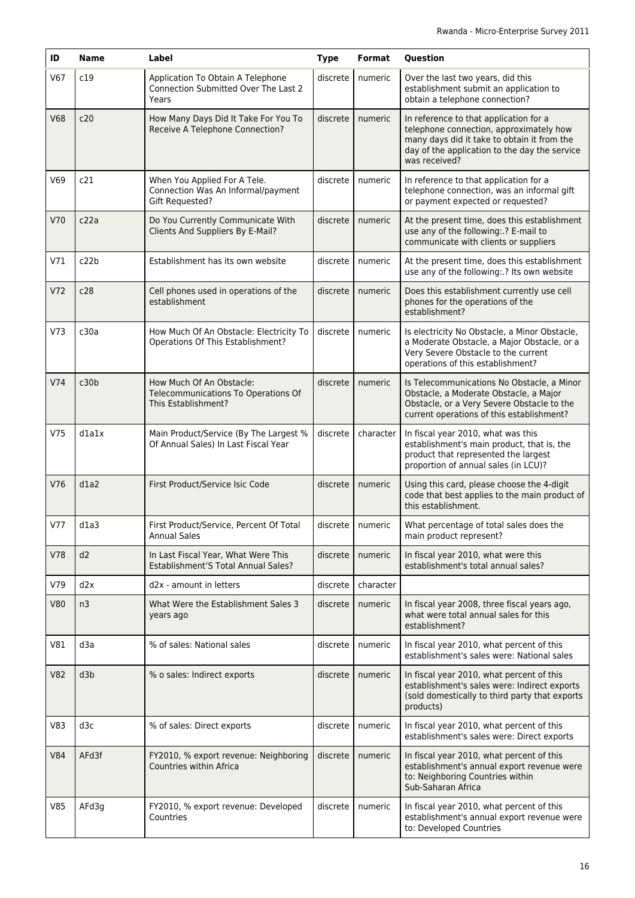| ID | Name | Label | Type | Format | Question |
|---|---|---|---|---|---|
| V67 | c19 | Application To Obtain A Telephone Connection Submitted Over The Last 2 Years | discrete | numeric | Over the last two years, did this establishment submit an application to obtain a telephone connection? |
| V68 | c20 | How Many Days Did It Take For You To Receive A Telephone Connection? | discrete | numeric | In reference to that application for a telephone connection, approximately how many days did it take to obtain it from the day of the application to the day the service was received? |
| V69 | c21 | When You Applied For A Tele. Connection Was An Informal/payment Gift Requested? | discrete | numeric | In reference to that application for a telephone connection, was an informal gift or payment expected or requested? |
| V70 | c22a | Do You Currently Communicate With Clients And Suppliers By E-Mail? | discrete | numeric | At the present time, does this establishment use any of the following:.? E-mail to communicate with clients or suppliers |
| V71 | c22b | Establishment has its own website | discrete | numeric | At the present time, does this establishment use any of the following:.? Its own website |
| V72 | c28 | Cell phones used in operations of the establishment | discrete | numeric | Does this establishment currently use cell phones for the operations of the establishment? |
| V73 | c30a | How Much Of An Obstacle: Electricity To Operations Of This Establishment? | discrete | numeric | Is electricity No Obstacle, a Minor Obstacle, a Moderate Obstacle, a Major Obstacle, or a Very Severe Obstacle to the current operations of this establishment? |
| V74 | c30b | How Much Of An Obstacle: Telecommunications To Operations Of This Establishment? | discrete | numeric | Is Telecommunications No Obstacle, a Minor Obstacle, a Moderate Obstacle, a Major Obstacle, or a Very Severe Obstacle to the current operations of this establishment? |
| V75 | d1a1x | Main Product/Service (By The Largest % Of Annual Sales) In Last Fiscal Year | discrete | character | In fiscal year 2010, what was this establishment's main product, that is, the product that represented the largest proportion of annual sales (in LCU)? |
| V76 | d1a2 | First Product/Service Isic Code | discrete | numeric | Using this card, please choose the 4-digit code that best applies to the main product of this establishment. |
| V77 | d1a3 | First Product/Service, Percent Of Total Annual Sales | discrete | numeric | What percentage of total sales does the main product represent? |
| V78 | d2 | In Last Fiscal Year, What Were This Establishment'S Total Annual Sales? | discrete | numeric | In fiscal year 2010, what were this establishment's total annual sales? |
| V79 | d2x | d2x - amount in letters | discrete | character | |
| V80 | n3 | What Were the Establishment Sales 3 years ago | discrete | numeric | In fiscal year 2008, three fiscal years ago, what were total annual sales for this establishment? |
| V81 | d3a | % of sales: National sales | discrete | numeric | In fiscal year 2010, what percent of this establishment's sales were: National sales |
| V82 | d3b | % o sales: Indirect exports | discrete | numeric | In fiscal year 2010, what percent of this establishment's sales were: Indirect exports (sold domestically to third party that exports products) |
| V83 | d3c | % of sales: Direct exports | discrete | numeric | In fiscal year 2010, what percent of this establishment's sales were: Direct exports |
| V84 | AFd3f | FY2010, % export revenue: Neighboring Countries within Africa | discrete | numeric | In fiscal year 2010, what percent of this establishment's annual export revenue were to: Neighboring Countries within Sub-Saharan Africa |
| V85 | AFd3g | FY2010, % export revenue: Developed Countries | discrete | numeric | In fiscal year 2010, what percent of this establishment's annual export revenue were to: Developed Countries |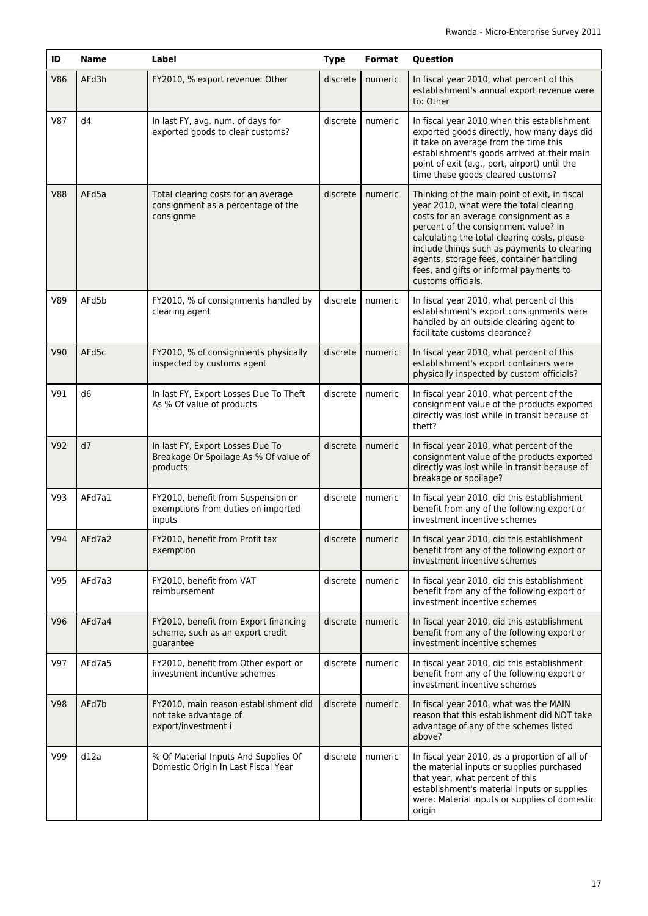| ID | Name | Label | Type | Format | Question |
|---|---|---|---|---|---|
| V86 | AFd3h | FY2010, % export revenue: Other | discrete | numeric | In fiscal year 2010, what percent of this establishment's annual export revenue were to: Other |
| V87 | d4 | In last FY, avg. num. of days for exported goods to clear customs? | discrete | numeric | In fiscal year 2010,when this establishment exported goods directly, how many days did it take on average from the time this establishment's goods arrived at their main point of exit (e.g., port, airport) until the time these goods cleared customs? |
| V88 | AFd5a | Total clearing costs for an average consignment as a percentage of the consignme | discrete | numeric | Thinking of the main point of exit, in fiscal year 2010, what were the total clearing costs for an average consignment as a percent of the consignment value? In calculating the total clearing costs, please include things such as payments to clearing agents, storage fees, container handling fees, and gifts or informal payments to customs officials. |
| V89 | AFd5b | FY2010, % of consignments handled by clearing agent | discrete | numeric | In fiscal year 2010, what percent of this establishment's export consignments were handled by an outside clearing agent to facilitate customs clearance? |
| V90 | AFd5c | FY2010, % of consignments physically inspected by customs agent | discrete | numeric | In fiscal year 2010, what percent of this establishment's export containers were physically inspected by custom officials? |
| V91 | d6 | In last FY, Export Losses Due To Theft As % Of value of products | discrete | numeric | In fiscal year 2010, what percent of the consignment value of the products exported directly was lost while in transit because of theft? |
| V92 | d7 | In last FY, Export Losses Due To Breakage Or Spoilage As % Of value of products | discrete | numeric | In fiscal year 2010, what percent of the consignment value of the products exported directly was lost while in transit because of breakage or spoilage? |
| V93 | AFd7a1 | FY2010, benefit from Suspension or exemptions from duties on imported inputs | discrete | numeric | In fiscal year 2010, did this establishment benefit from any of the following export or investment incentive schemes |
| V94 | AFd7a2 | FY2010, benefit from Profit tax exemption | discrete | numeric | In fiscal year 2010, did this establishment benefit from any of the following export or investment incentive schemes |
| V95 | AFd7a3 | FY2010, benefit from VAT reimbursement | discrete | numeric | In fiscal year 2010, did this establishment benefit from any of the following export or investment incentive schemes |
| V96 | AFd7a4 | FY2010, benefit from Export financing scheme, such as an export credit guarantee | discrete | numeric | In fiscal year 2010, did this establishment benefit from any of the following export or investment incentive schemes |
| V97 | AFd7a5 | FY2010, benefit from Other export or investment incentive schemes | discrete | numeric | In fiscal year 2010, did this establishment benefit from any of the following export or investment incentive schemes |
| V98 | AFd7b | FY2010, main reason establishment did not take advantage of export/investment i | discrete | numeric | In fiscal year 2010, what was the MAIN reason that this establishment did NOT take advantage of any of the schemes listed above? |
| V99 | d12a | % Of Material Inputs And Supplies Of Domestic Origin In Last Fiscal Year | discrete | numeric | In fiscal year 2010, as a proportion of all of the material inputs or supplies purchased that year, what percent of this establishment's material inputs or supplies were: Material inputs or supplies of domestic origin |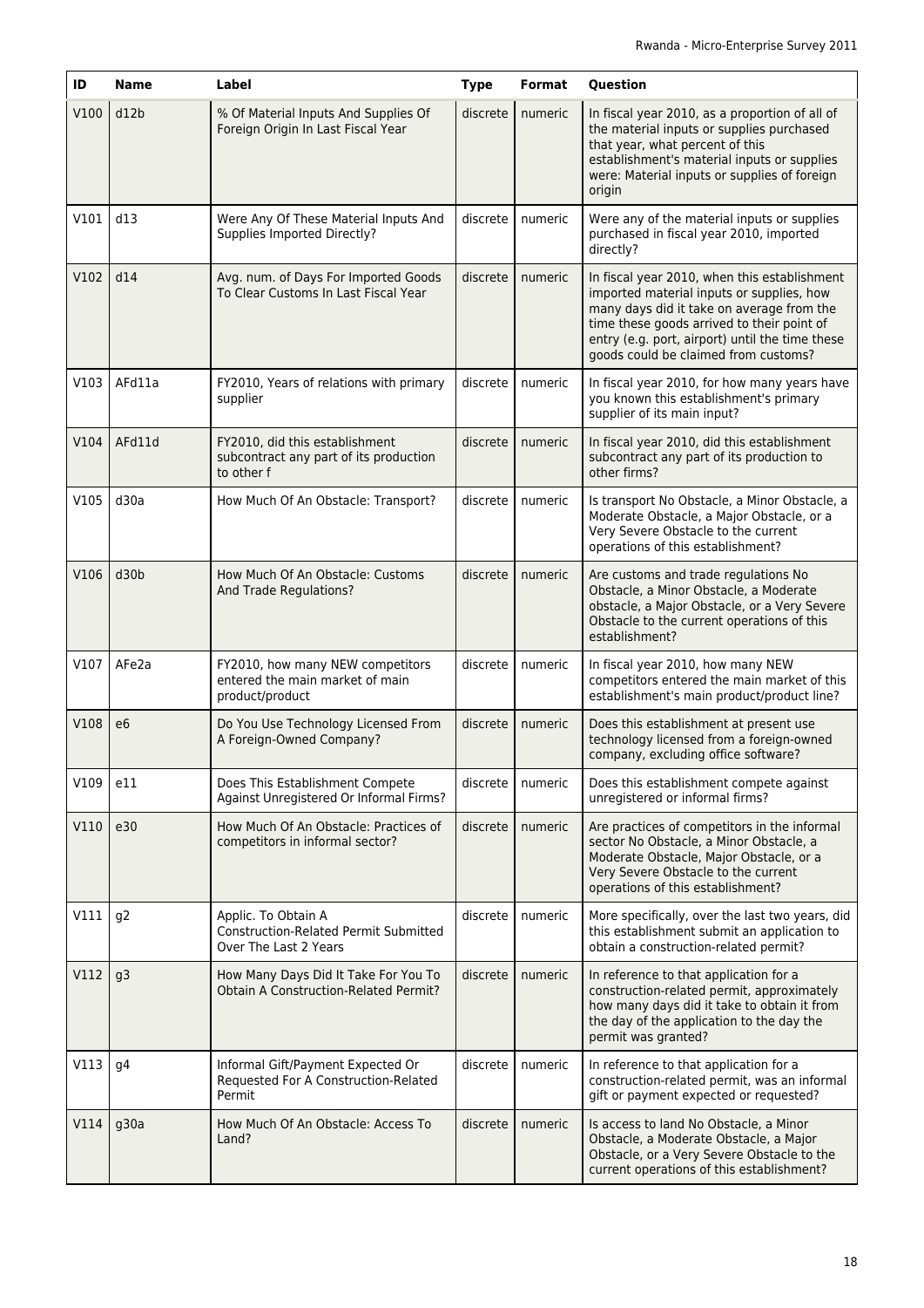| ID | Name | Label | Type | Format | Question |
|---|---|---|---|---|---|
| V100 | d12b | % Of Material Inputs And Supplies Of Foreign Origin In Last Fiscal Year | discrete | numeric | In fiscal year 2010, as a proportion of all of the material inputs or supplies purchased that year, what percent of this establishment's material inputs or supplies were: Material inputs or supplies of foreign origin |
| V101 | d13 | Were Any Of These Material Inputs And Supplies Imported Directly? | discrete | numeric | Were any of the material inputs or supplies purchased in fiscal year 2010, imported directly? |
| V102 | d14 | Avg. num. of Days For Imported Goods To Clear Customs In Last Fiscal Year | discrete | numeric | In fiscal year 2010, when this establishment imported material inputs or supplies, how many days did it take on average from the time these goods arrived to their point of entry (e.g. port, airport) until the time these goods could be claimed from customs? |
| V103 | AFd11a | FY2010, Years of relations with primary supplier | discrete | numeric | In fiscal year 2010, for how many years have you known this establishment's primary supplier of its main input? |
| V104 | AFd11d | FY2010, did this establishment subcontract any part of its production to other f | discrete | numeric | In fiscal year 2010, did this establishment subcontract any part of its production to other firms? |
| V105 | d30a | How Much Of An Obstacle: Transport? | discrete | numeric | Is transport No Obstacle, a Minor Obstacle, a Moderate Obstacle, a Major Obstacle, or a Very Severe Obstacle to the current operations of this establishment? |
| V106 | d30b | How Much Of An Obstacle: Customs And Trade Regulations? | discrete | numeric | Are customs and trade regulations No Obstacle, a Minor Obstacle, a Moderate obstacle, a Major Obstacle, or a Very Severe Obstacle to the current operations of this establishment? |
| V107 | AFe2a | FY2010, how many NEW competitors entered the main market of main product/product | discrete | numeric | In fiscal year 2010, how many NEW competitors entered the main market of this establishment's main product/product line? |
| V108 | e6 | Do You Use Technology Licensed From A Foreign-Owned Company? | discrete | numeric | Does this establishment at present use technology licensed from a foreign-owned company, excluding office software? |
| V109 | e11 | Does This Establishment Compete Against Unregistered Or Informal Firms? | discrete | numeric | Does this establishment compete against unregistered or informal firms? |
| V110 | e30 | How Much Of An Obstacle: Practices of competitors in informal sector? | discrete | numeric | Are practices of competitors in the informal sector No Obstacle, a Minor Obstacle, a Moderate Obstacle, Major Obstacle, or a Very Severe Obstacle to the current operations of this establishment? |
| V111 | g2 | Applic. To Obtain A Construction-Related Permit Submitted Over The Last 2 Years | discrete | numeric | More specifically, over the last two years, did this establishment submit an application to obtain a construction-related permit? |
| V112 | g3 | How Many Days Did It Take For You To Obtain A Construction-Related Permit? | discrete | numeric | In reference to that application for a construction-related permit, approximately how many days did it take to obtain it from the day of the application to the day the permit was granted? |
| V113 | g4 | Informal Gift/Payment Expected Or Requested For A Construction-Related Permit | discrete | numeric | In reference to that application for a construction-related permit, was an informal gift or payment expected or requested? |
| V114 | g30a | How Much Of An Obstacle: Access To Land? | discrete | numeric | Is access to land No Obstacle, a Minor Obstacle, a Moderate Obstacle, a Major Obstacle, or a Very Severe Obstacle to the current operations of this establishment? |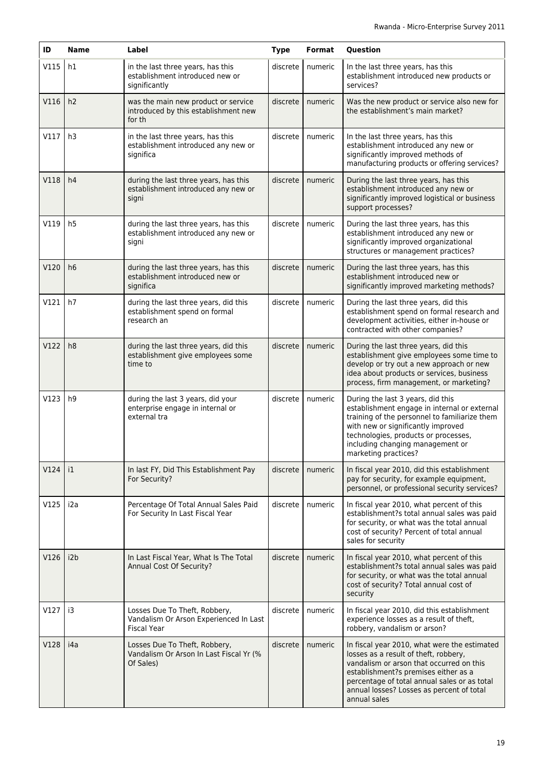| ID | Name | Label | Type | Format | Question |
|---|---|---|---|---|---|
| V115 | h1 | in the last three years, has this establishment introduced new or significantly | discrete | numeric | In the last three years, has this establishment introduced new products or services? |
| V116 | h2 | was the main new product or service introduced by this establishment new for th | discrete | numeric | Was the new product or service also new for the establishment's main market? |
| V117 | h3 | in the last three years, has this establishment introduced any new or significa | discrete | numeric | In the last three years, has this establishment introduced any new or significantly improved methods of manufacturing products or offering services? |
| V118 | h4 | during the last three years, has this establishment introduced any new or signi | discrete | numeric | During the last three years, has this establishment introduced any new or significantly improved logistical or business support processes? |
| V119 | h5 | during the last three years, has this establishment introduced any new or signi | discrete | numeric | During the last three years, has this establishment introduced any new or significantly improved organizational structures or management practices? |
| V120 | h6 | during the last three years, has this establishment introduced new or significa | discrete | numeric | During the last three years, has this establishment introduced new or significantly improved marketing methods? |
| V121 | h7 | during the last three years, did this establishment spend on formal research an | discrete | numeric | During the last three years, did this establishment spend on formal research and development activities, either in-house or contracted with other companies? |
| V122 | h8 | during the last three years, did this establishment give employees some time to | discrete | numeric | During the last three years, did this establishment give employees some time to develop or try out a new approach or new idea about products or services, business process, firm management, or marketing? |
| V123 | h9 | during the last 3 years, did your enterprise engage in internal or external tra | discrete | numeric | During the last 3 years, did this enterprise engage in internal or external training of the personnel to familiarize them with new or significantly improved technologies, products or processes, including changing management or marketing practices? |
| V124 | i1 | In last FY, Did This Establishment Pay For Security? | discrete | numeric | In fiscal year 2010, did this establishment pay for security, for example equipment, personnel, or professional security services? |
| V125 | i2a | Percentage Of Total Annual Sales Paid For Security In Last Fiscal Year | discrete | numeric | In fiscal year 2010, what percent of this establishment?s total annual sales was paid for security, or what was the total annual cost of security? Percent of total annual sales for security |
| V126 | i2b | In Last Fiscal Year, What Is The Total Annual Cost Of Security? | discrete | numeric | In fiscal year 2010, what percent of this establishment?s total annual sales was paid for security, or what was the total annual cost of security? Total annual cost of security |
| V127 | i3 | Losses Due To Theft, Robbery, Vandalism Or Arson Experienced In Last Fiscal Year | discrete | numeric | In fiscal year 2010, did this establishment experience losses as a result of theft, robbery, vandalism or arson? |
| V128 | i4a | Losses Due To Theft, Robbery, Vandalism Or Arson In Last Fiscal Yr (% Of Sales) | discrete | numeric | In fiscal year 2010, what were the estimated losses as a result of theft, robbery, vandalism or arson that occurred on this establishment?s premises either as a percentage of total annual sales or as total annual losses? Losses as percent of total annual sales |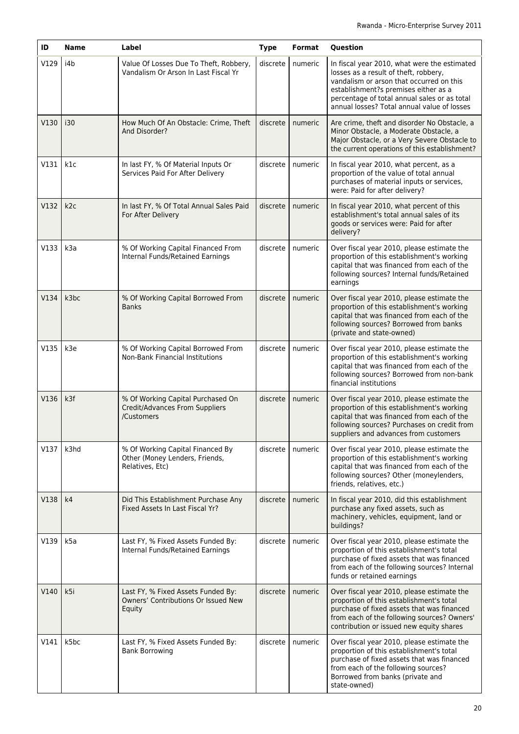| ID | Name | Label | Type | Format | Question |
|---|---|---|---|---|---|
| V129 | i4b | Value Of Losses Due To Theft, Robbery, Vandalism Or Arson In Last Fiscal Yr | discrete | numeric | In fiscal year 2010, what were the estimated losses as a result of theft, robbery, vandalism or arson that occurred on this establishment?s premises either as a percentage of total annual sales or as total annual losses? Total annual value of losses |
| V130 | i30 | How Much Of An Obstacle: Crime, Theft And Disorder? | discrete | numeric | Are crime, theft and disorder No Obstacle, a Minor Obstacle, a Moderate Obstacle, a Major Obstacle, or a Very Severe Obstacle to the current operations of this establishment? |
| V131 | k1c | In last FY, % Of Material Inputs Or Services Paid For After Delivery | discrete | numeric | In fiscal year 2010, what percent, as a proportion of the value of total annual purchases of material inputs or services, were: Paid for after delivery? |
| V132 | k2c | In last FY, % Of Total Annual Sales Paid For After Delivery | discrete | numeric | In fiscal year 2010, what percent of this establishment's total annual sales of its goods or services were: Paid for after delivery? |
| V133 | k3a | % Of Working Capital Financed From Internal Funds/Retained Earnings | discrete | numeric | Over fiscal year 2010, please estimate the proportion of this establishment's working capital that was financed from each of the following sources? Internal funds/Retained earnings |
| V134 | k3bc | % Of Working Capital Borrowed From Banks | discrete | numeric | Over fiscal year 2010, please estimate the proportion of this establishment's working capital that was financed from each of the following sources? Borrowed from banks (private and state-owned) |
| V135 | k3e | % Of Working Capital Borrowed From Non-Bank Financial Institutions | discrete | numeric | Over fiscal year 2010, please estimate the proportion of this establishment's working capital that was financed from each of the following sources? Borrowed from non-bank financial institutions |
| V136 | k3f | % Of Working Capital Purchased On Credit/Advances From Suppliers /Customers | discrete | numeric | Over fiscal year 2010, please estimate the proportion of this establishment's working capital that was financed from each of the following sources? Purchases on credit from suppliers and advances from customers |
| V137 | k3hd | % Of Working Capital Financed By Other (Money Lenders, Friends, Relatives, Etc) | discrete | numeric | Over fiscal year 2010, please estimate the proportion of this establishment's working capital that was financed from each of the following sources? Other (moneylenders, friends, relatives, etc.) |
| V138 | k4 | Did This Establishment Purchase Any Fixed Assets In Last Fiscal Yr? | discrete | numeric | In fiscal year 2010, did this establishment purchase any fixed assets, such as machinery, vehicles, equipment, land or buildings? |
| V139 | k5a | Last FY, % Fixed Assets Funded By: Internal Funds/Retained Earnings | discrete | numeric | Over fiscal year 2010, please estimate the proportion of this establishment's total purchase of fixed assets that was financed from each of the following sources? Internal funds or retained earnings |
| V140 | k5i | Last FY, % Fixed Assets Funded By: Owners' Contributions Or Issued New Equity | discrete | numeric | Over fiscal year 2010, please estimate the proportion of this establishment's total purchase of fixed assets that was financed from each of the following sources? Owners' contribution or issued new equity shares |
| V141 | k5bc | Last FY, % Fixed Assets Funded By: Bank Borrowing | discrete | numeric | Over fiscal year 2010, please estimate the proportion of this establishment's total purchase of fixed assets that was financed from each of the following sources? Borrowed from banks (private and state-owned) |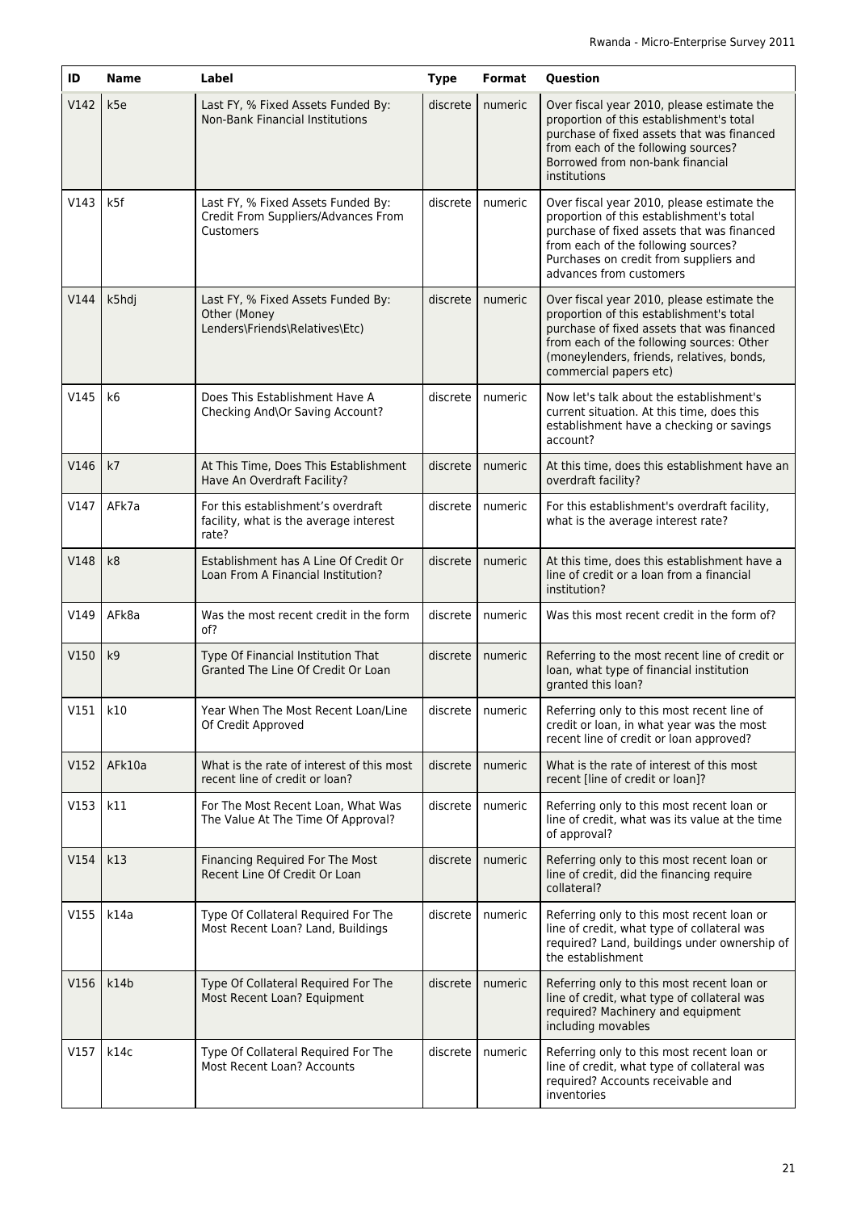| ID | Name | Label | Type | Format | Question |
|---|---|---|---|---|---|
| V142 | k5e | Last FY, % Fixed Assets Funded By: Non-Bank Financial Institutions | discrete | numeric | Over fiscal year 2010, please estimate the proportion of this establishment's total purchase of fixed assets that was financed from each of the following sources? Borrowed from non-bank financial institutions |
| V143 | k5f | Last FY, % Fixed Assets Funded By: Credit From Suppliers/Advances From Customers | discrete | numeric | Over fiscal year 2010, please estimate the proportion of this establishment's total purchase of fixed assets that was financed from each of the following sources? Purchases on credit from suppliers and advances from customers |
| V144 | k5hdj | Last FY, % Fixed Assets Funded By: Other (Money Lenders\Friends\Relatives\Etc) | discrete | numeric | Over fiscal year 2010, please estimate the proportion of this establishment's total purchase of fixed assets that was financed from each of the following sources: Other (moneylenders, friends, relatives, bonds, commercial papers etc) |
| V145 | k6 | Does This Establishment Have A Checking And\Or Saving Account? | discrete | numeric | Now let's talk about the establishment's current situation. At this time, does this establishment have a checking or savings account? |
| V146 | k7 | At This Time, Does This Establishment Have An Overdraft Facility? | discrete | numeric | At this time, does this establishment have an overdraft facility? |
| V147 | AFk7a | For this establishment's overdraft facility, what is the average interest rate? | discrete | numeric | For this establishment's overdraft facility, what is the average interest rate? |
| V148 | k8 | Establishment has A Line Of Credit Or Loan From A Financial Institution? | discrete | numeric | At this time, does this establishment have a line of credit or a loan from a financial institution? |
| V149 | AFk8a | Was the most recent credit in the form of? | discrete | numeric | Was this most recent credit in the form of? |
| V150 | k9 | Type Of Financial Institution That Granted The Line Of Credit Or Loan | discrete | numeric | Referring to the most recent line of credit or loan, what type of financial institution granted this loan? |
| V151 | k10 | Year When The Most Recent Loan/Line Of Credit Approved | discrete | numeric | Referring only to this most recent line of credit or loan, in what year was the most recent line of credit or loan approved? |
| V152 | AFk10a | What is the rate of interest of this most recent line of credit or loan? | discrete | numeric | What is the rate of interest of this most recent [line of credit or loan]? |
| V153 | k11 | For The Most Recent Loan, What Was The Value At The Time Of Approval? | discrete | numeric | Referring only to this most recent loan or line of credit, what was its value at the time of approval? |
| V154 | k13 | Financing Required For The Most Recent Line Of Credit Or Loan | discrete | numeric | Referring only to this most recent loan or line of credit, did the financing require collateral? |
| V155 | k14a | Type Of Collateral Required For The Most Recent Loan? Land, Buildings | discrete | numeric | Referring only to this most recent loan or line of credit, what type of collateral was required? Land, buildings under ownership of the establishment |
| V156 | k14b | Type Of Collateral Required For The Most Recent Loan? Equipment | discrete | numeric | Referring only to this most recent loan or line of credit, what type of collateral was required? Machinery and equipment including movables |
| V157 | k14c | Type Of Collateral Required For The Most Recent Loan? Accounts | discrete | numeric | Referring only to this most recent loan or line of credit, what type of collateral was required? Accounts receivable and inventories |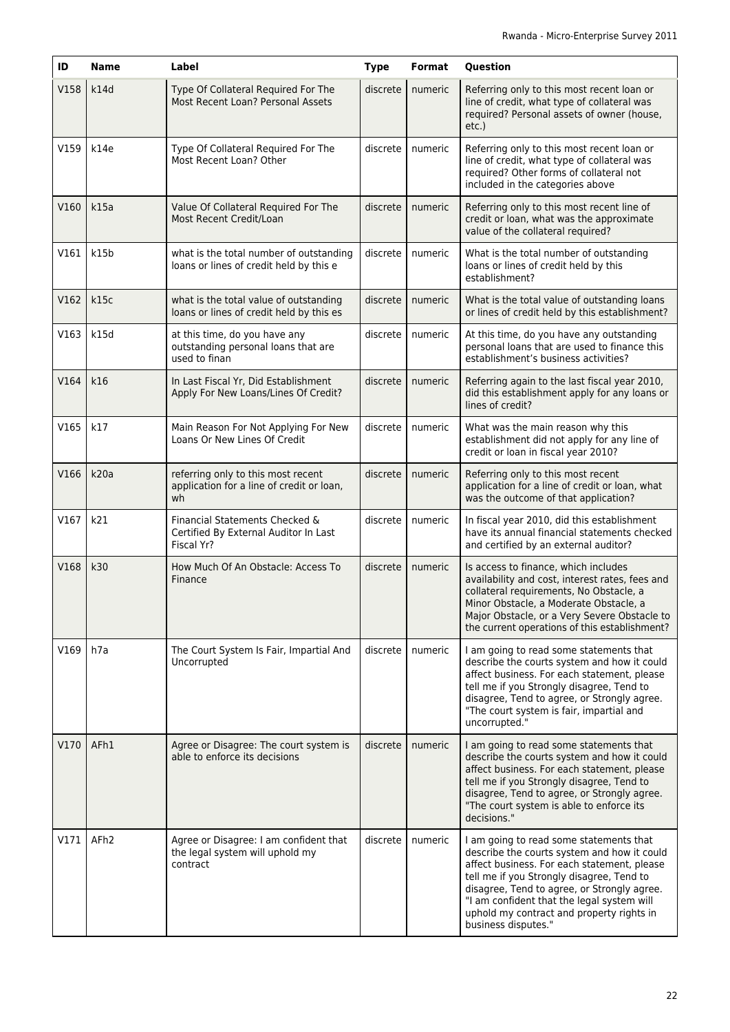| ID | Name | Label | Type | Format | Question |
|---|---|---|---|---|---|
| V158 | k14d | Type Of Collateral Required For The Most Recent Loan? Personal Assets | discrete | numeric | Referring only to this most recent loan or line of credit, what type of collateral was required? Personal assets of owner (house, etc.) |
| V159 | k14e | Type Of Collateral Required For The Most Recent Loan? Other | discrete | numeric | Referring only to this most recent loan or line of credit, what type of collateral was required? Other forms of collateral not included in the categories above |
| V160 | k15a | Value Of Collateral Required For The Most Recent Credit/Loan | discrete | numeric | Referring only to this most recent line of credit or loan, what was the approximate value of the collateral required? |
| V161 | k15b | what is the total number of outstanding loans or lines of credit held by this e | discrete | numeric | What is the total number of outstanding loans or lines of credit held by this establishment? |
| V162 | k15c | what is the total value of outstanding loans or lines of credit held by this es | discrete | numeric | What is the total value of outstanding loans or lines of credit held by this establishment? |
| V163 | k15d | at this time, do you have any outstanding personal loans that are used to finan | discrete | numeric | At this time, do you have any outstanding personal loans that are used to finance this establishment's business activities? |
| V164 | k16 | In Last Fiscal Yr, Did Establishment Apply For New Loans/Lines Of Credit? | discrete | numeric | Referring again to the last fiscal year 2010, did this establishment apply for any loans or lines of credit? |
| V165 | k17 | Main Reason For Not Applying For New Loans Or New Lines Of Credit | discrete | numeric | What was the main reason why this establishment did not apply for any line of credit or loan in fiscal year 2010? |
| V166 | k20a | referring only to this most recent application for a line of credit or loan, wh | discrete | numeric | Referring only to this most recent application for a line of credit or loan, what was the outcome of that application? |
| V167 | k21 | Financial Statements Checked & Certified By External Auditor In Last Fiscal Yr? | discrete | numeric | In fiscal year 2010, did this establishment have its annual financial statements checked and certified by an external auditor? |
| V168 | k30 | How Much Of An Obstacle: Access To Finance | discrete | numeric | Is access to finance, which includes availability and cost, interest rates, fees and collateral requirements, No Obstacle, a Minor Obstacle, a Moderate Obstacle, a Major Obstacle, or a Very Severe Obstacle to the current operations of this establishment? |
| V169 | h7a | The Court System Is Fair, Impartial And Uncorrupted | discrete | numeric | I am going to read some statements that describe the courts system and how it could affect business. For each statement, please tell me if you Strongly disagree, Tend to disagree, Tend to agree, or Strongly agree. "The court system is fair, impartial and uncorrupted." |
| V170 | AFh1 | Agree or Disagree: The court system is able to enforce its decisions | discrete | numeric | I am going to read some statements that describe the courts system and how it could affect business. For each statement, please tell me if you Strongly disagree, Tend to disagree, Tend to agree, or Strongly agree. "The court system is able to enforce its decisions." |
| V171 | AFh2 | Agree or Disagree: I am confident that the legal system will uphold my contract | discrete | numeric | I am going to read some statements that describe the courts system and how it could affect business. For each statement, please tell me if you Strongly disagree, Tend to disagree, Tend to agree, or Strongly agree. "I am confident that the legal system will uphold my contract and property rights in business disputes." |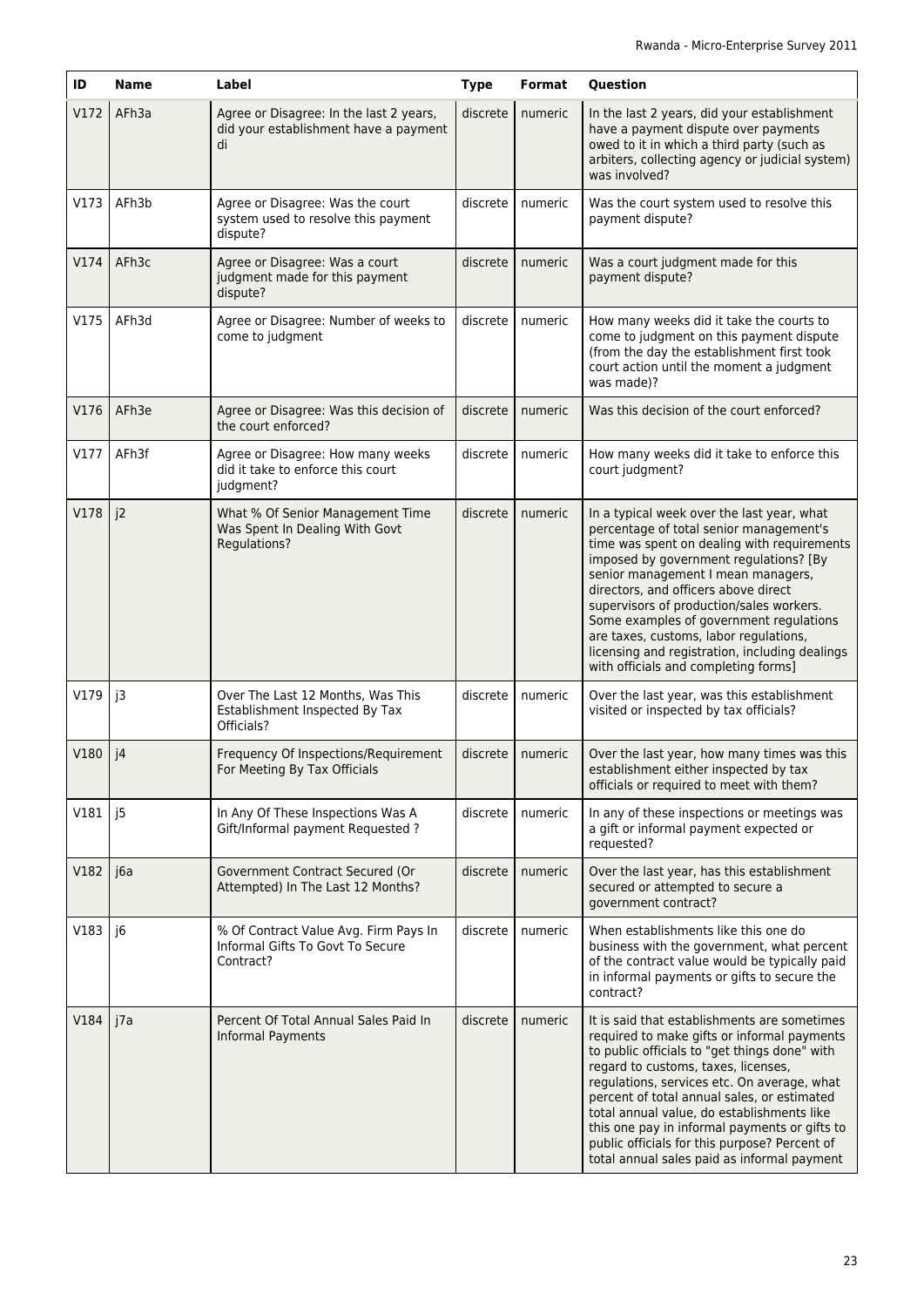| ID | Name | Label | Type | Format | Question |
|---|---|---|---|---|---|
| V172 | AFh3a | Agree or Disagree: In the last 2 years, did your establishment have a payment di | discrete | numeric | In the last 2 years, did your establishment have a payment dispute over payments owed to it in which a third party (such as arbiters, collecting agency or judicial system) was involved? |
| V173 | AFh3b | Agree or Disagree: Was the court system used to resolve this payment dispute? | discrete | numeric | Was the court system used to resolve this payment dispute? |
| V174 | AFh3c | Agree or Disagree: Was a court judgment made for this payment dispute? | discrete | numeric | Was a court judgment made for this payment dispute? |
| V175 | AFh3d | Agree or Disagree: Number of weeks to come to judgment | discrete | numeric | How many weeks did it take the courts to come to judgment on this payment dispute (from the day the establishment first took court action until the moment a judgment was made)? |
| V176 | AFh3e | Agree or Disagree: Was this decision of the court enforced? | discrete | numeric | Was this decision of the court enforced? |
| V177 | AFh3f | Agree or Disagree: How many weeks did it take to enforce this court judgment? | discrete | numeric | How many weeks did it take to enforce this court judgment? |
| V178 | j2 | What % Of Senior Management Time Was Spent In Dealing With Govt Regulations? | discrete | numeric | In a typical week over the last year, what percentage of total senior management's time was spent on dealing with requirements imposed by government regulations? [By senior management I mean managers, directors, and officers above direct supervisors of production/sales workers. Some examples of government regulations are taxes, customs, labor regulations, licensing and registration, including dealings with officials and completing forms] |
| V179 | j3 | Over The Last 12 Months, Was This Establishment Inspected By Tax Officials? | discrete | numeric | Over the last year, was this establishment visited or inspected by tax officials? |
| V180 | j4 | Frequency Of Inspections/Requirement For Meeting By Tax Officials | discrete | numeric | Over the last year, how many times was this establishment either inspected by tax officials or required to meet with them? |
| V181 | j5 | In Any Of These Inspections Was A Gift/Informal payment Requested ? | discrete | numeric | In any of these inspections or meetings was a gift or informal payment expected or requested? |
| V182 | j6a | Government Contract Secured (Or Attempted) In The Last 12 Months? | discrete | numeric | Over the last year, has this establishment secured or attempted to secure a government contract? |
| V183 | j6 | % Of Contract Value Avg. Firm Pays In Informal Gifts To Govt To Secure Contract? | discrete | numeric | When establishments like this one do business with the government, what percent of the contract value would be typically paid in informal payments or gifts to secure the contract? |
| V184 | j7a | Percent Of Total Annual Sales Paid In Informal Payments | discrete | numeric | It is said that establishments are sometimes required to make gifts or informal payments to public officials to "get things done" with regard to customs, taxes, licenses, regulations, services etc. On average, what percent of total annual sales, or estimated total annual value, do establishments like this one pay in informal payments or gifts to public officials for this purpose? Percent of total annual sales paid as informal payment |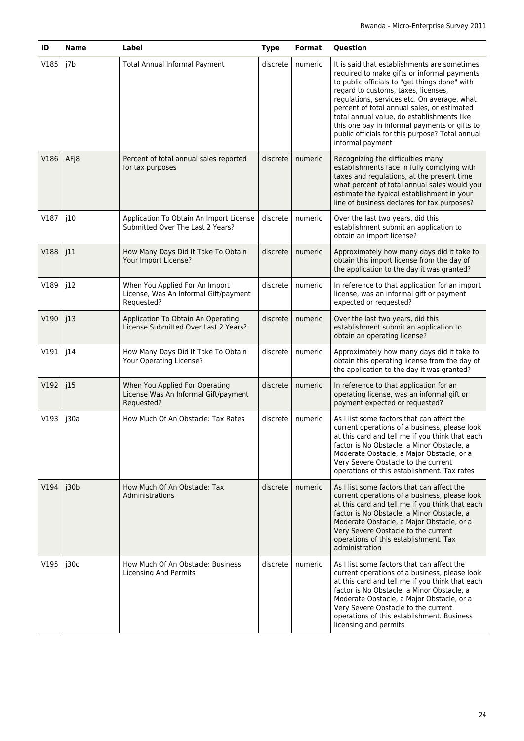| ID | Name | Label | Type | Format | Question |
|---|---|---|---|---|---|
| V185 | j7b | Total Annual Informal Payment | discrete | numeric | It is said that establishments are sometimes required to make gifts or informal payments to public officials to "get things done" with regard to customs, taxes, licenses, regulations, services etc. On average, what percent of total annual sales, or estimated total annual value, do establishments like this one pay in informal payments or gifts to public officials for this purpose? Total annual informal payment |
| V186 | AFj8 | Percent of total annual sales reported for tax purposes | discrete | numeric | Recognizing the difficulties many establishments face in fully complying with taxes and regulations, at the present time what percent of total annual sales would you estimate the typical establishment in your line of business declares for tax purposes? |
| V187 | j10 | Application To Obtain An Import License Submitted Over The Last 2 Years? | discrete | numeric | Over the last two years, did this establishment submit an application to obtain an import license? |
| V188 | j11 | How Many Days Did It Take To Obtain Your Import License? | discrete | numeric | Approximately how many days did it take to obtain this import license from the day of the application to the day it was granted? |
| V189 | j12 | When You Applied For An Import License, Was An Informal Gift/payment Requested? | discrete | numeric | In reference to that application for an import license, was an informal gift or payment expected or requested? |
| V190 | j13 | Application To Obtain An Operating License Submitted Over Last 2 Years? | discrete | numeric | Over the last two years, did this establishment submit an application to obtain an operating license? |
| V191 | j14 | How Many Days Did It Take To Obtain Your Operating License? | discrete | numeric | Approximately how many days did it take to obtain this operating license from the day of the application to the day it was granted? |
| V192 | j15 | When You Applied For Operating License Was An Informal Gift/payment Requested? | discrete | numeric | In reference to that application for an operating license, was an informal gift or payment expected or requested? |
| V193 | j30a | How Much Of An Obstacle: Tax Rates | discrete | numeric | As I list some factors that can affect the current operations of a business, please look at this card and tell me if you think that each factor is No Obstacle, a Minor Obstacle, a Moderate Obstacle, a Major Obstacle, or a Very Severe Obstacle to the current operations of this establishment. Tax rates |
| V194 | j30b | How Much Of An Obstacle: Tax Administrations | discrete | numeric | As I list some factors that can affect the current operations of a business, please look at this card and tell me if you think that each factor is No Obstacle, a Minor Obstacle, a Moderate Obstacle, a Major Obstacle, or a Very Severe Obstacle to the current operations of this establishment. Tax administration |
| V195 | j30c | How Much Of An Obstacle: Business Licensing And Permits | discrete | numeric | As I list some factors that can affect the current operations of a business, please look at this card and tell me if you think that each factor is No Obstacle, a Minor Obstacle, a Moderate Obstacle, a Major Obstacle, or a Very Severe Obstacle to the current operations of this establishment. Business licensing and permits |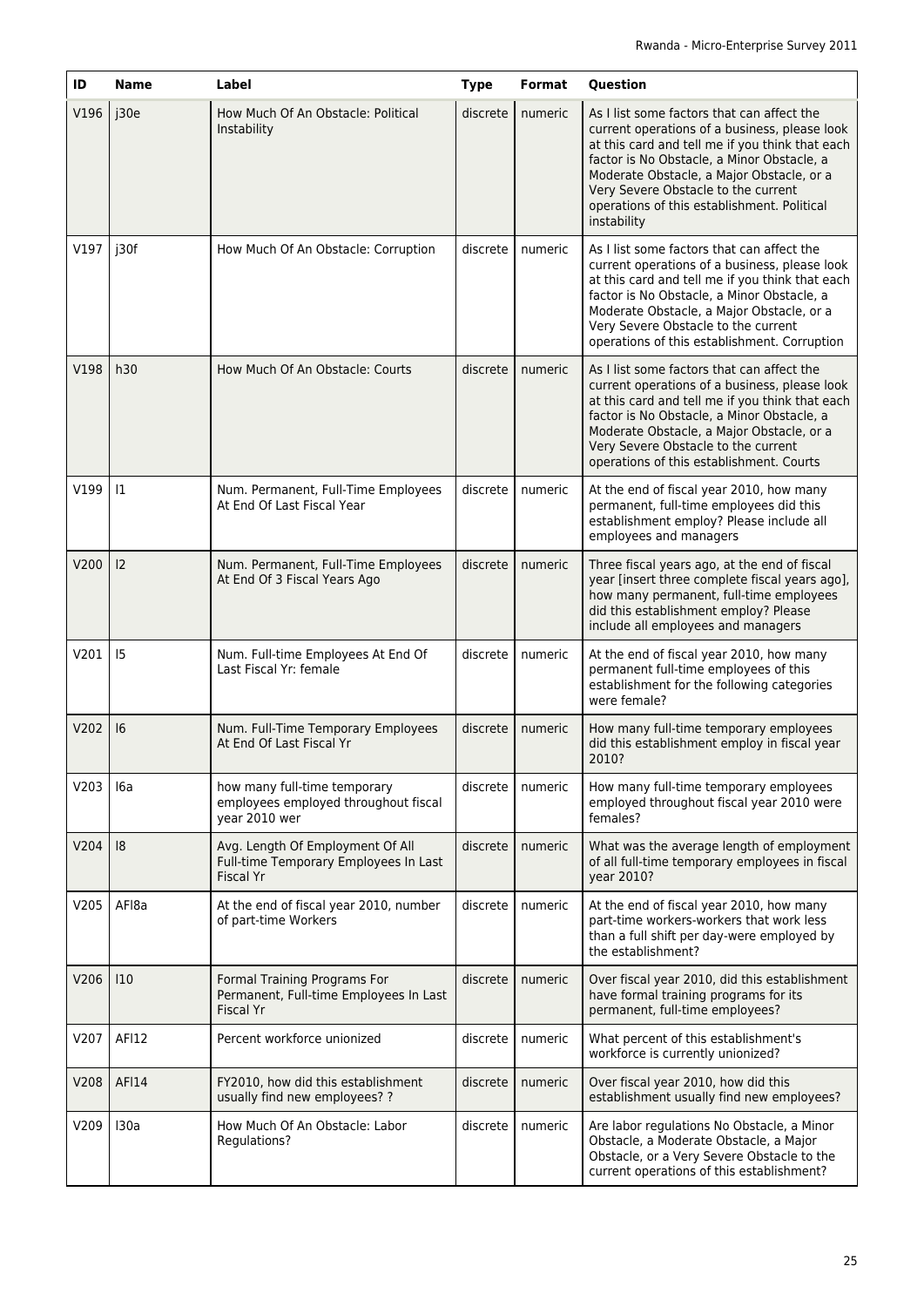| ID | Name | Label | Type | Format | Question |
|---|---|---|---|---|---|
| V196 | j30e | How Much Of An Obstacle: Political Instability | discrete | numeric | As I list some factors that can affect the current operations of a business, please look at this card and tell me if you think that each factor is No Obstacle, a Minor Obstacle, a Moderate Obstacle, a Major Obstacle, or a Very Severe Obstacle to the current operations of this establishment. Political instability |
| V197 | j30f | How Much Of An Obstacle: Corruption | discrete | numeric | As I list some factors that can affect the current operations of a business, please look at this card and tell me if you think that each factor is No Obstacle, a Minor Obstacle, a Moderate Obstacle, a Major Obstacle, or a Very Severe Obstacle to the current operations of this establishment. Corruption |
| V198 | h30 | How Much Of An Obstacle: Courts | discrete | numeric | As I list some factors that can affect the current operations of a business, please look at this card and tell me if you think that each factor is No Obstacle, a Minor Obstacle, a Moderate Obstacle, a Major Obstacle, or a Very Severe Obstacle to the current operations of this establishment. Courts |
| V199 | l1 | Num. Permanent, Full-Time Employees At End Of Last Fiscal Year | discrete | numeric | At the end of fiscal year 2010, how many permanent, full-time employees did this establishment employ? Please include all employees and managers |
| V200 | l2 | Num. Permanent, Full-Time Employees At End Of 3 Fiscal Years Ago | discrete | numeric | Three fiscal years ago, at the end of fiscal year [insert three complete fiscal years ago], how many permanent, full-time employees did this establishment employ? Please include all employees and managers |
| V201 | l5 | Num. Full-time Employees At End Of Last Fiscal Yr: female | discrete | numeric | At the end of fiscal year 2010, how many permanent full-time employees of this establishment for the following categories were female? |
| V202 | l6 | Num. Full-Time Temporary Employees At End Of Last Fiscal Yr | discrete | numeric | How many full-time temporary employees did this establishment employ in fiscal year 2010? |
| V203 | l6a | how many full-time temporary employees employed throughout fiscal year 2010 wer | discrete | numeric | How many full-time temporary employees employed throughout fiscal year 2010 were females? |
| V204 | l8 | Avg. Length Of Employment Of All Full-time Temporary Employees In Last Fiscal Yr | discrete | numeric | What was the average length of employment of all full-time temporary employees in fiscal year 2010? |
| V205 | AFl8a | At the end of fiscal year 2010, number of part-time Workers | discrete | numeric | At the end of fiscal year 2010, how many part-time workers-workers that work less than a full shift per day-were employed by the establishment? |
| V206 | l10 | Formal Training Programs For Permanent, Full-time Employees In Last Fiscal Yr | discrete | numeric | Over fiscal year 2010, did this establishment have formal training programs for its permanent, full-time employees? |
| V207 | AFl12 | Percent workforce unionized | discrete | numeric | What percent of this establishment's workforce is currently unionized? |
| V208 | AFl14 | FY2010, how did this establishment usually find new employees? ? | discrete | numeric | Over fiscal year 2010, how did this establishment usually find new employees? |
| V209 | l30a | How Much Of An Obstacle: Labor Regulations? | discrete | numeric | Are labor regulations No Obstacle, a Minor Obstacle, a Moderate Obstacle, a Major Obstacle, or a Very Severe Obstacle to the current operations of this establishment? |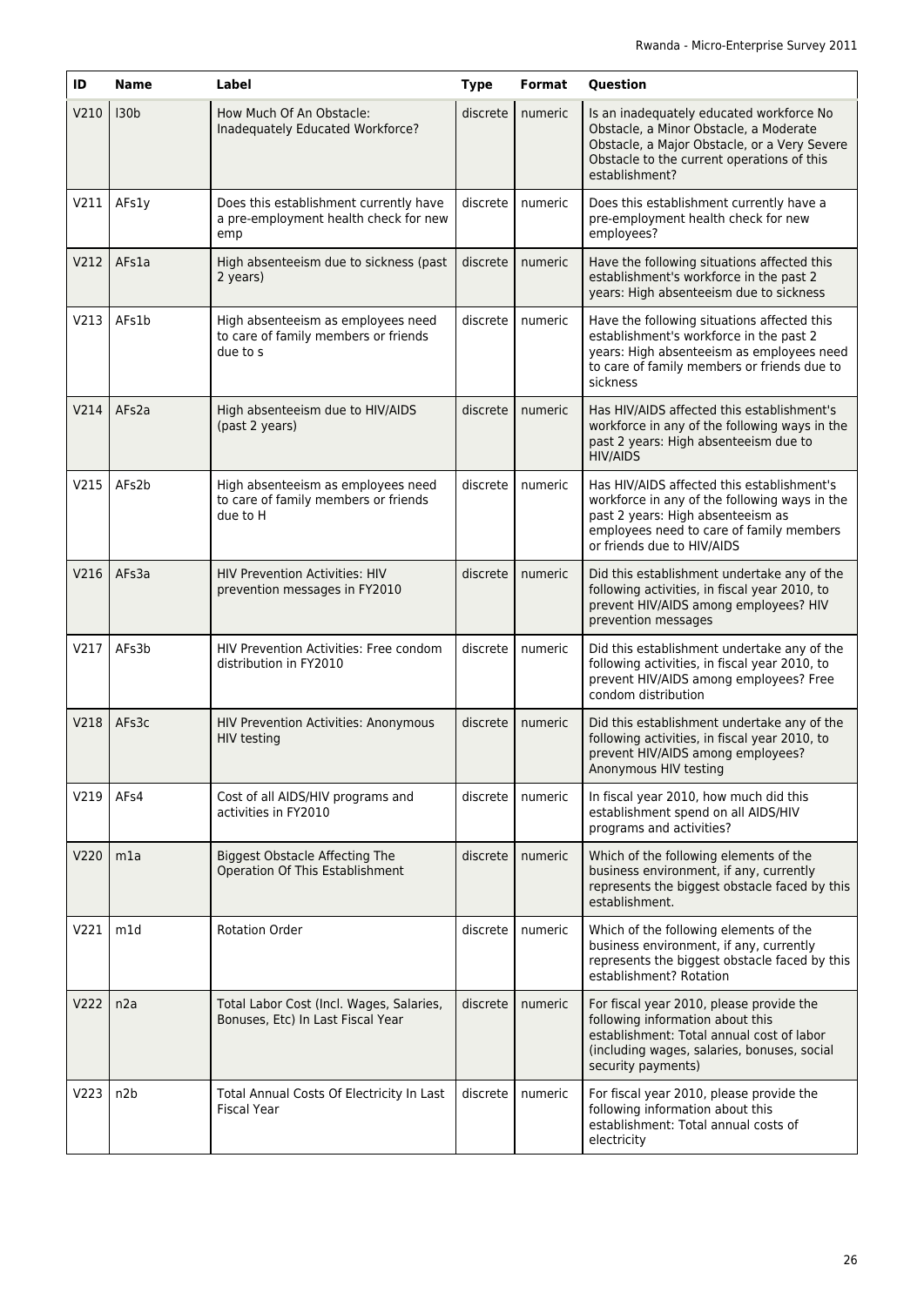| ID | Name | Label | Type | Format | Question |
|---|---|---|---|---|---|
| V210 | l30b | How Much Of An Obstacle: Inadequately Educated Workforce? | discrete | numeric | Is an inadequately educated workforce No Obstacle, a Minor Obstacle, a Moderate Obstacle, a Major Obstacle, or a Very Severe Obstacle to the current operations of this establishment? |
| V211 | AFs1y | Does this establishment currently have a pre-employment health check for new emp | discrete | numeric | Does this establishment currently have a pre-employment health check for new employees? |
| V212 | AFs1a | High absenteeism due to sickness (past 2 years) | discrete | numeric | Have the following situations affected this establishment's workforce in the past 2 years: High absenteeism due to sickness |
| V213 | AFs1b | High absenteeism as employees need to care of family members or friends due to s | discrete | numeric | Have the following situations affected this establishment's workforce in the past 2 years: High absenteeism as employees need to care of family members or friends due to sickness |
| V214 | AFs2a | High absenteeism due to HIV/AIDS (past 2 years) | discrete | numeric | Has HIV/AIDS affected this establishment's workforce in any of the following ways in the past 2 years: High absenteeism due to HIV/AIDS |
| V215 | AFs2b | High absenteeism as employees need to care of family members or friends due to H | discrete | numeric | Has HIV/AIDS affected this establishment's workforce in any of the following ways in the past 2 years: High absenteeism as employees need to care of family members or friends due to HIV/AIDS |
| V216 | AFs3a | HIV Prevention Activities: HIV prevention messages in FY2010 | discrete | numeric | Did this establishment undertake any of the following activities, in fiscal year 2010, to prevent HIV/AIDS among employees? HIV prevention messages |
| V217 | AFs3b | HIV Prevention Activities: Free condom distribution in FY2010 | discrete | numeric | Did this establishment undertake any of the following activities, in fiscal year 2010, to prevent HIV/AIDS among employees? Free condom distribution |
| V218 | AFs3c | HIV Prevention Activities: Anonymous HIV testing | discrete | numeric | Did this establishment undertake any of the following activities, in fiscal year 2010, to prevent HIV/AIDS among employees? Anonymous HIV testing |
| V219 | AFs4 | Cost of all AIDS/HIV programs and activities in FY2010 | discrete | numeric | In fiscal year 2010, how much did this establishment spend on all AIDS/HIV programs and activities? |
| V220 | m1a | Biggest Obstacle Affecting The Operation Of This Establishment | discrete | numeric | Which of the following elements of the business environment, if any, currently represents the biggest obstacle faced by this establishment. |
| V221 | m1d | Rotation Order | discrete | numeric | Which of the following elements of the business environment, if any, currently represents the biggest obstacle faced by this establishment? Rotation |
| V222 | n2a | Total Labor Cost (Incl. Wages, Salaries, Bonuses, Etc) In Last Fiscal Year | discrete | numeric | For fiscal year 2010, please provide the following information about this establishment: Total annual cost of labor (including wages, salaries, bonuses, social security payments) |
| V223 | n2b | Total Annual Costs Of Electricity In Last Fiscal Year | discrete | numeric | For fiscal year 2010, please provide the following information about this establishment: Total annual costs of electricity |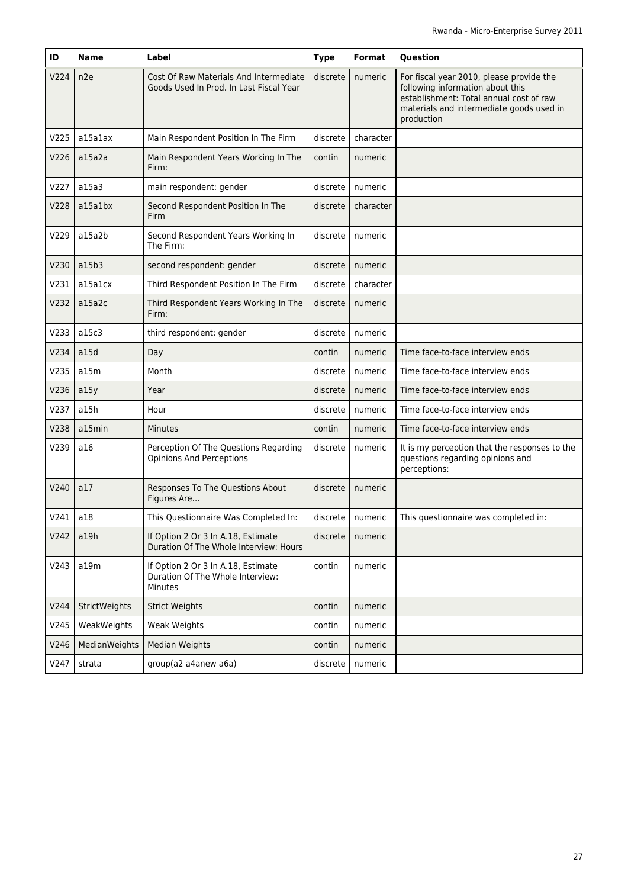| ID | Name | Label | Type | Format | Question |
|---|---|---|---|---|---|
| V224 | n2e | Cost Of Raw Materials And Intermediate Goods Used In Prod. In Last Fiscal Year | discrete | numeric | For fiscal year 2010, please provide the following information about this establishment: Total annual cost of raw materials and intermediate goods used in production |
| V225 | a15a1ax | Main Respondent Position In The Firm | discrete | character | |
| V226 | a15a2a | Main Respondent Years Working In The Firm: | contin | numeric | |
| V227 | a15a3 | main respondent: gender | discrete | numeric | |
| V228 | a15a1bx | Second Respondent Position In The Firm | discrete | character | |
| V229 | a15a2b | Second Respondent Years Working In The Firm: | discrete | numeric | |
| V230 | a15b3 | second respondent: gender | discrete | numeric | |
| V231 | a15a1cx | Third Respondent Position In The Firm | discrete | character | |
| V232 | a15a2c | Third Respondent Years Working In The Firm: | discrete | numeric | |
| V233 | a15c3 | third respondent: gender | discrete | numeric | |
| V234 | a15d | Day | contin | numeric | Time face-to-face interview ends |
| V235 | a15m | Month | discrete | numeric | Time face-to-face interview ends |
| V236 | a15y | Year | discrete | numeric | Time face-to-face interview ends |
| V237 | a15h | Hour | discrete | numeric | Time face-to-face interview ends |
| V238 | a15min | Minutes | contin | numeric | Time face-to-face interview ends |
| V239 | a16 | Perception Of The Questions Regarding Opinions And Perceptions | discrete | numeric | It is my perception that the responses to the questions regarding opinions and perceptions: |
| V240 | a17 | Responses To The Questions About Figures Are... | discrete | numeric | |
| V241 | a18 | This Questionnaire Was Completed In: | discrete | numeric | This questionnaire was completed in: |
| V242 | a19h | If Option 2 Or 3 In A.18, Estimate Duration Of The Whole Interview: Hours | discrete | numeric | |
| V243 | a19m | If Option 2 Or 3 In A.18, Estimate Duration Of The Whole Interview: Minutes | contin | numeric | |
| V244 | StrictWeights | Strict Weights | contin | numeric | |
| V245 | WeakWeights | Weak Weights | contin | numeric | |
| V246 | MedianWeights | Median Weights | contin | numeric | |
| V247 | strata | group(a2 a4anew a6a) | discrete | numeric | |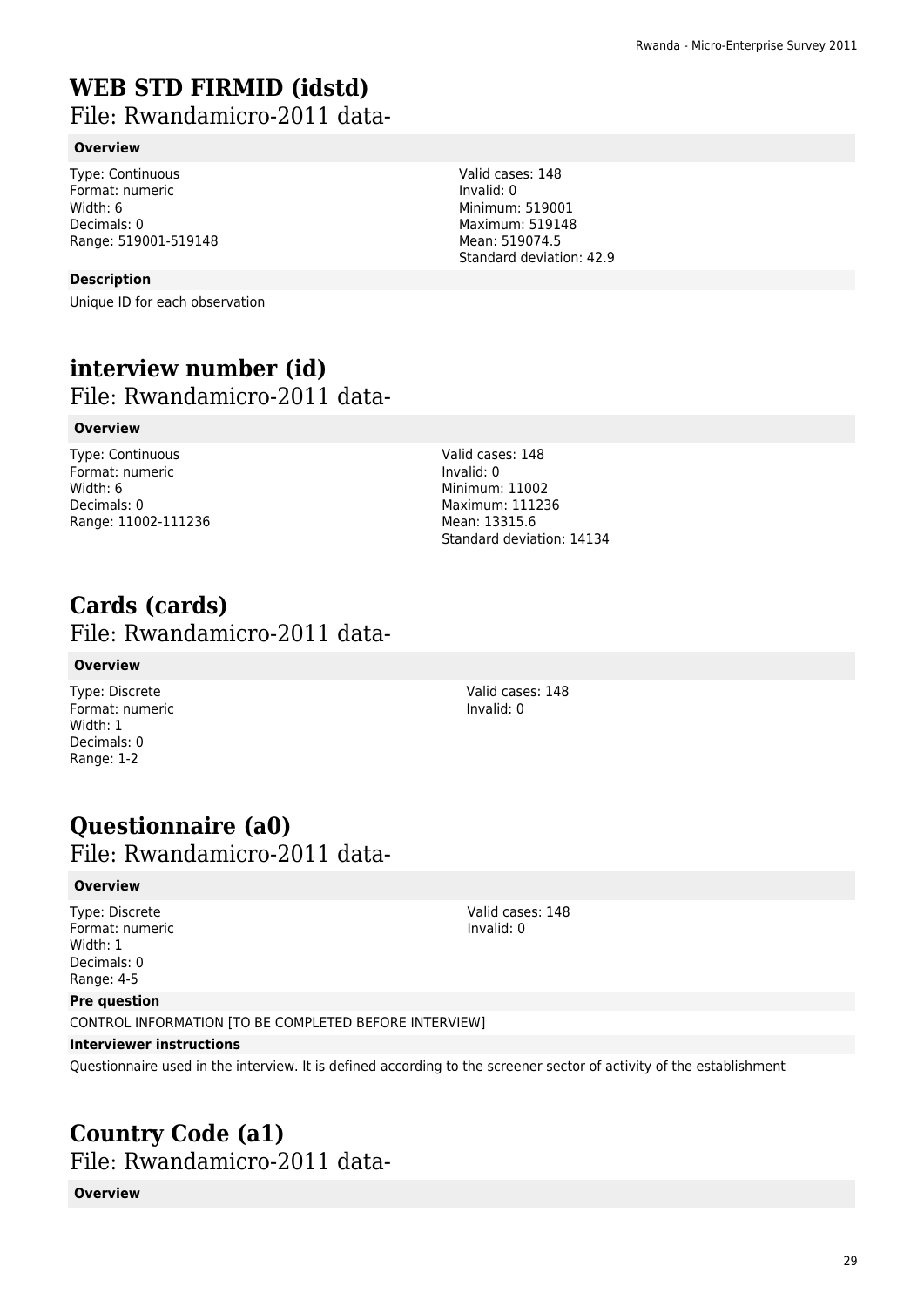# WEB STD FIRMID (idstd)

File: Rwandamicro-2011 data-

### Overview

Type: Continuous
Format: numeric
Width: 6
Decimals: 0
Range: 519001-519148

Valid cases: 148
Invalid: 0
Minimum: 519001
Maximum: 519148
Mean: 519074.5
Standard deviation: 42.9

### Description

Unique ID for each observation

# interview number (id)

File: Rwandamicro-2011 data-

### Overview

Type: Continuous
Format: numeric
Width: 6
Decimals: 0
Range: 11002-111236

Valid cases: 148
Invalid: 0
Minimum: 11002
Maximum: 111236
Mean: 13315.6
Standard deviation: 14134

# Cards (cards)

File: Rwandamicro-2011 data-

### Overview

Type: Discrete
Format: numeric
Width: 1
Decimals: 0
Range: 1-2

Valid cases: 148
Invalid: 0

# Questionnaire (a0)

File: Rwandamicro-2011 data-

### Overview

Type: Discrete
Format: numeric
Width: 1
Decimals: 0
Range: 4-5

Valid cases: 148
Invalid: 0

### Pre question

CONTROL INFORMATION [TO BE COMPLETED BEFORE INTERVIEW]

### Interviewer instructions

Questionnaire used in the interview. It is defined according to the screener sector of activity of the establishment

# Country Code (a1)

File: Rwandamicro-2011 data-

### Overview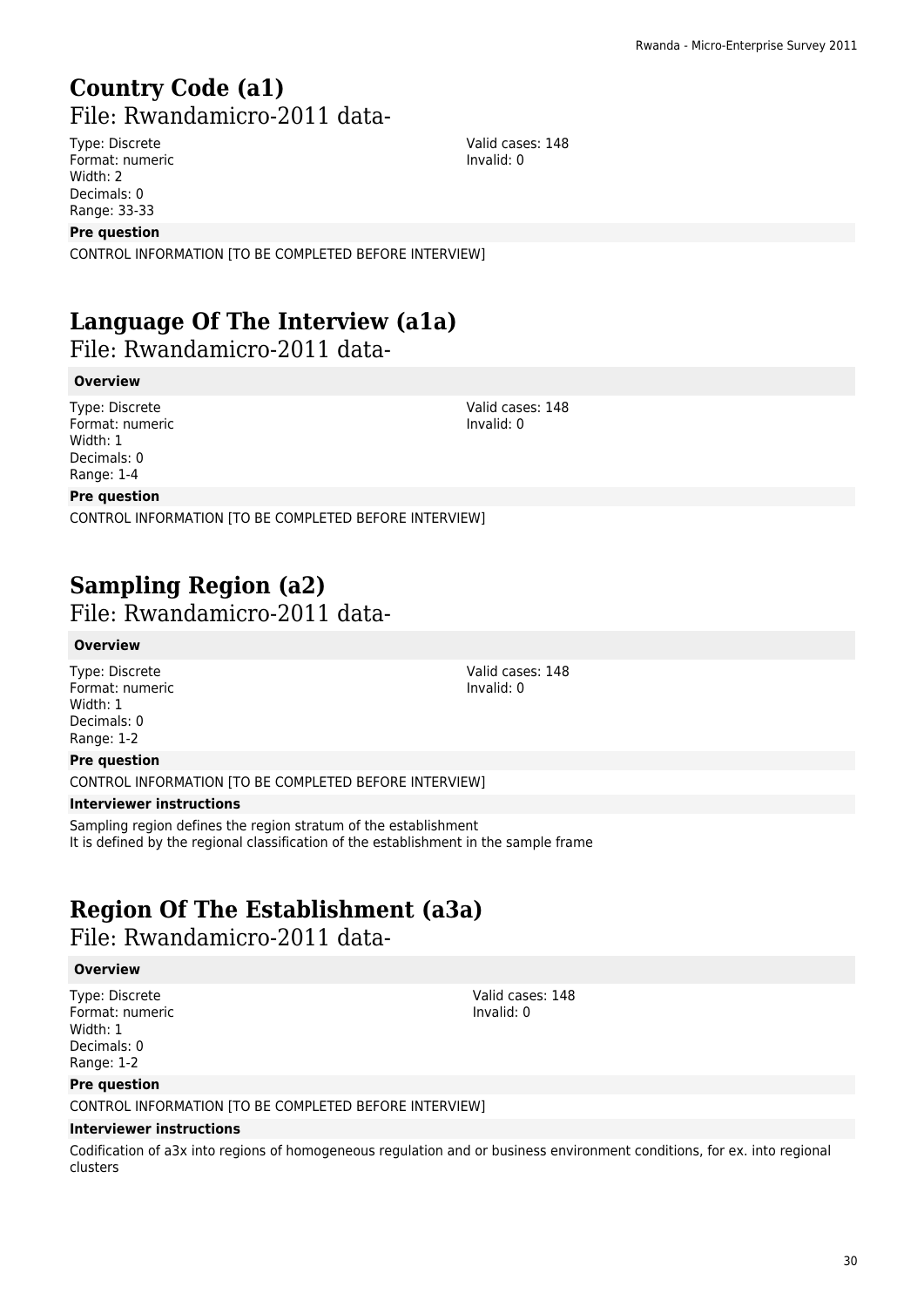# Country Code (a1)

## File: Rwandamicro-2011 data-

Type: Discrete
Format: numeric
Width: 2
Decimals: 0
Range: 33-33

Valid cases: 148
Invalid: 0

**Pre question**

CONTROL INFORMATION [TO BE COMPLETED BEFORE INTERVIEW]

# Language Of The Interview (a1a)

## File: Rwandamicro-2011 data-

**Overview**

Type: Discrete
Format: numeric
Width: 1
Decimals: 0
Range: 1-4

Valid cases: 148
Invalid: 0

**Pre question**

CONTROL INFORMATION [TO BE COMPLETED BEFORE INTERVIEW]

# Sampling Region (a2)

## File: Rwandamicro-2011 data-

**Overview**

Type: Discrete
Format: numeric
Width: 1
Decimals: 0
Range: 1-2

Valid cases: 148
Invalid: 0

**Pre question**

CONTROL INFORMATION [TO BE COMPLETED BEFORE INTERVIEW]

**Interviewer instructions**

Sampling region defines the region stratum of the establishment
It is defined by the regional classification of the establishment in the sample frame

# Region Of The Establishment (a3a)

## File: Rwandamicro-2011 data-

**Overview**

Type: Discrete
Format: numeric
Width: 1
Decimals: 0
Range: 1-2

Valid cases: 148
Invalid: 0

**Pre question**

CONTROL INFORMATION [TO BE COMPLETED BEFORE INTERVIEW]

**Interviewer instructions**

Codification of a3x into regions of homogeneous regulation and or business environment conditions, for ex. into regional clusters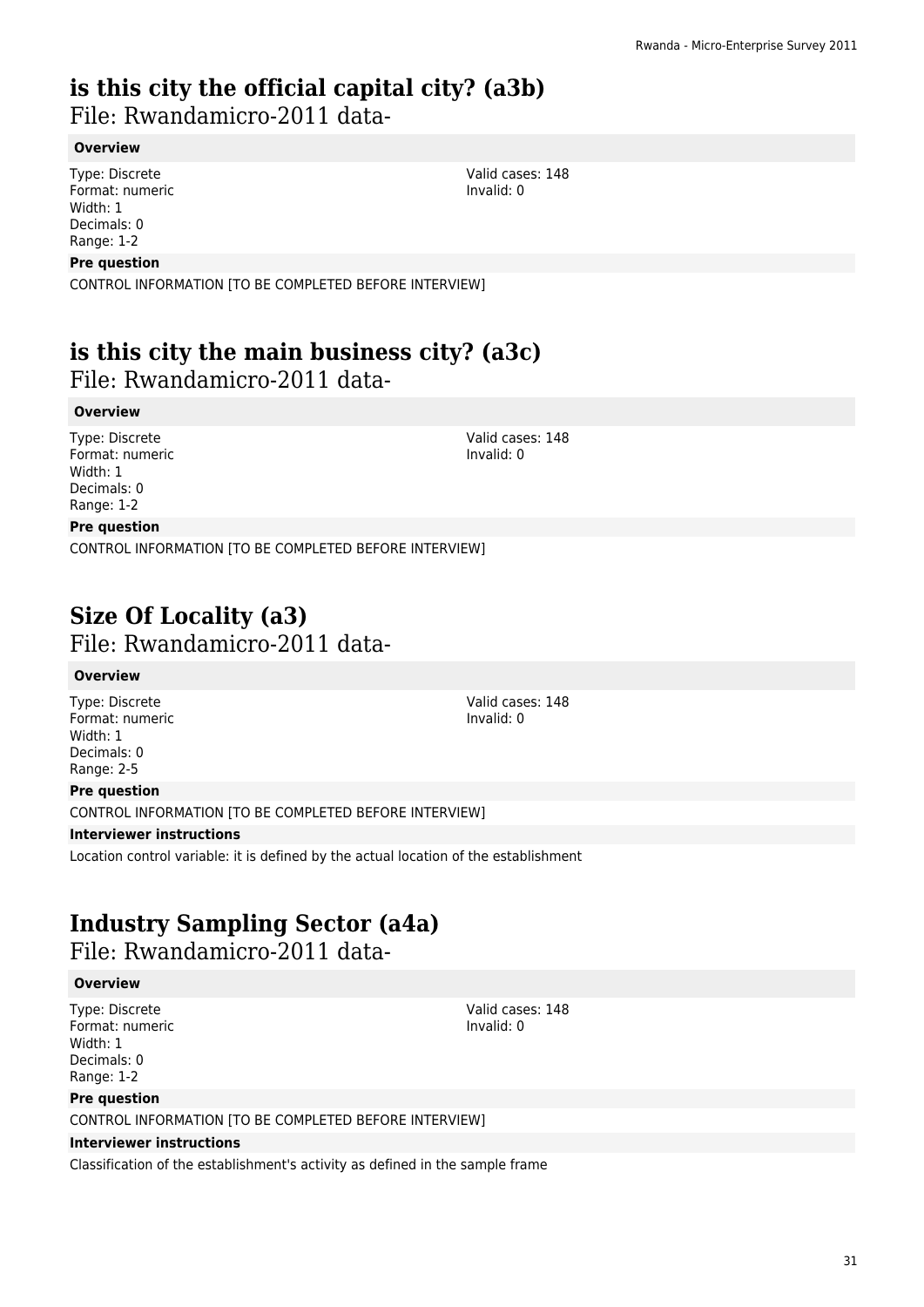# is this city the official capital city? (a3b)

File: Rwandamicro-2011 data-

**Overview**

Type: Discrete
Format: numeric
Width: 1
Decimals: 0
Range: 1-2

Valid cases: 148
Invalid: 0

**Pre question**

CONTROL INFORMATION [TO BE COMPLETED BEFORE INTERVIEW]

# is this city the main business city? (a3c)

File: Rwandamicro-2011 data-

**Overview**

Type: Discrete
Format: numeric
Width: 1
Decimals: 0
Range: 1-2

Valid cases: 148
Invalid: 0

**Pre question**

CONTROL INFORMATION [TO BE COMPLETED BEFORE INTERVIEW]

# Size Of Locality (a3)

File: Rwandamicro-2011 data-

**Overview**

Type: Discrete
Format: numeric
Width: 1
Decimals: 0
Range: 2-5

Valid cases: 148
Invalid: 0

**Pre question**

CONTROL INFORMATION [TO BE COMPLETED BEFORE INTERVIEW]

**Interviewer instructions**

Location control variable: it is defined by the actual location of the establishment

# Industry Sampling Sector (a4a)

File: Rwandamicro-2011 data-

**Overview**

Type: Discrete
Format: numeric
Width: 1
Decimals: 0
Range: 1-2

Valid cases: 148
Invalid: 0

**Pre question**

CONTROL INFORMATION [TO BE COMPLETED BEFORE INTERVIEW]

**Interviewer instructions**

Classification of the establishment's activity as defined in the sample frame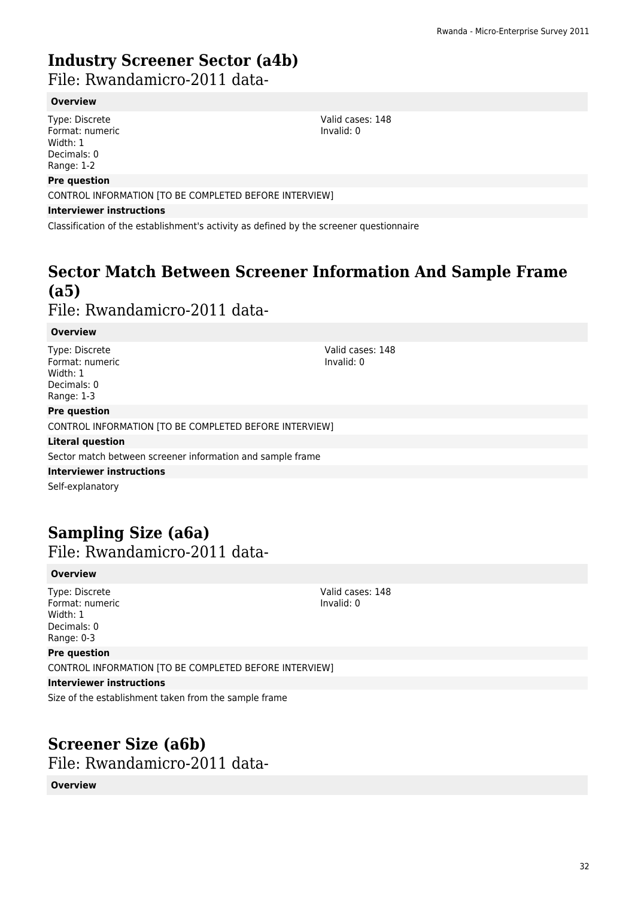# Industry Screener Sector (a4b)

File: Rwandamicro-2011 data-

**Overview**

Type: Discrete
Format: numeric
Width: 1
Decimals: 0
Range: 1-2

Valid cases: 148
Invalid: 0

**Pre question**

CONTROL INFORMATION [TO BE COMPLETED BEFORE INTERVIEW]

**Interviewer instructions**

Classification of the establishment's activity as defined by the screener questionnaire

# Sector Match Between Screener Information And Sample Frame (a5)

File: Rwandamicro-2011 data-

**Overview**

Type: Discrete
Format: numeric
Width: 1
Decimals: 0
Range: 1-3

Valid cases: 148
Invalid: 0

**Pre question**

CONTROL INFORMATION [TO BE COMPLETED BEFORE INTERVIEW]

**Literal question**

Sector match between screener information and sample frame

**Interviewer instructions**

Self-explanatory

# Sampling Size (a6a)

File: Rwandamicro-2011 data-

**Overview**

Type: Discrete
Format: numeric
Width: 1
Decimals: 0
Range: 0-3

Valid cases: 148
Invalid: 0

**Pre question**

CONTROL INFORMATION [TO BE COMPLETED BEFORE INTERVIEW]

**Interviewer instructions**

Size of the establishment taken from the sample frame

# Screener Size (a6b)

File: Rwandamicro-2011 data-

**Overview**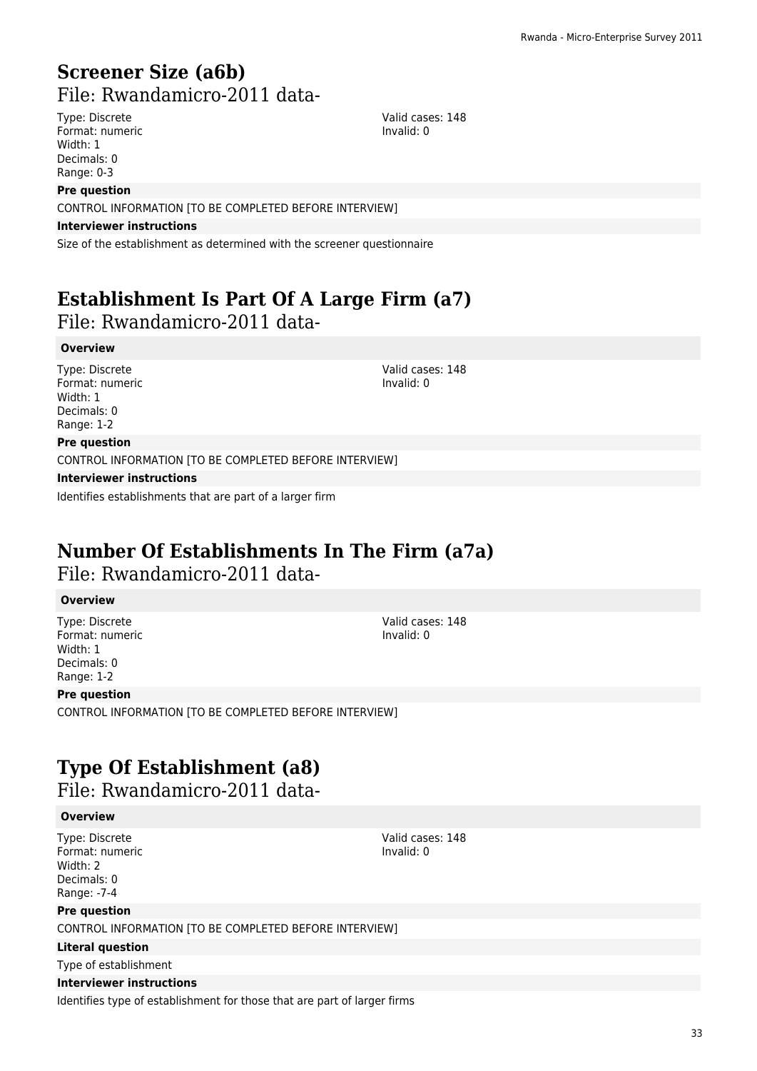# Screener Size (a6b)

File: Rwandamicro-2011 data-

Type: Discrete
Format: numeric
Width: 1
Decimals: 0
Range: 0-3

Valid cases: 148
Invalid: 0

**Pre question**

CONTROL INFORMATION [TO BE COMPLETED BEFORE INTERVIEW]

**Interviewer instructions**

Size of the establishment as determined with the screener questionnaire

# Establishment Is Part Of A Large Firm (a7)

File: Rwandamicro-2011 data-

**Overview**

Type: Discrete
Format: numeric
Width: 1
Decimals: 0
Range: 1-2

Valid cases: 148
Invalid: 0

**Pre question**

CONTROL INFORMATION [TO BE COMPLETED BEFORE INTERVIEW]

**Interviewer instructions**

Identifies establishments that are part of a larger firm

# Number Of Establishments In The Firm (a7a)

File: Rwandamicro-2011 data-

**Overview**

Type: Discrete
Format: numeric
Width: 1
Decimals: 0
Range: 1-2

Valid cases: 148
Invalid: 0

**Pre question**

CONTROL INFORMATION [TO BE COMPLETED BEFORE INTERVIEW]

# Type Of Establishment (a8)

File: Rwandamicro-2011 data-

**Overview**

Type: Discrete
Format: numeric
Width: 2
Decimals: 0
Range: -7-4

Valid cases: 148
Invalid: 0

**Pre question**

CONTROL INFORMATION [TO BE COMPLETED BEFORE INTERVIEW]

**Literal question**

Type of establishment

**Interviewer instructions**

Identifies type of establishment for those that are part of larger firms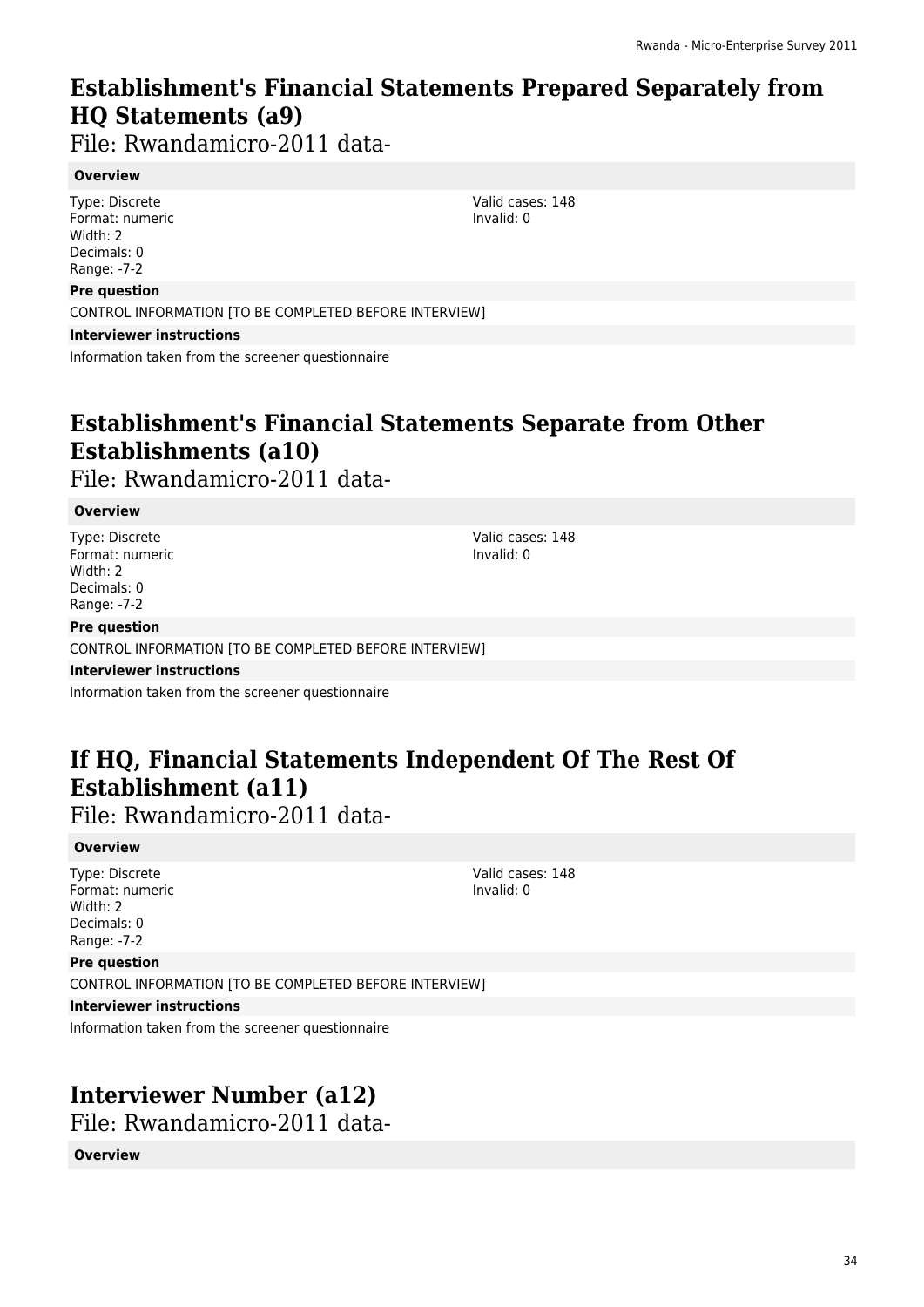## Establishment's Financial Statements Prepared Separately from HQ Statements (a9)

File: Rwandamicro-2011 data-

**Overview**

Type: Discrete
Format: numeric
Width: 2
Decimals: 0
Range: -7-2

Valid cases: 148
Invalid: 0

**Pre question**

CONTROL INFORMATION [TO BE COMPLETED BEFORE INTERVIEW]

**Interviewer instructions**

Information taken from the screener questionnaire

## Establishment's Financial Statements Separate from Other Establishments (a10)

File: Rwandamicro-2011 data-

**Overview**

Type: Discrete
Format: numeric
Width: 2
Decimals: 0
Range: -7-2

Valid cases: 148
Invalid: 0

**Pre question**

CONTROL INFORMATION [TO BE COMPLETED BEFORE INTERVIEW]

**Interviewer instructions**

Information taken from the screener questionnaire

## If HQ, Financial Statements Independent Of The Rest Of Establishment (a11)

File: Rwandamicro-2011 data-

**Overview**

Type: Discrete
Format: numeric
Width: 2
Decimals: 0
Range: -7-2

Valid cases: 148
Invalid: 0

**Pre question**

CONTROL INFORMATION [TO BE COMPLETED BEFORE INTERVIEW]

**Interviewer instructions**

Information taken from the screener questionnaire

## Interviewer Number (a12)

File: Rwandamicro-2011 data-

**Overview**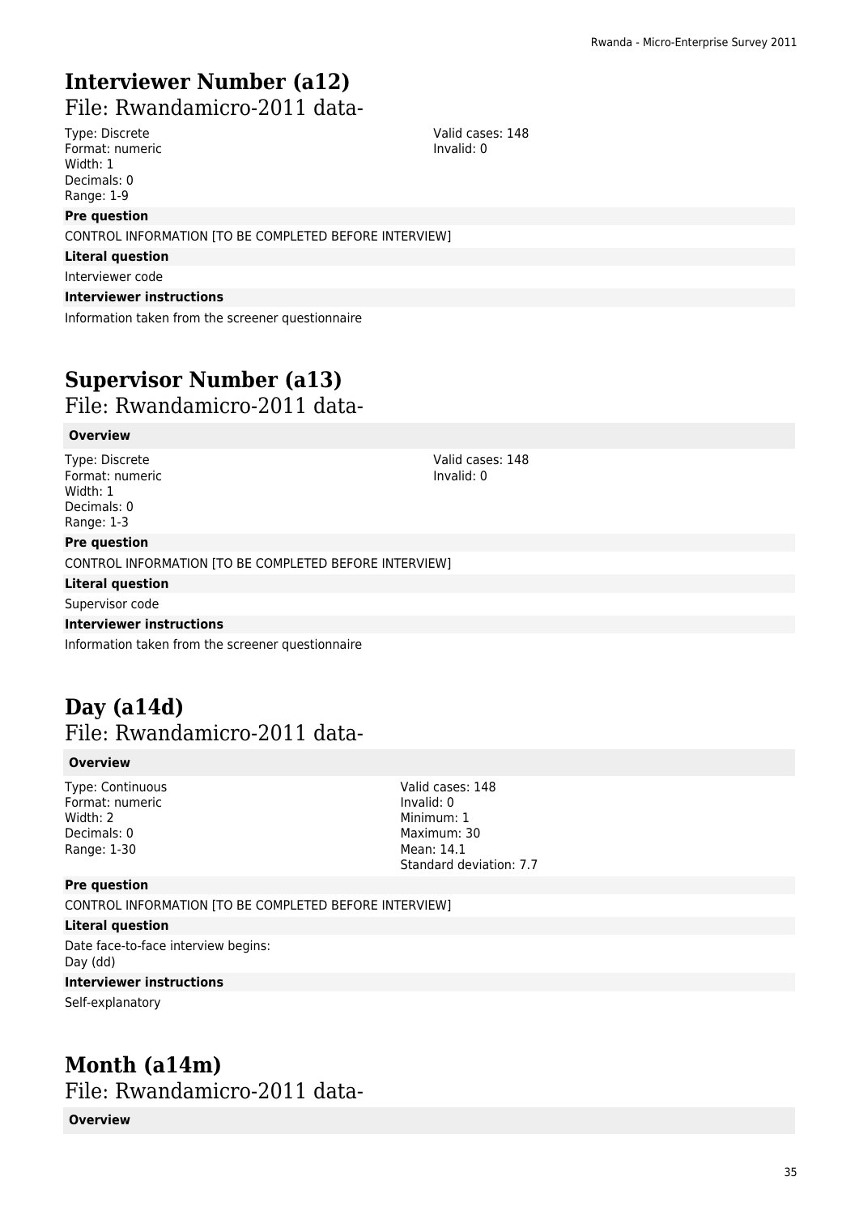# Interviewer Number (a12)

File: Rwandamicro-2011 data-

Type: Discrete
Format: numeric
Width: 1
Decimals: 0
Range: 1-9

Valid cases: 148
Invalid: 0

**Pre question**

CONTROL INFORMATION [TO BE COMPLETED BEFORE INTERVIEW]

**Literal question**

Interviewer code

**Interviewer instructions**

Information taken from the screener questionnaire

# Supervisor Number (a13)

File: Rwandamicro-2011 data-

**Overview**

Type: Discrete
Format: numeric
Width: 1
Decimals: 0
Range: 1-3

Valid cases: 148
Invalid: 0

**Pre question**

CONTROL INFORMATION [TO BE COMPLETED BEFORE INTERVIEW]

**Literal question**

Supervisor code

**Interviewer instructions**

Information taken from the screener questionnaire

# Day (a14d)

File: Rwandamicro-2011 data-

**Overview**

Type: Continuous
Format: numeric
Width: 2
Decimals: 0
Range: 1-30

Valid cases: 148
Invalid: 0
Minimum: 1
Maximum: 30
Mean: 14.1
Standard deviation: 7.7

**Pre question**

CONTROL INFORMATION [TO BE COMPLETED BEFORE INTERVIEW]

**Literal question**

Date face-to-face interview begins:
Day (dd)

**Interviewer instructions**

Self-explanatory

# Month (a14m)

File: Rwandamicro-2011 data-

**Overview**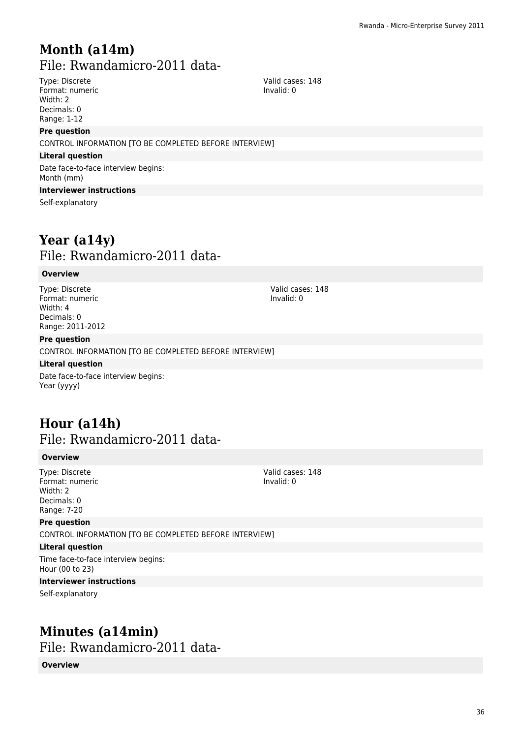# Month (a14m)

## File: Rwandamicro-2011 data-

Type: Discrete
Format: numeric
Width: 2
Decimals: 0
Range: 1-12

Valid cases: 148
Invalid: 0

**Pre question**

CONTROL INFORMATION [TO BE COMPLETED BEFORE INTERVIEW]

**Literal question**

Date face-to-face interview begins:
Month (mm)

**Interviewer instructions**

Self-explanatory

# Year (a14y)

## File: Rwandamicro-2011 data-

**Overview**

Type: Discrete
Format: numeric
Width: 4
Decimals: 0
Range: 2011-2012

Valid cases: 148
Invalid: 0

**Pre question**

CONTROL INFORMATION [TO BE COMPLETED BEFORE INTERVIEW]

**Literal question**

Date face-to-face interview begins:
Year (yyyy)

# Hour (a14h)

## File: Rwandamicro-2011 data-

**Overview**

Type: Discrete
Format: numeric
Width: 2
Decimals: 0
Range: 7-20

Valid cases: 148
Invalid: 0

**Pre question**

CONTROL INFORMATION [TO BE COMPLETED BEFORE INTERVIEW]

**Literal question**

Time face-to-face interview begins:
Hour (00 to 23)

**Interviewer instructions**

Self-explanatory

# Minutes (a14min)

## File: Rwandamicro-2011 data-

**Overview**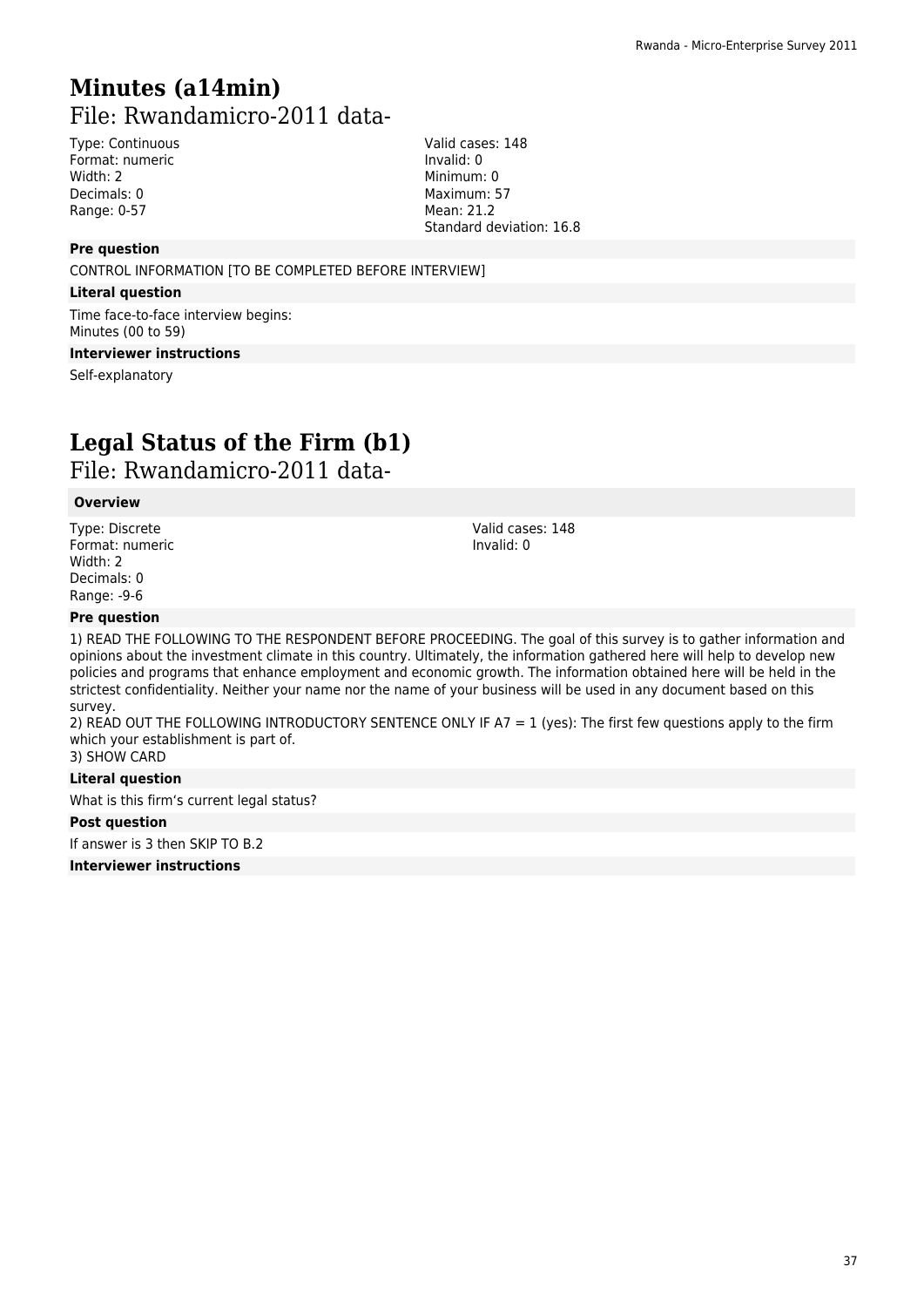# Minutes (a14min)

File: Rwandamicro-2011 data-

Type: Continuous
Format: numeric
Width: 2
Decimals: 0
Range: 0-57

Valid cases: 148
Invalid: 0
Minimum: 0
Maximum: 57
Mean: 21.2
Standard deviation: 16.8

**Pre question**

CONTROL INFORMATION [TO BE COMPLETED BEFORE INTERVIEW]

**Literal question**

Time face-to-face interview begins:
Minutes (00 to 59)

**Interviewer instructions**

Self-explanatory

# Legal Status of the Firm (b1)

File: Rwandamicro-2011 data-

**Overview**

Type: Discrete
Format: numeric
Width: 2
Decimals: 0
Range: -9-6

Valid cases: 148
Invalid: 0

**Pre question**

1) READ THE FOLLOWING TO THE RESPONDENT BEFORE PROCEEDING. The goal of this survey is to gather information and opinions about the investment climate in this country. Ultimately, the information gathered here will help to develop new policies and programs that enhance employment and economic growth. The information obtained here will be held in the strictest confidentiality. Neither your name nor the name of your business will be used in any document based on this survey.
2) READ OUT THE FOLLOWING INTRODUCTORY SENTENCE ONLY IF A7 = 1 (yes): The first few questions apply to the firm which your establishment is part of.
3) SHOW CARD

**Literal question**

What is this firm's current legal status?

**Post question**

If answer is 3 then SKIP TO B.2

**Interviewer instructions**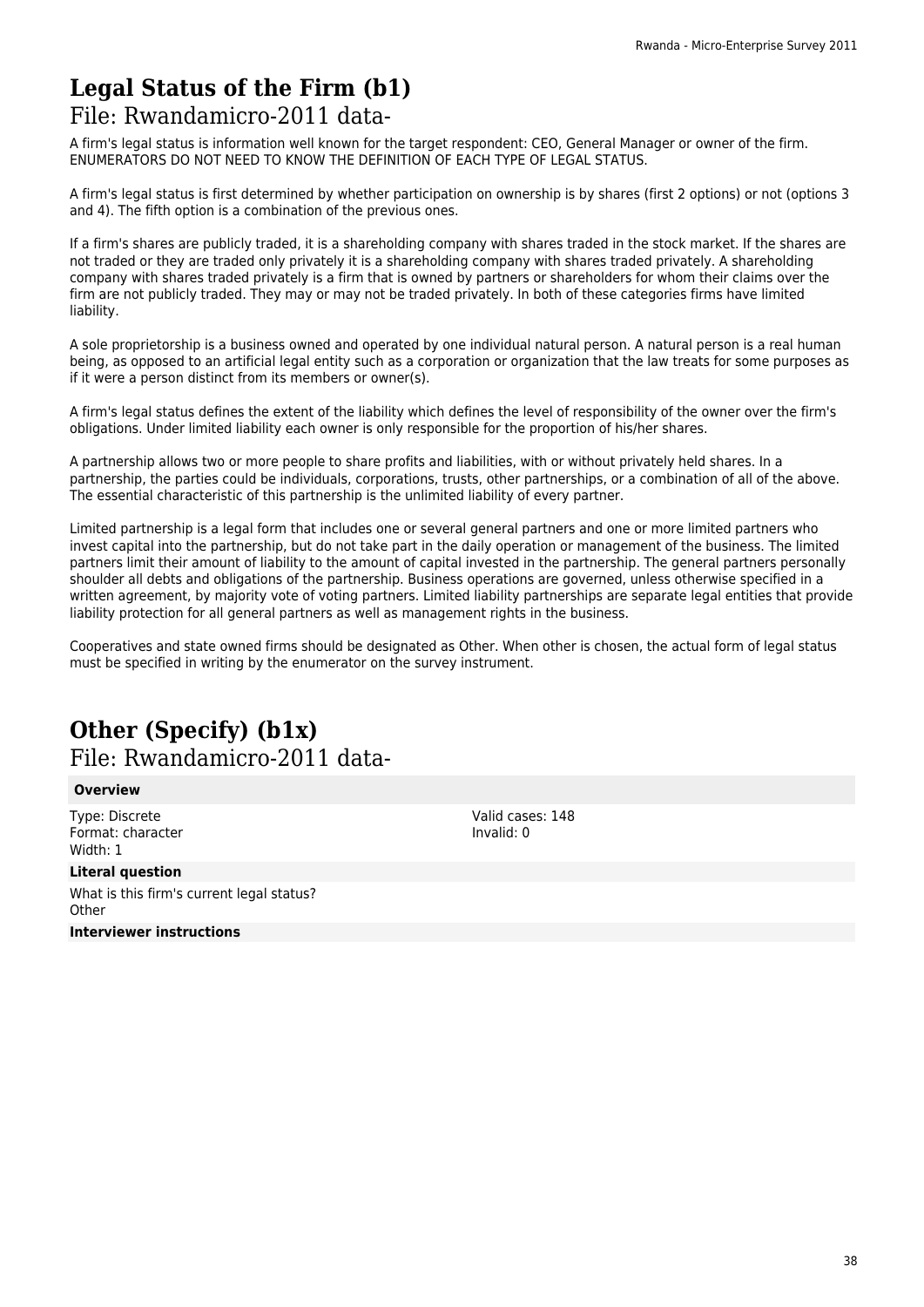# Legal Status of the Firm (b1)

File: Rwandamicro-2011 data-

A firm's legal status is information well known for the target respondent: CEO, General Manager or owner of the firm. ENUMERATORS DO NOT NEED TO KNOW THE DEFINITION OF EACH TYPE OF LEGAL STATUS.

A firm's legal status is first determined by whether participation on ownership is by shares (first 2 options) or not (options 3 and 4). The fifth option is a combination of the previous ones.

If a firm's shares are publicly traded, it is a shareholding company with shares traded in the stock market. If the shares are not traded or they are traded only privately it is a shareholding company with shares traded privately. A shareholding company with shares traded privately is a firm that is owned by partners or shareholders for whom their claims over the firm are not publicly traded. They may or may not be traded privately. In both of these categories firms have limited liability.

A sole proprietorship is a business owned and operated by one individual natural person. A natural person is a real human being, as opposed to an artificial legal entity such as a corporation or organization that the law treats for some purposes as if it were a person distinct from its members or owner(s).

A firm's legal status defines the extent of the liability which defines the level of responsibility of the owner over the firm's obligations. Under limited liability each owner is only responsible for the proportion of his/her shares.

A partnership allows two or more people to share profits and liabilities, with or without privately held shares. In a partnership, the parties could be individuals, corporations, trusts, other partnerships, or a combination of all of the above. The essential characteristic of this partnership is the unlimited liability of every partner.

Limited partnership is a legal form that includes one or several general partners and one or more limited partners who invest capital into the partnership, but do not take part in the daily operation or management of the business. The limited partners limit their amount of liability to the amount of capital invested in the partnership. The general partners personally shoulder all debts and obligations of the partnership. Business operations are governed, unless otherwise specified in a written agreement, by majority vote of voting partners. Limited liability partnerships are separate legal entities that provide liability protection for all general partners as well as management rights in the business.

Cooperatives and state owned firms should be designated as Other. When other is chosen, the actual form of legal status must be specified in writing by the enumerator on the survey instrument.

# Other (Specify) (b1x)

File: Rwandamicro-2011 data-

**Overview**

Type: Discrete
Format: character
Width: 1

Valid cases: 148
Invalid: 0

**Literal question**

What is this firm's current legal status?
Other

**Interviewer instructions**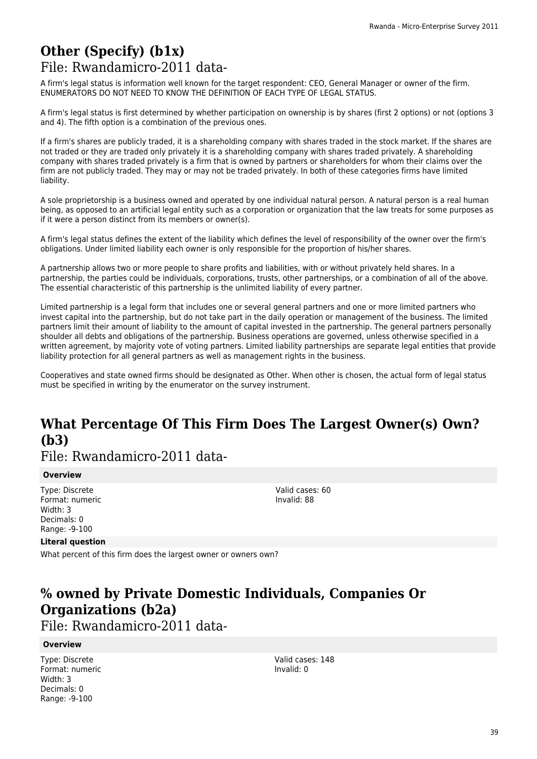# Other (Specify) (b1x)

## File: Rwandamicro-2011 data-

A firm's legal status is information well known for the target respondent: CEO, General Manager or owner of the firm. ENUMERATORS DO NOT NEED TO KNOW THE DEFINITION OF EACH TYPE OF LEGAL STATUS.

A firm's legal status is first determined by whether participation on ownership is by shares (first 2 options) or not (options 3 and 4). The fifth option is a combination of the previous ones.

If a firm's shares are publicly traded, it is a shareholding company with shares traded in the stock market. If the shares are not traded or they are traded only privately it is a shareholding company with shares traded privately. A shareholding company with shares traded privately is a firm that is owned by partners or shareholders for whom their claims over the firm are not publicly traded. They may or may not be traded privately. In both of these categories firms have limited liability.

A sole proprietorship is a business owned and operated by one individual natural person. A natural person is a real human being, as opposed to an artificial legal entity such as a corporation or organization that the law treats for some purposes as if it were a person distinct from its members or owner(s).

A firm's legal status defines the extent of the liability which defines the level of responsibility of the owner over the firm's obligations. Under limited liability each owner is only responsible for the proportion of his/her shares.

A partnership allows two or more people to share profits and liabilities, with or without privately held shares. In a partnership, the parties could be individuals, corporations, trusts, other partnerships, or a combination of all of the above. The essential characteristic of this partnership is the unlimited liability of every partner.

Limited partnership is a legal form that includes one or several general partners and one or more limited partners who invest capital into the partnership, but do not take part in the daily operation or management of the business. The limited partners limit their amount of liability to the amount of capital invested in the partnership. The general partners personally shoulder all debts and obligations of the partnership. Business operations are governed, unless otherwise specified in a written agreement, by majority vote of voting partners. Limited liability partnerships are separate legal entities that provide liability protection for all general partners as well as management rights in the business.

Cooperatives and state owned firms should be designated as Other. When other is chosen, the actual form of legal status must be specified in writing by the enumerator on the survey instrument.

# What Percentage Of This Firm Does The Largest Owner(s) Own? (b3)

## File: Rwandamicro-2011 data-

**Overview**

Type: Discrete
Format: numeric
Width: 3
Decimals: 0
Range: -9-100

Valid cases: 60
Invalid: 88

**Literal question**

What percent of this firm does the largest owner or owners own?

# % owned by Private Domestic Individuals, Companies Or Organizations (b2a)

## File: Rwandamicro-2011 data-

**Overview**

Type: Discrete
Format: numeric
Width: 3
Decimals: 0
Range: -9-100

Valid cases: 148
Invalid: 0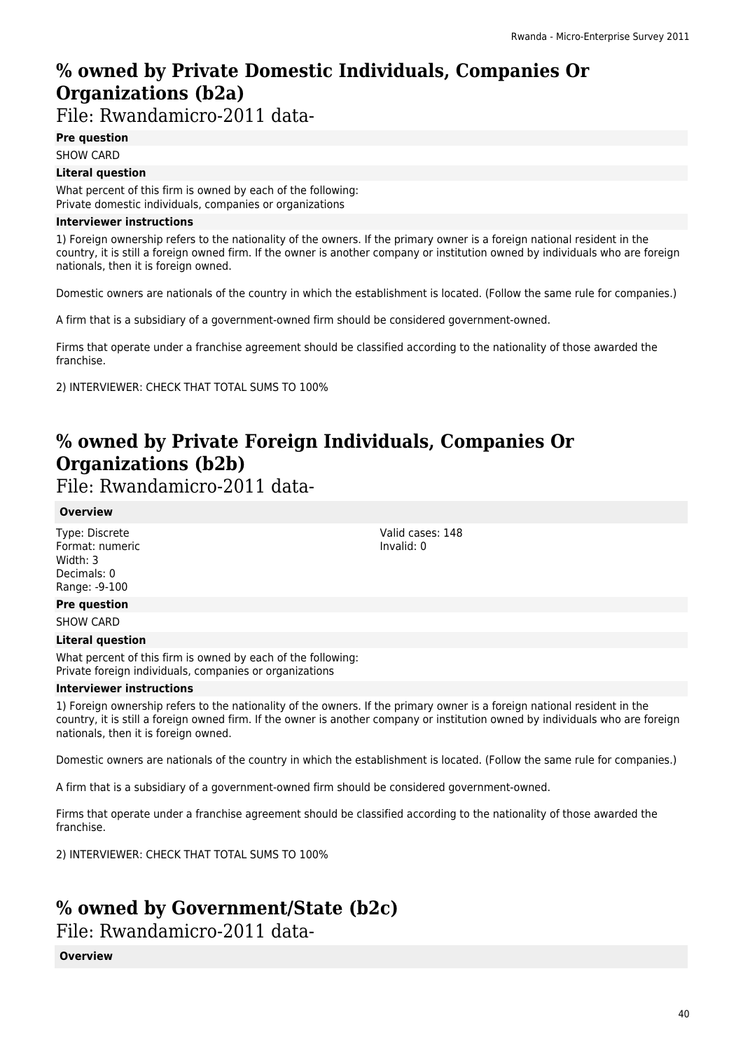# % owned by Private Domestic Individuals, Companies Or Organizations (b2a)

File: Rwandamicro-2011 data-

**Pre question**

SHOW CARD

**Literal question**

What percent of this firm is owned by each of the following:
Private domestic individuals, companies or organizations

**Interviewer instructions**

1) Foreign ownership refers to the nationality of the owners. If the primary owner is a foreign national resident in the country, it is still a foreign owned firm. If the owner is another company or institution owned by individuals who are foreign nationals, then it is foreign owned.

Domestic owners are nationals of the country in which the establishment is located. (Follow the same rule for companies.)

A firm that is a subsidiary of a government-owned firm should be considered government-owned.

Firms that operate under a franchise agreement should be classified according to the nationality of those awarded the franchise.

2) INTERVIEWER: CHECK THAT TOTAL SUMS TO 100%

# % owned by Private Foreign Individuals, Companies Or Organizations (b2b)

File: Rwandamicro-2011 data-

**Overview**

Type: Discrete
Format: numeric
Width: 3
Decimals: 0
Range: -9-100

Valid cases: 148
Invalid: 0

**Pre question**

SHOW CARD

**Literal question**

What percent of this firm is owned by each of the following:
Private foreign individuals, companies or organizations

**Interviewer instructions**

1) Foreign ownership refers to the nationality of the owners. If the primary owner is a foreign national resident in the country, it is still a foreign owned firm. If the owner is another company or institution owned by individuals who are foreign nationals, then it is foreign owned.

Domestic owners are nationals of the country in which the establishment is located. (Follow the same rule for companies.)

A firm that is a subsidiary of a government-owned firm should be considered government-owned.

Firms that operate under a franchise agreement should be classified according to the nationality of those awarded the franchise.

2) INTERVIEWER: CHECK THAT TOTAL SUMS TO 100%

# % owned by Government/State (b2c)

File: Rwandamicro-2011 data-

**Overview**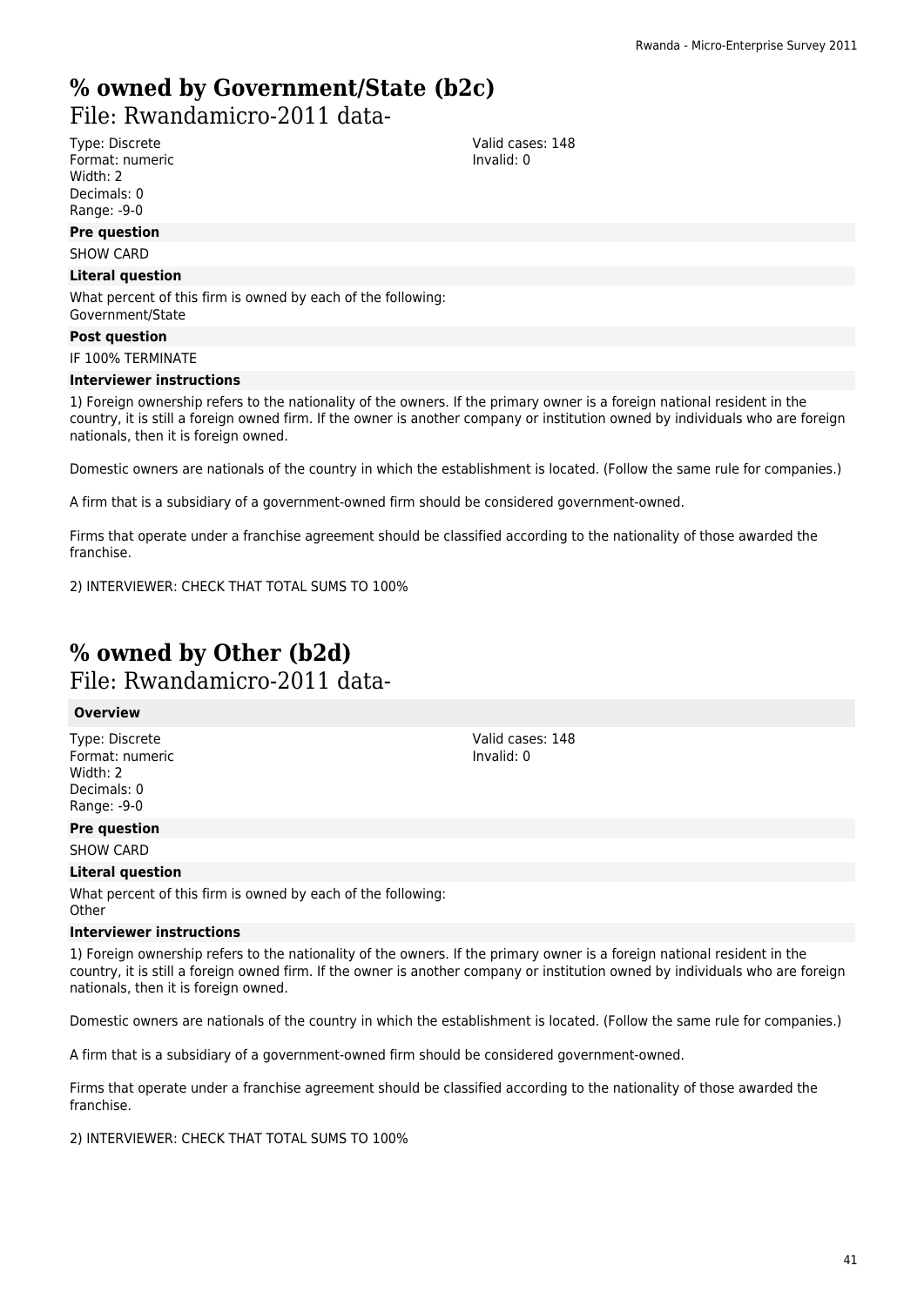# % owned by Government/State (b2c)

File: Rwandamicro-2011 data-

Type: Discrete
Format: numeric
Width: 2
Decimals: 0
Range: -9-0

Valid cases: 148
Invalid: 0

**Pre question**

SHOW CARD

**Literal question**

What percent of this firm is owned by each of the following:
Government/State

**Post question**

IF 100% TERMINATE

**Interviewer instructions**

1) Foreign ownership refers to the nationality of the owners. If the primary owner is a foreign national resident in the country, it is still a foreign owned firm. If the owner is another company or institution owned by individuals who are foreign nationals, then it is foreign owned.

Domestic owners are nationals of the country in which the establishment is located. (Follow the same rule for companies.)

A firm that is a subsidiary of a government-owned firm should be considered government-owned.

Firms that operate under a franchise agreement should be classified according to the nationality of those awarded the franchise.

2) INTERVIEWER: CHECK THAT TOTAL SUMS TO 100%

# % owned by Other (b2d)

File: Rwandamicro-2011 data-

**Overview**

Type: Discrete
Format: numeric
Width: 2
Decimals: 0
Range: -9-0

Valid cases: 148
Invalid: 0

**Pre question**

SHOW CARD

**Literal question**

What percent of this firm is owned by each of the following:
Other

**Interviewer instructions**

1) Foreign ownership refers to the nationality of the owners. If the primary owner is a foreign national resident in the country, it is still a foreign owned firm. If the owner is another company or institution owned by individuals who are foreign nationals, then it is foreign owned.

Domestic owners are nationals of the country in which the establishment is located. (Follow the same rule for companies.)

A firm that is a subsidiary of a government-owned firm should be considered government-owned.

Firms that operate under a franchise agreement should be classified according to the nationality of those awarded the franchise.

2) INTERVIEWER: CHECK THAT TOTAL SUMS TO 100%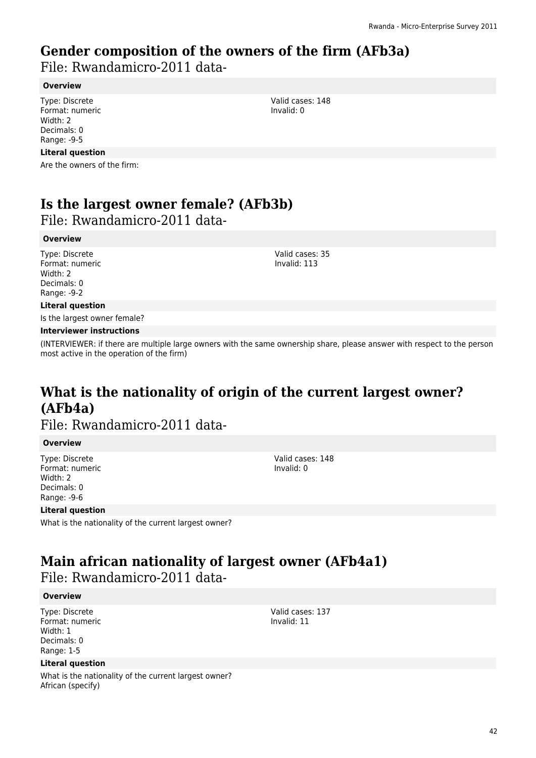# Gender composition of the owners of the firm (AFb3a)

File: Rwandamicro-2011 data-

**Overview**

Type: Discrete
Format: numeric
Width: 2
Decimals: 0
Range: -9-5

Valid cases: 148
Invalid: 0

**Literal question**

Are the owners of the firm:

# Is the largest owner female? (AFb3b)

File: Rwandamicro-2011 data-

**Overview**

Type: Discrete
Format: numeric
Width: 2
Decimals: 0
Range: -9-2

Valid cases: 35
Invalid: 113

**Literal question**

Is the largest owner female?

**Interviewer instructions**

(INTERVIEWER: if there are multiple large owners with the same ownership share, please answer with respect to the person most active in the operation of the firm)

# What is the nationality of origin of the current largest owner? (AFb4a)

File: Rwandamicro-2011 data-

**Overview**

Type: Discrete
Format: numeric
Width: 2
Decimals: 0
Range: -9-6

Valid cases: 148
Invalid: 0

**Literal question**

What is the nationality of the current largest owner?

# Main african nationality of largest owner (AFb4a1)

File: Rwandamicro-2011 data-

**Overview**

Type: Discrete
Format: numeric
Width: 1
Decimals: 0
Range: 1-5

Valid cases: 137
Invalid: 11

**Literal question**

What is the nationality of the current largest owner?
African (specify)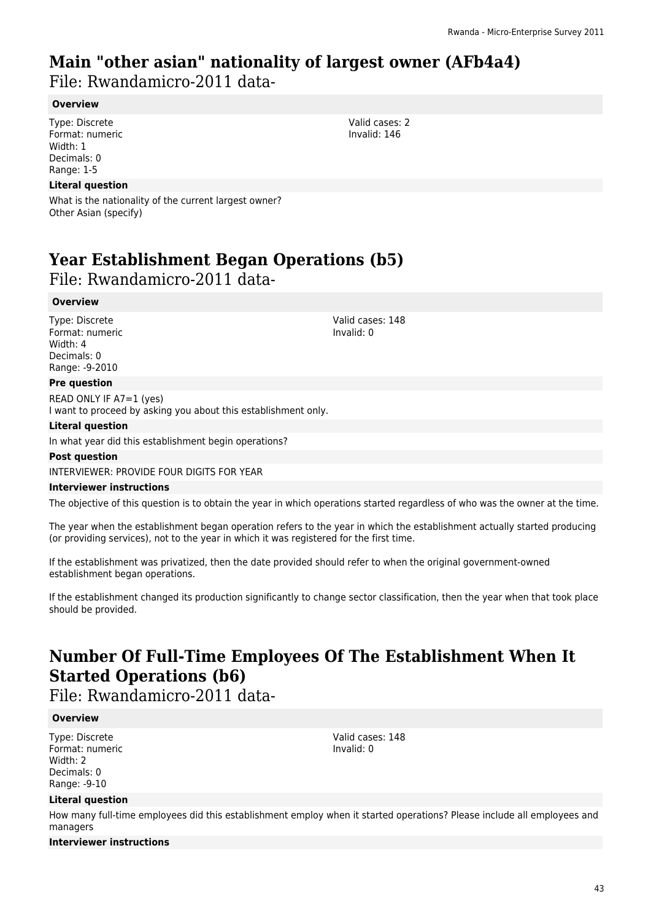# Main "other asian" nationality of largest owner (AFb4a4)

File: Rwandamicro-2011 data-

### Overview

Type: Discrete
Format: numeric
Width: 1
Decimals: 0
Range: 1-5

Valid cases: 2
Invalid: 146

### Literal question

What is the nationality of the current largest owner?
Other Asian (specify)

# Year Establishment Began Operations (b5)

File: Rwandamicro-2011 data-

### Overview

Type: Discrete
Format: numeric
Width: 4
Decimals: 0
Range: -9-2010

Valid cases: 148
Invalid: 0

### Pre question

READ ONLY IF A7=1 (yes)
I want to proceed by asking you about this establishment only.

### Literal question

In what year did this establishment begin operations?

### Post question

INTERVIEWER: PROVIDE FOUR DIGITS FOR YEAR

### Interviewer instructions

The objective of this question is to obtain the year in which operations started regardless of who was the owner at the time.

The year when the establishment began operation refers to the year in which the establishment actually started producing (or providing services), not to the year in which it was registered for the first time.

If the establishment was privatized, then the date provided should refer to when the original government-owned establishment began operations.

If the establishment changed its production significantly to change sector classification, then the year when that took place should be provided.

# Number Of Full-Time Employees Of The Establishment When It Started Operations (b6)

File: Rwandamicro-2011 data-

### Overview

Type: Discrete
Format: numeric
Width: 2
Decimals: 0
Range: -9-10

Valid cases: 148
Invalid: 0

### Literal question

How many full-time employees did this establishment employ when it started operations? Please include all employees and managers

### Interviewer instructions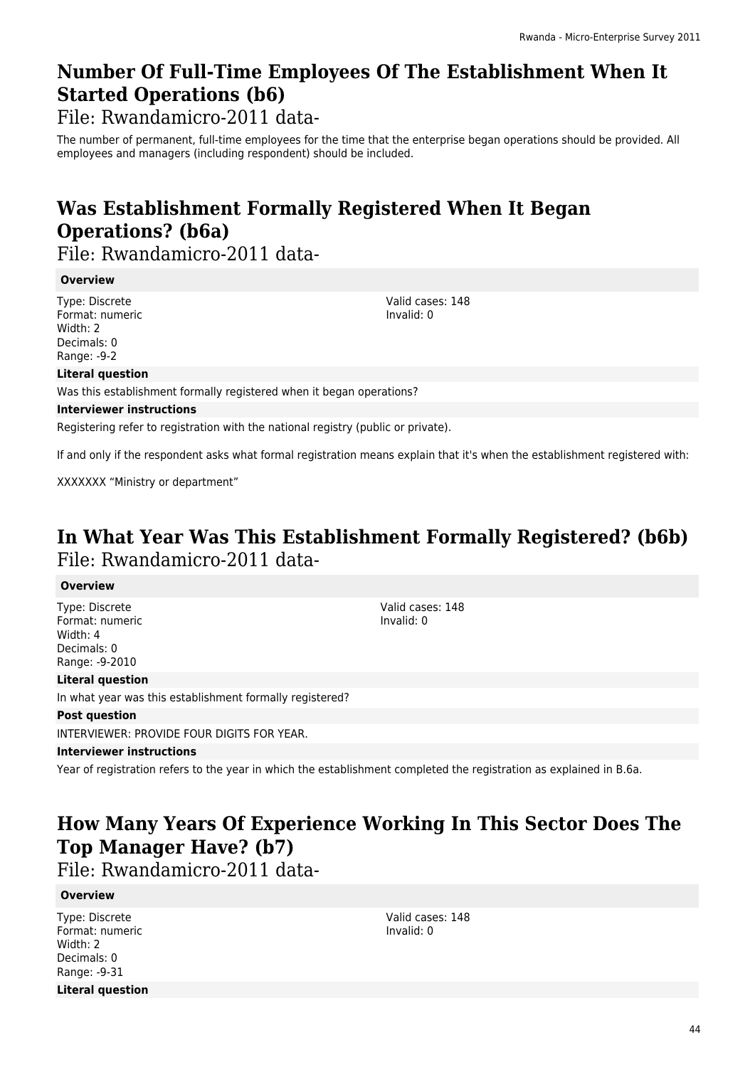# Number Of Full-Time Employees Of The Establishment When It Started Operations (b6)

File: Rwandamicro-2011 data-

The number of permanent, full-time employees for the time that the enterprise began operations should be provided. All employees and managers (including respondent) should be included.

# Was Establishment Formally Registered When It Began Operations? (b6a)

File: Rwandamicro-2011 data-

**Overview**

Type: Discrete
Format: numeric
Width: 2
Decimals: 0
Range: -9-2

Valid cases: 148
Invalid: 0

**Literal question**

Was this establishment formally registered when it began operations?

**Interviewer instructions**

Registering refer to registration with the national registry (public or private).

If and only if the respondent asks what formal registration means explain that it's when the establishment registered with:

XXXXXXX “Ministry or department”

# In What Year Was This Establishment Formally Registered? (b6b)

File: Rwandamicro-2011 data-

**Overview**

Type: Discrete
Format: numeric
Width: 4
Decimals: 0
Range: -9-2010

Valid cases: 148
Invalid: 0

**Literal question**

In what year was this establishment formally registered?

**Post question**

INTERVIEWER: PROVIDE FOUR DIGITS FOR YEAR.

**Interviewer instructions**

Year of registration refers to the year in which the establishment completed the registration as explained in B.6a.

# How Many Years Of Experience Working In This Sector Does The Top Manager Have? (b7)

File: Rwandamicro-2011 data-

**Overview**

Type: Discrete
Format: numeric
Width: 2
Decimals: 0
Range: -9-31

Valid cases: 148
Invalid: 0

**Literal question**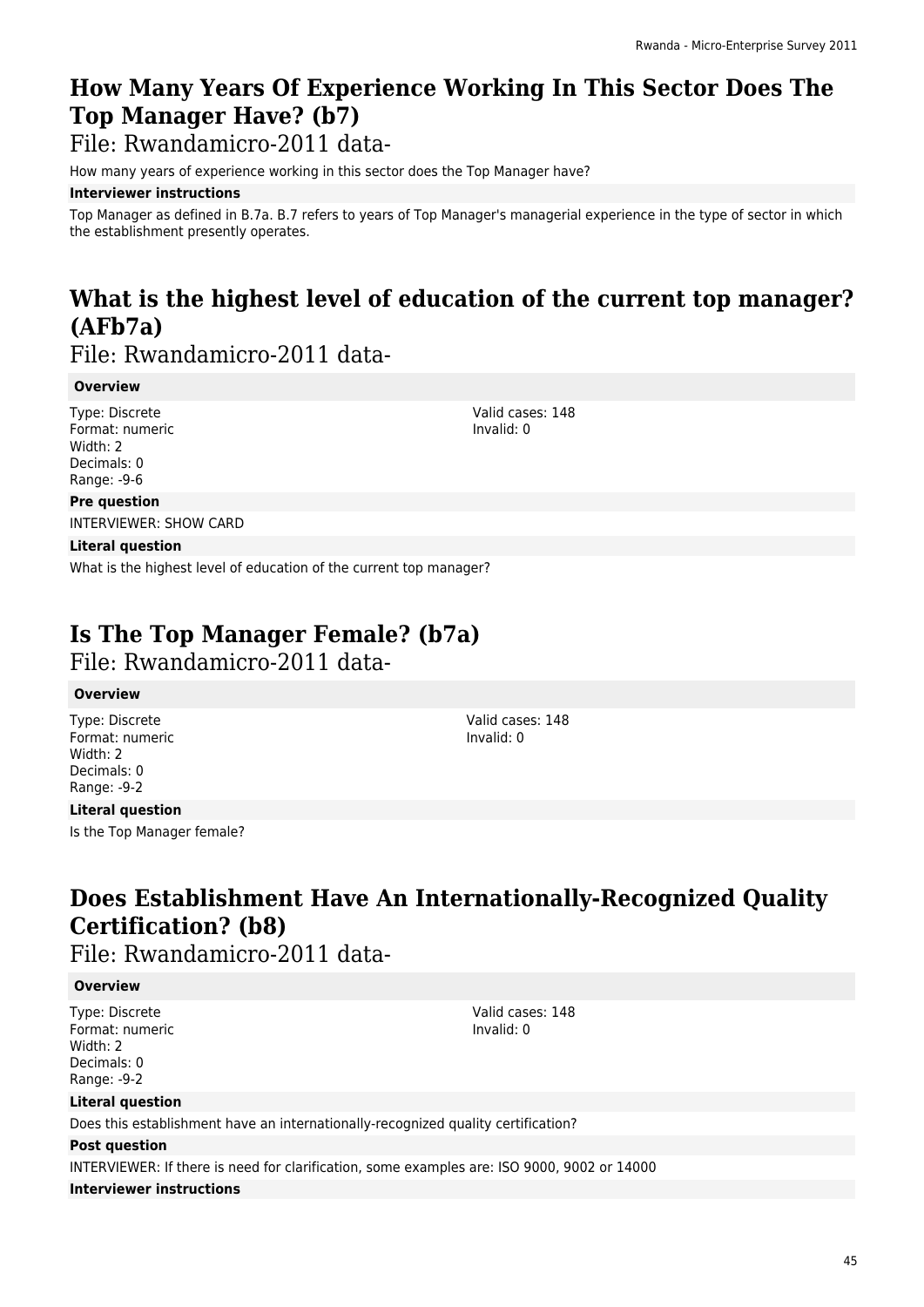## How Many Years Of Experience Working In This Sector Does The Top Manager Have? (b7)

File: Rwandamicro-2011 data-

How many years of experience working in this sector does the Top Manager have?

**Interviewer instructions**

Top Manager as defined in B.7a. B.7 refers to years of Top Manager's managerial experience in the type of sector in which the establishment presently operates.

## What is the highest level of education of the current top manager? (AFb7a)

File: Rwandamicro-2011 data-

**Overview**

Type: Discrete
Format: numeric
Width: 2
Decimals: 0
Range: -9-6

Valid cases: 148
Invalid: 0

**Pre question**

INTERVIEWER: SHOW CARD

**Literal question**

What is the highest level of education of the current top manager?

## Is The Top Manager Female? (b7a)

File: Rwandamicro-2011 data-

**Overview**

Type: Discrete
Format: numeric
Width: 2
Decimals: 0
Range: -9-2

Valid cases: 148
Invalid: 0

**Literal question**

Is the Top Manager female?

## Does Establishment Have An Internationally-Recognized Quality Certification? (b8)

File: Rwandamicro-2011 data-

**Overview**

Type: Discrete
Format: numeric
Width: 2
Decimals: 0
Range: -9-2

Valid cases: 148
Invalid: 0

**Literal question**

Does this establishment have an internationally-recognized quality certification?

**Post question**

INTERVIEWER: If there is need for clarification, some examples are: ISO 9000, 9002 or 14000

**Interviewer instructions**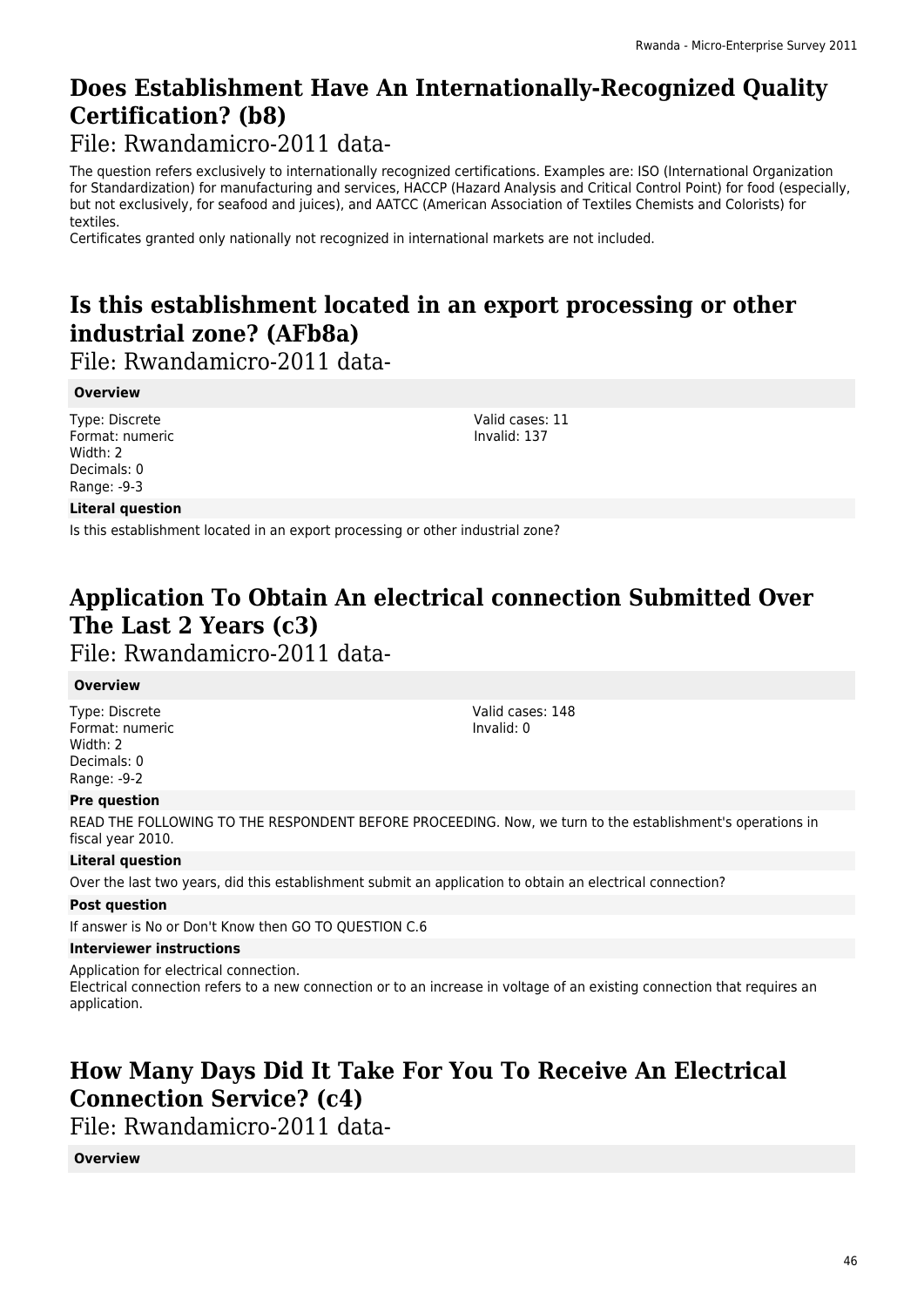## Does Establishment Have An Internationally-Recognized Quality Certification? (b8)

File: Rwandamicro-2011 data-

The question refers exclusively to internationally recognized certifications. Examples are: ISO (International Organization for Standardization) for manufacturing and services, HACCP (Hazard Analysis and Critical Control Point) for food (especially, but not exclusively, for seafood and juices), and AATCC (American Association of Textiles Chemists and Colorists) for textiles.
Certificates granted only nationally not recognized in international markets are not included.

## Is this establishment located in an export processing or other industrial zone? (AFb8a)

File: Rwandamicro-2011 data-

**Overview**

Type: Discrete
Format: numeric
Width: 2
Decimals: 0
Range: -9-3

Valid cases: 11
Invalid: 137

**Literal question**

Is this establishment located in an export processing or other industrial zone?

## Application To Obtain An electrical connection Submitted Over The Last 2 Years (c3)

File: Rwandamicro-2011 data-

**Overview**

Type: Discrete
Format: numeric
Width: 2
Decimals: 0
Range: -9-2

Valid cases: 148
Invalid: 0

**Pre question**

READ THE FOLLOWING TO THE RESPONDENT BEFORE PROCEEDING. Now, we turn to the establishment's operations in fiscal year 2010.

**Literal question**

Over the last two years, did this establishment submit an application to obtain an electrical connection?

**Post question**

If answer is No or Don't Know then GO TO QUESTION C.6

**Interviewer instructions**

Application for electrical connection.
Electrical connection refers to a new connection or to an increase in voltage of an existing connection that requires an application.

## How Many Days Did It Take For You To Receive An Electrical Connection Service? (c4)

File: Rwandamicro-2011 data-

**Overview**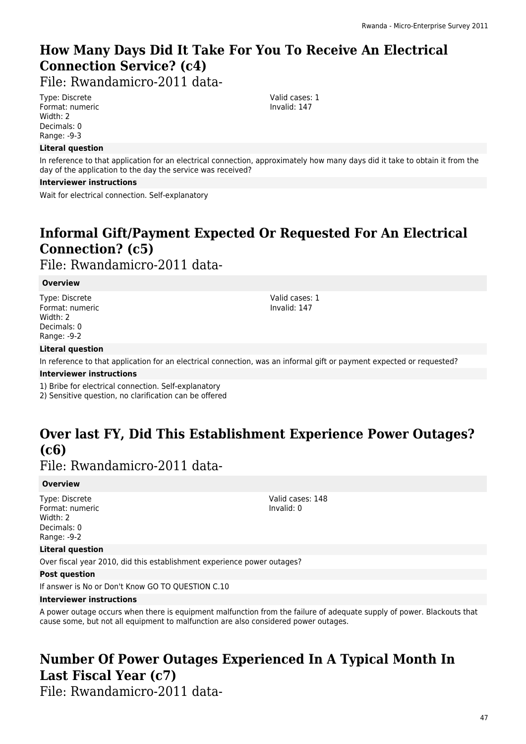# How Many Days Did It Take For You To Receive An Electrical Connection Service? (c4)

File: Rwandamicro-2011 data-

Type: Discrete
Format: numeric
Width: 2
Decimals: 0
Range: -9-3

Valid cases: 1
Invalid: 147

**Literal question**

In reference to that application for an electrical connection, approximately how many days did it take to obtain it from the day of the application to the day the service was received?

**Interviewer instructions**

Wait for electrical connection. Self-explanatory

# Informal Gift/Payment Expected Or Requested For An Electrical Connection? (c5)

File: Rwandamicro-2011 data-

**Overview**

Type: Discrete
Format: numeric
Width: 2
Decimals: 0
Range: -9-2

Valid cases: 1
Invalid: 147

**Literal question**

In reference to that application for an electrical connection, was an informal gift or payment expected or requested?

**Interviewer instructions**

1) Bribe for electrical connection. Self-explanatory
2) Sensitive question, no clarification can be offered

# Over last FY, Did This Establishment Experience Power Outages? (c6)

File: Rwandamicro-2011 data-

**Overview**

Type: Discrete
Format: numeric
Width: 2
Decimals: 0
Range: -9-2

Valid cases: 148
Invalid: 0

**Literal question**

Over fiscal year 2010, did this establishment experience power outages?

**Post question**

If answer is No or Don't Know GO TO QUESTION C.10

**Interviewer instructions**

A power outage occurs when there is equipment malfunction from the failure of adequate supply of power. Blackouts that cause some, but not all equipment to malfunction are also considered power outages.

# Number Of Power Outages Experienced In A Typical Month In Last Fiscal Year (c7)

File: Rwandamicro-2011 data-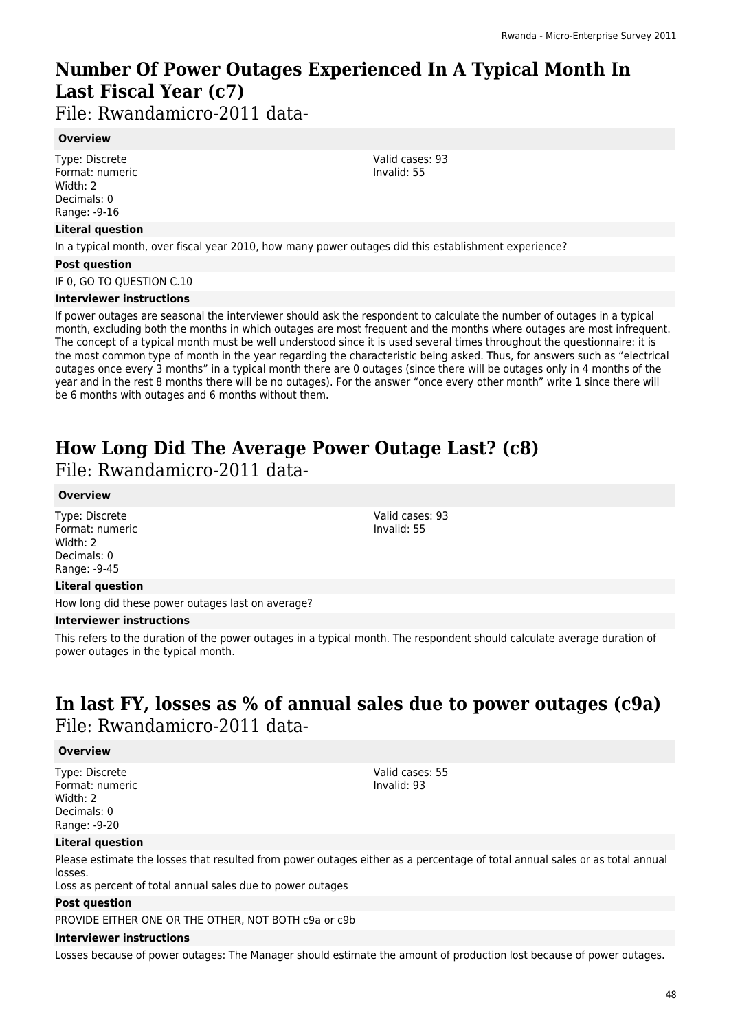# Number Of Power Outages Experienced In A Typical Month In Last Fiscal Year (c7)

File: Rwandamicro-2011 data-

### Overview

Type: Discrete
Format: numeric
Width: 2
Decimals: 0
Range: -9-16

Valid cases: 93
Invalid: 55

### Literal question

In a typical month, over fiscal year 2010, how many power outages did this establishment experience?

### Post question

IF 0, GO TO QUESTION C.10

### Interviewer instructions

If power outages are seasonal the interviewer should ask the respondent to calculate the number of outages in a typical month, excluding both the months in which outages are most frequent and the months where outages are most infrequent. The concept of a typical month must be well understood since it is used several times throughout the questionnaire: it is the most common type of month in the year regarding the characteristic being asked. Thus, for answers such as "electrical outages once every 3 months" in a typical month there are 0 outages (since there will be outages only in 4 months of the year and in the rest 8 months there will be no outages). For the answer "once every other month" write 1 since there will be 6 months with outages and 6 months without them.

# How Long Did The Average Power Outage Last? (c8)

File: Rwandamicro-2011 data-

### Overview

Type: Discrete
Format: numeric
Width: 2
Decimals: 0
Range: -9-45

Valid cases: 93
Invalid: 55

### Literal question

How long did these power outages last on average?

### Interviewer instructions

This refers to the duration of the power outages in a typical month. The respondent should calculate average duration of power outages in the typical month.

# In last FY, losses as % of annual sales due to power outages (c9a)

File: Rwandamicro-2011 data-

### Overview

Type: Discrete
Format: numeric
Width: 2
Decimals: 0
Range: -9-20

Valid cases: 55
Invalid: 93

### Literal question

Please estimate the losses that resulted from power outages either as a percentage of total annual sales or as total annual losses.
Loss as percent of total annual sales due to power outages

### Post question

PROVIDE EITHER ONE OR THE OTHER, NOT BOTH c9a or c9b

### Interviewer instructions

Losses because of power outages: The Manager should estimate the amount of production lost because of power outages.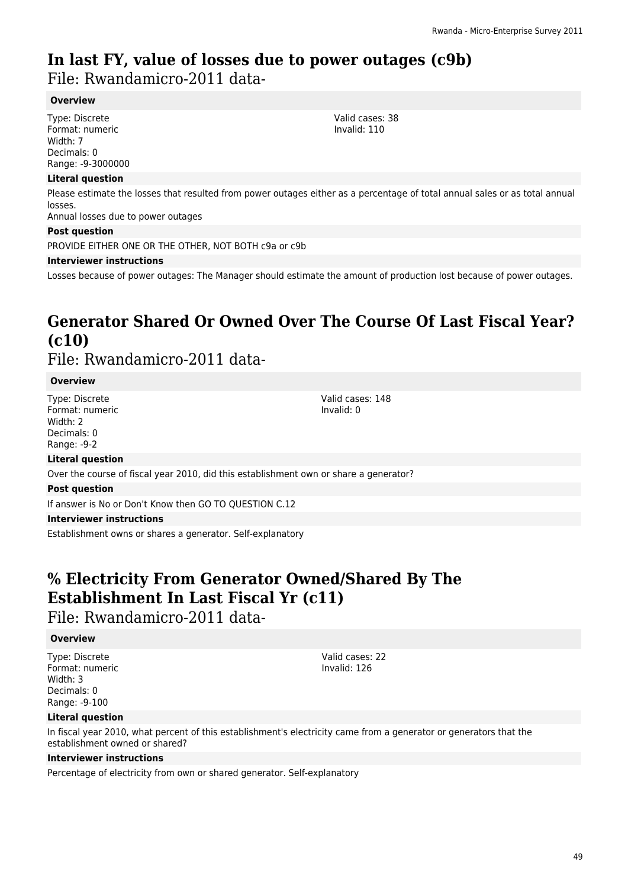# In last FY, value of losses due to power outages (c9b)

File: Rwandamicro-2011 data-

**Overview**

Type: Discrete
Format: numeric
Width: 7
Decimals: 0
Range: -9-3000000

Valid cases: 38
Invalid: 110

**Literal question**

Please estimate the losses that resulted from power outages either as a percentage of total annual sales or as total annual losses.
Annual losses due to power outages

**Post question**

PROVIDE EITHER ONE OR THE OTHER, NOT BOTH c9a or c9b

**Interviewer instructions**

Losses because of power outages: The Manager should estimate the amount of production lost because of power outages.

# Generator Shared Or Owned Over The Course Of Last Fiscal Year? (c10)

File: Rwandamicro-2011 data-

**Overview**

Type: Discrete
Format: numeric
Width: 2
Decimals: 0
Range: -9-2

Valid cases: 148
Invalid: 0

**Literal question**

Over the course of fiscal year 2010, did this establishment own or share a generator?

**Post question**

If answer is No or Don't Know then GO TO QUESTION C.12

**Interviewer instructions**

Establishment owns or shares a generator. Self-explanatory

# % Electricity From Generator Owned/Shared By The Establishment In Last Fiscal Yr (c11)

File: Rwandamicro-2011 data-

**Overview**

Type: Discrete
Format: numeric
Width: 3
Decimals: 0
Range: -9-100

Valid cases: 22
Invalid: 126

**Literal question**

In fiscal year 2010, what percent of this establishment's electricity came from a generator or generators that the establishment owned or shared?

**Interviewer instructions**

Percentage of electricity from own or shared generator. Self-explanatory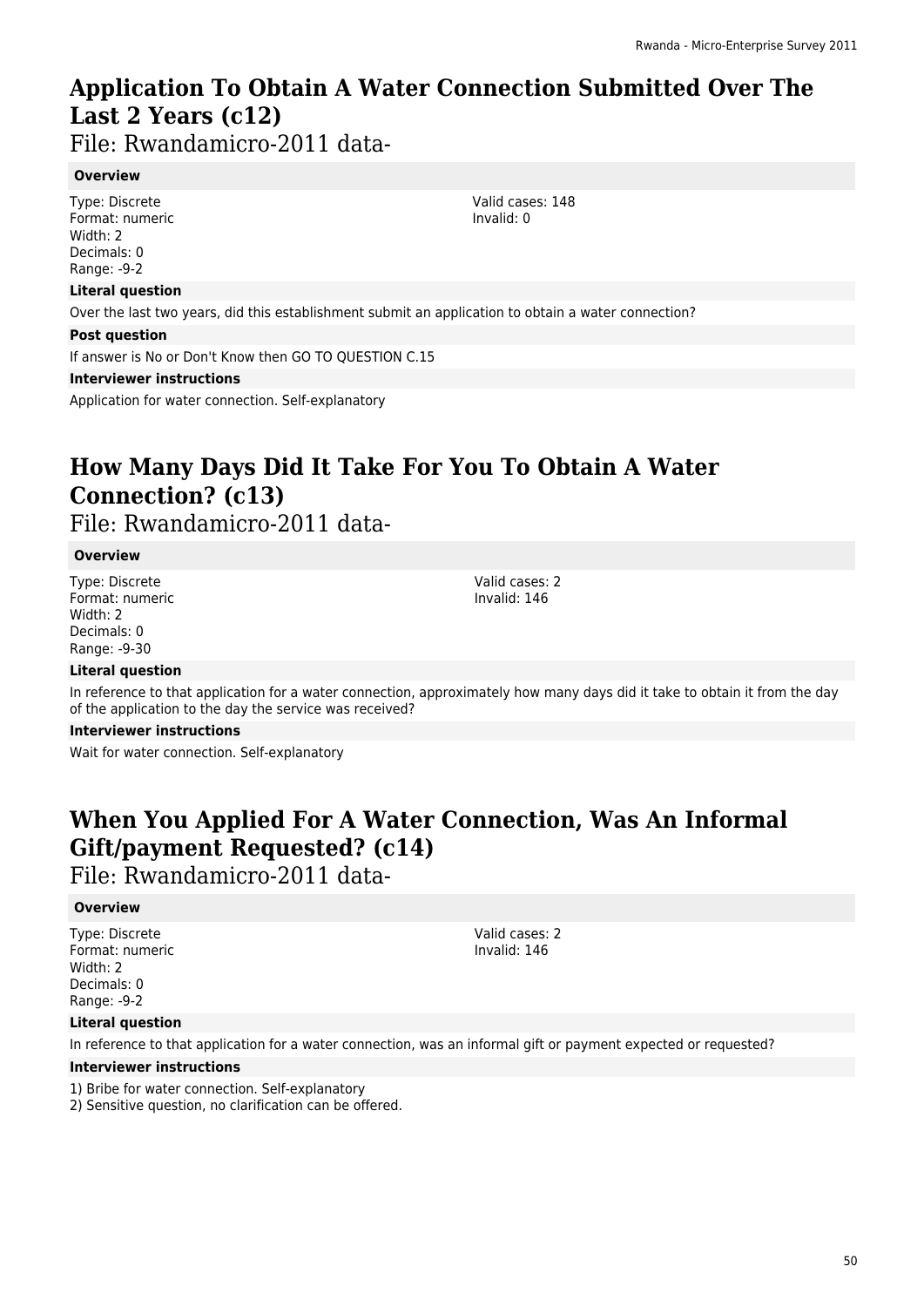# Application To Obtain A Water Connection Submitted Over The Last 2 Years (c12)

File: Rwandamicro-2011 data-

**Overview**

Type: Discrete
Format: numeric
Width: 2
Decimals: 0
Range: -9-2

Valid cases: 148
Invalid: 0

**Literal question**

Over the last two years, did this establishment submit an application to obtain a water connection?

**Post question**

If answer is No or Don't Know then GO TO QUESTION C.15

**Interviewer instructions**

Application for water connection. Self-explanatory

# How Many Days Did It Take For You To Obtain A Water Connection? (c13)

File: Rwandamicro-2011 data-

**Overview**

Type: Discrete
Format: numeric
Width: 2
Decimals: 0
Range: -9-30

Valid cases: 2
Invalid: 146

**Literal question**

In reference to that application for a water connection, approximately how many days did it take to obtain it from the day of the application to the day the service was received?

**Interviewer instructions**

Wait for water connection. Self-explanatory

# When You Applied For A Water Connection, Was An Informal Gift/payment Requested? (c14)

File: Rwandamicro-2011 data-

**Overview**

Type: Discrete
Format: numeric
Width: 2
Decimals: 0
Range: -9-2

Valid cases: 2
Invalid: 146

**Literal question**

In reference to that application for a water connection, was an informal gift or payment expected or requested?

**Interviewer instructions**

1) Bribe for water connection. Self-explanatory
2) Sensitive question, no clarification can be offered.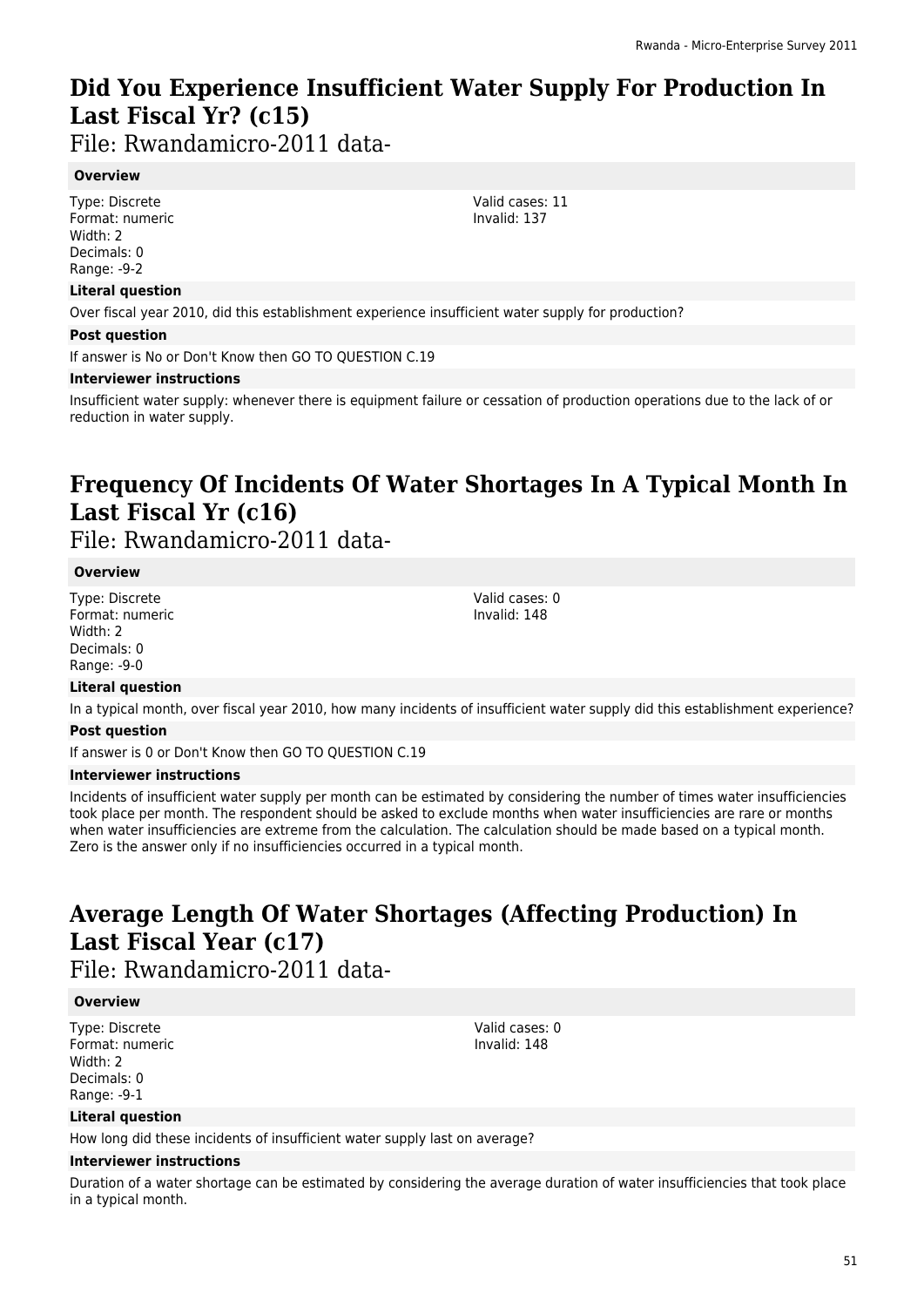# Did You Experience Insufficient Water Supply For Production In Last Fiscal Yr? (c15)

File: Rwandamicro-2011 data-

### Overview

Type: Discrete
Format: numeric
Width: 2
Decimals: 0
Range: -9-2

Valid cases: 11
Invalid: 137

### Literal question

Over fiscal year 2010, did this establishment experience insufficient water supply for production?

### Post question

If answer is No or Don't Know then GO TO QUESTION C.19

### Interviewer instructions

Insufficient water supply: whenever there is equipment failure or cessation of production operations due to the lack of or reduction in water supply.

# Frequency Of Incidents Of Water Shortages In A Typical Month In Last Fiscal Yr (c16)

File: Rwandamicro-2011 data-

### Overview

Type: Discrete
Format: numeric
Width: 2
Decimals: 0
Range: -9-0

Valid cases: 0
Invalid: 148

### Literal question

In a typical month, over fiscal year 2010, how many incidents of insufficient water supply did this establishment experience?

### Post question

If answer is 0 or Don't Know then GO TO QUESTION C.19

### Interviewer instructions

Incidents of insufficient water supply per month can be estimated by considering the number of times water insufficiencies took place per month. The respondent should be asked to exclude months when water insufficiencies are rare or months when water insufficiencies are extreme from the calculation. The calculation should be made based on a typical month. Zero is the answer only if no insufficiencies occurred in a typical month.

# Average Length Of Water Shortages (Affecting Production) In Last Fiscal Year (c17)

File: Rwandamicro-2011 data-

### Overview

Type: Discrete
Format: numeric
Width: 2
Decimals: 0
Range: -9-1

Valid cases: 0
Invalid: 148

### Literal question

How long did these incidents of insufficient water supply last on average?

### Interviewer instructions

Duration of a water shortage can be estimated by considering the average duration of water insufficiencies that took place in a typical month.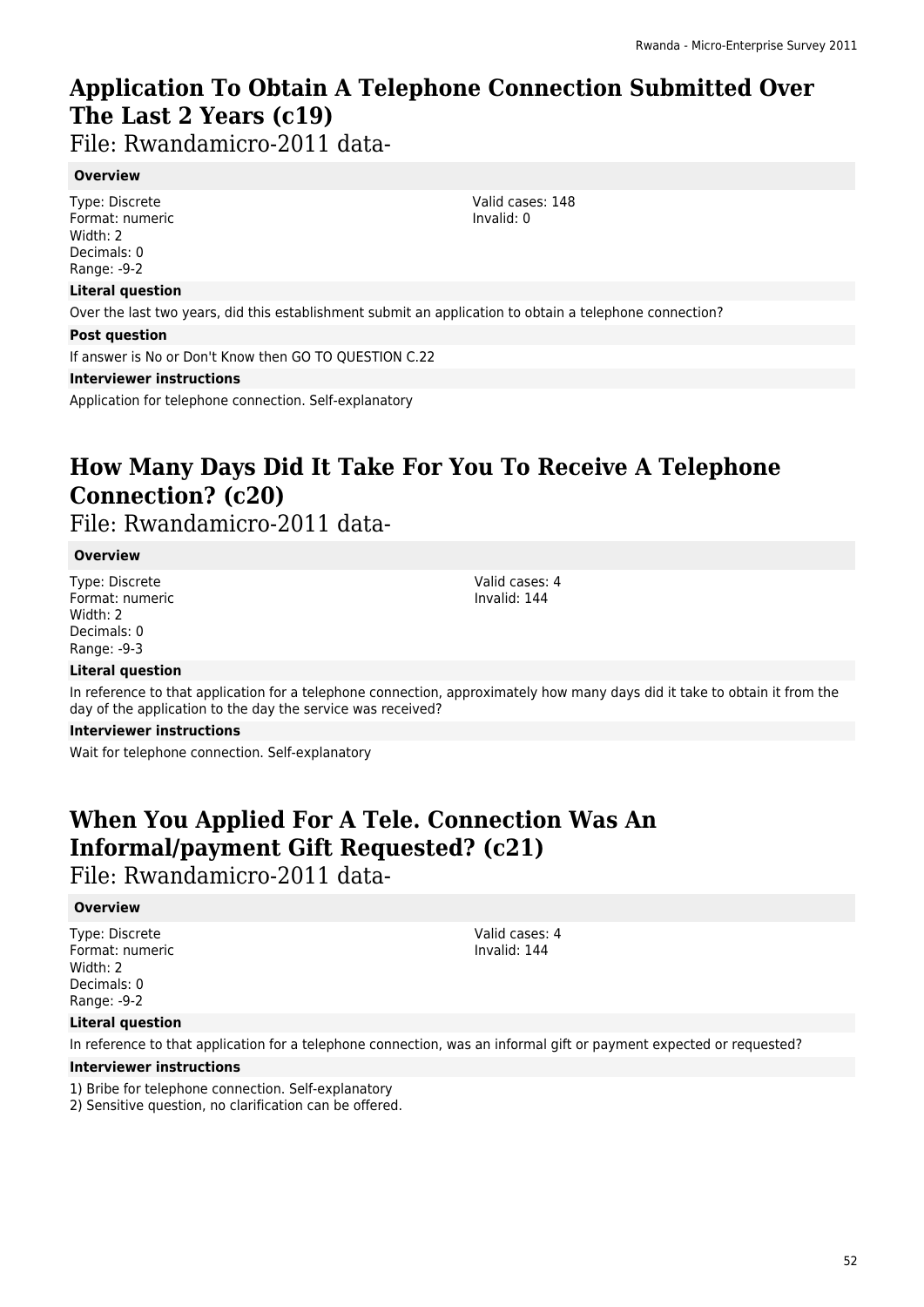# Application To Obtain A Telephone Connection Submitted Over The Last 2 Years (c19)

File: Rwandamicro-2011 data-

**Overview**

Type: Discrete
Format: numeric
Width: 2
Decimals: 0
Range: -9-2

Valid cases: 148
Invalid: 0

**Literal question**

Over the last two years, did this establishment submit an application to obtain a telephone connection?

**Post question**

If answer is No or Don't Know then GO TO QUESTION C.22

**Interviewer instructions**

Application for telephone connection. Self-explanatory

# How Many Days Did It Take For You To Receive A Telephone Connection? (c20)

File: Rwandamicro-2011 data-

**Overview**

Type: Discrete
Format: numeric
Width: 2
Decimals: 0
Range: -9-3

Valid cases: 4
Invalid: 144

**Literal question**

In reference to that application for a telephone connection, approximately how many days did it take to obtain it from the day of the application to the day the service was received?

**Interviewer instructions**

Wait for telephone connection. Self-explanatory

# When You Applied For A Tele. Connection Was An Informal/payment Gift Requested? (c21)

File: Rwandamicro-2011 data-

**Overview**

Type: Discrete
Format: numeric
Width: 2
Decimals: 0
Range: -9-2

Valid cases: 4
Invalid: 144

**Literal question**

In reference to that application for a telephone connection, was an informal gift or payment expected or requested?

**Interviewer instructions**

1) Bribe for telephone connection. Self-explanatory
2) Sensitive question, no clarification can be offered.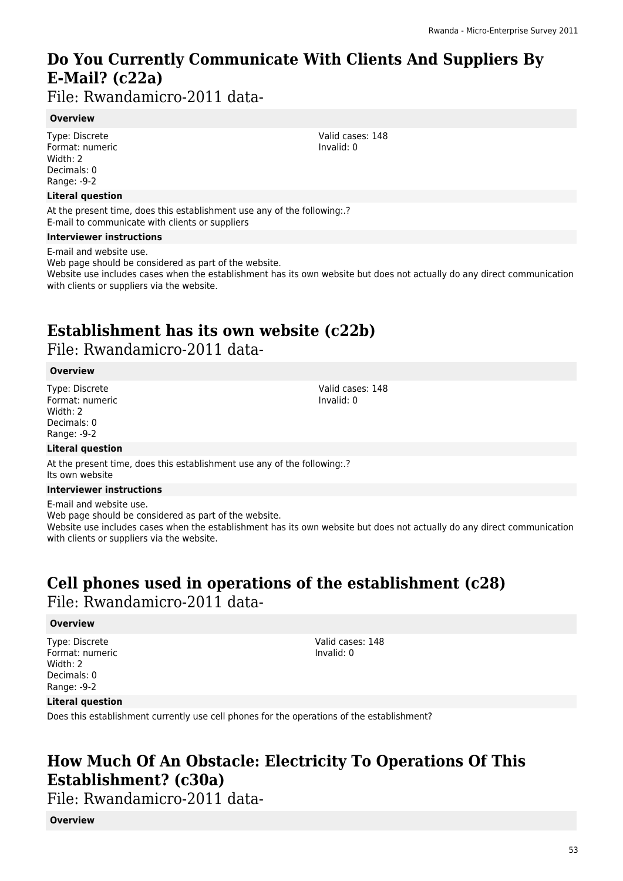# Do You Currently Communicate With Clients And Suppliers By E-Mail? (c22a)

File: Rwandamicro-2011 data-

**Overview**

Type: Discrete
Format: numeric
Width: 2
Decimals: 0
Range: -9-2

Valid cases: 148
Invalid: 0

**Literal question**

At the present time, does this establishment use any of the following:.?
E-mail to communicate with clients or suppliers

**Interviewer instructions**

E-mail and website use.
Web page should be considered as part of the website.
Website use includes cases when the establishment has its own website but does not actually do any direct communication with clients or suppliers via the website.

# Establishment has its own website (c22b)

File: Rwandamicro-2011 data-

**Overview**

Type: Discrete
Format: numeric
Width: 2
Decimals: 0
Range: -9-2

Valid cases: 148
Invalid: 0

**Literal question**

At the present time, does this establishment use any of the following:.?
Its own website

**Interviewer instructions**

E-mail and website use.
Web page should be considered as part of the website.
Website use includes cases when the establishment has its own website but does not actually do any direct communication with clients or suppliers via the website.

# Cell phones used in operations of the establishment (c28)

File: Rwandamicro-2011 data-

**Overview**

Type: Discrete
Format: numeric
Width: 2
Decimals: 0
Range: -9-2

Valid cases: 148
Invalid: 0

**Literal question**

Does this establishment currently use cell phones for the operations of the establishment?

# How Much Of An Obstacle: Electricity To Operations Of This Establishment? (c30a)

File: Rwandamicro-2011 data-

**Overview**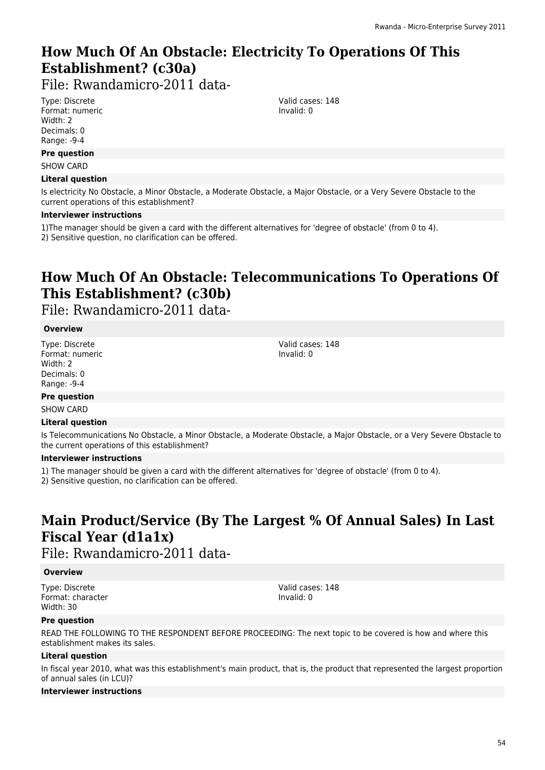# How Much Of An Obstacle: Electricity To Operations Of This Establishment? (c30a)

File: Rwandamicro-2011 data-

Type: Discrete
Format: numeric
Width: 2
Decimals: 0
Range: -9-4

Valid cases: 148
Invalid: 0

**Pre question**

SHOW CARD

**Literal question**

Is electricity No Obstacle, a Minor Obstacle, a Moderate Obstacle, a Major Obstacle, or a Very Severe Obstacle to the current operations of this establishment?

**Interviewer instructions**

1)The manager should be given a card with the different alternatives for 'degree of obstacle' (from 0 to 4).
2) Sensitive question, no clarification can be offered.

# How Much Of An Obstacle: Telecommunications To Operations Of This Establishment? (c30b)

File: Rwandamicro-2011 data-

**Overview**

Type: Discrete
Format: numeric
Width: 2
Decimals: 0
Range: -9-4

Valid cases: 148
Invalid: 0

**Pre question**

SHOW CARD

**Literal question**

Is Telecommunications No Obstacle, a Minor Obstacle, a Moderate Obstacle, a Major Obstacle, or a Very Severe Obstacle to the current operations of this establishment?

**Interviewer instructions**

1) The manager should be given a card with the different alternatives for 'degree of obstacle' (from 0 to 4).
2) Sensitive question, no clarification can be offered.

# Main Product/Service (By The Largest % Of Annual Sales) In Last Fiscal Year (d1a1x)

File: Rwandamicro-2011 data-

**Overview**

Type: Discrete
Format: character
Width: 30

Valid cases: 148
Invalid: 0

**Pre question**

READ THE FOLLOWING TO THE RESPONDENT BEFORE PROCEEDING: The next topic to be covered is how and where this establishment makes its sales.

**Literal question**

In fiscal year 2010, what was this establishment's main product, that is, the product that represented the largest proportion of annual sales (in LCU)?

**Interviewer instructions**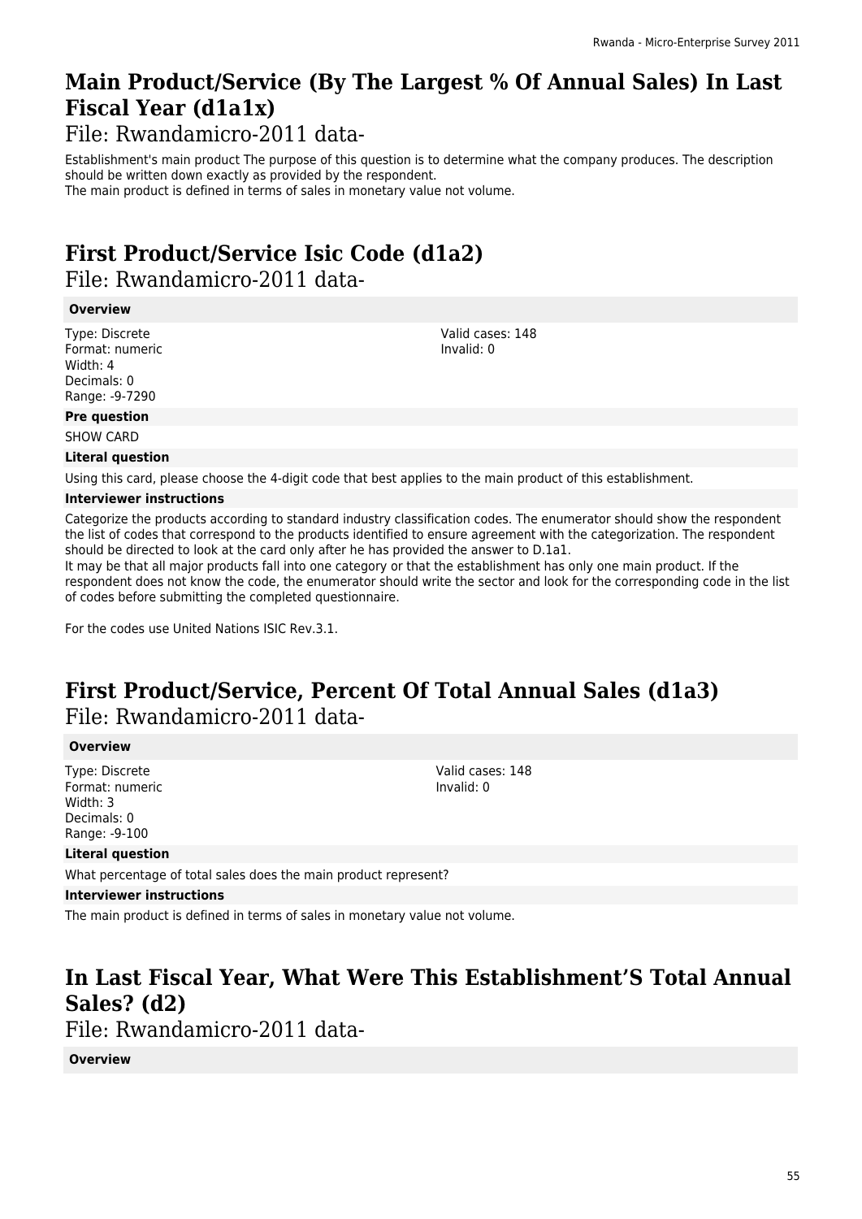# Main Product/Service (By The Largest % Of Annual Sales) In Last Fiscal Year (d1a1x)

File: Rwandamicro-2011 data-

Establishment's main product The purpose of this question is to determine what the company produces. The description should be written down exactly as provided by the respondent.
The main product is defined in terms of sales in monetary value not volume.

# First Product/Service Isic Code (d1a2)

File: Rwandamicro-2011 data-

**Overview**

Type: Discrete
Format: numeric
Width: 4
Decimals: 0
Range: -9-7290

Valid cases: 148
Invalid: 0

**Pre question**

SHOW CARD

**Literal question**

Using this card, please choose the 4-digit code that best applies to the main product of this establishment.

**Interviewer instructions**

Categorize the products according to standard industry classification codes. The enumerator should show the respondent the list of codes that correspond to the products identified to ensure agreement with the categorization. The respondent should be directed to look at the card only after he has provided the answer to D.1a1.
It may be that all major products fall into one category or that the establishment has only one main product. If the respondent does not know the code, the enumerator should write the sector and look for the corresponding code in the list of codes before submitting the completed questionnaire.

For the codes use United Nations ISIC Rev.3.1.

# First Product/Service, Percent Of Total Annual Sales (d1a3)

File: Rwandamicro-2011 data-

**Overview**

Type: Discrete
Format: numeric
Width: 3
Decimals: 0
Range: -9-100

Valid cases: 148
Invalid: 0

**Literal question**

What percentage of total sales does the main product represent?

**Interviewer instructions**

The main product is defined in terms of sales in monetary value not volume.

# In Last Fiscal Year, What Were This Establishment'S Total Annual Sales? (d2)

File: Rwandamicro-2011 data-

**Overview**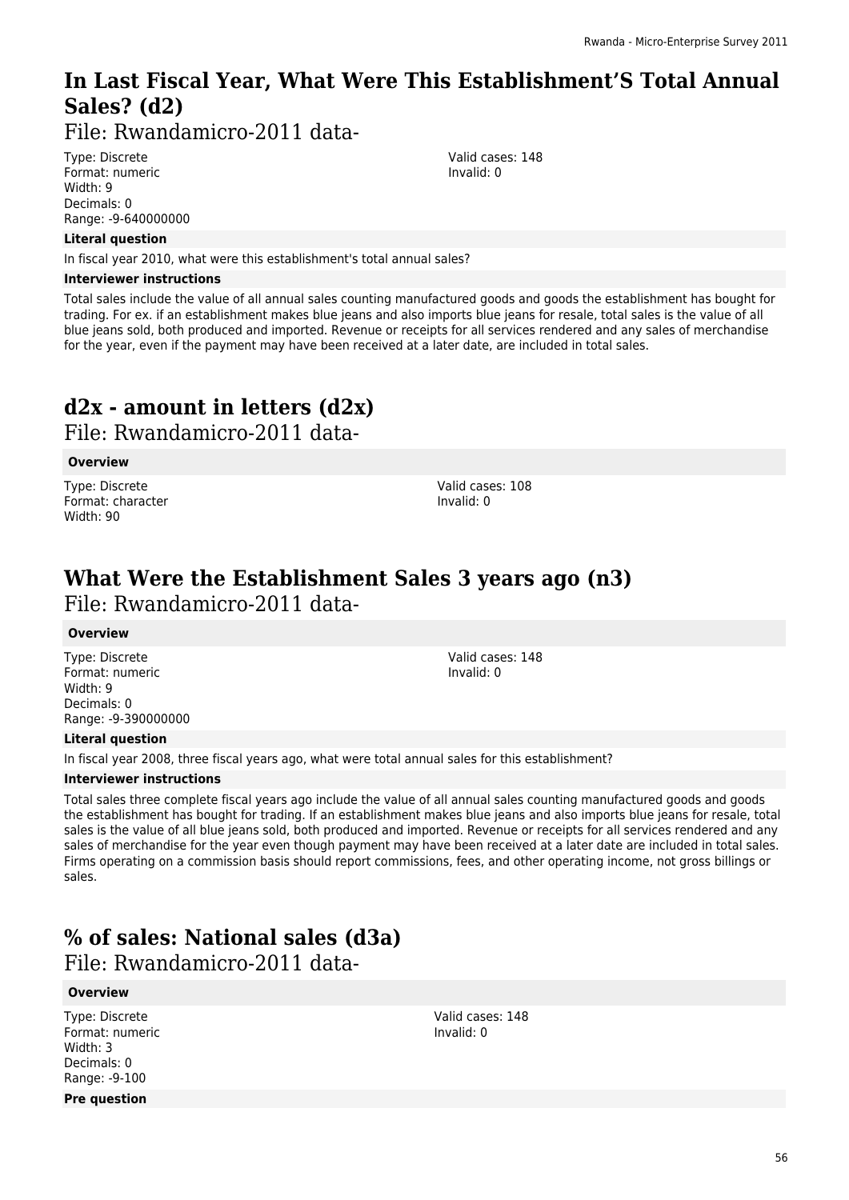# In Last Fiscal Year, What Were This Establishment'S Total Annual Sales? (d2)

File: Rwandamicro-2011 data-

Type: Discrete
Format: numeric
Width: 9
Decimals: 0
Range: -9-640000000

Valid cases: 148
Invalid: 0

**Literal question**

In fiscal year 2010, what were this establishment's total annual sales?

**Interviewer instructions**

Total sales include the value of all annual sales counting manufactured goods and goods the establishment has bought for trading. For ex. if an establishment makes blue jeans and also imports blue jeans for resale, total sales is the value of all blue jeans sold, both produced and imported. Revenue or receipts for all services rendered and any sales of merchandise for the year, even if the payment may have been received at a later date, are included in total sales.

# d2x - amount in letters (d2x)

File: Rwandamicro-2011 data-

**Overview**

Type: Discrete
Format: character
Width: 90

Valid cases: 108
Invalid: 0

# What Were the Establishment Sales 3 years ago (n3)

File: Rwandamicro-2011 data-

**Overview**

Type: Discrete
Format: numeric
Width: 9
Decimals: 0
Range: -9-390000000

Valid cases: 148
Invalid: 0

**Literal question**

In fiscal year 2008, three fiscal years ago, what were total annual sales for this establishment?

**Interviewer instructions**

Total sales three complete fiscal years ago include the value of all annual sales counting manufactured goods and goods the establishment has bought for trading. If an establishment makes blue jeans and also imports blue jeans for resale, total sales is the value of all blue jeans sold, both produced and imported. Revenue or receipts for all services rendered and any sales of merchandise for the year even though payment may have been received at a later date are included in total sales. Firms operating on a commission basis should report commissions, fees, and other operating income, not gross billings or sales.

# % of sales: National sales (d3a)

File: Rwandamicro-2011 data-

**Overview**

Type: Discrete
Format: numeric
Width: 3
Decimals: 0
Range: -9-100

Valid cases: 148
Invalid: 0

**Pre question**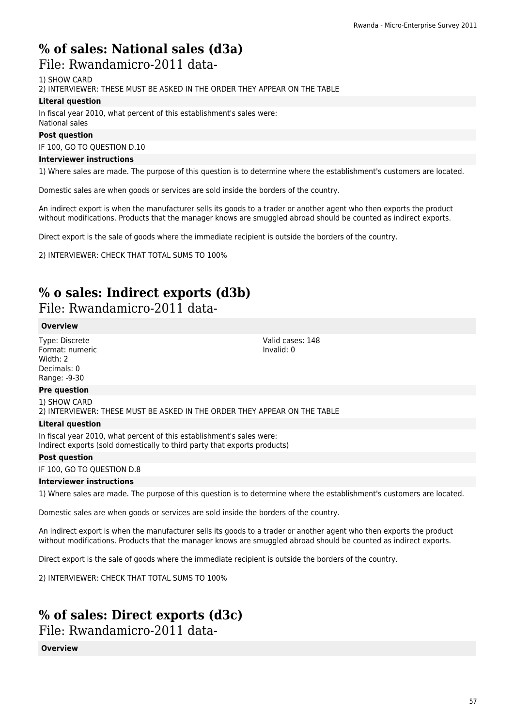# % of sales: National sales (d3a)

File: Rwandamicro-2011 data-

1) SHOW CARD
2) INTERVIEWER: THESE MUST BE ASKED IN THE ORDER THEY APPEAR ON THE TABLE

**Literal question**

In fiscal year 2010, what percent of this establishment's sales were:
National sales

**Post question**

IF 100, GO TO QUESTION D.10

**Interviewer instructions**

1) Where sales are made. The purpose of this question is to determine where the establishment's customers are located.

Domestic sales are when goods or services are sold inside the borders of the country.

An indirect export is when the manufacturer sells its goods to a trader or another agent who then exports the product without modifications. Products that the manager knows are smuggled abroad should be counted as indirect exports.

Direct export is the sale of goods where the immediate recipient is outside the borders of the country.

2) INTERVIEWER: CHECK THAT TOTAL SUMS TO 100%

# % o sales: Indirect exports (d3b)

File: Rwandamicro-2011 data-

**Overview**

Type: Discrete
Format: numeric
Width: 2
Decimals: 0
Range: -9-30

Valid cases: 148
Invalid: 0

**Pre question**

1) SHOW CARD
2) INTERVIEWER: THESE MUST BE ASKED IN THE ORDER THEY APPEAR ON THE TABLE

**Literal question**

In fiscal year 2010, what percent of this establishment's sales were:
Indirect exports (sold domestically to third party that exports products)

**Post question**

IF 100, GO TO QUESTION D.8

**Interviewer instructions**

1) Where sales are made. The purpose of this question is to determine where the establishment's customers are located.

Domestic sales are when goods or services are sold inside the borders of the country.

An indirect export is when the manufacturer sells its goods to a trader or another agent who then exports the product without modifications. Products that the manager knows are smuggled abroad should be counted as indirect exports.

Direct export is the sale of goods where the immediate recipient is outside the borders of the country.

2) INTERVIEWER: CHECK THAT TOTAL SUMS TO 100%

# % of sales: Direct exports (d3c)

File: Rwandamicro-2011 data-

**Overview**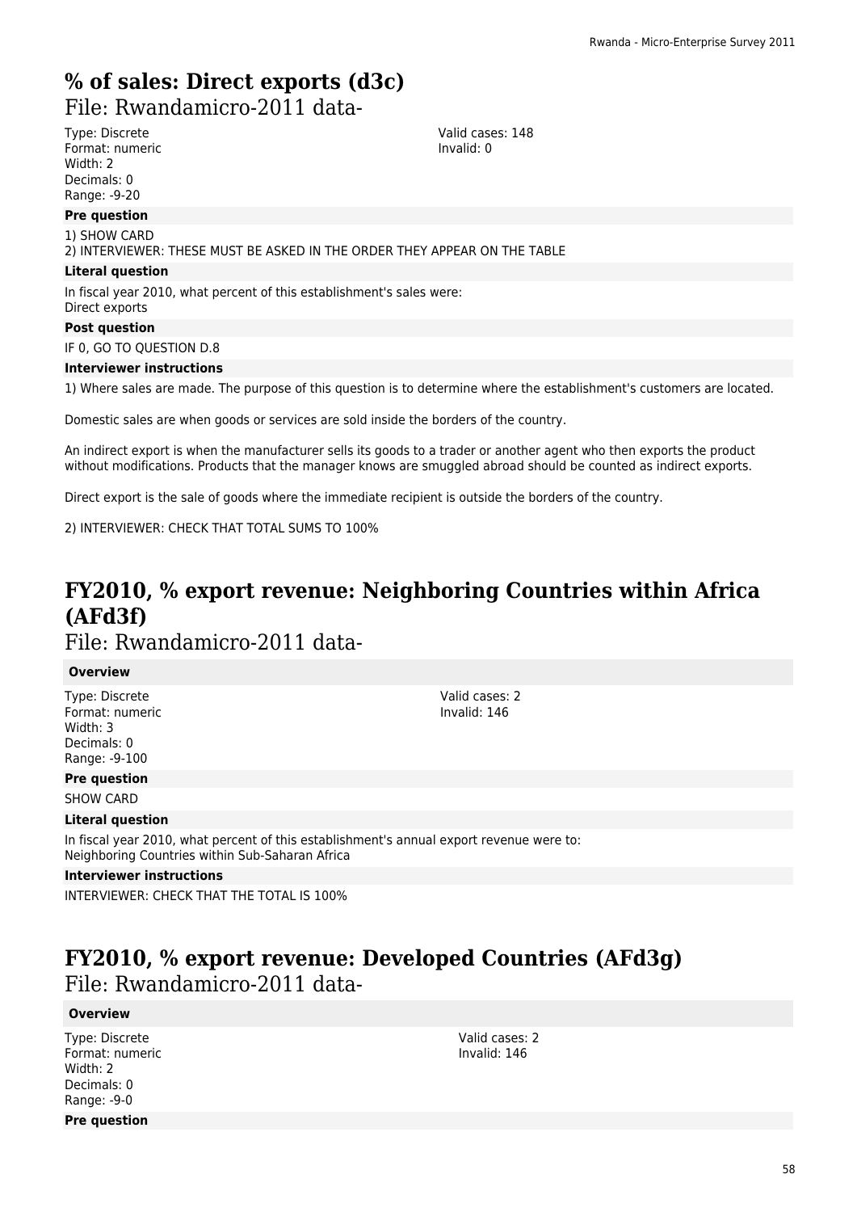# % of sales: Direct exports (d3c)

File: Rwandamicro-2011 data-

Type: Discrete
Format: numeric
Width: 2
Decimals: 0
Range: -9-20

Valid cases: 148
Invalid: 0

**Pre question**

1) SHOW CARD
2) INTERVIEWER: THESE MUST BE ASKED IN THE ORDER THEY APPEAR ON THE TABLE

**Literal question**

In fiscal year 2010, what percent of this establishment's sales were:
Direct exports

**Post question**

IF 0, GO TO QUESTION D.8

**Interviewer instructions**

1) Where sales are made. The purpose of this question is to determine where the establishment's customers are located.

Domestic sales are when goods or services are sold inside the borders of the country.

An indirect export is when the manufacturer sells its goods to a trader or another agent who then exports the product without modifications. Products that the manager knows are smuggled abroad should be counted as indirect exports.

Direct export is the sale of goods where the immediate recipient is outside the borders of the country.

2) INTERVIEWER: CHECK THAT TOTAL SUMS TO 100%

# FY2010, % export revenue: Neighboring Countries within Africa (AFd3f)

File: Rwandamicro-2011 data-

**Overview**

Type: Discrete
Format: numeric
Width: 3
Decimals: 0
Range: -9-100

Valid cases: 2
Invalid: 146

**Pre question**

SHOW CARD

**Literal question**

In fiscal year 2010, what percent of this establishment's annual export revenue were to:
Neighboring Countries within Sub-Saharan Africa

**Interviewer instructions**

INTERVIEWER: CHECK THAT THE TOTAL IS 100%

# FY2010, % export revenue: Developed Countries (AFd3g)

File: Rwandamicro-2011 data-

**Overview**

Type: Discrete
Format: numeric
Width: 2
Decimals: 0
Range: -9-0

Valid cases: 2
Invalid: 146

**Pre question**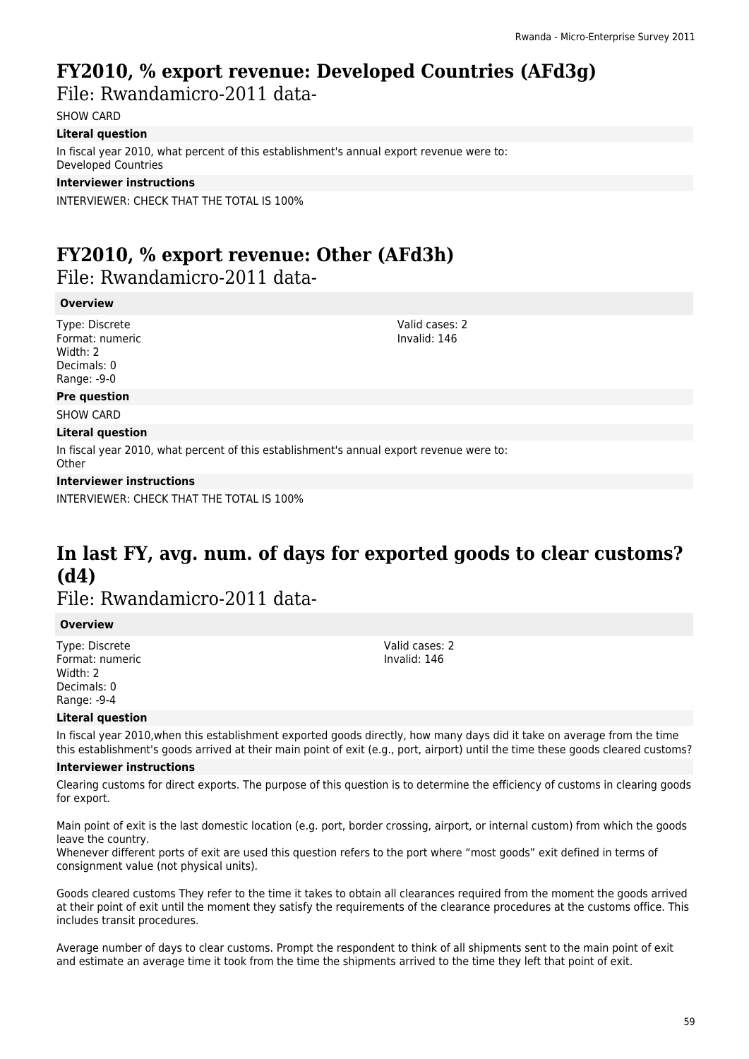## FY2010, % export revenue: Developed Countries (AFd3g)

File: Rwandamicro-2011 data-

SHOW CARD

**Literal question**

In fiscal year 2010, what percent of this establishment's annual export revenue were to:
Developed Countries

**Interviewer instructions**

INTERVIEWER: CHECK THAT THE TOTAL IS 100%

## FY2010, % export revenue: Other (AFd3h)

File: Rwandamicro-2011 data-

**Overview**

Type: Discrete
Format: numeric
Width: 2
Decimals: 0
Range: -9-0

Valid cases: 2
Invalid: 146

**Pre question**

SHOW CARD

**Literal question**

In fiscal year 2010, what percent of this establishment's annual export revenue were to:
Other

**Interviewer instructions**

INTERVIEWER: CHECK THAT THE TOTAL IS 100%

## In last FY, avg. num. of days for exported goods to clear customs? (d4)

File: Rwandamicro-2011 data-

**Overview**

Type: Discrete
Format: numeric
Width: 2
Decimals: 0
Range: -9-4

Valid cases: 2
Invalid: 146

**Literal question**

In fiscal year 2010,when this establishment exported goods directly, how many days did it take on average from the time this establishment's goods arrived at their main point of exit (e.g., port, airport) until the time these goods cleared customs?

**Interviewer instructions**

Clearing customs for direct exports. The purpose of this question is to determine the efficiency of customs in clearing goods for export.

Main point of exit is the last domestic location (e.g. port, border crossing, airport, or internal custom) from which the goods leave the country.
Whenever different ports of exit are used this question refers to the port where "most goods" exit defined in terms of consignment value (not physical units).

Goods cleared customs They refer to the time it takes to obtain all clearances required from the moment the goods arrived at their point of exit until the moment they satisfy the requirements of the clearance procedures at the customs office. This includes transit procedures.

Average number of days to clear customs. Prompt the respondent to think of all shipments sent to the main point of exit and estimate an average time it took from the time the shipments arrived to the time they left that point of exit.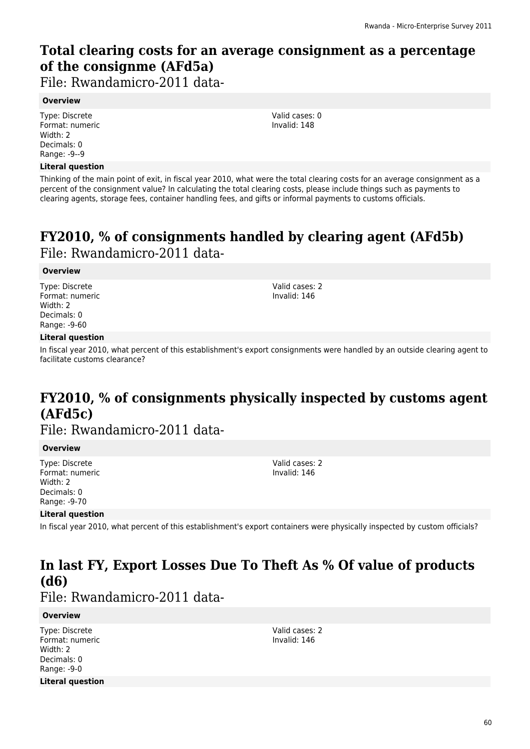## Total clearing costs for an average consignment as a percentage of the consignme (AFd5a)

File: Rwandamicro-2011 data-

**Overview**

Type: Discrete
Format: numeric
Width: 2
Decimals: 0
Range: -9--9

Valid cases: 0
Invalid: 148

**Literal question**

Thinking of the main point of exit, in fiscal year 2010, what were the total clearing costs for an average consignment as a percent of the consignment value? In calculating the total clearing costs, please include things such as payments to clearing agents, storage fees, container handling fees, and gifts or informal payments to customs officials.

## FY2010, % of consignments handled by clearing agent (AFd5b)

File: Rwandamicro-2011 data-

**Overview**

Type: Discrete
Format: numeric
Width: 2
Decimals: 0
Range: -9-60

Valid cases: 2
Invalid: 146

**Literal question**

In fiscal year 2010, what percent of this establishment's export consignments were handled by an outside clearing agent to facilitate customs clearance?

## FY2010, % of consignments physically inspected by customs agent (AFd5c)

File: Rwandamicro-2011 data-

**Overview**

Type: Discrete
Format: numeric
Width: 2
Decimals: 0
Range: -9-70

Valid cases: 2
Invalid: 146

**Literal question**

In fiscal year 2010, what percent of this establishment's export containers were physically inspected by custom officials?

## In last FY, Export Losses Due To Theft As % Of value of products (d6)

File: Rwandamicro-2011 data-

**Overview**

Type: Discrete
Format: numeric
Width: 2
Decimals: 0
Range: -9-0

Valid cases: 2
Invalid: 146

**Literal question**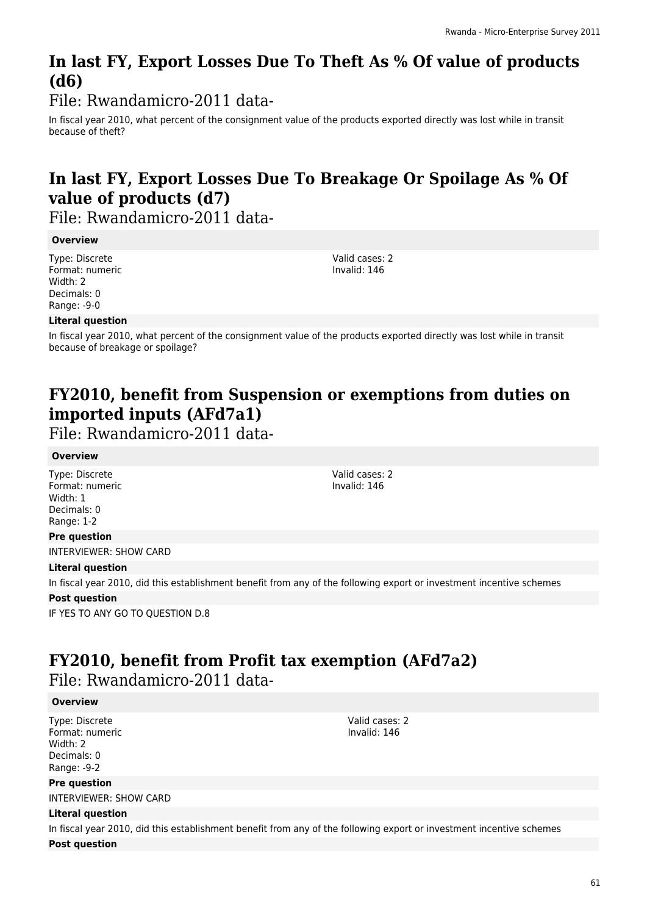## In last FY, Export Losses Due To Theft As % Of value of products (d6)

File: Rwandamicro-2011 data-

In fiscal year 2010, what percent of the consignment value of the products exported directly was lost while in transit because of theft?

## In last FY, Export Losses Due To Breakage Or Spoilage As % Of value of products (d7)

File: Rwandamicro-2011 data-

**Overview**

Type: Discrete
Format: numeric
Width: 2
Decimals: 0
Range: -9-0

Valid cases: 2
Invalid: 146

**Literal question**

In fiscal year 2010, what percent of the consignment value of the products exported directly was lost while in transit because of breakage or spoilage?

## FY2010, benefit from Suspension or exemptions from duties on imported inputs (AFd7a1)

File: Rwandamicro-2011 data-

**Overview**

Type: Discrete
Format: numeric
Width: 1
Decimals: 0
Range: 1-2

Valid cases: 2
Invalid: 146

**Pre question**

INTERVIEWER: SHOW CARD

**Literal question**

In fiscal year 2010, did this establishment benefit from any of the following export or investment incentive schemes

**Post question**

IF YES TO ANY GO TO QUESTION D.8

## FY2010, benefit from Profit tax exemption (AFd7a2)

File: Rwandamicro-2011 data-

**Overview**

Type: Discrete
Format: numeric
Width: 2
Decimals: 0
Range: -9-2

Valid cases: 2
Invalid: 146

**Pre question**

INTERVIEWER: SHOW CARD

**Literal question**

In fiscal year 2010, did this establishment benefit from any of the following export or investment incentive schemes

**Post question**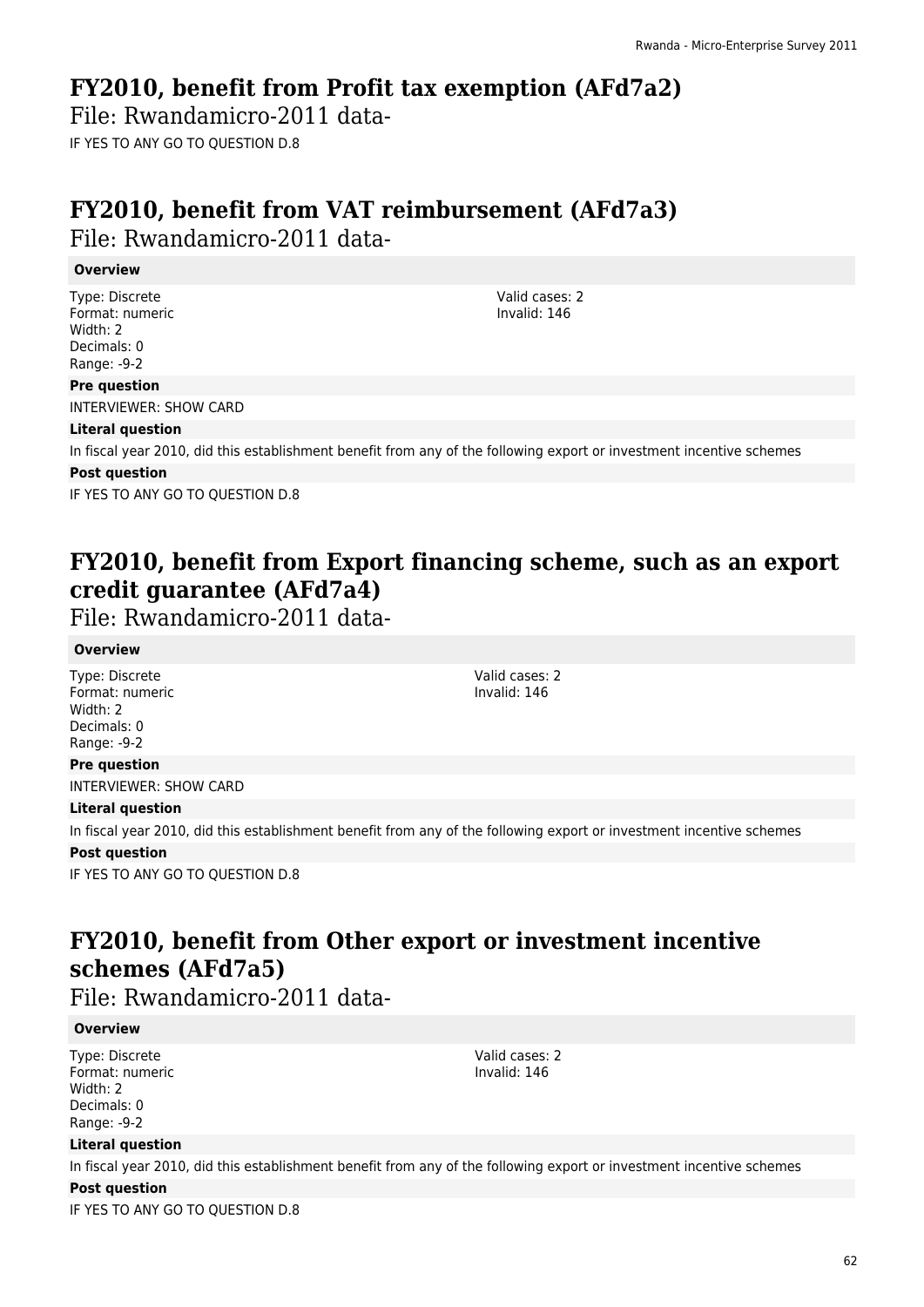## FY2010, benefit from Profit tax exemption (AFd7a2)

File: Rwandamicro-2011 data-

IF YES TO ANY GO TO QUESTION D.8

## FY2010, benefit from VAT reimbursement (AFd7a3)

File: Rwandamicro-2011 data-

**Overview**

Type: Discrete
Format: numeric
Width: 2
Decimals: 0
Range: -9-2

Valid cases: 2
Invalid: 146

**Pre question**

INTERVIEWER: SHOW CARD

**Literal question**

In fiscal year 2010, did this establishment benefit from any of the following export or investment incentive schemes

**Post question**

IF YES TO ANY GO TO QUESTION D.8

## FY2010, benefit from Export financing scheme, such as an export credit guarantee (AFd7a4)

File: Rwandamicro-2011 data-

**Overview**

Type: Discrete
Format: numeric
Width: 2
Decimals: 0
Range: -9-2

Valid cases: 2
Invalid: 146

**Pre question**

INTERVIEWER: SHOW CARD

**Literal question**

In fiscal year 2010, did this establishment benefit from any of the following export or investment incentive schemes

**Post question**

IF YES TO ANY GO TO QUESTION D.8

## FY2010, benefit from Other export or investment incentive schemes (AFd7a5)

File: Rwandamicro-2011 data-

**Overview**

Type: Discrete
Format: numeric
Width: 2
Decimals: 0
Range: -9-2

Valid cases: 2
Invalid: 146

**Literal question**

In fiscal year 2010, did this establishment benefit from any of the following export or investment incentive schemes

**Post question**

IF YES TO ANY GO TO QUESTION D.8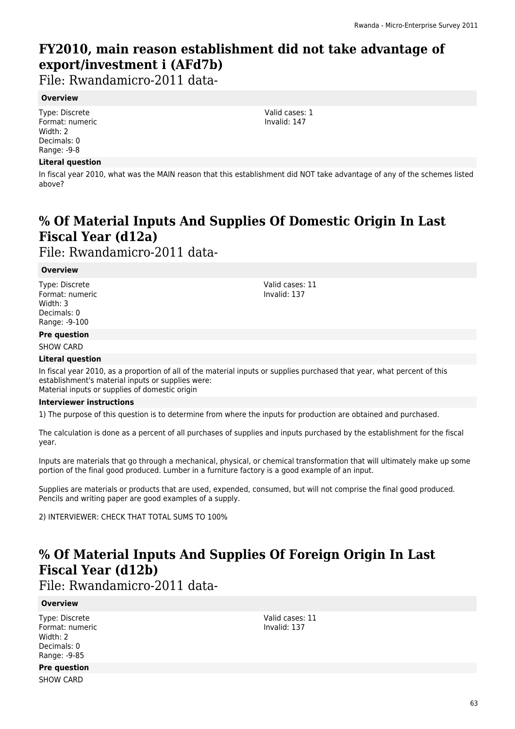# FY2010, main reason establishment did not take advantage of export/investment i (AFd7b)

File: Rwandamicro-2011 data-

#### Overview

Type: Discrete
Format: numeric
Width: 2
Decimals: 0
Range: -9-8

Valid cases: 1
Invalid: 147

#### Literal question

In fiscal year 2010, what was the MAIN reason that this establishment did NOT take advantage of any of the schemes listed above?

# % Of Material Inputs And Supplies Of Domestic Origin In Last Fiscal Year (d12a)

File: Rwandamicro-2011 data-

#### Overview

Type: Discrete
Format: numeric
Width: 3
Decimals: 0
Range: -9-100

Valid cases: 11
Invalid: 137

#### Pre question

SHOW CARD

#### Literal question

In fiscal year 2010, as a proportion of all of the material inputs or supplies purchased that year, what percent of this establishment's material inputs or supplies were:
Material inputs or supplies of domestic origin

#### Interviewer instructions

1) The purpose of this question is to determine from where the inputs for production are obtained and purchased.

The calculation is done as a percent of all purchases of supplies and inputs purchased by the establishment for the fiscal year.

Inputs are materials that go through a mechanical, physical, or chemical transformation that will ultimately make up some portion of the final good produced. Lumber in a furniture factory is a good example of an input.

Supplies are materials or products that are used, expended, consumed, but will not comprise the final good produced. Pencils and writing paper are good examples of a supply.

2) INTERVIEWER: CHECK THAT TOTAL SUMS TO 100%

# % Of Material Inputs And Supplies Of Foreign Origin In Last Fiscal Year (d12b)

File: Rwandamicro-2011 data-

#### Overview

Type: Discrete
Format: numeric
Width: 2
Decimals: 0
Range: -9-85

Valid cases: 11
Invalid: 137

#### Pre question

SHOW CARD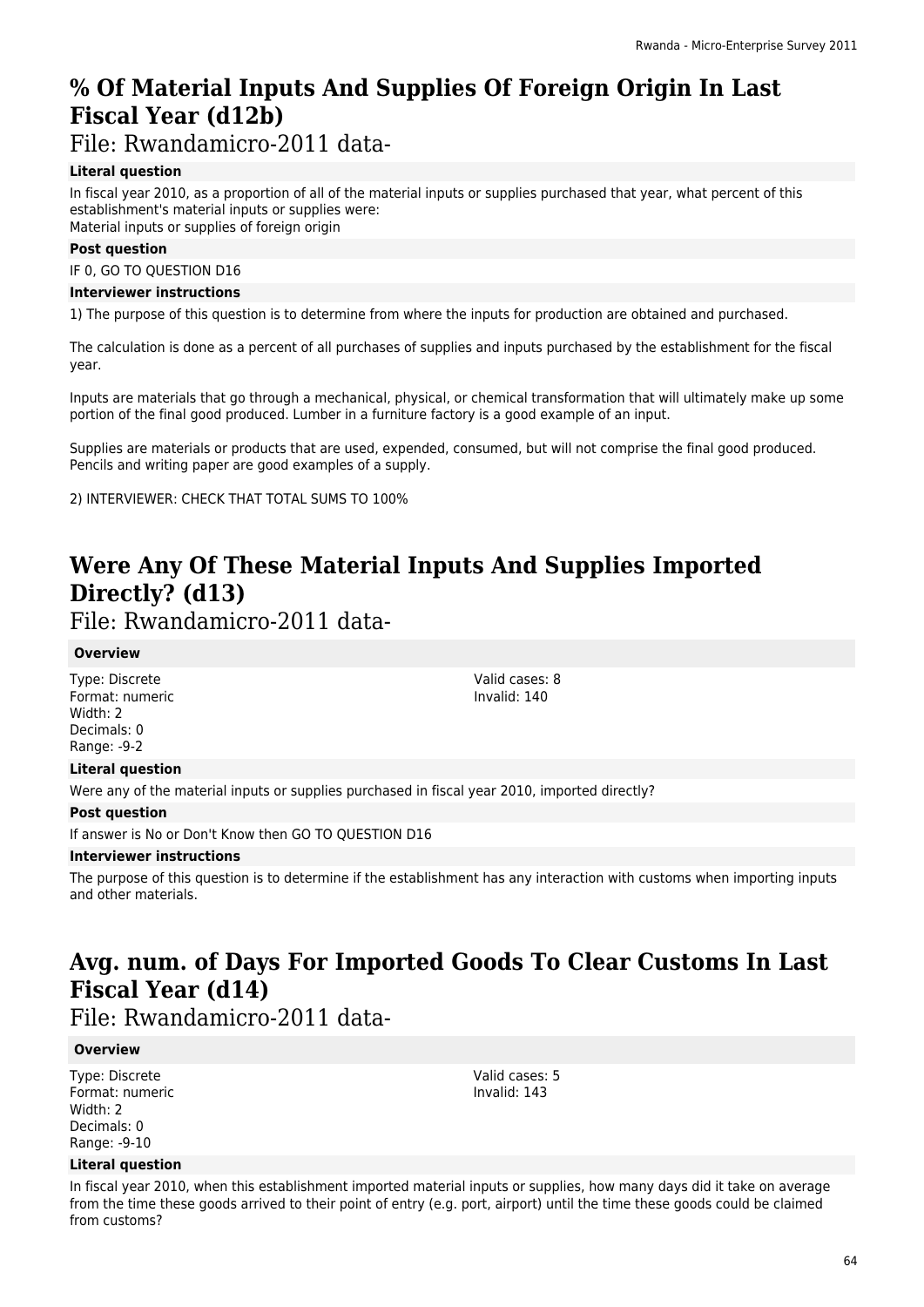# % Of Material Inputs And Supplies Of Foreign Origin In Last Fiscal Year (d12b)

File: Rwandamicro-2011 data-

**Literal question**

In fiscal year 2010, as a proportion of all of the material inputs or supplies purchased that year, what percent of this establishment's material inputs or supplies were:
Material inputs or supplies of foreign origin

**Post question**

IF 0, GO TO QUESTION D16

**Interviewer instructions**

1) The purpose of this question is to determine from where the inputs for production are obtained and purchased.

The calculation is done as a percent of all purchases of supplies and inputs purchased by the establishment for the fiscal year.

Inputs are materials that go through a mechanical, physical, or chemical transformation that will ultimately make up some portion of the final good produced. Lumber in a furniture factory is a good example of an input.

Supplies are materials or products that are used, expended, consumed, but will not comprise the final good produced. Pencils and writing paper are good examples of a supply.

2) INTERVIEWER: CHECK THAT TOTAL SUMS TO 100%

# Were Any Of These Material Inputs And Supplies Imported Directly? (d13)

File: Rwandamicro-2011 data-

**Overview**

Type: Discrete
Format: numeric
Width: 2
Decimals: 0
Range: -9-2

Valid cases: 8
Invalid: 140

**Literal question**

Were any of the material inputs or supplies purchased in fiscal year 2010, imported directly?

**Post question**

If answer is No or Don't Know then GO TO QUESTION D16

**Interviewer instructions**

The purpose of this question is to determine if the establishment has any interaction with customs when importing inputs and other materials.

# Avg. num. of Days For Imported Goods To Clear Customs In Last Fiscal Year (d14)

File: Rwandamicro-2011 data-

**Overview**

Type: Discrete
Format: numeric
Width: 2
Decimals: 0
Range: -9-10

Valid cases: 5
Invalid: 143

**Literal question**

In fiscal year 2010, when this establishment imported material inputs or supplies, how many days did it take on average from the time these goods arrived to their point of entry (e.g. port, airport) until the time these goods could be claimed from customs?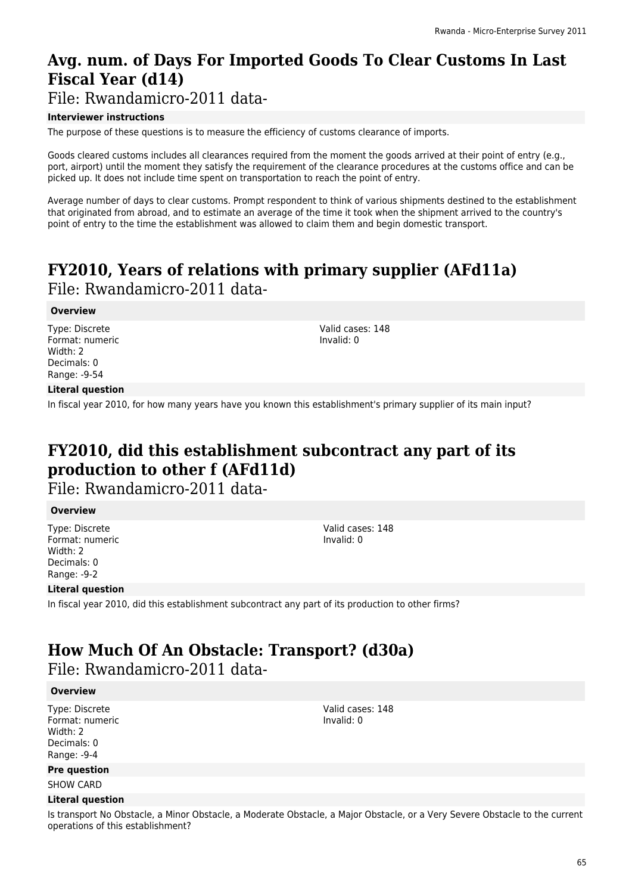# Avg. num. of Days For Imported Goods To Clear Customs In Last Fiscal Year (d14)

File: Rwandamicro-2011 data-

**Interviewer instructions**

The purpose of these questions is to measure the efficiency of customs clearance of imports.

Goods cleared customs includes all clearances required from the moment the goods arrived at their point of entry (e.g., port, airport) until the moment they satisfy the requirement of the clearance procedures at the customs office and can be picked up. It does not include time spent on transportation to reach the point of entry.

Average number of days to clear customs. Prompt respondent to think of various shipments destined to the establishment that originated from abroad, and to estimate an average of the time it took when the shipment arrived to the country's point of entry to the time the establishment was allowed to claim them and begin domestic transport.

# FY2010, Years of relations with primary supplier (AFd11a)

File: Rwandamicro-2011 data-

**Overview**

Type: Discrete
Format: numeric
Width: 2
Decimals: 0
Range: -9-54

Valid cases: 148
Invalid: 0

**Literal question**

In fiscal year 2010, for how many years have you known this establishment's primary supplier of its main input?

# FY2010, did this establishment subcontract any part of its production to other f (AFd11d)

File: Rwandamicro-2011 data-

**Overview**

Type: Discrete
Format: numeric
Width: 2
Decimals: 0
Range: -9-2

Valid cases: 148
Invalid: 0

**Literal question**

In fiscal year 2010, did this establishment subcontract any part of its production to other firms?

# How Much Of An Obstacle: Transport? (d30a)

File: Rwandamicro-2011 data-

**Overview**

Type: Discrete
Format: numeric
Width: 2
Decimals: 0
Range: -9-4

Valid cases: 148
Invalid: 0

**Pre question**

SHOW CARD

**Literal question**

Is transport No Obstacle, a Minor Obstacle, a Moderate Obstacle, a Major Obstacle, or a Very Severe Obstacle to the current operations of this establishment?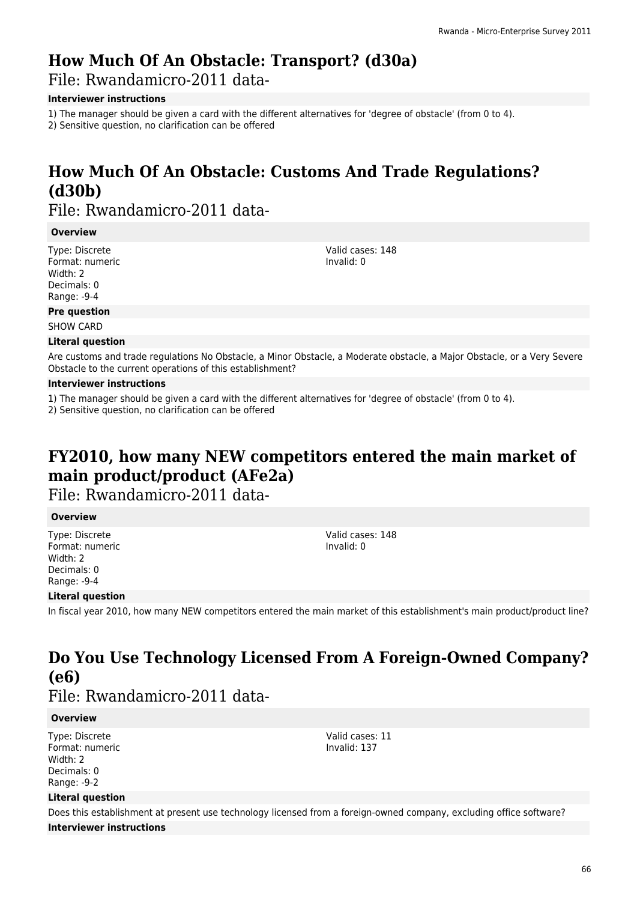# How Much Of An Obstacle: Transport? (d30a)

File: Rwandamicro-2011 data-

**Interviewer instructions**

1) The manager should be given a card with the different alternatives for 'degree of obstacle' (from 0 to 4).
2) Sensitive question, no clarification can be offered

# How Much Of An Obstacle: Customs And Trade Regulations? (d30b)

File: Rwandamicro-2011 data-

**Overview**

Type: Discrete
Format: numeric
Width: 2
Decimals: 0
Range: -9-4

Valid cases: 148
Invalid: 0

**Pre question**

SHOW CARD

**Literal question**

Are customs and trade regulations No Obstacle, a Minor Obstacle, a Moderate obstacle, a Major Obstacle, or a Very Severe Obstacle to the current operations of this establishment?

**Interviewer instructions**

1) The manager should be given a card with the different alternatives for 'degree of obstacle' (from 0 to 4).
2) Sensitive question, no clarification can be offered

# FY2010, how many NEW competitors entered the main market of main product/product (AFe2a)

File: Rwandamicro-2011 data-

**Overview**

Type: Discrete
Format: numeric
Width: 2
Decimals: 0
Range: -9-4

Valid cases: 148
Invalid: 0

**Literal question**

In fiscal year 2010, how many NEW competitors entered the main market of this establishment's main product/product line?

# Do You Use Technology Licensed From A Foreign-Owned Company? (e6)

File: Rwandamicro-2011 data-

**Overview**

Type: Discrete
Format: numeric
Width: 2
Decimals: 0
Range: -9-2

Valid cases: 11
Invalid: 137

**Literal question**

Does this establishment at present use technology licensed from a foreign-owned company, excluding office software?

**Interviewer instructions**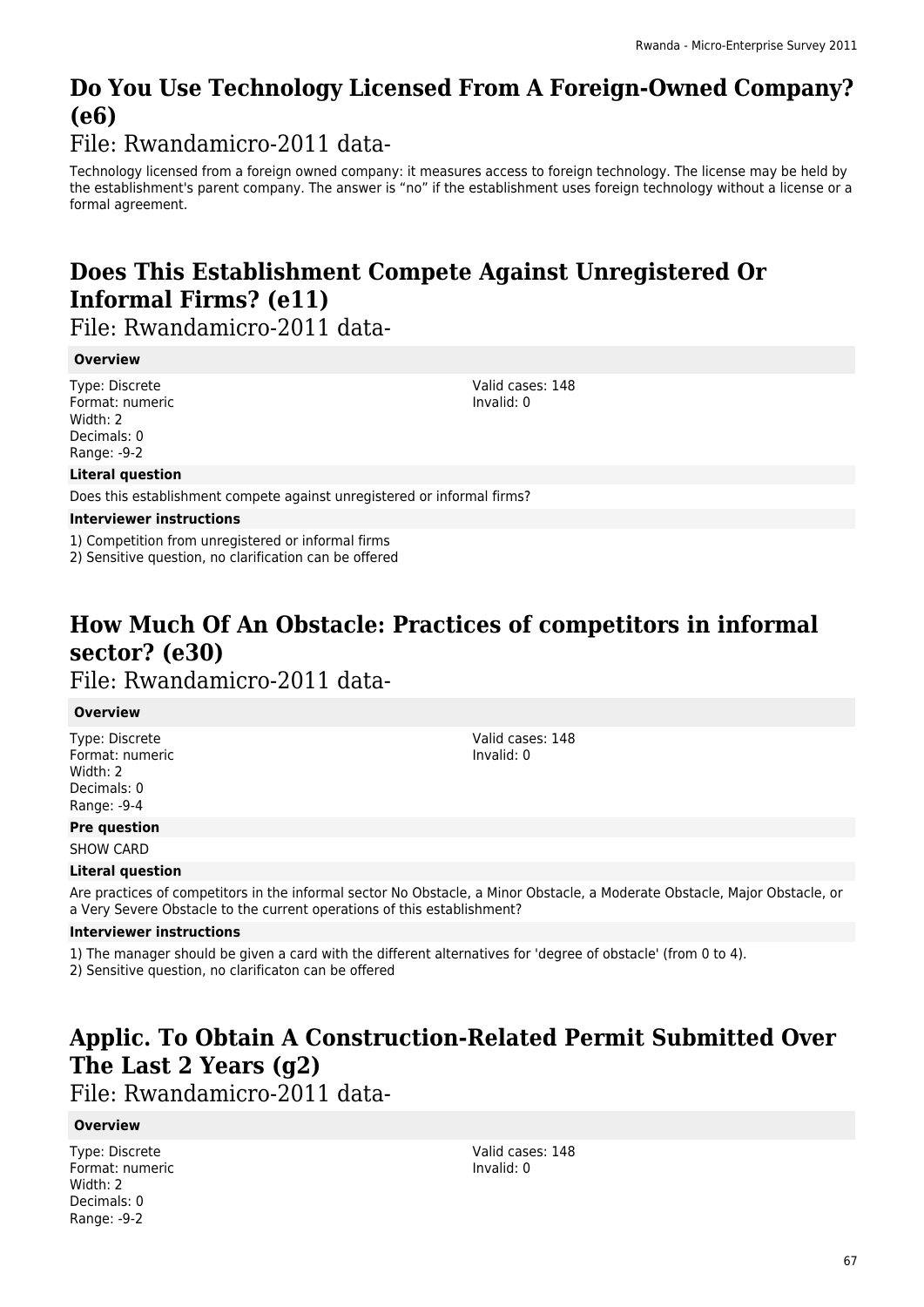# Do You Use Technology Licensed From A Foreign-Owned Company? (e6)

File: Rwandamicro-2011 data-

Technology licensed from a foreign owned company: it measures access to foreign technology. The license may be held by the establishment's parent company. The answer is "no" if the establishment uses foreign technology without a license or a formal agreement.

# Does This Establishment Compete Against Unregistered Or Informal Firms? (e11)

File: Rwandamicro-2011 data-

**Overview**

Type: Discrete
Format: numeric
Width: 2
Decimals: 0
Range: -9-2

Valid cases: 148
Invalid: 0

**Literal question**

Does this establishment compete against unregistered or informal firms?

**Interviewer instructions**

1) Competition from unregistered or informal firms
2) Sensitive question, no clarification can be offered

# How Much Of An Obstacle: Practices of competitors in informal sector? (e30)

File: Rwandamicro-2011 data-

**Overview**

Type: Discrete
Format: numeric
Width: 2
Decimals: 0
Range: -9-4

Valid cases: 148
Invalid: 0

**Pre question**

SHOW CARD

**Literal question**

Are practices of competitors in the informal sector No Obstacle, a Minor Obstacle, a Moderate Obstacle, Major Obstacle, or a Very Severe Obstacle to the current operations of this establishment?

**Interviewer instructions**

1) The manager should be given a card with the different alternatives for 'degree of obstacle' (from 0 to 4).
2) Sensitive question, no clarificaton can be offered

# Applic. To Obtain A Construction-Related Permit Submitted Over The Last 2 Years (g2)

File: Rwandamicro-2011 data-

**Overview**

Type: Discrete
Format: numeric
Width: 2
Decimals: 0
Range: -9-2

Valid cases: 148
Invalid: 0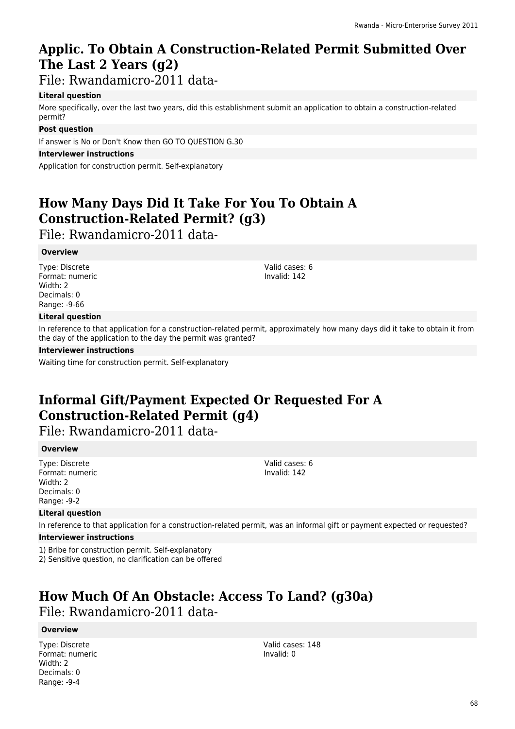# Applic. To Obtain A Construction-Related Permit Submitted Over The Last 2 Years (g2)

File: Rwandamicro-2011 data-

**Literal question**

More specifically, over the last two years, did this establishment submit an application to obtain a construction-related permit?

**Post question**

If answer is No or Don't Know then GO TO QUESTION G.30

**Interviewer instructions**

Application for construction permit. Self-explanatory

# How Many Days Did It Take For You To Obtain A Construction-Related Permit? (g3)

File: Rwandamicro-2011 data-

**Overview**

Type: Discrete
Format: numeric
Width: 2
Decimals: 0
Range: -9-66

Valid cases: 6
Invalid: 142

**Literal question**

In reference to that application for a construction-related permit, approximately how many days did it take to obtain it from the day of the application to the day the permit was granted?

**Interviewer instructions**

Waiting time for construction permit. Self-explanatory

# Informal Gift/Payment Expected Or Requested For A Construction-Related Permit (g4)

File: Rwandamicro-2011 data-

**Overview**

Type: Discrete
Format: numeric
Width: 2
Decimals: 0
Range: -9-2

Valid cases: 6
Invalid: 142

**Literal question**

In reference to that application for a construction-related permit, was an informal gift or payment expected or requested?

**Interviewer instructions**

1) Bribe for construction permit. Self-explanatory
2) Sensitive question, no clarification can be offered

# How Much Of An Obstacle: Access To Land? (g30a)

File: Rwandamicro-2011 data-

**Overview**

Type: Discrete
Format: numeric
Width: 2
Decimals: 0
Range: -9-4

Valid cases: 148
Invalid: 0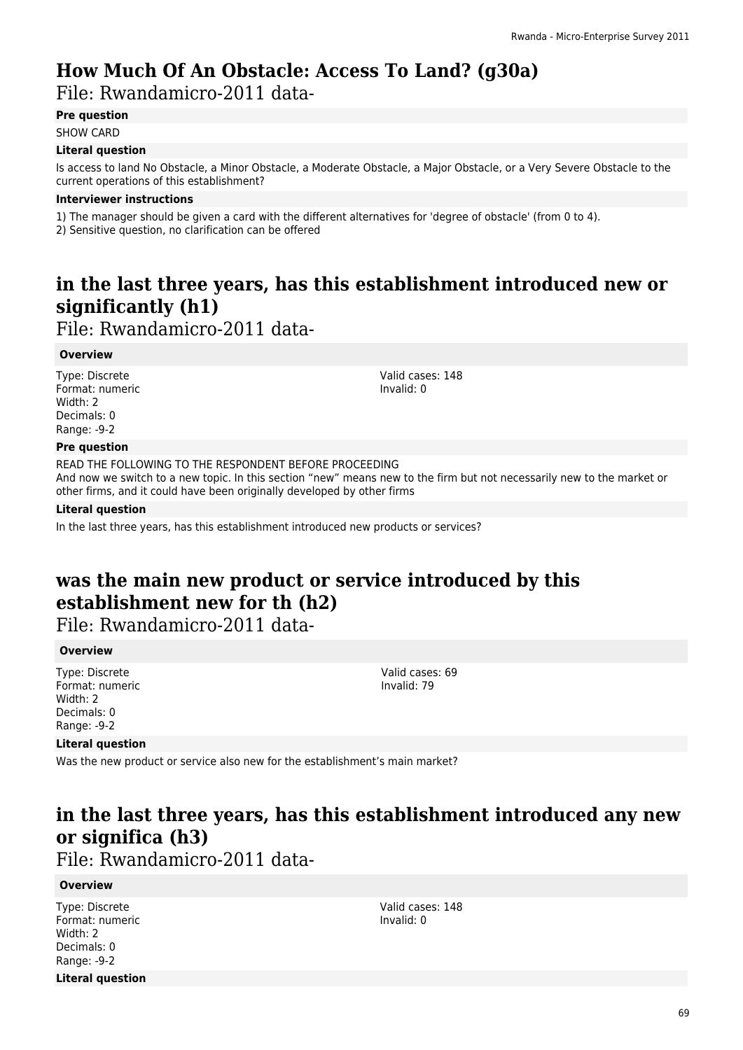# How Much Of An Obstacle: Access To Land? (g30a)

File: Rwandamicro-2011 data-

**Pre question**

SHOW CARD

**Literal question**

Is access to land No Obstacle, a Minor Obstacle, a Moderate Obstacle, a Major Obstacle, or a Very Severe Obstacle to the current operations of this establishment?

**Interviewer instructions**

1) The manager should be given a card with the different alternatives for 'degree of obstacle' (from 0 to 4).
2) Sensitive question, no clarification can be offered

# in the last three years, has this establishment introduced new or significantly (h1)

File: Rwandamicro-2011 data-

**Overview**

Type: Discrete
Format: numeric
Width: 2
Decimals: 0
Range: -9-2

Valid cases: 148
Invalid: 0

**Pre question**

READ THE FOLLOWING TO THE RESPONDENT BEFORE PROCEEDING
And now we switch to a new topic. In this section "new" means new to the firm but not necessarily new to the market or other firms, and it could have been originally developed by other firms

**Literal question**

In the last three years, has this establishment introduced new products or services?

# was the main new product or service introduced by this establishment new for th (h2)

File: Rwandamicro-2011 data-

**Overview**

Type: Discrete
Format: numeric
Width: 2
Decimals: 0
Range: -9-2

Valid cases: 69
Invalid: 79

**Literal question**

Was the new product or service also new for the establishment's main market?

# in the last three years, has this establishment introduced any new or significa (h3)

File: Rwandamicro-2011 data-

**Overview**

Type: Discrete
Format: numeric
Width: 2
Decimals: 0
Range: -9-2

Valid cases: 148
Invalid: 0

**Literal question**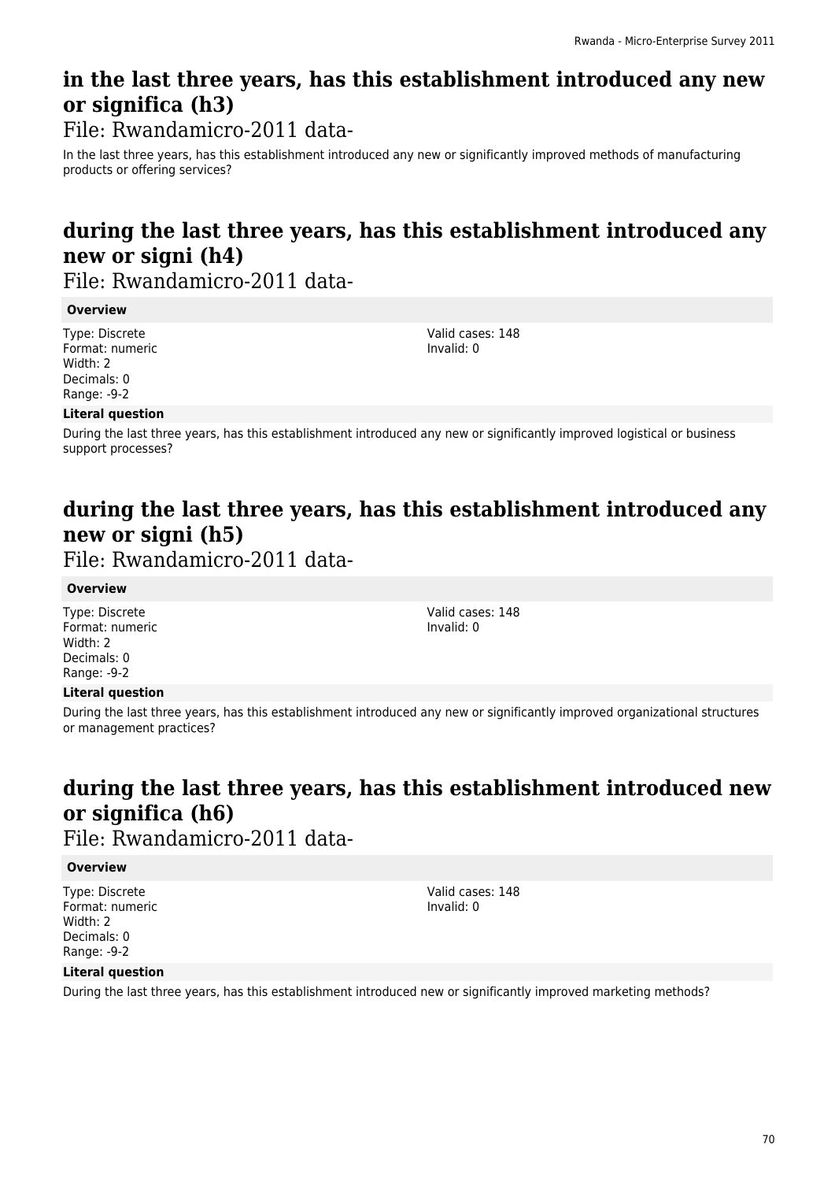## in the last three years, has this establishment introduced any new or significa (h3)

File: Rwandamicro-2011 data-

In the last three years, has this establishment introduced any new or significantly improved methods of manufacturing products or offering services?

## during the last three years, has this establishment introduced any new or signi (h4)

File: Rwandamicro-2011 data-

**Overview**

Type: Discrete
Format: numeric
Width: 2
Decimals: 0
Range: -9-2

Valid cases: 148
Invalid: 0

**Literal question**

During the last three years, has this establishment introduced any new or significantly improved logistical or business support processes?

## during the last three years, has this establishment introduced any new or signi (h5)

File: Rwandamicro-2011 data-

**Overview**

Type: Discrete
Format: numeric
Width: 2
Decimals: 0
Range: -9-2

Valid cases: 148
Invalid: 0

**Literal question**

During the last three years, has this establishment introduced any new or significantly improved organizational structures or management practices?

## during the last three years, has this establishment introduced new or significa (h6)

File: Rwandamicro-2011 data-

**Overview**

Type: Discrete
Format: numeric
Width: 2
Decimals: 0
Range: -9-2

Valid cases: 148
Invalid: 0

**Literal question**

During the last three years, has this establishment introduced new or significantly improved marketing methods?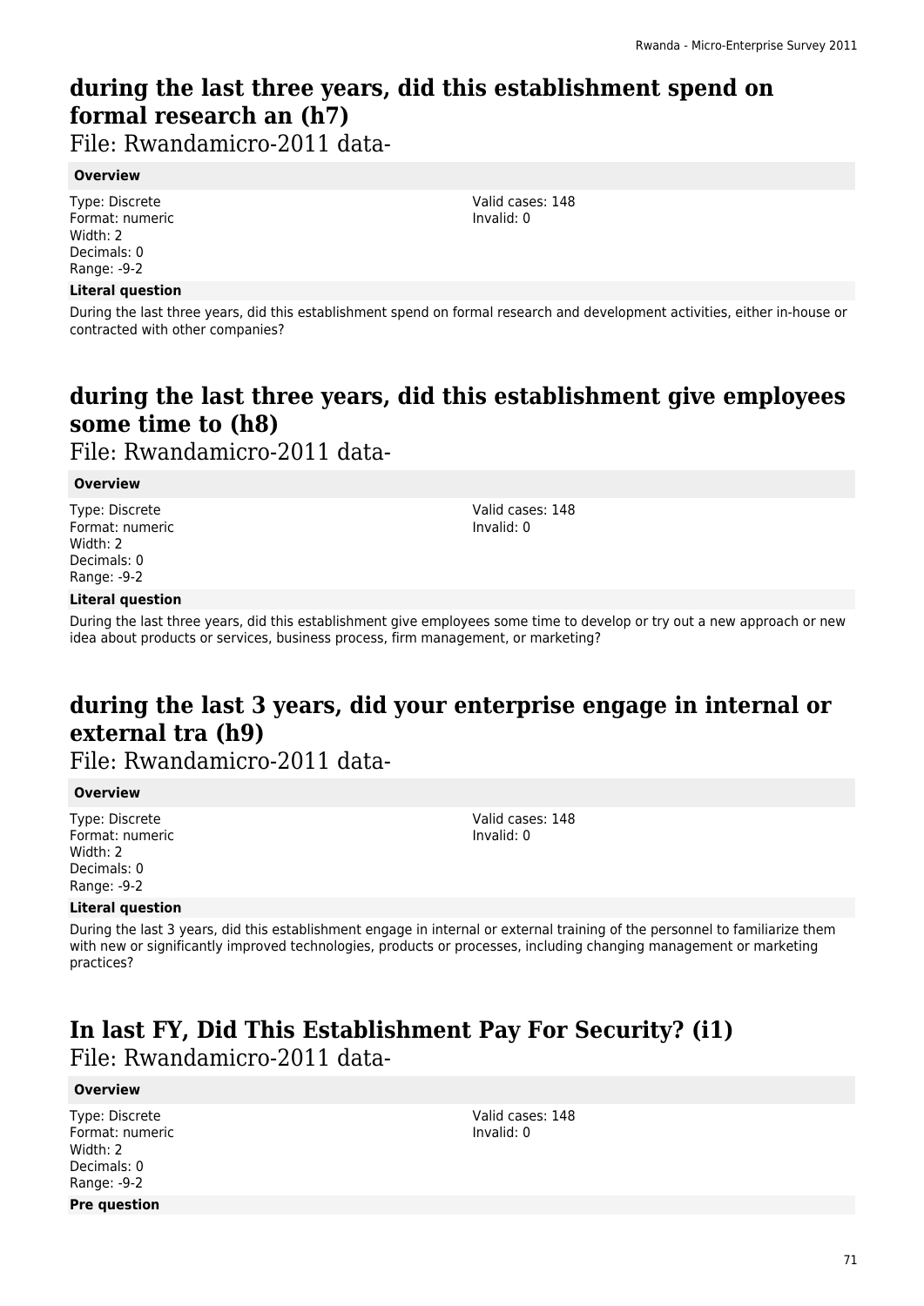# during the last three years, did this establishment spend on formal research an (h7)

File: Rwandamicro-2011 data-

**Overview**

Type: Discrete
Format: numeric
Width: 2
Decimals: 0
Range: -9-2

Valid cases: 148
Invalid: 0

**Literal question**

During the last three years, did this establishment spend on formal research and development activities, either in-house or contracted with other companies?

# during the last three years, did this establishment give employees some time to (h8)

File: Rwandamicro-2011 data-

**Overview**

Type: Discrete
Format: numeric
Width: 2
Decimals: 0
Range: -9-2

Valid cases: 148
Invalid: 0

**Literal question**

During the last three years, did this establishment give employees some time to develop or try out a new approach or new idea about products or services, business process, firm management, or marketing?

# during the last 3 years, did your enterprise engage in internal or external tra (h9)

File: Rwandamicro-2011 data-

**Overview**

Type: Discrete
Format: numeric
Width: 2
Decimals: 0
Range: -9-2

Valid cases: 148
Invalid: 0

**Literal question**

During the last 3 years, did this establishment engage in internal or external training of the personnel to familiarize them with new or significantly improved technologies, products or processes, including changing management or marketing practices?

# In last FY, Did This Establishment Pay For Security? (i1)

File: Rwandamicro-2011 data-

**Overview**

Type: Discrete
Format: numeric
Width: 2
Decimals: 0
Range: -9-2

Valid cases: 148
Invalid: 0

**Pre question**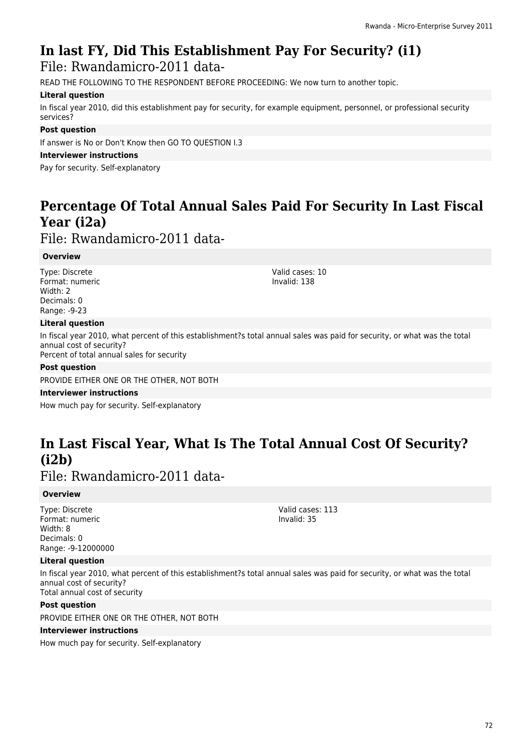# In last FY, Did This Establishment Pay For Security? (i1)

File: Rwandamicro-2011 data-

READ THE FOLLOWING TO THE RESPONDENT BEFORE PROCEEDING: We now turn to another topic.

**Literal question**

In fiscal year 2010, did this establishment pay for security, for example equipment, personnel, or professional security services?

**Post question**

If answer is No or Don't Know then GO TO QUESTION I.3

**Interviewer instructions**

Pay for security. Self-explanatory

# Percentage Of Total Annual Sales Paid For Security In Last Fiscal Year (i2a)

File: Rwandamicro-2011 data-

**Overview**

Type: Discrete
Format: numeric
Width: 2
Decimals: 0
Range: -9-23

Valid cases: 10
Invalid: 138

**Literal question**

In fiscal year 2010, what percent of this establishment?s total annual sales was paid for security, or what was the total annual cost of security?
Percent of total annual sales for security

**Post question**

PROVIDE EITHER ONE OR THE OTHER, NOT BOTH

**Interviewer instructions**

How much pay for security. Self-explanatory

# In Last Fiscal Year, What Is The Total Annual Cost Of Security? (i2b)

File: Rwandamicro-2011 data-

**Overview**

Type: Discrete
Format: numeric
Width: 8
Decimals: 0
Range: -9-12000000

Valid cases: 113
Invalid: 35

**Literal question**

In fiscal year 2010, what percent of this establishment?s total annual sales was paid for security, or what was the total annual cost of security?
Total annual cost of security

**Post question**

PROVIDE EITHER ONE OR THE OTHER, NOT BOTH

**Interviewer instructions**

How much pay for security. Self-explanatory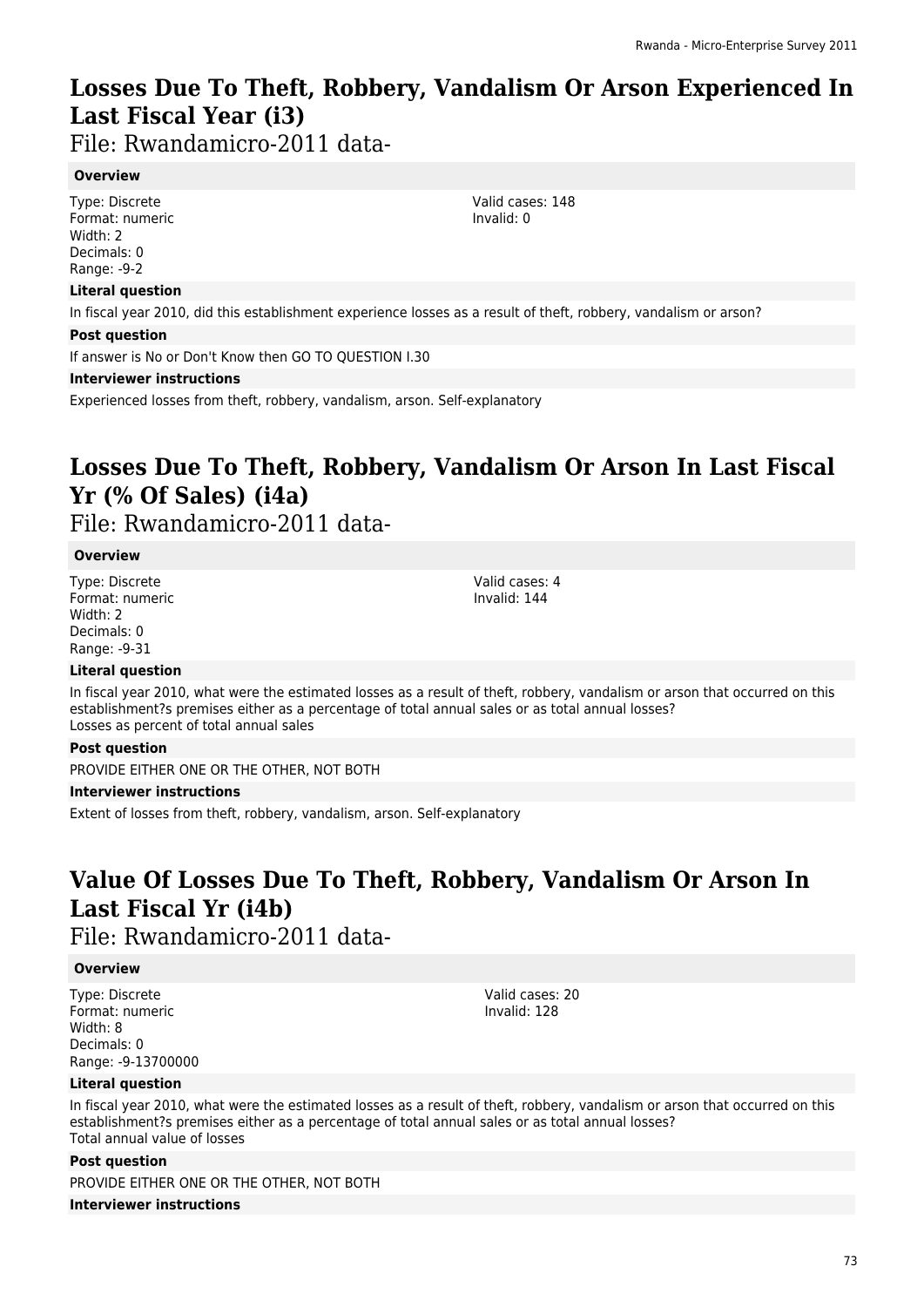# Losses Due To Theft, Robbery, Vandalism Or Arson Experienced In Last Fiscal Year (i3)

File: Rwandamicro-2011 data-

### Overview

Type: Discrete
Format: numeric
Width: 2
Decimals: 0
Range: -9-2

Valid cases: 148
Invalid: 0

### Literal question

In fiscal year 2010, did this establishment experience losses as a result of theft, robbery, vandalism or arson?

### Post question

If answer is No or Don't Know then GO TO QUESTION I.30

### Interviewer instructions

Experienced losses from theft, robbery, vandalism, arson. Self-explanatory

# Losses Due To Theft, Robbery, Vandalism Or Arson In Last Fiscal Yr (% Of Sales) (i4a)

File: Rwandamicro-2011 data-

### Overview

Type: Discrete
Format: numeric
Width: 2
Decimals: 0
Range: -9-31

Valid cases: 4
Invalid: 144

### Literal question

In fiscal year 2010, what were the estimated losses as a result of theft, robbery, vandalism or arson that occurred on this establishment?s premises either as a percentage of total annual sales or as total annual losses?
Losses as percent of total annual sales

### Post question

PROVIDE EITHER ONE OR THE OTHER, NOT BOTH

### Interviewer instructions

Extent of losses from theft, robbery, vandalism, arson. Self-explanatory

# Value Of Losses Due To Theft, Robbery, Vandalism Or Arson In Last Fiscal Yr (i4b)

File: Rwandamicro-2011 data-

### Overview

Type: Discrete
Format: numeric
Width: 8
Decimals: 0
Range: -9-13700000

Valid cases: 20
Invalid: 128

### Literal question

In fiscal year 2010, what were the estimated losses as a result of theft, robbery, vandalism or arson that occurred on this establishment?s premises either as a percentage of total annual sales or as total annual losses?
Total annual value of losses

### Post question

PROVIDE EITHER ONE OR THE OTHER, NOT BOTH

### Interviewer instructions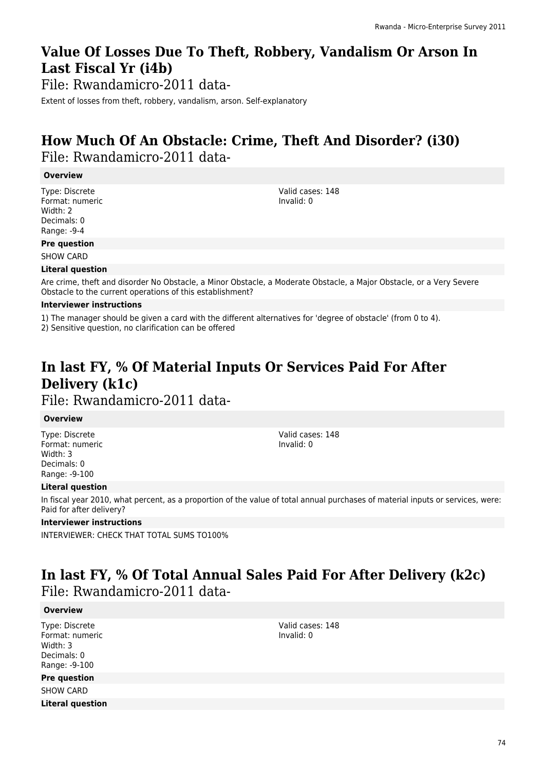# Value Of Losses Due To Theft, Robbery, Vandalism Or Arson In Last Fiscal Yr (i4b)

File: Rwandamicro-2011 data-

Extent of losses from theft, robbery, vandalism, arson. Self-explanatory

# How Much Of An Obstacle: Crime, Theft And Disorder? (i30)

File: Rwandamicro-2011 data-

**Overview**

Type: Discrete
Format: numeric
Width: 2
Decimals: 0
Range: -9-4

Valid cases: 148
Invalid: 0

**Pre question**

SHOW CARD

**Literal question**

Are crime, theft and disorder No Obstacle, a Minor Obstacle, a Moderate Obstacle, a Major Obstacle, or a Very Severe Obstacle to the current operations of this establishment?

**Interviewer instructions**

1) The manager should be given a card with the different alternatives for 'degree of obstacle' (from 0 to 4).
2) Sensitive question, no clarification can be offered

# In last FY, % Of Material Inputs Or Services Paid For After Delivery (k1c)

File: Rwandamicro-2011 data-

**Overview**

Type: Discrete
Format: numeric
Width: 3
Decimals: 0
Range: -9-100

Valid cases: 148
Invalid: 0

**Literal question**

In fiscal year 2010, what percent, as a proportion of the value of total annual purchases of material inputs or services, were: Paid for after delivery?

**Interviewer instructions**

INTERVIEWER: CHECK THAT TOTAL SUMS TO100%

# In last FY, % Of Total Annual Sales Paid For After Delivery (k2c)

File: Rwandamicro-2011 data-

**Overview**

Type: Discrete
Format: numeric
Width: 3
Decimals: 0
Range: -9-100

Valid cases: 148
Invalid: 0

**Pre question**

SHOW CARD

**Literal question**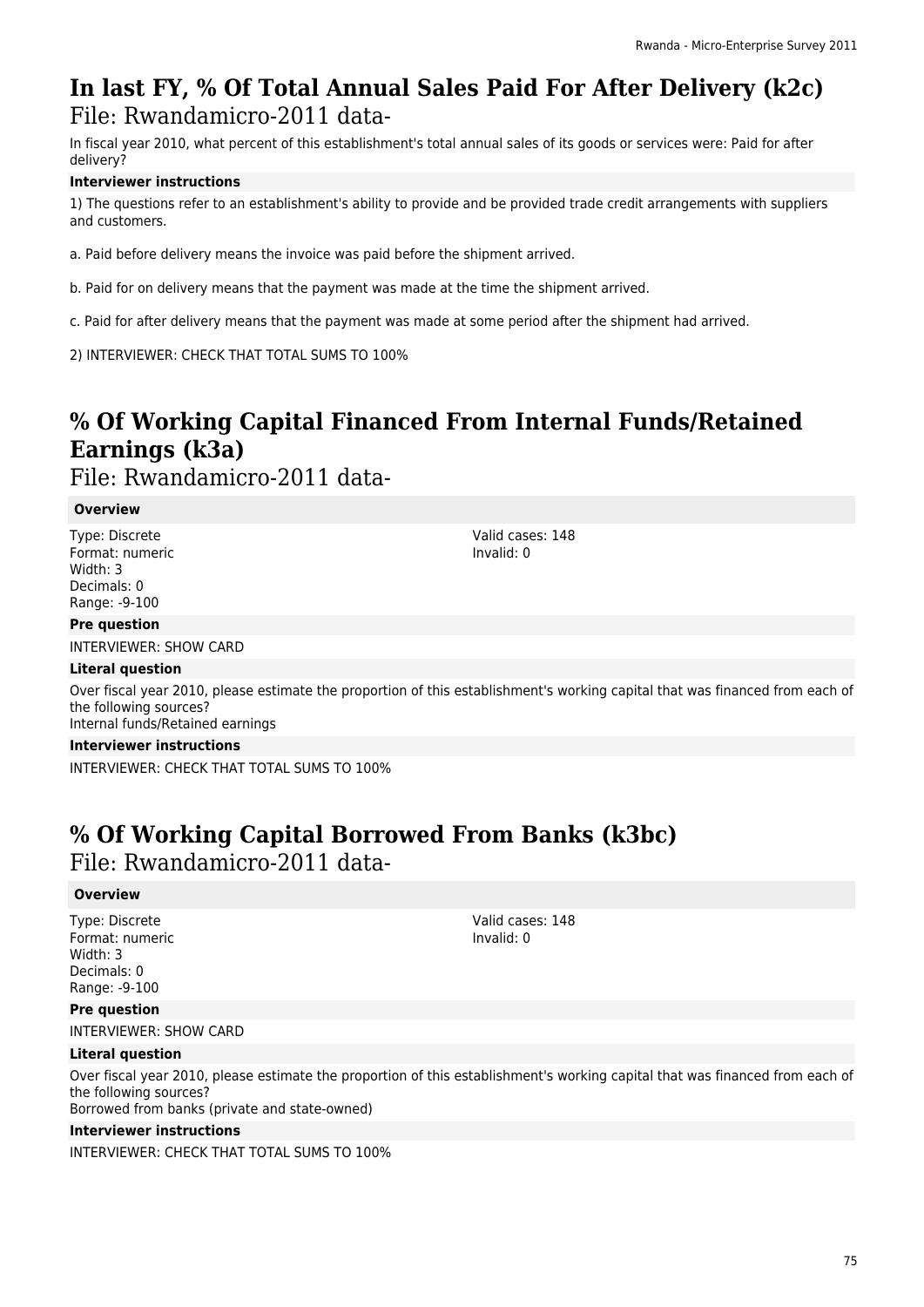## In last FY, % Of Total Annual Sales Paid For After Delivery (k2c)

File: Rwandamicro-2011 data-

In fiscal year 2010, what percent of this establishment's total annual sales of its goods or services were: Paid for after delivery?

**Interviewer instructions**

1) The questions refer to an establishment's ability to provide and be provided trade credit arrangements with suppliers and customers.

a. Paid before delivery means the invoice was paid before the shipment arrived.

b. Paid for on delivery means that the payment was made at the time the shipment arrived.

c. Paid for after delivery means that the payment was made at some period after the shipment had arrived.

2) INTERVIEWER: CHECK THAT TOTAL SUMS TO 100%

## % Of Working Capital Financed From Internal Funds/Retained Earnings (k3a)

File: Rwandamicro-2011 data-

**Overview**

Type: Discrete
Format: numeric
Width: 3
Decimals: 0
Range: -9-100

Valid cases: 148
Invalid: 0

**Pre question**

INTERVIEWER: SHOW CARD

**Literal question**

Over fiscal year 2010, please estimate the proportion of this establishment's working capital that was financed from each of the following sources?
Internal funds/Retained earnings

**Interviewer instructions**

INTERVIEWER: CHECK THAT TOTAL SUMS TO 100%

## % Of Working Capital Borrowed From Banks (k3bc)

File: Rwandamicro-2011 data-

**Overview**

Type: Discrete
Format: numeric
Width: 3
Decimals: 0
Range: -9-100

Valid cases: 148
Invalid: 0

**Pre question**

INTERVIEWER: SHOW CARD

**Literal question**

Over fiscal year 2010, please estimate the proportion of this establishment's working capital that was financed from each of the following sources?
Borrowed from banks (private and state-owned)

**Interviewer instructions**

INTERVIEWER: CHECK THAT TOTAL SUMS TO 100%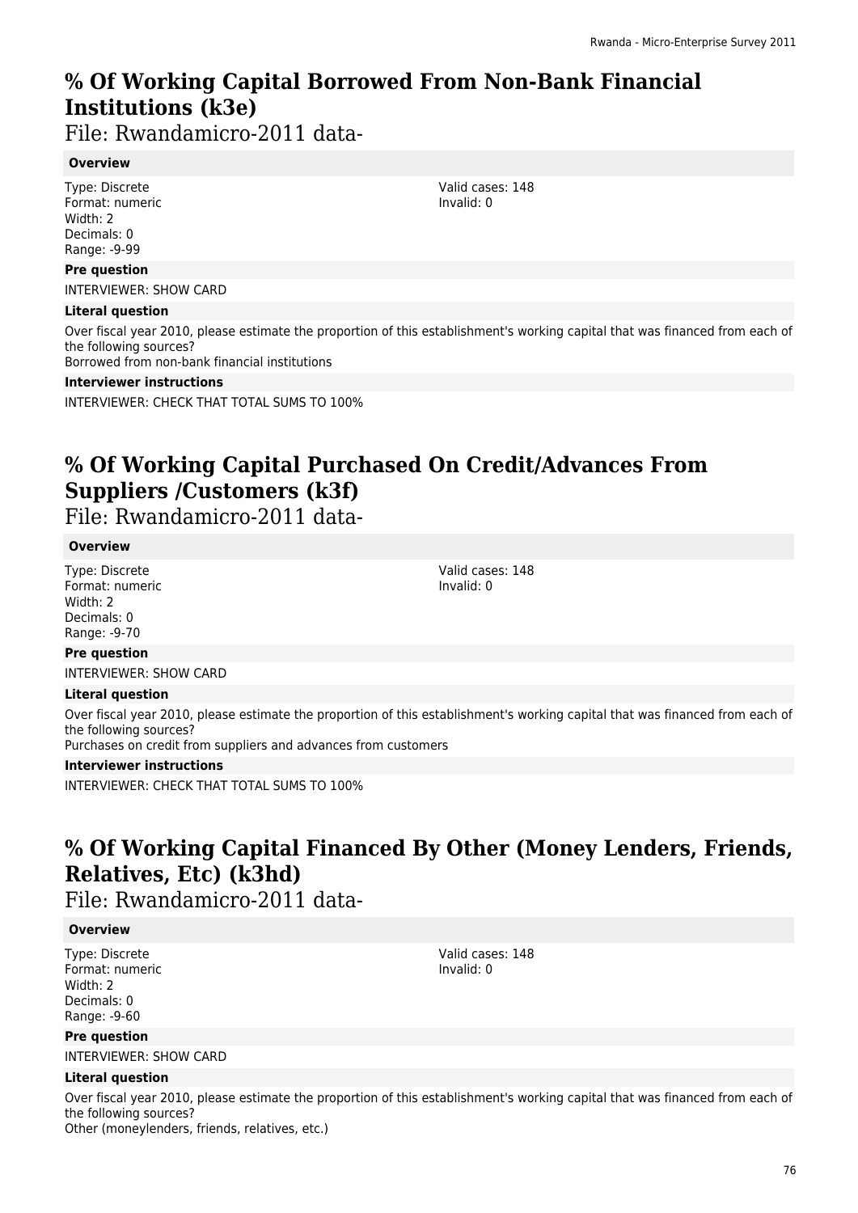# % Of Working Capital Borrowed From Non-Bank Financial Institutions (k3e)

File: Rwandamicro-2011 data-

**Overview**

Type: Discrete
Format: numeric
Width: 2
Decimals: 0
Range: -9-99

Valid cases: 148
Invalid: 0

**Pre question**

INTERVIEWER: SHOW CARD

**Literal question**

Over fiscal year 2010, please estimate the proportion of this establishment's working capital that was financed from each of the following sources?
Borrowed from non-bank financial institutions

**Interviewer instructions**

INTERVIEWER: CHECK THAT TOTAL SUMS TO 100%

# % Of Working Capital Purchased On Credit/Advances From Suppliers /Customers (k3f)

File: Rwandamicro-2011 data-

**Overview**

Type: Discrete
Format: numeric
Width: 2
Decimals: 0
Range: -9-70

Valid cases: 148
Invalid: 0

**Pre question**

INTERVIEWER: SHOW CARD

**Literal question**

Over fiscal year 2010, please estimate the proportion of this establishment's working capital that was financed from each of the following sources?
Purchases on credit from suppliers and advances from customers

**Interviewer instructions**

INTERVIEWER: CHECK THAT TOTAL SUMS TO 100%

# % Of Working Capital Financed By Other (Money Lenders, Friends, Relatives, Etc) (k3hd)

File: Rwandamicro-2011 data-

**Overview**

Type: Discrete
Format: numeric
Width: 2
Decimals: 0
Range: -9-60

Valid cases: 148
Invalid: 0

**Pre question**

INTERVIEWER: SHOW CARD

**Literal question**

Over fiscal year 2010, please estimate the proportion of this establishment's working capital that was financed from each of the following sources?
Other (moneylenders, friends, relatives, etc.)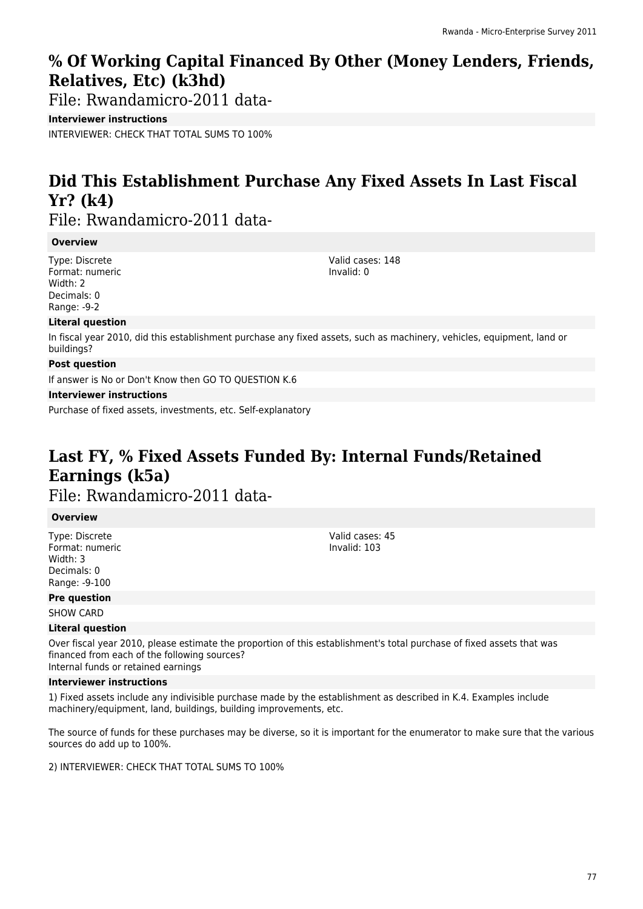# % Of Working Capital Financed By Other (Money Lenders, Friends, Relatives, Etc) (k3hd)

File: Rwandamicro-2011 data-

**Interviewer instructions**

INTERVIEWER: CHECK THAT TOTAL SUMS TO 100%

# Did This Establishment Purchase Any Fixed Assets In Last Fiscal Yr? (k4)

File: Rwandamicro-2011 data-

**Overview**

Type: Discrete
Format: numeric
Width: 2
Decimals: 0
Range: -9-2

Valid cases: 148
Invalid: 0

**Literal question**

In fiscal year 2010, did this establishment purchase any fixed assets, such as machinery, vehicles, equipment, land or buildings?

**Post question**

If answer is No or Don't Know then GO TO QUESTION K.6

**Interviewer instructions**

Purchase of fixed assets, investments, etc. Self-explanatory

# Last FY, % Fixed Assets Funded By: Internal Funds/Retained Earnings (k5a)

File: Rwandamicro-2011 data-

**Overview**

Type: Discrete
Format: numeric
Width: 3
Decimals: 0
Range: -9-100

Valid cases: 45
Invalid: 103

**Pre question**

SHOW CARD

**Literal question**

Over fiscal year 2010, please estimate the proportion of this establishment's total purchase of fixed assets that was financed from each of the following sources?
Internal funds or retained earnings

**Interviewer instructions**

1) Fixed assets include any indivisible purchase made by the establishment as described in K.4. Examples include machinery/equipment, land, buildings, building improvements, etc.

The source of funds for these purchases may be diverse, so it is important for the enumerator to make sure that the various sources do add up to 100%.

2) INTERVIEWER: CHECK THAT TOTAL SUMS TO 100%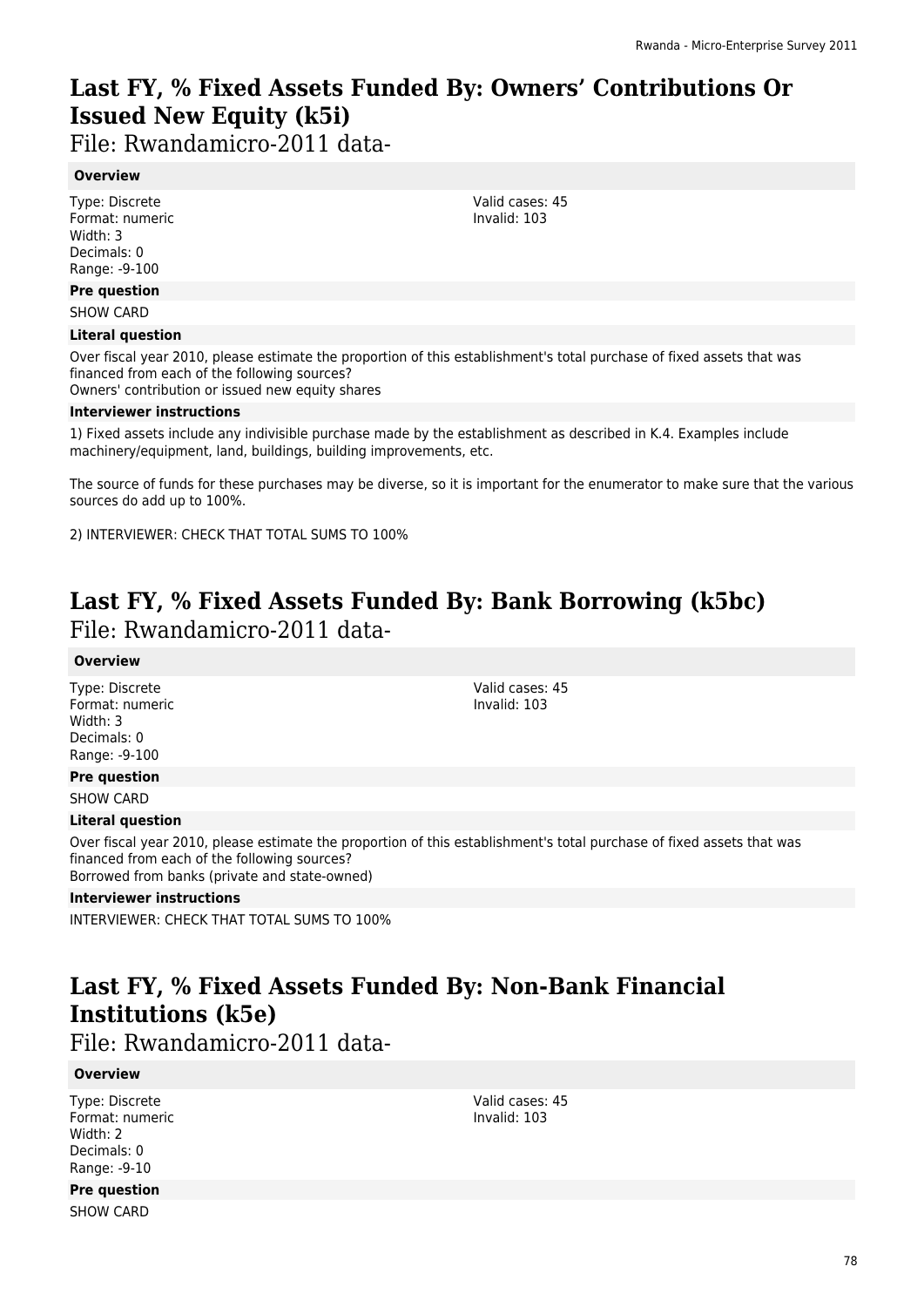# Last FY, % Fixed Assets Funded By: Owners' Contributions Or Issued New Equity (k5i)

File: Rwandamicro-2011 data-

**Overview**

Type: Discrete
Format: numeric
Width: 3
Decimals: 0
Range: -9-100

Valid cases: 45
Invalid: 103

**Pre question**

SHOW CARD

**Literal question**

Over fiscal year 2010, please estimate the proportion of this establishment's total purchase of fixed assets that was financed from each of the following sources?
Owners' contribution or issued new equity shares

**Interviewer instructions**

1) Fixed assets include any indivisible purchase made by the establishment as described in K.4. Examples include machinery/equipment, land, buildings, building improvements, etc.

The source of funds for these purchases may be diverse, so it is important for the enumerator to make sure that the various sources do add up to 100%.

2) INTERVIEWER: CHECK THAT TOTAL SUMS TO 100%

# Last FY, % Fixed Assets Funded By: Bank Borrowing (k5bc)

File: Rwandamicro-2011 data-

**Overview**

Type: Discrete
Format: numeric
Width: 3
Decimals: 0
Range: -9-100

Valid cases: 45
Invalid: 103

**Pre question**

SHOW CARD

**Literal question**

Over fiscal year 2010, please estimate the proportion of this establishment's total purchase of fixed assets that was financed from each of the following sources?
Borrowed from banks (private and state-owned)

**Interviewer instructions**

INTERVIEWER: CHECK THAT TOTAL SUMS TO 100%

# Last FY, % Fixed Assets Funded By: Non-Bank Financial Institutions (k5e)

File: Rwandamicro-2011 data-

**Overview**

Type: Discrete
Format: numeric
Width: 2
Decimals: 0
Range: -9-10

Valid cases: 45
Invalid: 103

**Pre question**

SHOW CARD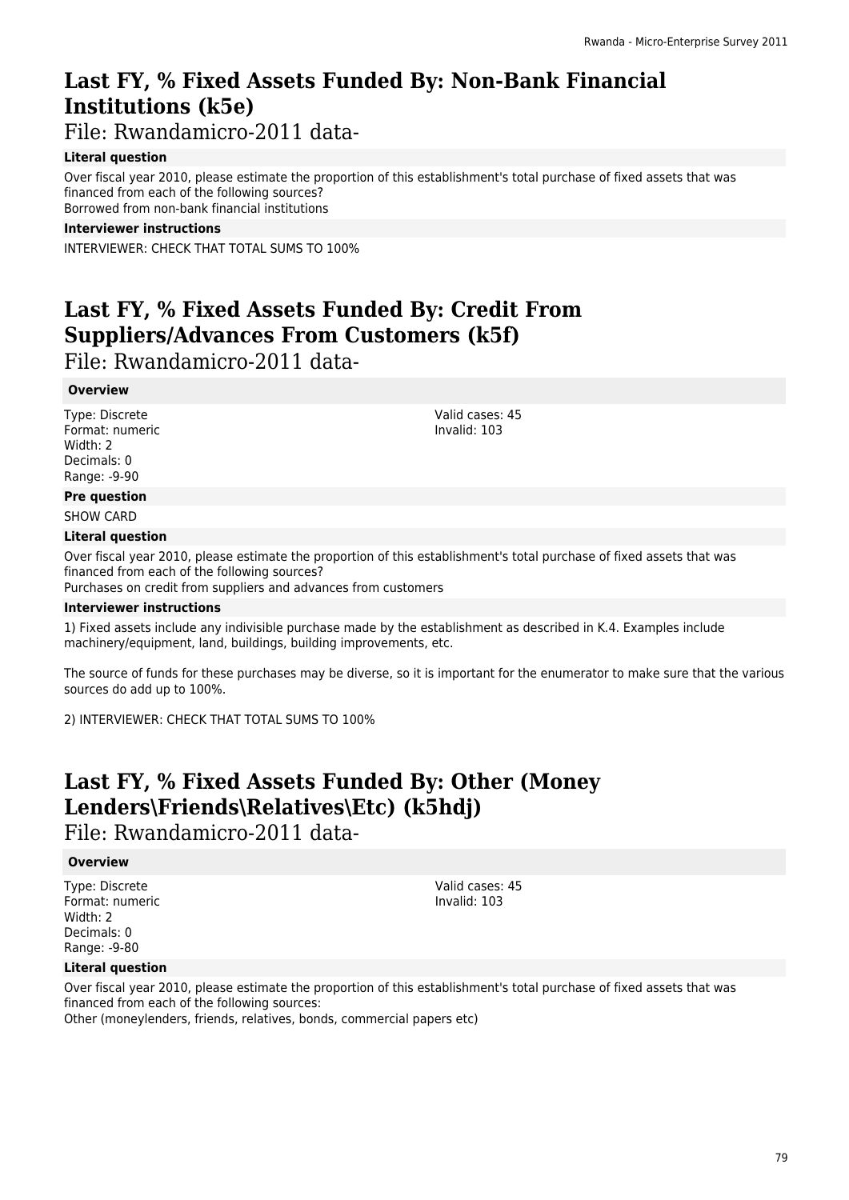# Last FY, % Fixed Assets Funded By: Non-Bank Financial Institutions (k5e)

File: Rwandamicro-2011 data-

### Literal question

Over fiscal year 2010, please estimate the proportion of this establishment's total purchase of fixed assets that was financed from each of the following sources?
Borrowed from non-bank financial institutions

### Interviewer instructions

INTERVIEWER: CHECK THAT TOTAL SUMS TO 100%

# Last FY, % Fixed Assets Funded By: Credit From Suppliers/Advances From Customers (k5f)

File: Rwandamicro-2011 data-

### Overview

Type: Discrete
Format: numeric
Width: 2
Decimals: 0
Range: -9-90

Valid cases: 45
Invalid: 103

### Pre question

SHOW CARD

### Literal question

Over fiscal year 2010, please estimate the proportion of this establishment's total purchase of fixed assets that was financed from each of the following sources?
Purchases on credit from suppliers and advances from customers

### Interviewer instructions

1) Fixed assets include any indivisible purchase made by the establishment as described in K.4. Examples include machinery/equipment, land, buildings, building improvements, etc.

The source of funds for these purchases may be diverse, so it is important for the enumerator to make sure that the various sources do add up to 100%.

2) INTERVIEWER: CHECK THAT TOTAL SUMS TO 100%

# Last FY, % Fixed Assets Funded By: Other (Money Lenders\Friends\Relatives\Etc) (k5hdj)

File: Rwandamicro-2011 data-

### Overview

Type: Discrete
Format: numeric
Width: 2
Decimals: 0
Range: -9-80

Valid cases: 45
Invalid: 103

### Literal question

Over fiscal year 2010, please estimate the proportion of this establishment's total purchase of fixed assets that was financed from each of the following sources:
Other (moneylenders, friends, relatives, bonds, commercial papers etc)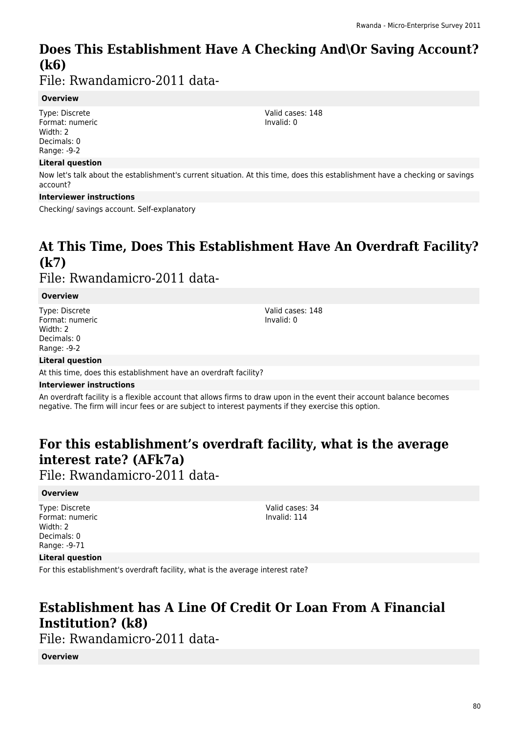# Does This Establishment Have A Checking And\Or Saving Account? (k6)

File: Rwandamicro-2011 data-

**Overview**

Type: Discrete
Format: numeric
Width: 2
Decimals: 0
Range: -9-2

Valid cases: 148
Invalid: 0

**Literal question**

Now let's talk about the establishment's current situation. At this time, does this establishment have a checking or savings account?

**Interviewer instructions**

Checking/ savings account. Self-explanatory

# At This Time, Does This Establishment Have An Overdraft Facility? (k7)

File: Rwandamicro-2011 data-

**Overview**

Type: Discrete
Format: numeric
Width: 2
Decimals: 0
Range: -9-2

Valid cases: 148
Invalid: 0

**Literal question**

At this time, does this establishment have an overdraft facility?

**Interviewer instructions**

An overdraft facility is a flexible account that allows firms to draw upon in the event their account balance becomes negative. The firm will incur fees or are subject to interest payments if they exercise this option.

# For this establishment's overdraft facility, what is the average interest rate? (AFk7a)

File: Rwandamicro-2011 data-

**Overview**

Type: Discrete
Format: numeric
Width: 2
Decimals: 0
Range: -9-71

Valid cases: 34
Invalid: 114

**Literal question**

For this establishment's overdraft facility, what is the average interest rate?

# Establishment has A Line Of Credit Or Loan From A Financial Institution? (k8)

File: Rwandamicro-2011 data-

**Overview**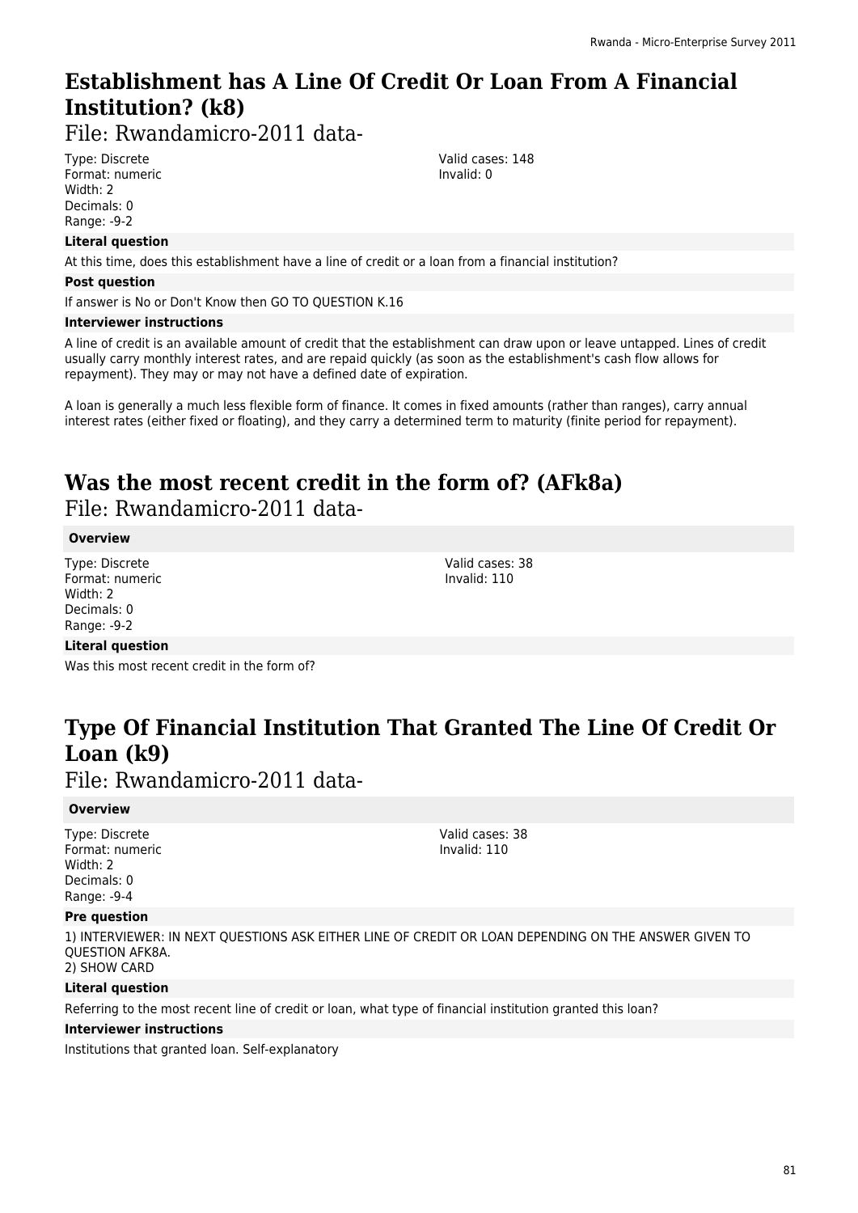## Establishment has A Line Of Credit Or Loan From A Financial Institution? (k8)

File: Rwandamicro-2011 data-

Type: Discrete
Format: numeric
Width: 2
Decimals: 0
Range: -9-2

Valid cases: 148
Invalid: 0

**Literal question**

At this time, does this establishment have a line of credit or a loan from a financial institution?

**Post question**

If answer is No or Don't Know then GO TO QUESTION K.16

**Interviewer instructions**

A line of credit is an available amount of credit that the establishment can draw upon or leave untapped. Lines of credit usually carry monthly interest rates, and are repaid quickly (as soon as the establishment's cash flow allows for repayment). They may or may not have a defined date of expiration.

A loan is generally a much less flexible form of finance. It comes in fixed amounts (rather than ranges), carry annual interest rates (either fixed or floating), and they carry a determined term to maturity (finite period for repayment).

## Was the most recent credit in the form of? (AFk8a)

File: Rwandamicro-2011 data-

**Overview**

Type: Discrete
Format: numeric
Width: 2
Decimals: 0
Range: -9-2

Valid cases: 38
Invalid: 110

**Literal question**

Was this most recent credit in the form of?

## Type Of Financial Institution That Granted The Line Of Credit Or Loan (k9)

File: Rwandamicro-2011 data-

**Overview**

Type: Discrete
Format: numeric
Width: 2
Decimals: 0
Range: -9-4

Valid cases: 38
Invalid: 110

**Pre question**

1) INTERVIEWER: IN NEXT QUESTIONS ASK EITHER LINE OF CREDIT OR LOAN DEPENDING ON THE ANSWER GIVEN TO QUESTION AFK8A.
2) SHOW CARD

**Literal question**

Referring to the most recent line of credit or loan, what type of financial institution granted this loan?

**Interviewer instructions**

Institutions that granted loan. Self-explanatory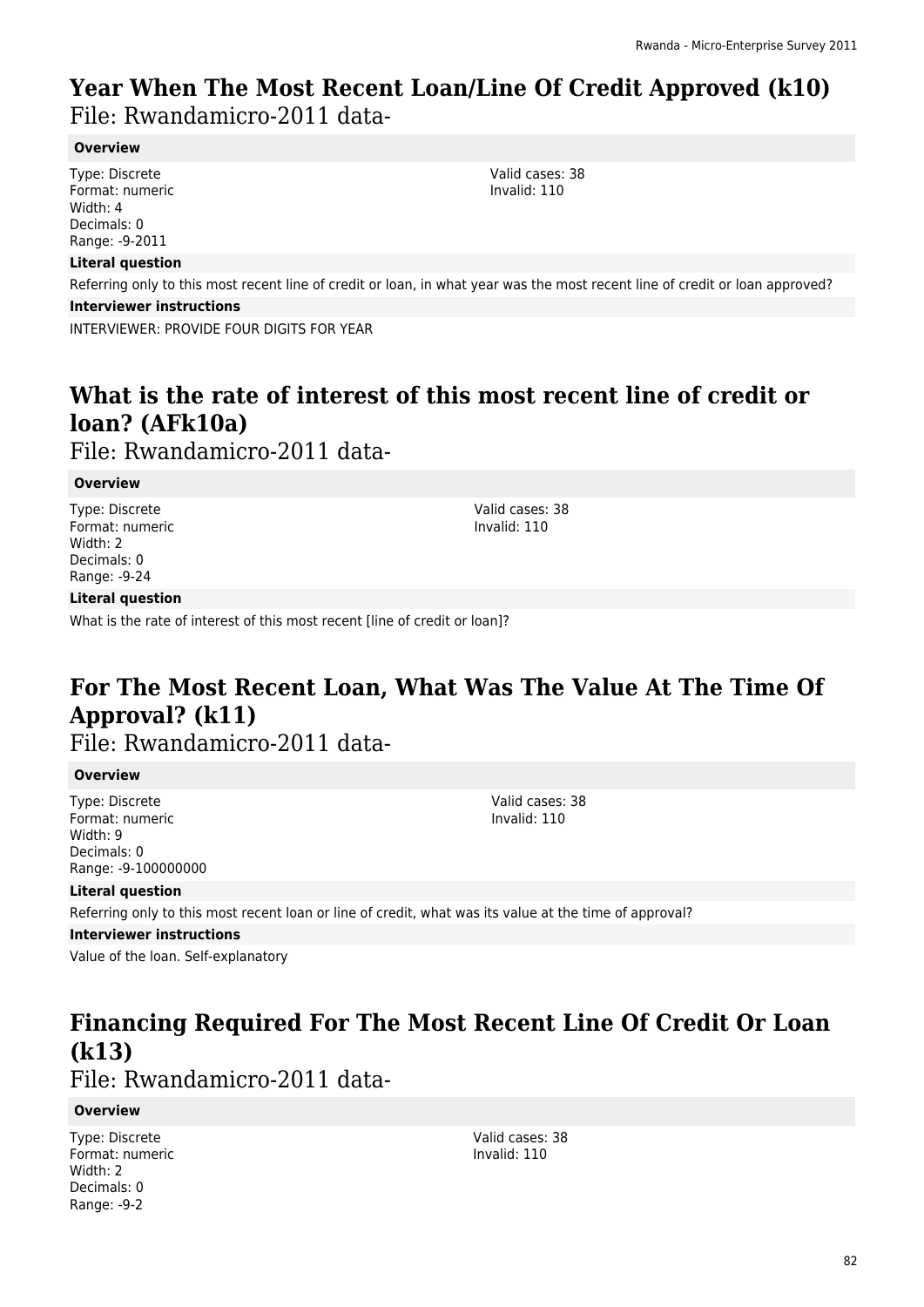# Year When The Most Recent Loan/Line Of Credit Approved (k10)

File: Rwandamicro-2011 data-

**Overview**

Type: Discrete
Format: numeric
Width: 4
Decimals: 0
Range: -9-2011

Valid cases: 38
Invalid: 110

**Literal question**

Referring only to this most recent line of credit or loan, in what year was the most recent line of credit or loan approved?

**Interviewer instructions**

INTERVIEWER: PROVIDE FOUR DIGITS FOR YEAR

# What is the rate of interest of this most recent line of credit or loan? (AFk10a)

File: Rwandamicro-2011 data-

**Overview**

Type: Discrete
Format: numeric
Width: 2
Decimals: 0
Range: -9-24

Valid cases: 38
Invalid: 110

**Literal question**

What is the rate of interest of this most recent [line of credit or loan]?

# For The Most Recent Loan, What Was The Value At The Time Of Approval? (k11)

File: Rwandamicro-2011 data-

**Overview**

Type: Discrete
Format: numeric
Width: 9
Decimals: 0
Range: -9-100000000

Valid cases: 38
Invalid: 110

**Literal question**

Referring only to this most recent loan or line of credit, what was its value at the time of approval?

**Interviewer instructions**

Value of the loan. Self-explanatory

# Financing Required For The Most Recent Line Of Credit Or Loan (k13)

File: Rwandamicro-2011 data-

**Overview**

Type: Discrete
Format: numeric
Width: 2
Decimals: 0
Range: -9-2

Valid cases: 38
Invalid: 110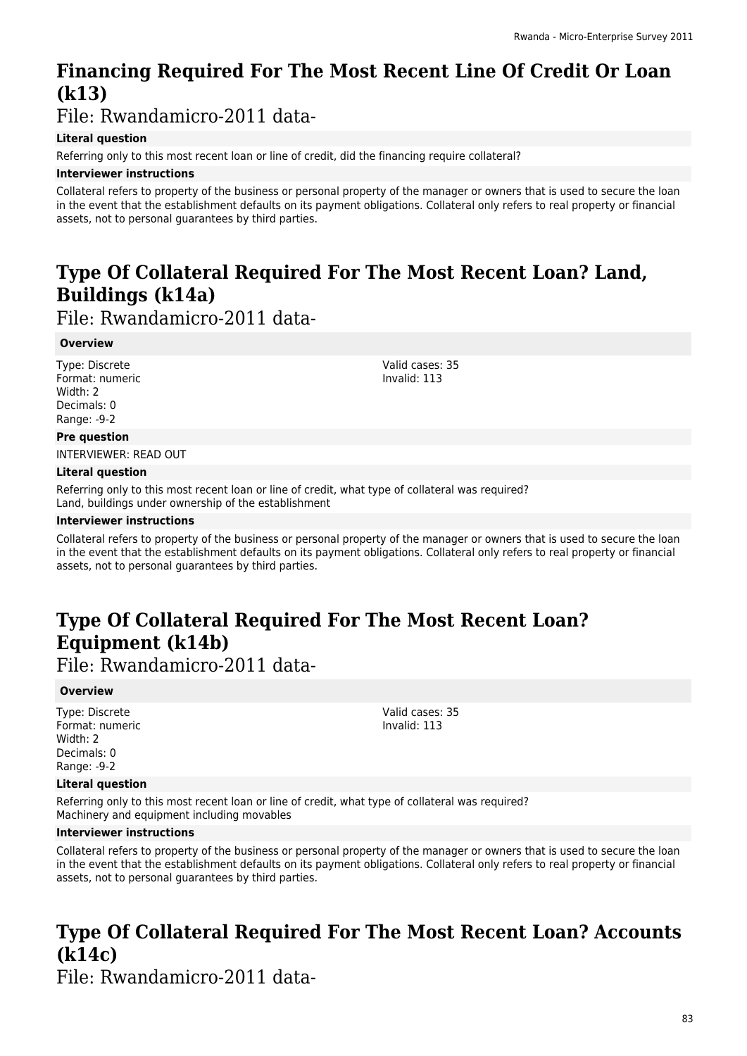# Financing Required For The Most Recent Line Of Credit Or Loan (k13)

File: Rwandamicro-2011 data-

**Literal question**

Referring only to this most recent loan or line of credit, did the financing require collateral?

**Interviewer instructions**

Collateral refers to property of the business or personal property of the manager or owners that is used to secure the loan in the event that the establishment defaults on its payment obligations. Collateral only refers to real property or financial assets, not to personal guarantees by third parties.

# Type Of Collateral Required For The Most Recent Loan? Land, Buildings (k14a)

File: Rwandamicro-2011 data-

**Overview**

Type: Discrete
Format: numeric
Width: 2
Decimals: 0
Range: -9-2

Valid cases: 35
Invalid: 113

**Pre question**

INTERVIEWER: READ OUT

**Literal question**

Referring only to this most recent loan or line of credit, what type of collateral was required?
Land, buildings under ownership of the establishment

**Interviewer instructions**

Collateral refers to property of the business or personal property of the manager or owners that is used to secure the loan in the event that the establishment defaults on its payment obligations. Collateral only refers to real property or financial assets, not to personal guarantees by third parties.

# Type Of Collateral Required For The Most Recent Loan? Equipment (k14b)

File: Rwandamicro-2011 data-

**Overview**

Type: Discrete
Format: numeric
Width: 2
Decimals: 0
Range: -9-2

Valid cases: 35
Invalid: 113

**Literal question**

Referring only to this most recent loan or line of credit, what type of collateral was required?
Machinery and equipment including movables

**Interviewer instructions**

Collateral refers to property of the business or personal property of the manager or owners that is used to secure the loan in the event that the establishment defaults on its payment obligations. Collateral only refers to real property or financial assets, not to personal guarantees by third parties.

# Type Of Collateral Required For The Most Recent Loan? Accounts (k14c)

File: Rwandamicro-2011 data-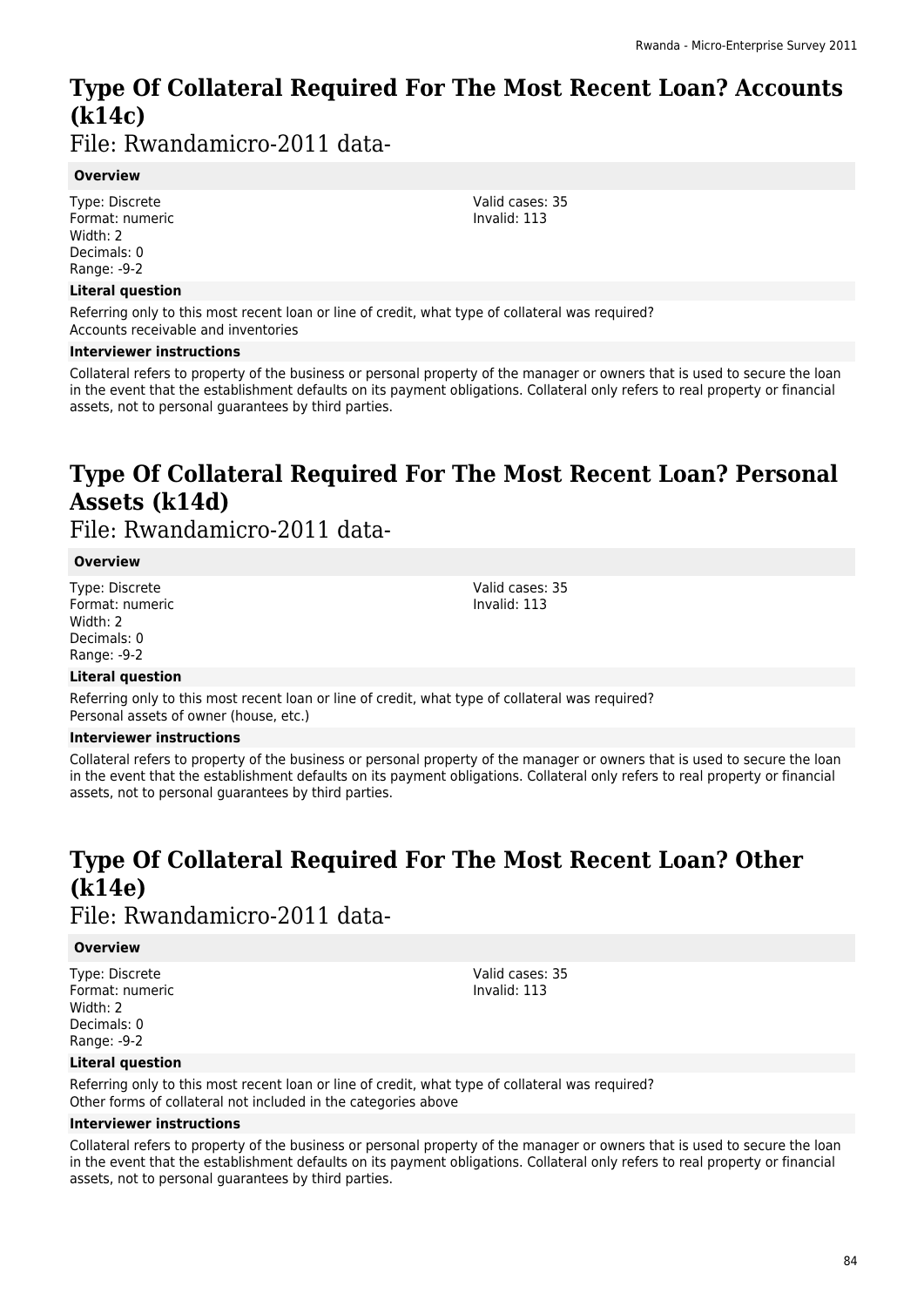# Type Of Collateral Required For The Most Recent Loan? Accounts (k14c)

File: Rwandamicro-2011 data-

**Overview**

Type: Discrete
Format: numeric
Width: 2
Decimals: 0
Range: -9-2

Valid cases: 35
Invalid: 113

**Literal question**

Referring only to this most recent loan or line of credit, what type of collateral was required?
Accounts receivable and inventories

**Interviewer instructions**

Collateral refers to property of the business or personal property of the manager or owners that is used to secure the loan in the event that the establishment defaults on its payment obligations. Collateral only refers to real property or financial assets, not to personal guarantees by third parties.

# Type Of Collateral Required For The Most Recent Loan? Personal Assets (k14d)

File: Rwandamicro-2011 data-

**Overview**

Type: Discrete
Format: numeric
Width: 2
Decimals: 0
Range: -9-2

Valid cases: 35
Invalid: 113

**Literal question**

Referring only to this most recent loan or line of credit, what type of collateral was required?
Personal assets of owner (house, etc.)

**Interviewer instructions**

Collateral refers to property of the business or personal property of the manager or owners that is used to secure the loan in the event that the establishment defaults on its payment obligations. Collateral only refers to real property or financial assets, not to personal guarantees by third parties.

# Type Of Collateral Required For The Most Recent Loan? Other (k14e)

File: Rwandamicro-2011 data-

**Overview**

Type: Discrete
Format: numeric
Width: 2
Decimals: 0
Range: -9-2

Valid cases: 35
Invalid: 113

**Literal question**

Referring only to this most recent loan or line of credit, what type of collateral was required?
Other forms of collateral not included in the categories above

**Interviewer instructions**

Collateral refers to property of the business or personal property of the manager or owners that is used to secure the loan in the event that the establishment defaults on its payment obligations. Collateral only refers to real property or financial assets, not to personal guarantees by third parties.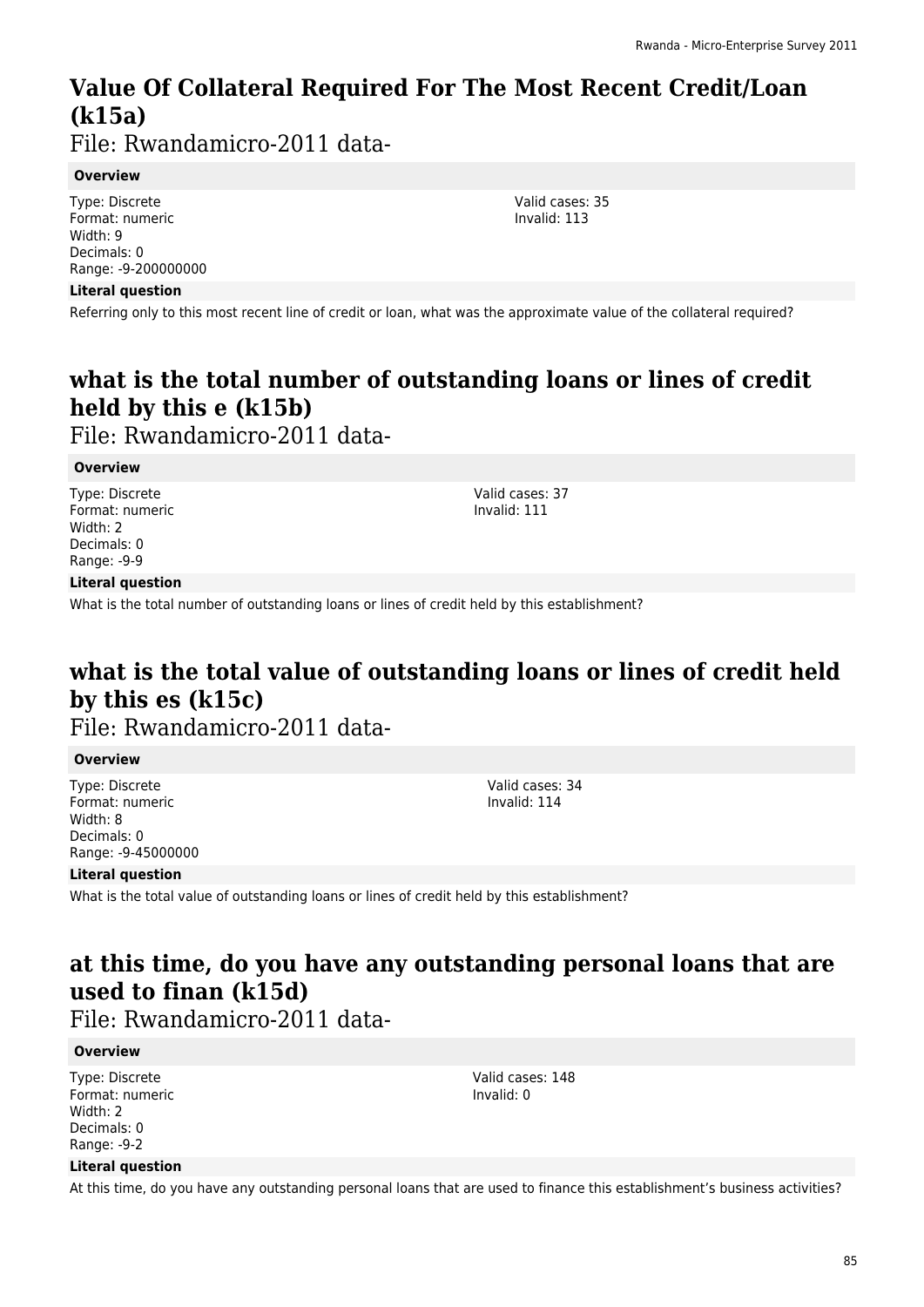## Value Of Collateral Required For The Most Recent Credit/Loan (k15a)

File: Rwandamicro-2011 data-

**Overview**

Type: Discrete
Format: numeric
Width: 9
Decimals: 0
Range: -9-200000000

Valid cases: 35
Invalid: 113

**Literal question**

Referring only to this most recent line of credit or loan, what was the approximate value of the collateral required?

## what is the total number of outstanding loans or lines of credit held by this e (k15b)

File: Rwandamicro-2011 data-

**Overview**

Type: Discrete
Format: numeric
Width: 2
Decimals: 0
Range: -9-9

Valid cases: 37
Invalid: 111

**Literal question**

What is the total number of outstanding loans or lines of credit held by this establishment?

## what is the total value of outstanding loans or lines of credit held by this es (k15c)

File: Rwandamicro-2011 data-

**Overview**

Type: Discrete
Format: numeric
Width: 8
Decimals: 0
Range: -9-45000000

Valid cases: 34
Invalid: 114

**Literal question**

What is the total value of outstanding loans or lines of credit held by this establishment?

## at this time, do you have any outstanding personal loans that are used to finan (k15d)

File: Rwandamicro-2011 data-

**Overview**

Type: Discrete
Format: numeric
Width: 2
Decimals: 0
Range: -9-2

Valid cases: 148
Invalid: 0

**Literal question**

At this time, do you have any outstanding personal loans that are used to finance this establishment's business activities?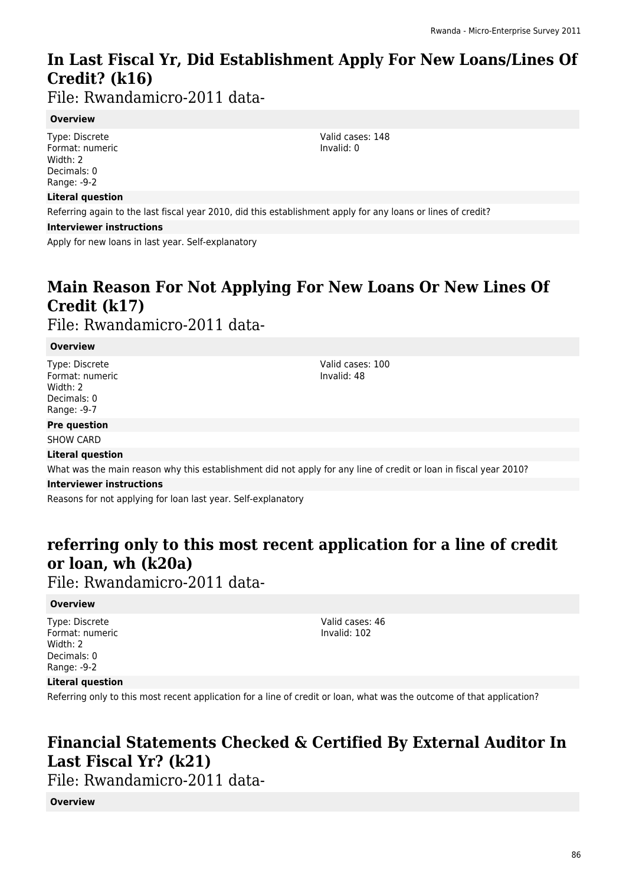# In Last Fiscal Yr, Did Establishment Apply For New Loans/Lines Of Credit? (k16)

File: Rwandamicro-2011 data-

**Overview**

Type: Discrete
Format: numeric
Width: 2
Decimals: 0
Range: -9-2

Valid cases: 148
Invalid: 0

**Literal question**

Referring again to the last fiscal year 2010, did this establishment apply for any loans or lines of credit?

**Interviewer instructions**

Apply for new loans in last year. Self-explanatory

# Main Reason For Not Applying For New Loans Or New Lines Of Credit (k17)

File: Rwandamicro-2011 data-

**Overview**

Type: Discrete
Format: numeric
Width: 2
Decimals: 0
Range: -9-7

Valid cases: 100
Invalid: 48

**Pre question**

SHOW CARD

**Literal question**

What was the main reason why this establishment did not apply for any line of credit or loan in fiscal year 2010?

**Interviewer instructions**

Reasons for not applying for loan last year. Self-explanatory

# referring only to this most recent application for a line of credit or loan, wh (k20a)

File: Rwandamicro-2011 data-

**Overview**

Type: Discrete
Format: numeric
Width: 2
Decimals: 0
Range: -9-2

Valid cases: 46
Invalid: 102

**Literal question**

Referring only to this most recent application for a line of credit or loan, what was the outcome of that application?

# Financial Statements Checked & Certified By External Auditor In Last Fiscal Yr? (k21)

File: Rwandamicro-2011 data-

**Overview**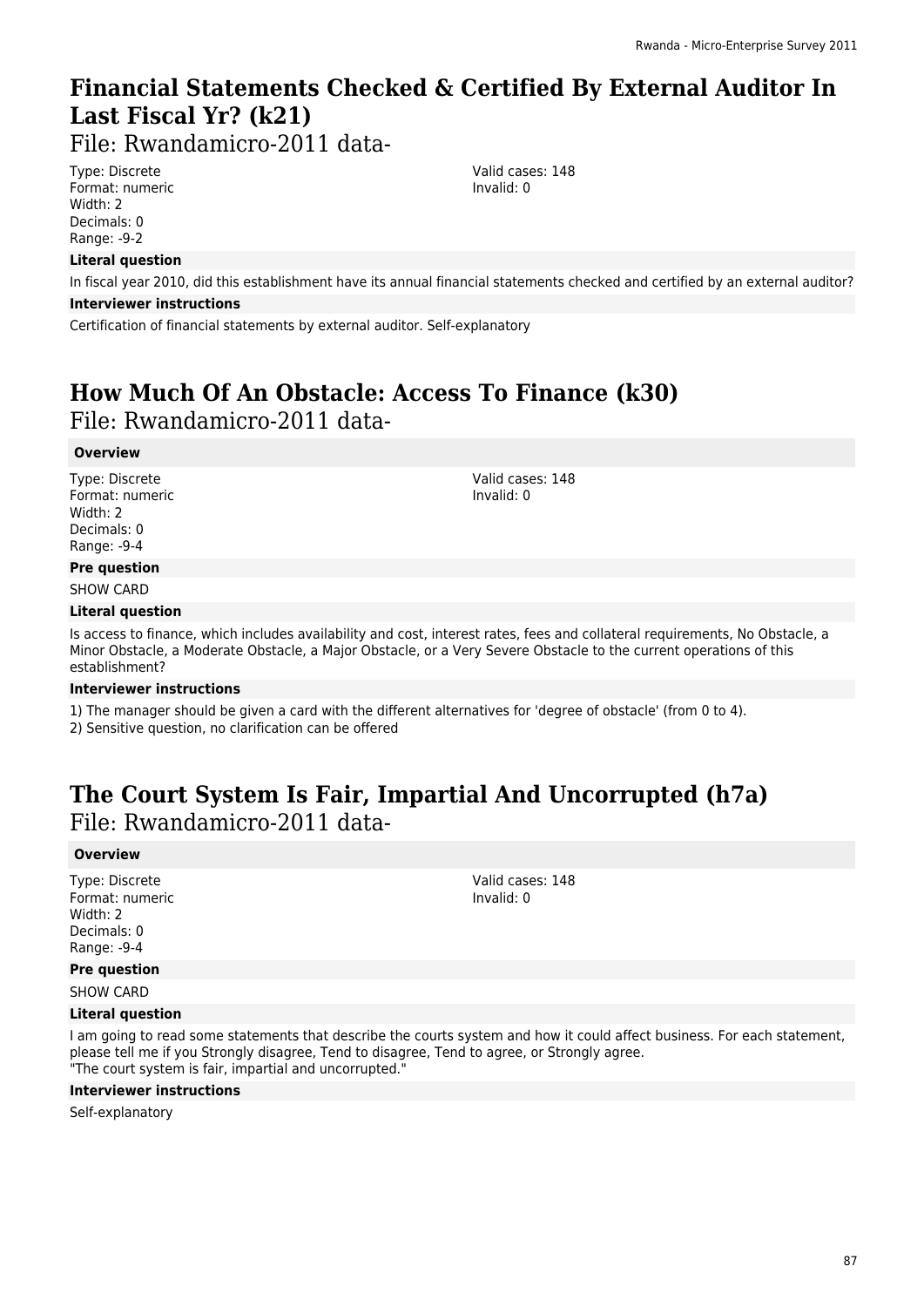# Financial Statements Checked & Certified By External Auditor In Last Fiscal Yr? (k21)

File: Rwandamicro-2011 data-

Type: Discrete
Format: numeric
Width: 2
Decimals: 0
Range: -9-2

Valid cases: 148
Invalid: 0

**Literal question**

In fiscal year 2010, did this establishment have its annual financial statements checked and certified by an external auditor?

**Interviewer instructions**

Certification of financial statements by external auditor. Self-explanatory

# How Much Of An Obstacle: Access To Finance (k30)

File: Rwandamicro-2011 data-

**Overview**

Type: Discrete
Format: numeric
Width: 2
Decimals: 0
Range: -9-4

Valid cases: 148
Invalid: 0

**Pre question**

SHOW CARD

**Literal question**

Is access to finance, which includes availability and cost, interest rates, fees and collateral requirements, No Obstacle, a Minor Obstacle, a Moderate Obstacle, a Major Obstacle, or a Very Severe Obstacle to the current operations of this establishment?

**Interviewer instructions**

1) The manager should be given a card with the different alternatives for 'degree of obstacle' (from 0 to 4).
2) Sensitive question, no clarification can be offered

# The Court System Is Fair, Impartial And Uncorrupted (h7a)

File: Rwandamicro-2011 data-

**Overview**

Type: Discrete
Format: numeric
Width: 2
Decimals: 0
Range: -9-4

Valid cases: 148
Invalid: 0

**Pre question**

SHOW CARD

**Literal question**

I am going to read some statements that describe the courts system and how it could affect business. For each statement, please tell me if you Strongly disagree, Tend to disagree, Tend to agree, or Strongly agree.
"The court system is fair, impartial and uncorrupted."

**Interviewer instructions**

Self-explanatory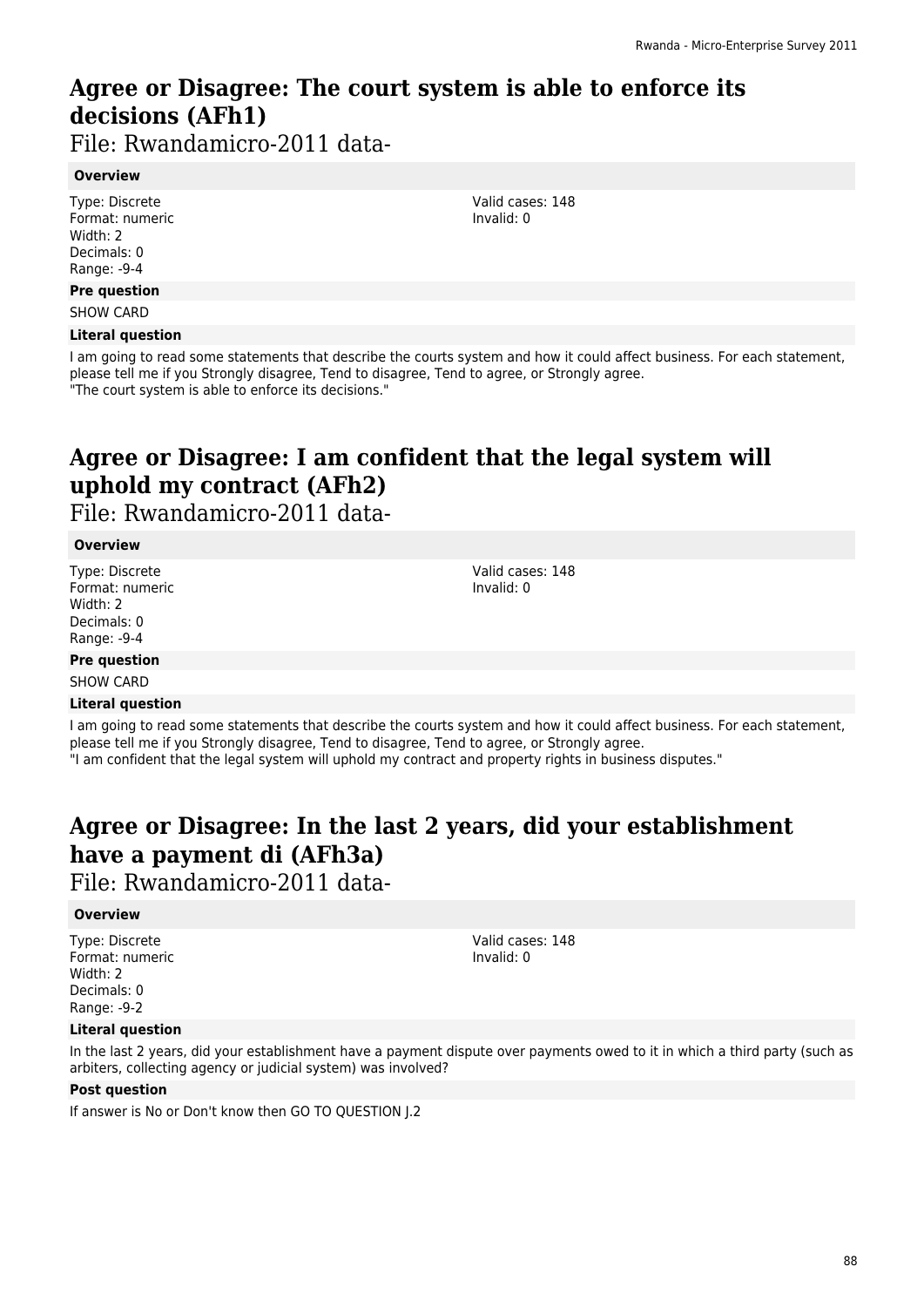# Agree or Disagree: The court system is able to enforce its decisions (AFh1)

File: Rwandamicro-2011 data-

**Overview**

Type: Discrete
Format: numeric
Width: 2
Decimals: 0
Range: -9-4

Valid cases: 148
Invalid: 0

**Pre question**

SHOW CARD

**Literal question**

I am going to read some statements that describe the courts system and how it could affect business. For each statement, please tell me if you Strongly disagree, Tend to disagree, Tend to agree, or Strongly agree.
"The court system is able to enforce its decisions."

# Agree or Disagree: I am confident that the legal system will uphold my contract (AFh2)

File: Rwandamicro-2011 data-

**Overview**

Type: Discrete
Format: numeric
Width: 2
Decimals: 0
Range: -9-4

Valid cases: 148
Invalid: 0

**Pre question**

SHOW CARD

**Literal question**

I am going to read some statements that describe the courts system and how it could affect business. For each statement, please tell me if you Strongly disagree, Tend to disagree, Tend to agree, or Strongly agree.
"I am confident that the legal system will uphold my contract and property rights in business disputes."

# Agree or Disagree: In the last 2 years, did your establishment have a payment di (AFh3a)

File: Rwandamicro-2011 data-

**Overview**

Type: Discrete
Format: numeric
Width: 2
Decimals: 0
Range: -9-2

Valid cases: 148
Invalid: 0

**Literal question**

In the last 2 years, did your establishment have a payment dispute over payments owed to it in which a third party (such as arbiters, collecting agency or judicial system) was involved?

**Post question**

If answer is No or Don't know then GO TO QUESTION J.2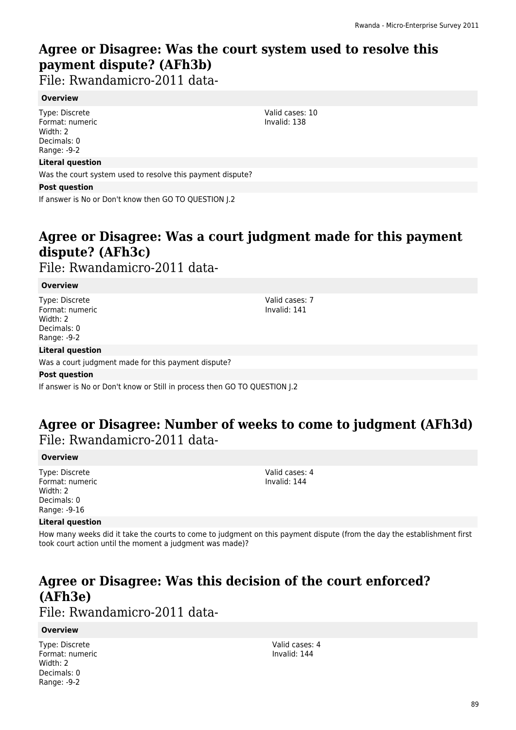## Agree or Disagree: Was the court system used to resolve this payment dispute? (AFh3b)

File: Rwandamicro-2011 data-

**Overview**

Type: Discrete
Format: numeric
Width: 2
Decimals: 0
Range: -9-2

Valid cases: 10
Invalid: 138

**Literal question**

Was the court system used to resolve this payment dispute?

**Post question**

If answer is No or Don't know then GO TO QUESTION J.2

## Agree or Disagree: Was a court judgment made for this payment dispute? (AFh3c)

File: Rwandamicro-2011 data-

**Overview**

Type: Discrete
Format: numeric
Width: 2
Decimals: 0
Range: -9-2

Valid cases: 7
Invalid: 141

**Literal question**

Was a court judgment made for this payment dispute?

**Post question**

If answer is No or Don't know or Still in process then GO TO QUESTION J.2

## Agree or Disagree: Number of weeks to come to judgment (AFh3d)

File: Rwandamicro-2011 data-

**Overview**

Type: Discrete
Format: numeric
Width: 2
Decimals: 0
Range: -9-16

Valid cases: 4
Invalid: 144

**Literal question**

How many weeks did it take the courts to come to judgment on this payment dispute (from the day the establishment first took court action until the moment a judgment was made)?

## Agree or Disagree: Was this decision of the court enforced? (AFh3e)

File: Rwandamicro-2011 data-

**Overview**

Type: Discrete
Format: numeric
Width: 2
Decimals: 0
Range: -9-2

Valid cases: 4
Invalid: 144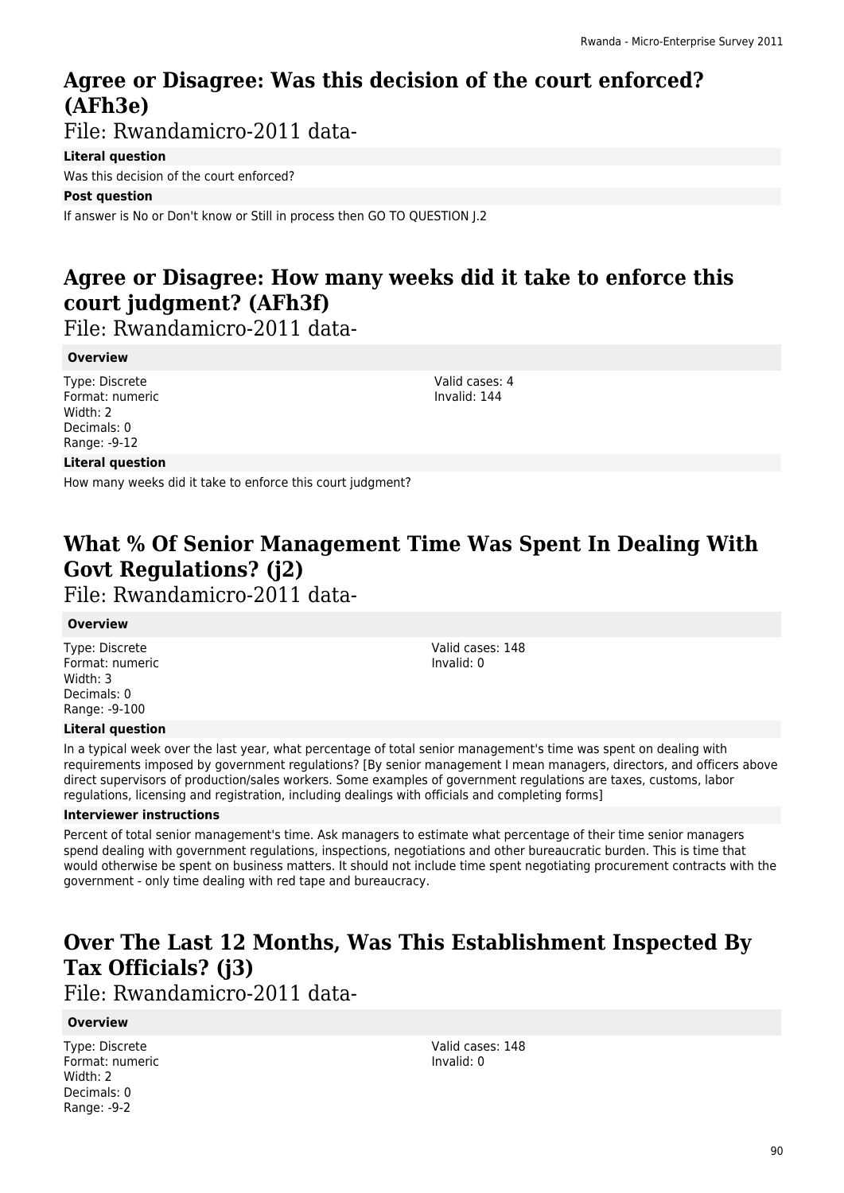## Agree or Disagree: Was this decision of the court enforced? (AFh3e)

File: Rwandamicro-2011 data-

**Literal question**

Was this decision of the court enforced?

**Post question**

If answer is No or Don't know or Still in process then GO TO QUESTION J.2

## Agree or Disagree: How many weeks did it take to enforce this court judgment? (AFh3f)

File: Rwandamicro-2011 data-

**Overview**

Type: Discrete
Format: numeric
Width: 2
Decimals: 0
Range: -9-12

Valid cases: 4
Invalid: 144

**Literal question**

How many weeks did it take to enforce this court judgment?

## What % Of Senior Management Time Was Spent In Dealing With Govt Regulations? (j2)

File: Rwandamicro-2011 data-

**Overview**

Type: Discrete
Format: numeric
Width: 3
Decimals: 0
Range: -9-100

Valid cases: 148
Invalid: 0

**Literal question**

In a typical week over the last year, what percentage of total senior management's time was spent on dealing with requirements imposed by government regulations? [By senior management I mean managers, directors, and officers above direct supervisors of production/sales workers. Some examples of government regulations are taxes, customs, labor regulations, licensing and registration, including dealings with officials and completing forms]

**Interviewer instructions**

Percent of total senior management's time. Ask managers to estimate what percentage of their time senior managers spend dealing with government regulations, inspections, negotiations and other bureaucratic burden. This is time that would otherwise be spent on business matters. It should not include time spent negotiating procurement contracts with the government - only time dealing with red tape and bureaucracy.

## Over The Last 12 Months, Was This Establishment Inspected By Tax Officials? (j3)

File: Rwandamicro-2011 data-

**Overview**

Type: Discrete
Format: numeric
Width: 2
Decimals: 0
Range: -9-2

Valid cases: 148
Invalid: 0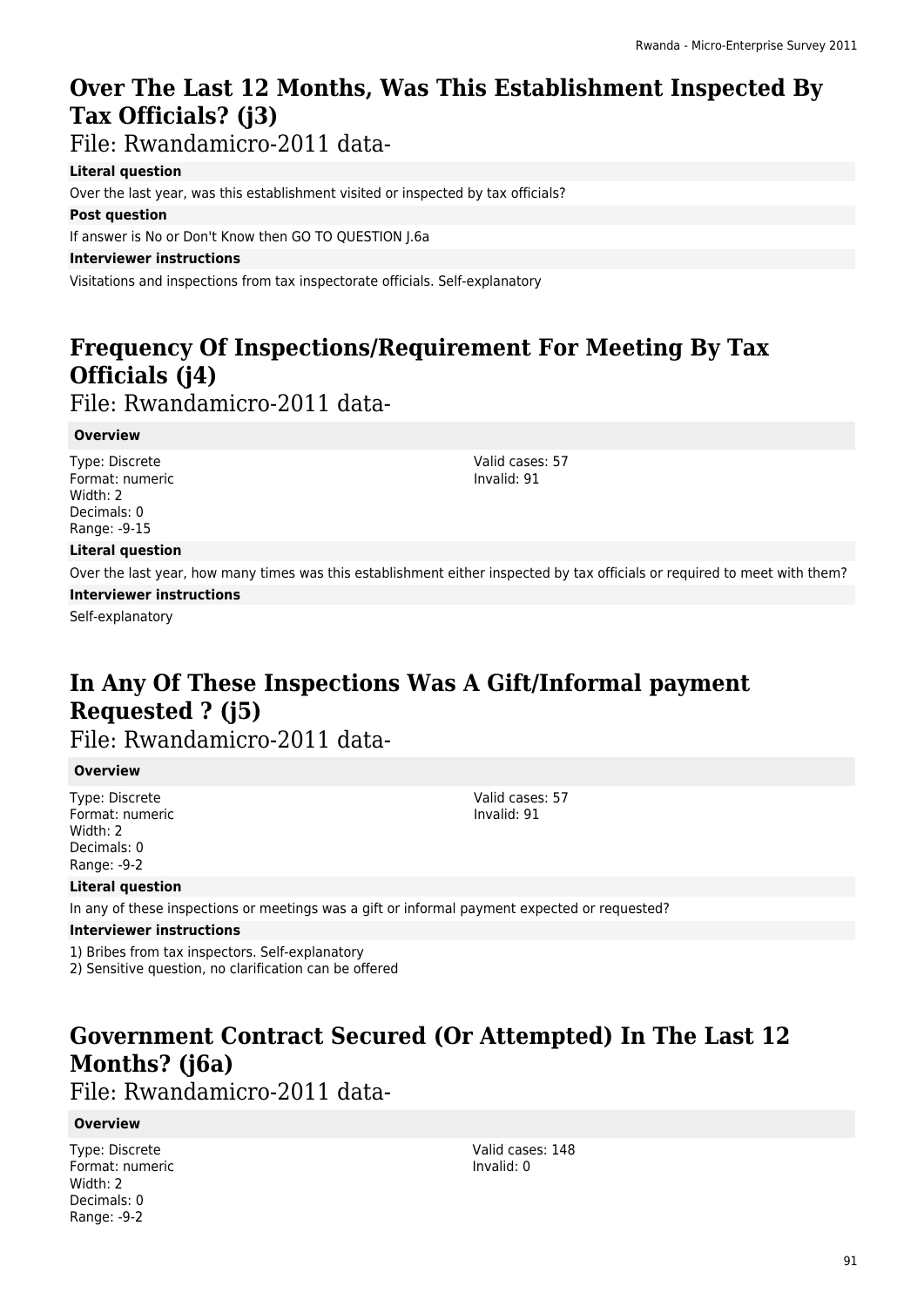## Over The Last 12 Months, Was This Establishment Inspected By Tax Officials? (j3)

File: Rwandamicro-2011 data-

**Literal question**

Over the last year, was this establishment visited or inspected by tax officials?

**Post question**

If answer is No or Don't Know then GO TO QUESTION J.6a

**Interviewer instructions**

Visitations and inspections from tax inspectorate officials. Self-explanatory

## Frequency Of Inspections/Requirement For Meeting By Tax Officials (j4)

File: Rwandamicro-2011 data-

**Overview**

Type: Discrete
Format: numeric
Width: 2
Decimals: 0
Range: -9-15

Valid cases: 57
Invalid: 91

**Literal question**

Over the last year, how many times was this establishment either inspected by tax officials or required to meet with them?

**Interviewer instructions**

Self-explanatory

## In Any Of These Inspections Was A Gift/Informal payment Requested ? (j5)

File: Rwandamicro-2011 data-

**Overview**

Type: Discrete
Format: numeric
Width: 2
Decimals: 0
Range: -9-2

Valid cases: 57
Invalid: 91

**Literal question**

In any of these inspections or meetings was a gift or informal payment expected or requested?

**Interviewer instructions**

1) Bribes from tax inspectors. Self-explanatory
2) Sensitive question, no clarification can be offered

## Government Contract Secured (Or Attempted) In The Last 12 Months? (j6a)

File: Rwandamicro-2011 data-

**Overview**

Type: Discrete
Format: numeric
Width: 2
Decimals: 0
Range: -9-2

Valid cases: 148
Invalid: 0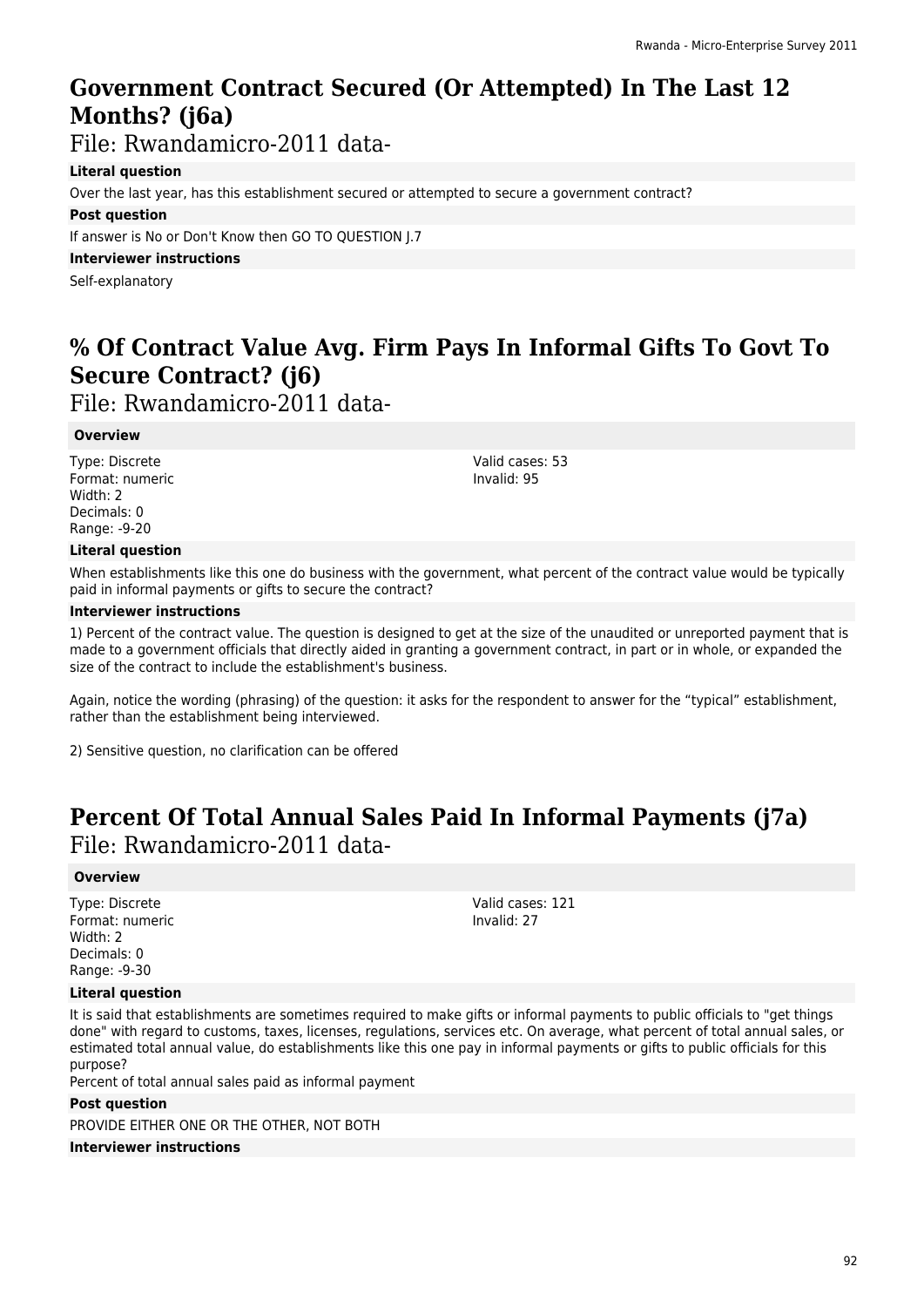# Government Contract Secured (Or Attempted) In The Last 12 Months? (j6a)

File: Rwandamicro-2011 data-

**Literal question**

Over the last year, has this establishment secured or attempted to secure a government contract?

**Post question**

If answer is No or Don't Know then GO TO QUESTION J.7

**Interviewer instructions**

Self-explanatory

# % Of Contract Value Avg. Firm Pays In Informal Gifts To Govt To Secure Contract? (j6)

File: Rwandamicro-2011 data-

**Overview**

Type: Discrete
Format: numeric
Width: 2
Decimals: 0
Range: -9-20

Valid cases: 53
Invalid: 95

**Literal question**

When establishments like this one do business with the government, what percent of the contract value would be typically paid in informal payments or gifts to secure the contract?

**Interviewer instructions**

1) Percent of the contract value. The question is designed to get at the size of the unaudited or unreported payment that is made to a government officials that directly aided in granting a government contract, in part or in whole, or expanded the size of the contract to include the establishment's business.

Again, notice the wording (phrasing) of the question: it asks for the respondent to answer for the "typical" establishment, rather than the establishment being interviewed.

2) Sensitive question, no clarification can be offered

# Percent Of Total Annual Sales Paid In Informal Payments (j7a)

File: Rwandamicro-2011 data-

**Overview**

Type: Discrete
Format: numeric
Width: 2
Decimals: 0
Range: -9-30

Valid cases: 121
Invalid: 27

**Literal question**

It is said that establishments are sometimes required to make gifts or informal payments to public officials to "get things done" with regard to customs, taxes, licenses, regulations, services etc. On average, what percent of total annual sales, or estimated total annual value, do establishments like this one pay in informal payments or gifts to public officials for this purpose?
Percent of total annual sales paid as informal payment

**Post question**

PROVIDE EITHER ONE OR THE OTHER, NOT BOTH

**Interviewer instructions**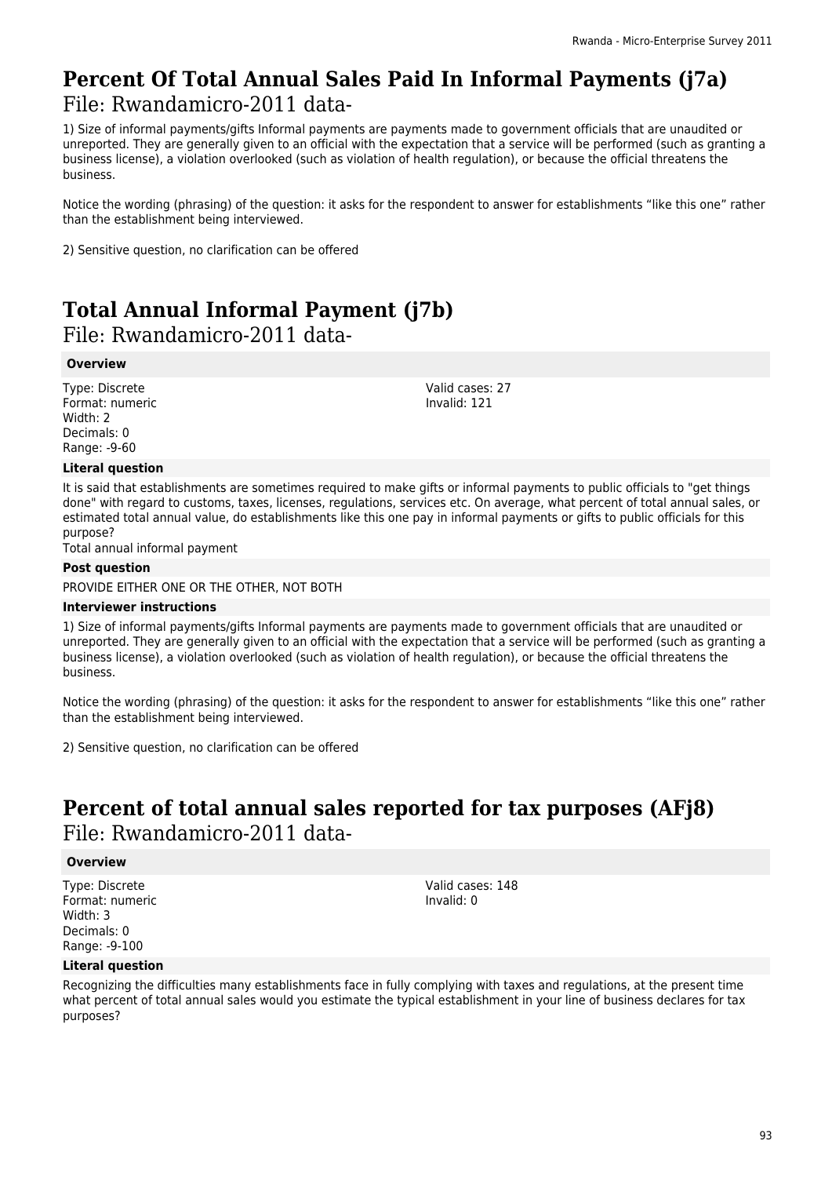# Percent Of Total Annual Sales Paid In Informal Payments (j7a)

File: Rwandamicro-2011 data-

1) Size of informal payments/gifts Informal payments are payments made to government officials that are unaudited or unreported. They are generally given to an official with the expectation that a service will be performed (such as granting a business license), a violation overlooked (such as violation of health regulation), or because the official threatens the business.

Notice the wording (phrasing) of the question: it asks for the respondent to answer for establishments “like this one” rather than the establishment being interviewed.

2) Sensitive question, no clarification can be offered

# Total Annual Informal Payment (j7b)

File: Rwandamicro-2011 data-

**Overview**

Type: Discrete
Format: numeric
Width: 2
Decimals: 0
Range: -9-60

Valid cases: 27
Invalid: 121

**Literal question**

It is said that establishments are sometimes required to make gifts or informal payments to public officials to "get things done" with regard to customs, taxes, licenses, regulations, services etc. On average, what percent of total annual sales, or estimated total annual value, do establishments like this one pay in informal payments or gifts to public officials for this purpose?
Total annual informal payment

**Post question**

PROVIDE EITHER ONE OR THE OTHER, NOT BOTH

**Interviewer instructions**

1) Size of informal payments/gifts Informal payments are payments made to government officials that are unaudited or unreported. They are generally given to an official with the expectation that a service will be performed (such as granting a business license), a violation overlooked (such as violation of health regulation), or because the official threatens the business.

Notice the wording (phrasing) of the question: it asks for the respondent to answer for establishments “like this one” rather than the establishment being interviewed.

2) Sensitive question, no clarification can be offered

# Percent of total annual sales reported for tax purposes (AFj8)

File: Rwandamicro-2011 data-

**Overview**

Type: Discrete
Format: numeric
Width: 3
Decimals: 0
Range: -9-100

Valid cases: 148
Invalid: 0

**Literal question**

Recognizing the difficulties many establishments face in fully complying with taxes and regulations, at the present time what percent of total annual sales would you estimate the typical establishment in your line of business declares for tax purposes?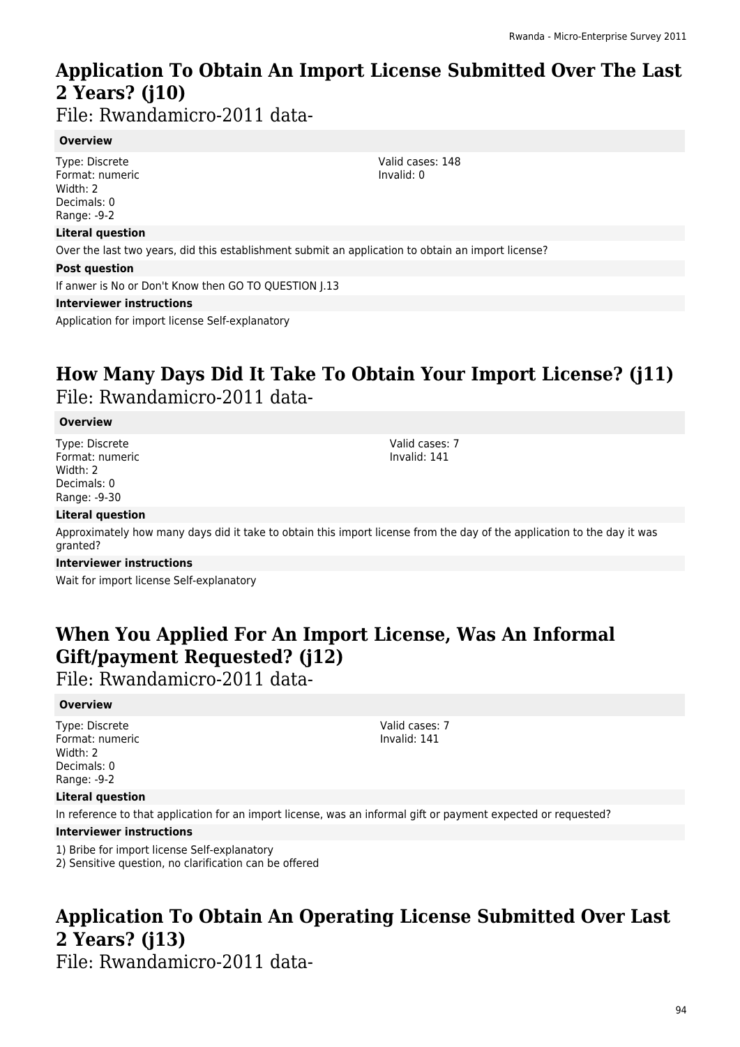## Application To Obtain An Import License Submitted Over The Last 2 Years? (j10)

File: Rwandamicro-2011 data-

**Overview**

Type: Discrete
Format: numeric
Width: 2
Decimals: 0
Range: -9-2

Valid cases: 148
Invalid: 0

**Literal question**

Over the last two years, did this establishment submit an application to obtain an import license?

**Post question**

If anwer is No or Don't Know then GO TO QUESTION J.13

**Interviewer instructions**

Application for import license Self-explanatory

## How Many Days Did It Take To Obtain Your Import License? (j11)

File: Rwandamicro-2011 data-

**Overview**

Type: Discrete
Format: numeric
Width: 2
Decimals: 0
Range: -9-30

Valid cases: 7
Invalid: 141

**Literal question**

Approximately how many days did it take to obtain this import license from the day of the application to the day it was granted?

**Interviewer instructions**

Wait for import license Self-explanatory

## When You Applied For An Import License, Was An Informal Gift/payment Requested? (j12)

File: Rwandamicro-2011 data-

**Overview**

Type: Discrete
Format: numeric
Width: 2
Decimals: 0
Range: -9-2

Valid cases: 7
Invalid: 141

**Literal question**

In reference to that application for an import license, was an informal gift or payment expected or requested?

**Interviewer instructions**

1) Bribe for import license Self-explanatory
2) Sensitive question, no clarification can be offered

## Application To Obtain An Operating License Submitted Over Last 2 Years? (j13)

File: Rwandamicro-2011 data-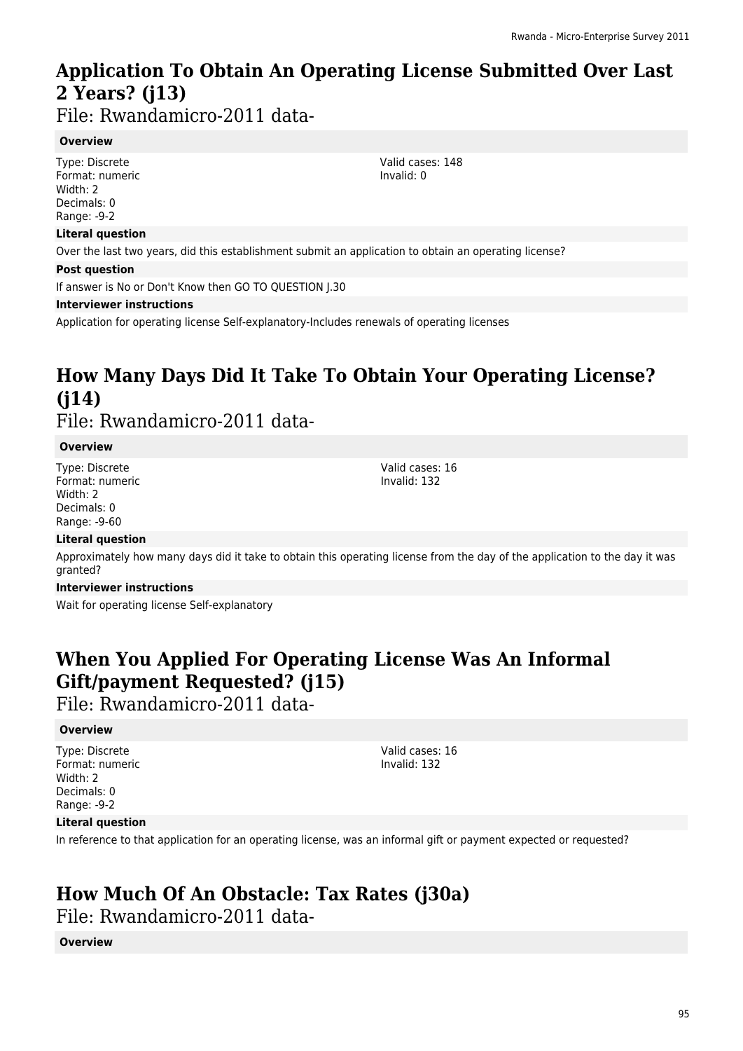## Application To Obtain An Operating License Submitted Over Last 2 Years? (j13)

File: Rwandamicro-2011 data-

**Overview**

Type: Discrete
Format: numeric
Width: 2
Decimals: 0
Range: -9-2

Valid cases: 148
Invalid: 0

**Literal question**

Over the last two years, did this establishment submit an application to obtain an operating license?

**Post question**

If answer is No or Don't Know then GO TO QUESTION J.30

**Interviewer instructions**

Application for operating license Self-explanatory-Includes renewals of operating licenses

## How Many Days Did It Take To Obtain Your Operating License? (j14)

File: Rwandamicro-2011 data-

**Overview**

Type: Discrete
Format: numeric
Width: 2
Decimals: 0
Range: -9-60

Valid cases: 16
Invalid: 132

**Literal question**

Approximately how many days did it take to obtain this operating license from the day of the application to the day it was granted?

**Interviewer instructions**

Wait for operating license Self-explanatory

## When You Applied For Operating License Was An Informal Gift/payment Requested? (j15)

File: Rwandamicro-2011 data-

**Overview**

Type: Discrete
Format: numeric
Width: 2
Decimals: 0
Range: -9-2

Valid cases: 16
Invalid: 132

**Literal question**

In reference to that application for an operating license, was an informal gift or payment expected or requested?

## How Much Of An Obstacle: Tax Rates (j30a)

File: Rwandamicro-2011 data-

**Overview**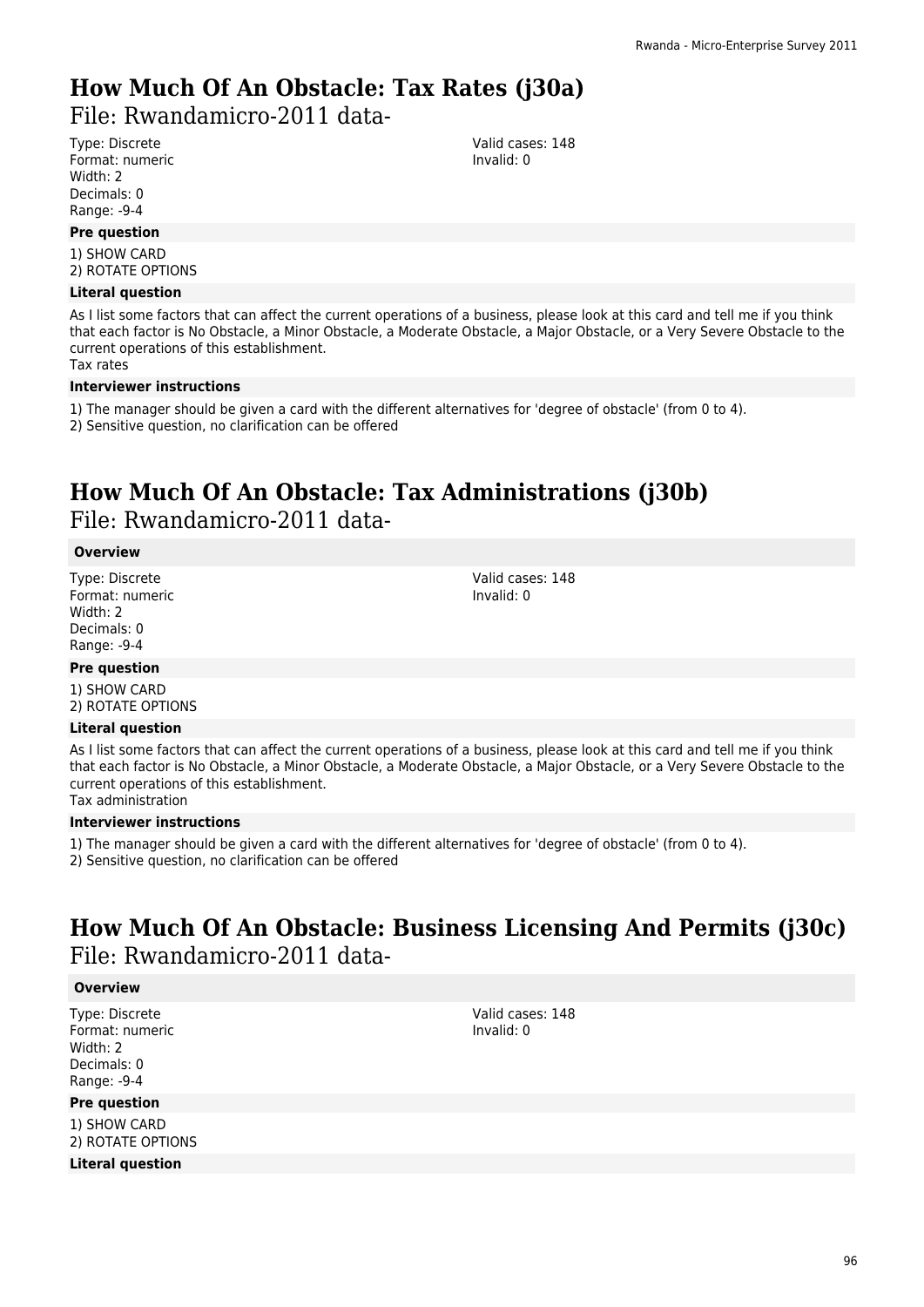# How Much Of An Obstacle: Tax Rates (j30a)

File: Rwandamicro-2011 data-

Type: Discrete
Format: numeric
Width: 2
Decimals: 0
Range: -9-4

Valid cases: 148
Invalid: 0

**Pre question**

1) SHOW CARD
2) ROTATE OPTIONS

**Literal question**

As I list some factors that can affect the current operations of a business, please look at this card and tell me if you think that each factor is No Obstacle, a Minor Obstacle, a Moderate Obstacle, a Major Obstacle, or a Very Severe Obstacle to the current operations of this establishment.
Tax rates

**Interviewer instructions**

1) The manager should be given a card with the different alternatives for 'degree of obstacle' (from 0 to 4).
2) Sensitive question, no clarification can be offered

# How Much Of An Obstacle: Tax Administrations (j30b)

File: Rwandamicro-2011 data-

**Overview**

Type: Discrete
Format: numeric
Width: 2
Decimals: 0
Range: -9-4

Valid cases: 148
Invalid: 0

**Pre question**

1) SHOW CARD
2) ROTATE OPTIONS

**Literal question**

As I list some factors that can affect the current operations of a business, please look at this card and tell me if you think that each factor is No Obstacle, a Minor Obstacle, a Moderate Obstacle, a Major Obstacle, or a Very Severe Obstacle to the current operations of this establishment.
Tax administration

**Interviewer instructions**

1) The manager should be given a card with the different alternatives for 'degree of obstacle' (from 0 to 4).
2) Sensitive question, no clarification can be offered

# How Much Of An Obstacle: Business Licensing And Permits (j30c)

File: Rwandamicro-2011 data-

**Overview**

Type: Discrete
Format: numeric
Width: 2
Decimals: 0
Range: -9-4

Valid cases: 148
Invalid: 0

**Pre question**

1) SHOW CARD
2) ROTATE OPTIONS

**Literal question**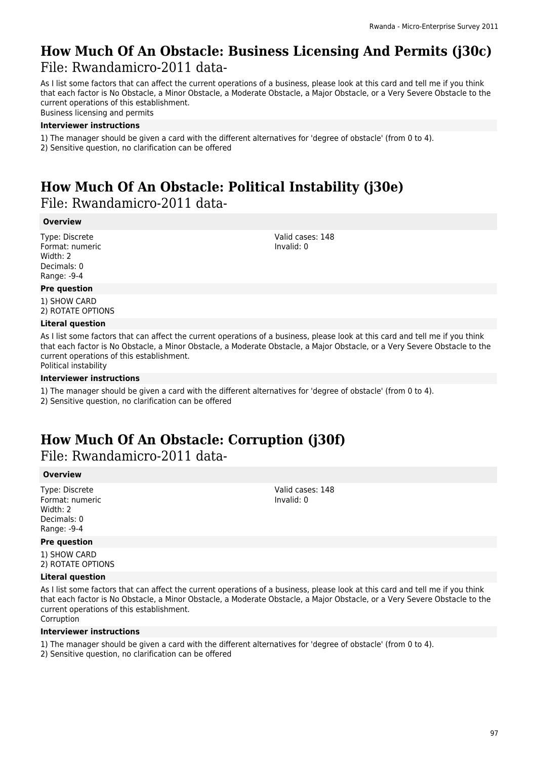# How Much Of An Obstacle: Business Licensing And Permits (j30c)

File: Rwandamicro-2011 data-

As I list some factors that can affect the current operations of a business, please look at this card and tell me if you think that each factor is No Obstacle, a Minor Obstacle, a Moderate Obstacle, a Major Obstacle, or a Very Severe Obstacle to the current operations of this establishment.
Business licensing and permits

### Interviewer instructions

1) The manager should be given a card with the different alternatives for 'degree of obstacle' (from 0 to 4).
2) Sensitive question, no clarification can be offered

# How Much Of An Obstacle: Political Instability (j30e)

File: Rwandamicro-2011 data-

### Overview

Type: Discrete
Format: numeric
Width: 2
Decimals: 0
Range: -9-4

Valid cases: 148
Invalid: 0

### Pre question

1) SHOW CARD
2) ROTATE OPTIONS

### Literal question

As I list some factors that can affect the current operations of a business, please look at this card and tell me if you think that each factor is No Obstacle, a Minor Obstacle, a Moderate Obstacle, a Major Obstacle, or a Very Severe Obstacle to the current operations of this establishment.
Political instability

### Interviewer instructions

1) The manager should be given a card with the different alternatives for 'degree of obstacle' (from 0 to 4).
2) Sensitive question, no clarification can be offered

# How Much Of An Obstacle: Corruption (j30f)

File: Rwandamicro-2011 data-

### Overview

Type: Discrete
Format: numeric
Width: 2
Decimals: 0
Range: -9-4

Valid cases: 148
Invalid: 0

### Pre question

1) SHOW CARD
2) ROTATE OPTIONS

### Literal question

As I list some factors that can affect the current operations of a business, please look at this card and tell me if you think that each factor is No Obstacle, a Minor Obstacle, a Moderate Obstacle, a Major Obstacle, or a Very Severe Obstacle to the current operations of this establishment.
Corruption

### Interviewer instructions

1) The manager should be given a card with the different alternatives for 'degree of obstacle' (from 0 to 4).
2) Sensitive question, no clarification can be offered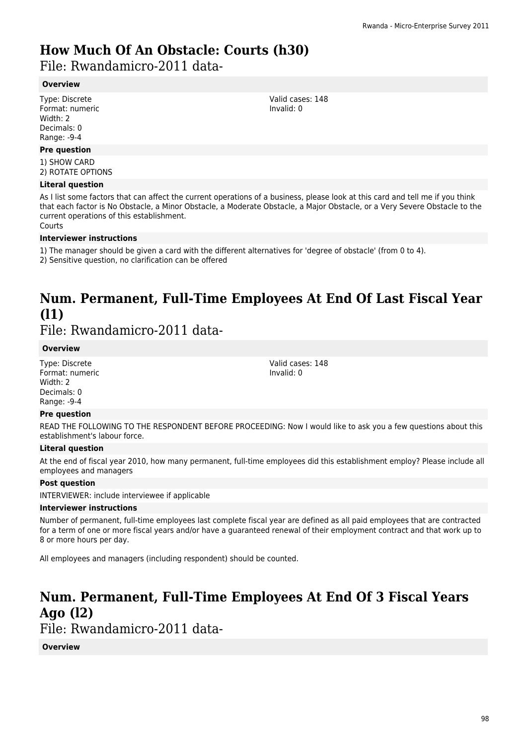# How Much Of An Obstacle: Courts (h30)

File: Rwandamicro-2011 data-

### Overview

Type: Discrete
Format: numeric
Width: 2
Decimals: 0
Range: -9-4

Valid cases: 148
Invalid: 0

### Pre question

1) SHOW CARD
2) ROTATE OPTIONS

### Literal question

As I list some factors that can affect the current operations of a business, please look at this card and tell me if you think that each factor is No Obstacle, a Minor Obstacle, a Moderate Obstacle, a Major Obstacle, or a Very Severe Obstacle to the current operations of this establishment.
Courts

### Interviewer instructions

1) The manager should be given a card with the different alternatives for 'degree of obstacle' (from 0 to 4).
2) Sensitive question, no clarification can be offered

# Num. Permanent, Full-Time Employees At End Of Last Fiscal Year (l1)

File: Rwandamicro-2011 data-

### Overview

Type: Discrete
Format: numeric
Width: 2
Decimals: 0
Range: -9-4

Valid cases: 148
Invalid: 0

### Pre question

READ THE FOLLOWING TO THE RESPONDENT BEFORE PROCEEDING: Now I would like to ask you a few questions about this establishment's labour force.

### Literal question

At the end of fiscal year 2010, how many permanent, full-time employees did this establishment employ? Please include all employees and managers

### Post question

INTERVIEWER: include interviewee if applicable

### Interviewer instructions

Number of permanent, full-time employees last complete fiscal year are defined as all paid employees that are contracted for a term of one or more fiscal years and/or have a guaranteed renewal of their employment contract and that work up to 8 or more hours per day.

All employees and managers (including respondent) should be counted.

# Num. Permanent, Full-Time Employees At End Of 3 Fiscal Years Ago (l2)

File: Rwandamicro-2011 data-

### Overview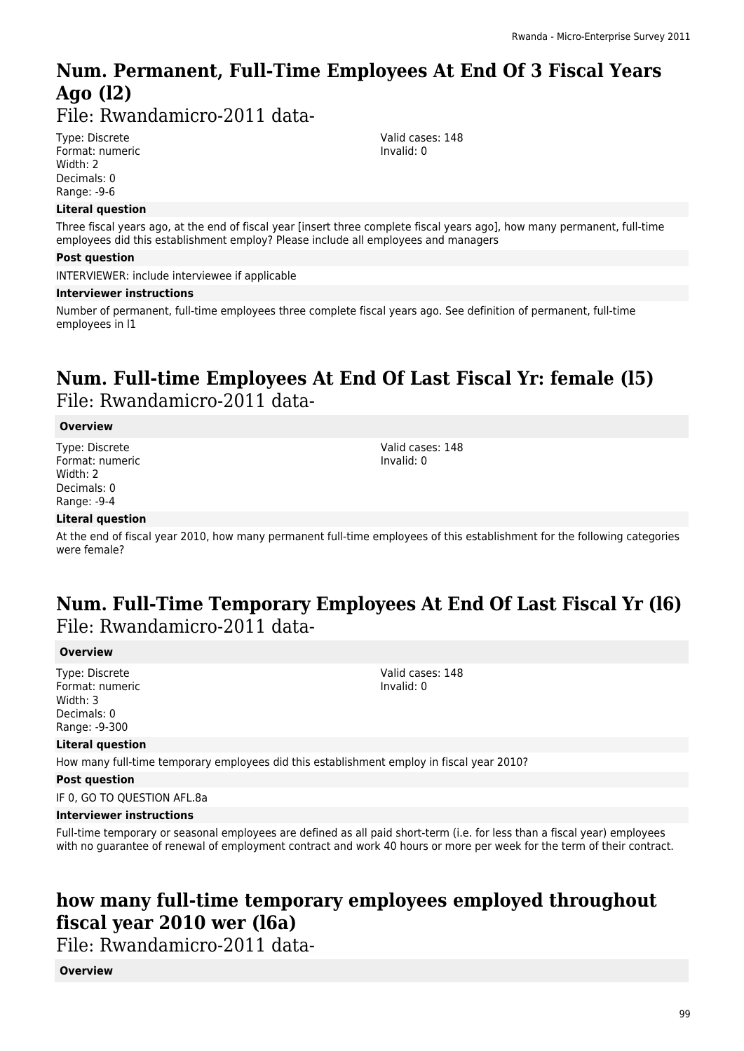# Num. Permanent, Full-Time Employees At End Of 3 Fiscal Years Ago (l2)

File: Rwandamicro-2011 data-

Type: Discrete
Format: numeric
Width: 2
Decimals: 0
Range: -9-6

Valid cases: 148
Invalid: 0

**Literal question**

Three fiscal years ago, at the end of fiscal year [insert three complete fiscal years ago], how many permanent, full-time employees did this establishment employ? Please include all employees and managers

**Post question**

INTERVIEWER: include interviewee if applicable

**Interviewer instructions**

Number of permanent, full-time employees three complete fiscal years ago. See definition of permanent, full-time employees in l1

# Num. Full-time Employees At End Of Last Fiscal Yr: female (l5)

File: Rwandamicro-2011 data-

**Overview**

Type: Discrete
Format: numeric
Width: 2
Decimals: 0
Range: -9-4

Valid cases: 148
Invalid: 0

**Literal question**

At the end of fiscal year 2010, how many permanent full-time employees of this establishment for the following categories were female?

# Num. Full-Time Temporary Employees At End Of Last Fiscal Yr (l6)

File: Rwandamicro-2011 data-

**Overview**

Type: Discrete
Format: numeric
Width: 3
Decimals: 0
Range: -9-300

Valid cases: 148
Invalid: 0

**Literal question**

How many full-time temporary employees did this establishment employ in fiscal year 2010?

**Post question**

IF 0, GO TO QUESTION AFL.8a

**Interviewer instructions**

Full-time temporary or seasonal employees are defined as all paid short-term (i.e. for less than a fiscal year) employees with no guarantee of renewal of employment contract and work 40 hours or more per week for the term of their contract.

# how many full-time temporary employees employed throughout fiscal year 2010 wer (l6a)

File: Rwandamicro-2011 data-

**Overview**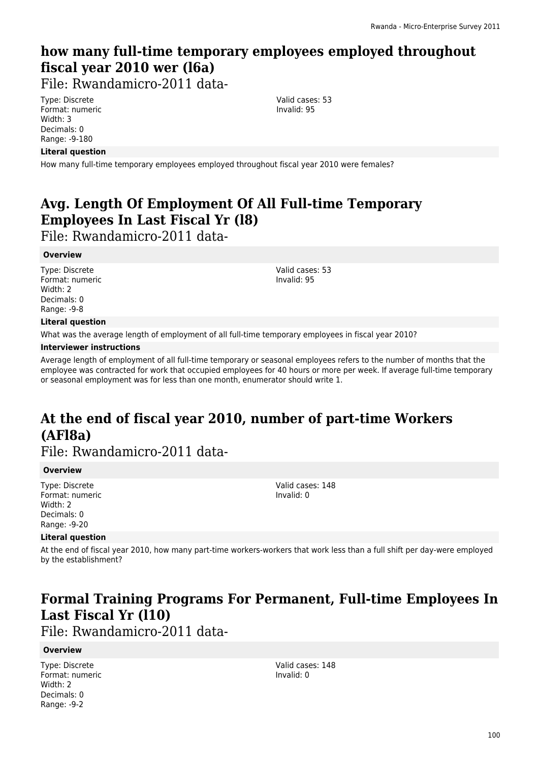# how many full-time temporary employees employed throughout fiscal year 2010 wer (l6a)

File: Rwandamicro-2011 data-

Type: Discrete
Format: numeric
Width: 3
Decimals: 0
Range: -9-180

Valid cases: 53
Invalid: 95

**Literal question**

How many full-time temporary employees employed throughout fiscal year 2010 were females?

# Avg. Length Of Employment Of All Full-time Temporary Employees In Last Fiscal Yr (l8)

File: Rwandamicro-2011 data-

**Overview**

Type: Discrete
Format: numeric
Width: 2
Decimals: 0
Range: -9-8

Valid cases: 53
Invalid: 95

**Literal question**

What was the average length of employment of all full-time temporary employees in fiscal year 2010?

**Interviewer instructions**

Average length of employment of all full-time temporary or seasonal employees refers to the number of months that the employee was contracted for work that occupied employees for 40 hours or more per week. If average full-time temporary or seasonal employment was for less than one month, enumerator should write 1.

# At the end of fiscal year 2010, number of part-time Workers (AFl8a)

File: Rwandamicro-2011 data-

**Overview**

Type: Discrete
Format: numeric
Width: 2
Decimals: 0
Range: -9-20

Valid cases: 148
Invalid: 0

**Literal question**

At the end of fiscal year 2010, how many part-time workers-workers that work less than a full shift per day-were employed by the establishment?

# Formal Training Programs For Permanent, Full-time Employees In Last Fiscal Yr (l10)

File: Rwandamicro-2011 data-

**Overview**

Type: Discrete
Format: numeric
Width: 2
Decimals: 0
Range: -9-2

Valid cases: 148
Invalid: 0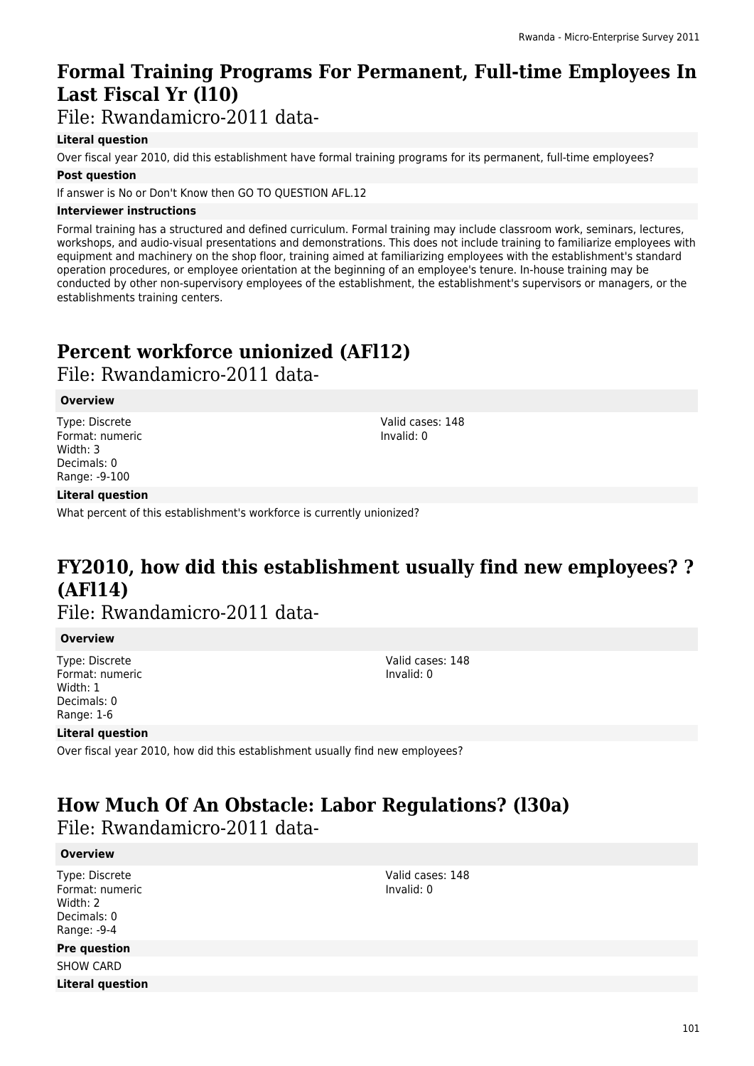# Formal Training Programs For Permanent, Full-time Employees In Last Fiscal Yr (l10)

File: Rwandamicro-2011 data-

**Literal question**

Over fiscal year 2010, did this establishment have formal training programs for its permanent, full-time employees?

**Post question**

If answer is No or Don't Know then GO TO QUESTION AFL.12

**Interviewer instructions**

Formal training has a structured and defined curriculum. Formal training may include classroom work, seminars, lectures, workshops, and audio-visual presentations and demonstrations. This does not include training to familiarize employees with equipment and machinery on the shop floor, training aimed at familiarizing employees with the establishment's standard operation procedures, or employee orientation at the beginning of an employee's tenure. In-house training may be conducted by other non-supervisory employees of the establishment, the establishment's supervisors or managers, or the establishments training centers.

# Percent workforce unionized (AFl12)

File: Rwandamicro-2011 data-

**Overview**

Type: Discrete
Format: numeric
Width: 3
Decimals: 0
Range: -9-100

Valid cases: 148
Invalid: 0

**Literal question**

What percent of this establishment's workforce is currently unionized?

# FY2010, how did this establishment usually find new employees? ? (AFl14)

File: Rwandamicro-2011 data-

**Overview**

Type: Discrete
Format: numeric
Width: 1
Decimals: 0
Range: 1-6

Valid cases: 148
Invalid: 0

**Literal question**

Over fiscal year 2010, how did this establishment usually find new employees?

# How Much Of An Obstacle: Labor Regulations? (l30a)

File: Rwandamicro-2011 data-

**Overview**

Type: Discrete
Format: numeric
Width: 2
Decimals: 0
Range: -9-4

Valid cases: 148
Invalid: 0

**Pre question**

SHOW CARD

**Literal question**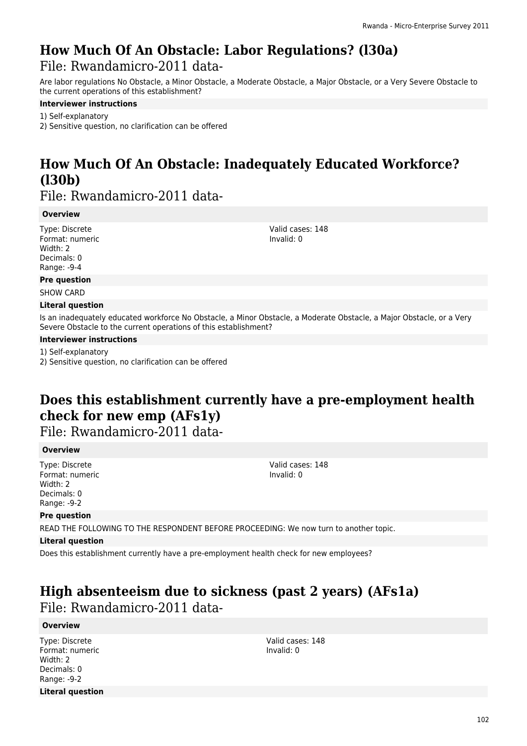# How Much Of An Obstacle: Labor Regulations? (l30a)

File: Rwandamicro-2011 data-

Are labor regulations No Obstacle, a Minor Obstacle, a Moderate Obstacle, a Major Obstacle, or a Very Severe Obstacle to the current operations of this establishment?

**Interviewer instructions**

1) Self-explanatory
2) Sensitive question, no clarification can be offered

# How Much Of An Obstacle: Inadequately Educated Workforce? (l30b)

File: Rwandamicro-2011 data-

**Overview**

Type: Discrete
Format: numeric
Width: 2
Decimals: 0
Range: -9-4

Valid cases: 148
Invalid: 0

**Pre question**

SHOW CARD

**Literal question**

Is an inadequately educated workforce No Obstacle, a Minor Obstacle, a Moderate Obstacle, a Major Obstacle, or a Very Severe Obstacle to the current operations of this establishment?

**Interviewer instructions**

1) Self-explanatory
2) Sensitive question, no clarification can be offered

# Does this establishment currently have a pre-employment health check for new emp (AFs1y)

File: Rwandamicro-2011 data-

**Overview**

Type: Discrete
Format: numeric
Width: 2
Decimals: 0
Range: -9-2

Valid cases: 148
Invalid: 0

**Pre question**

READ THE FOLLOWING TO THE RESPONDENT BEFORE PROCEEDING: We now turn to another topic.

**Literal question**

Does this establishment currently have a pre-employment health check for new employees?

# High absenteeism due to sickness (past 2 years) (AFs1a)

File: Rwandamicro-2011 data-

**Overview**

Type: Discrete
Format: numeric
Width: 2
Decimals: 0
Range: -9-2

Valid cases: 148
Invalid: 0

**Literal question**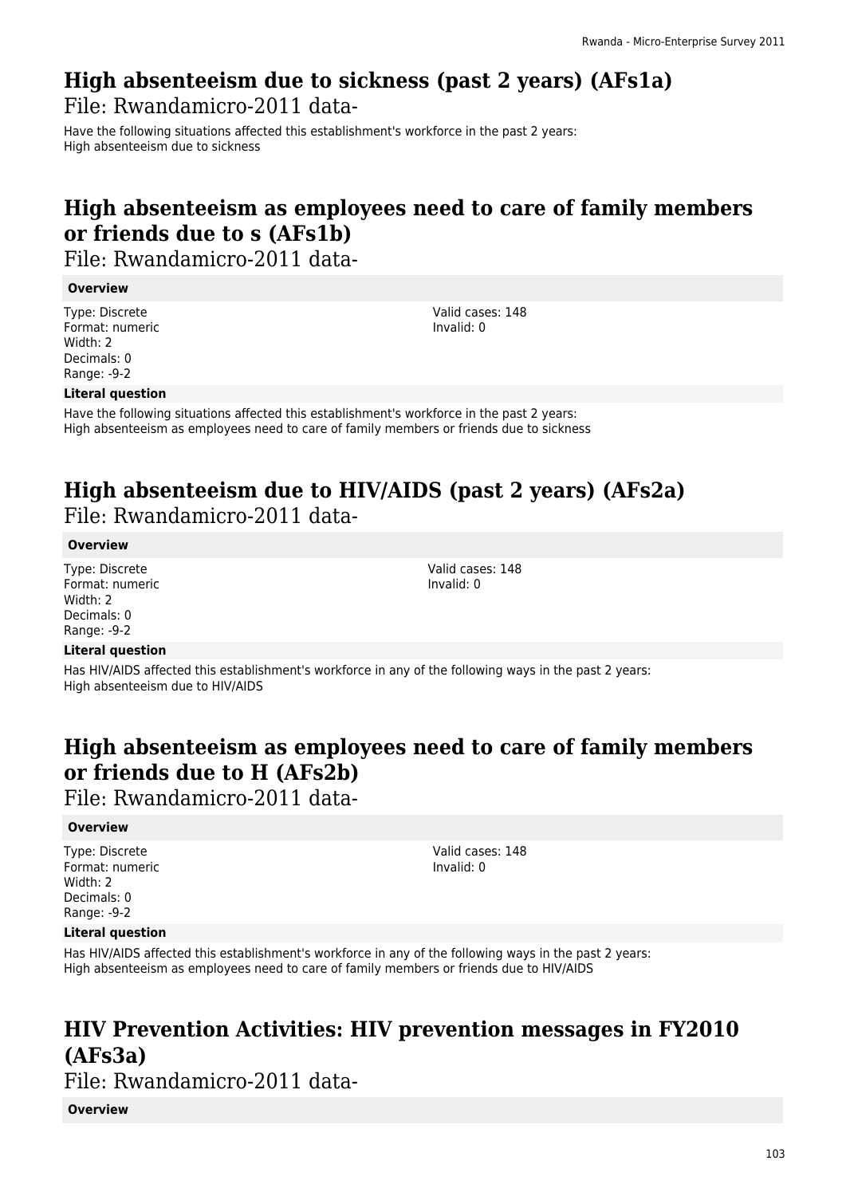## High absenteeism due to sickness (past 2 years) (AFs1a)

File: Rwandamicro-2011 data-

Have the following situations affected this establishment's workforce in the past 2 years:
High absenteeism due to sickness

## High absenteeism as employees need to care of family members or friends due to s (AFs1b)

File: Rwandamicro-2011 data-

**Overview**

Type: Discrete
Format: numeric
Width: 2
Decimals: 0
Range: -9-2

Valid cases: 148
Invalid: 0

**Literal question**

Have the following situations affected this establishment's workforce in the past 2 years:
High absenteeism as employees need to care of family members or friends due to sickness

## High absenteeism due to HIV/AIDS (past 2 years) (AFs2a)

File: Rwandamicro-2011 data-

**Overview**

Type: Discrete
Format: numeric
Width: 2
Decimals: 0
Range: -9-2

Valid cases: 148
Invalid: 0

**Literal question**

Has HIV/AIDS affected this establishment's workforce in any of the following ways in the past 2 years:
High absenteeism due to HIV/AIDS

## High absenteeism as employees need to care of family members or friends due to H (AFs2b)

File: Rwandamicro-2011 data-

**Overview**

Type: Discrete
Format: numeric
Width: 2
Decimals: 0
Range: -9-2

Valid cases: 148
Invalid: 0

**Literal question**

Has HIV/AIDS affected this establishment's workforce in any of the following ways in the past 2 years:
High absenteeism as employees need to care of family members or friends due to HIV/AIDS

## HIV Prevention Activities: HIV prevention messages in FY2010 (AFs3a)

File: Rwandamicro-2011 data-

**Overview**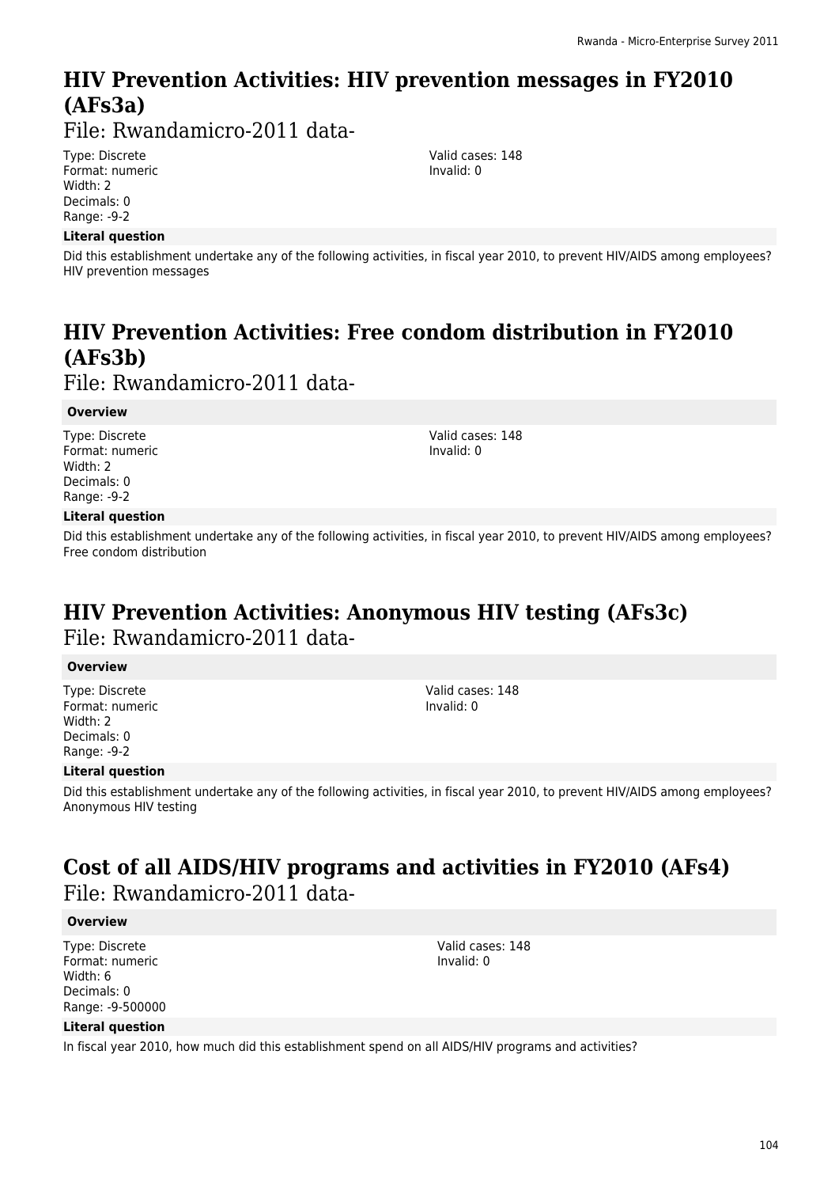# HIV Prevention Activities: HIV prevention messages in FY2010 (AFs3a)

File: Rwandamicro-2011 data-

Type: Discrete
Format: numeric
Width: 2
Decimals: 0
Range: -9-2

Valid cases: 148
Invalid: 0

**Literal question**

Did this establishment undertake any of the following activities, in fiscal year 2010, to prevent HIV/AIDS among employees? HIV prevention messages

# HIV Prevention Activities: Free condom distribution in FY2010 (AFs3b)

File: Rwandamicro-2011 data-

**Overview**

Type: Discrete
Format: numeric
Width: 2
Decimals: 0
Range: -9-2

Valid cases: 148
Invalid: 0

**Literal question**

Did this establishment undertake any of the following activities, in fiscal year 2010, to prevent HIV/AIDS among employees? Free condom distribution

# HIV Prevention Activities: Anonymous HIV testing (AFs3c)

File: Rwandamicro-2011 data-

**Overview**

Type: Discrete
Format: numeric
Width: 2
Decimals: 0
Range: -9-2

Valid cases: 148
Invalid: 0

**Literal question**

Did this establishment undertake any of the following activities, in fiscal year 2010, to prevent HIV/AIDS among employees? Anonymous HIV testing

# Cost of all AIDS/HIV programs and activities in FY2010 (AFs4)

File: Rwandamicro-2011 data-

**Overview**

Type: Discrete
Format: numeric
Width: 6
Decimals: 0
Range: -9-500000

Valid cases: 148
Invalid: 0

**Literal question**

In fiscal year 2010, how much did this establishment spend on all AIDS/HIV programs and activities?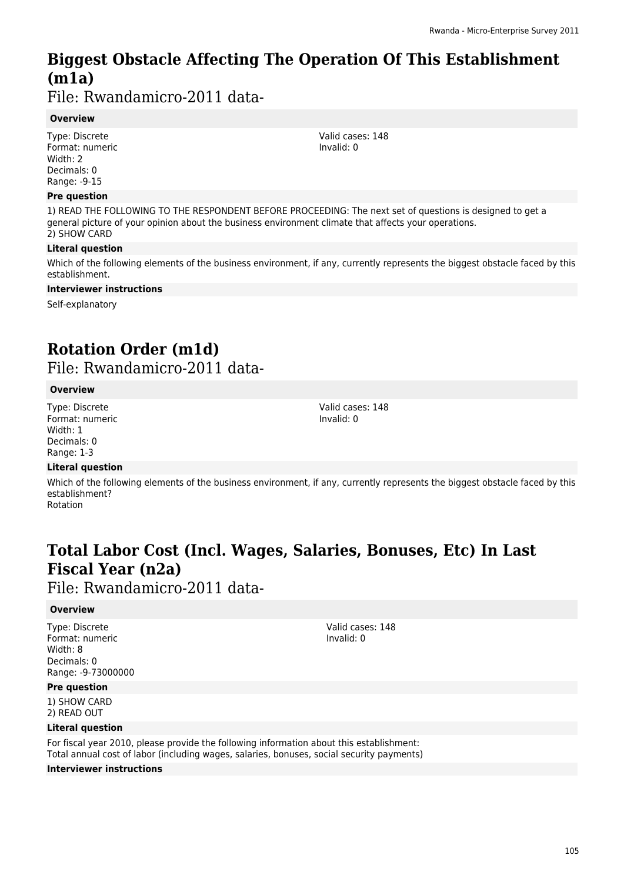# Biggest Obstacle Affecting The Operation Of This Establishment (m1a)

File: Rwandamicro-2011 data-

**Overview**

Type: Discrete
Format: numeric
Width: 2
Decimals: 0
Range: -9-15

Valid cases: 148
Invalid: 0

**Pre question**

1) READ THE FOLLOWING TO THE RESPONDENT BEFORE PROCEEDING: The next set of questions is designed to get a general picture of your opinion about the business environment climate that affects your operations.
2) SHOW CARD

**Literal question**

Which of the following elements of the business environment, if any, currently represents the biggest obstacle faced by this establishment.

**Interviewer instructions**

Self-explanatory

# Rotation Order (m1d)

File: Rwandamicro-2011 data-

**Overview**

Type: Discrete
Format: numeric
Width: 1
Decimals: 0
Range: 1-3

Valid cases: 148
Invalid: 0

**Literal question**

Which of the following elements of the business environment, if any, currently represents the biggest obstacle faced by this establishment?
Rotation

# Total Labor Cost (Incl. Wages, Salaries, Bonuses, Etc) In Last Fiscal Year (n2a)

File: Rwandamicro-2011 data-

**Overview**

Type: Discrete
Format: numeric
Width: 8
Decimals: 0
Range: -9-73000000

Valid cases: 148
Invalid: 0

**Pre question**

1) SHOW CARD
2) READ OUT

**Literal question**

For fiscal year 2010, please provide the following information about this establishment:
Total annual cost of labor (including wages, salaries, bonuses, social security payments)

**Interviewer instructions**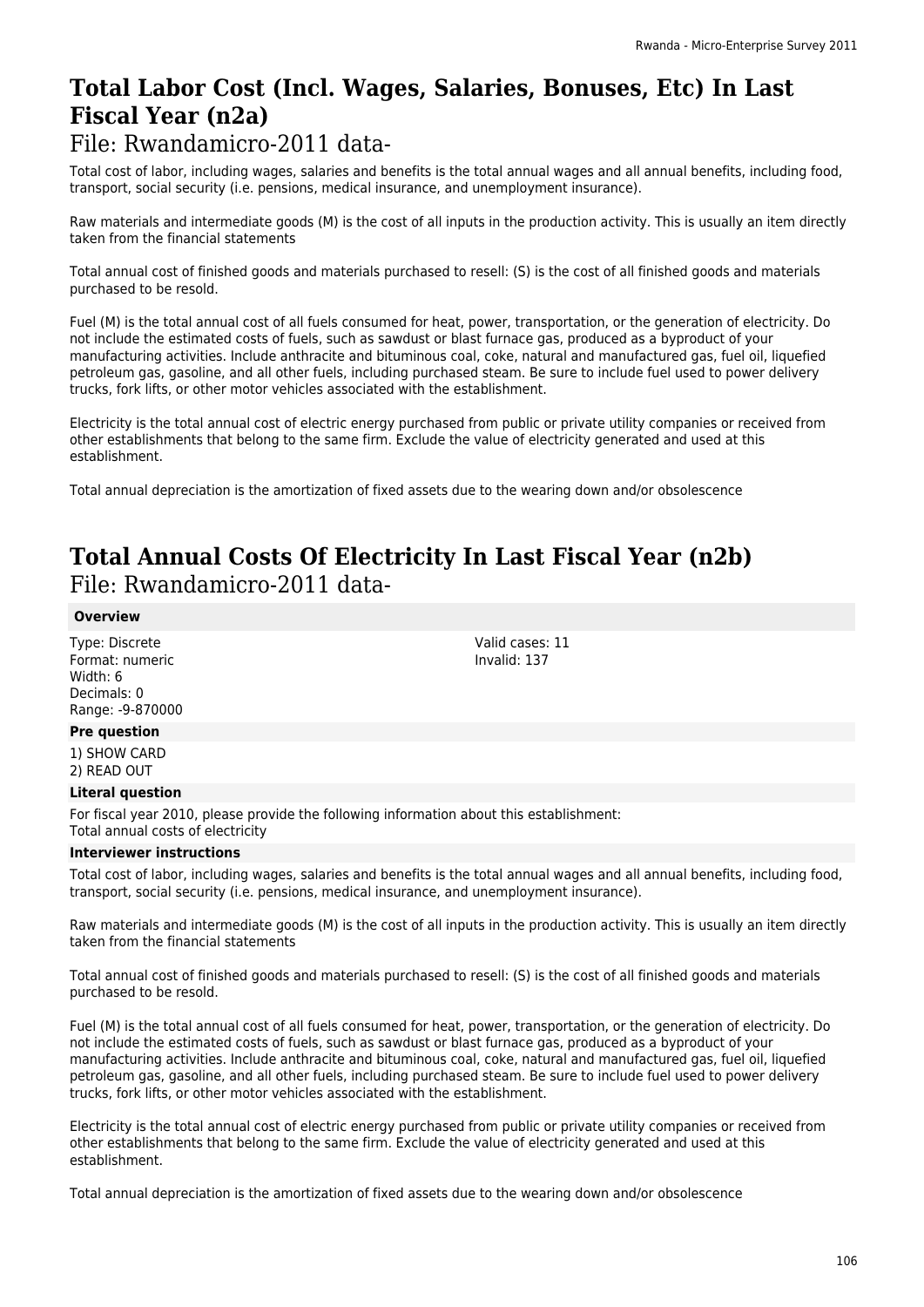# Total Labor Cost (Incl. Wages, Salaries, Bonuses, Etc) In Last Fiscal Year (n2a)

File: Rwandamicro-2011 data-

Total cost of labor, including wages, salaries and benefits is the total annual wages and all annual benefits, including food, transport, social security (i.e. pensions, medical insurance, and unemployment insurance).

Raw materials and intermediate goods (M) is the cost of all inputs in the production activity. This is usually an item directly taken from the financial statements

Total annual cost of finished goods and materials purchased to resell: (S) is the cost of all finished goods and materials purchased to be resold.

Fuel (M) is the total annual cost of all fuels consumed for heat, power, transportation, or the generation of electricity. Do not include the estimated costs of fuels, such as sawdust or blast furnace gas, produced as a byproduct of your manufacturing activities. Include anthracite and bituminous coal, coke, natural and manufactured gas, fuel oil, liquefied petroleum gas, gasoline, and all other fuels, including purchased steam. Be sure to include fuel used to power delivery trucks, fork lifts, or other motor vehicles associated with the establishment.

Electricity is the total annual cost of electric energy purchased from public or private utility companies or received from other establishments that belong to the same firm. Exclude the value of electricity generated and used at this establishment.

Total annual depreciation is the amortization of fixed assets due to the wearing down and/or obsolescence

# Total Annual Costs Of Electricity In Last Fiscal Year (n2b)

File: Rwandamicro-2011 data-

**Overview**

Type: Discrete
Format: numeric
Width: 6
Decimals: 0
Range: -9-870000

Valid cases: 11
Invalid: 137

**Pre question**

1) SHOW CARD
2) READ OUT

**Literal question**

For fiscal year 2010, please provide the following information about this establishment:
Total annual costs of electricity

**Interviewer instructions**

Total cost of labor, including wages, salaries and benefits is the total annual wages and all annual benefits, including food, transport, social security (i.e. pensions, medical insurance, and unemployment insurance).

Raw materials and intermediate goods (M) is the cost of all inputs in the production activity. This is usually an item directly taken from the financial statements

Total annual cost of finished goods and materials purchased to resell: (S) is the cost of all finished goods and materials purchased to be resold.

Fuel (M) is the total annual cost of all fuels consumed for heat, power, transportation, or the generation of electricity. Do not include the estimated costs of fuels, such as sawdust or blast furnace gas, produced as a byproduct of your manufacturing activities. Include anthracite and bituminous coal, coke, natural and manufactured gas, fuel oil, liquefied petroleum gas, gasoline, and all other fuels, including purchased steam. Be sure to include fuel used to power delivery trucks, fork lifts, or other motor vehicles associated with the establishment.

Electricity is the total annual cost of electric energy purchased from public or private utility companies or received from other establishments that belong to the same firm. Exclude the value of electricity generated and used at this establishment.

Total annual depreciation is the amortization of fixed assets due to the wearing down and/or obsolescence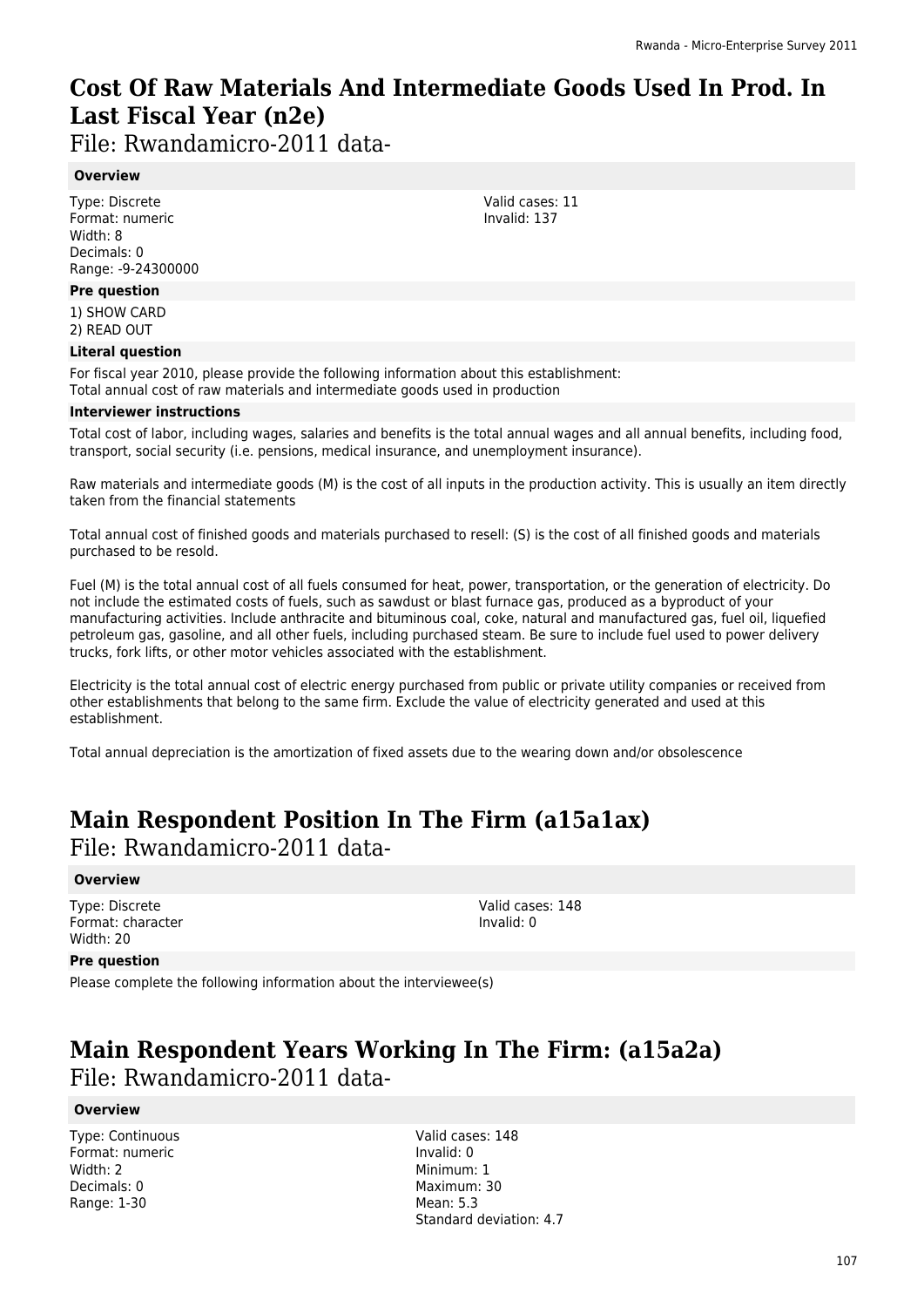# Cost Of Raw Materials And Intermediate Goods Used In Prod. In Last Fiscal Year (n2e)

File: Rwandamicro-2011 data-

### Overview

Type: Discrete
Format: numeric
Width: 8
Decimals: 0
Range: -9-24300000

Valid cases: 11
Invalid: 137

### Pre question

1) SHOW CARD
2) READ OUT

### Literal question

For fiscal year 2010, please provide the following information about this establishment:
Total annual cost of raw materials and intermediate goods used in production

### Interviewer instructions

Total cost of labor, including wages, salaries and benefits is the total annual wages and all annual benefits, including food, transport, social security (i.e. pensions, medical insurance, and unemployment insurance).

Raw materials and intermediate goods (M) is the cost of all inputs in the production activity. This is usually an item directly taken from the financial statements

Total annual cost of finished goods and materials purchased to resell: (S) is the cost of all finished goods and materials purchased to be resold.

Fuel (M) is the total annual cost of all fuels consumed for heat, power, transportation, or the generation of electricity. Do not include the estimated costs of fuels, such as sawdust or blast furnace gas, produced as a byproduct of your manufacturing activities. Include anthracite and bituminous coal, coke, natural and manufactured gas, fuel oil, liquefied petroleum gas, gasoline, and all other fuels, including purchased steam. Be sure to include fuel used to power delivery trucks, fork lifts, or other motor vehicles associated with the establishment.

Electricity is the total annual cost of electric energy purchased from public or private utility companies or received from other establishments that belong to the same firm. Exclude the value of electricity generated and used at this establishment.

Total annual depreciation is the amortization of fixed assets due to the wearing down and/or obsolescence

# Main Respondent Position In The Firm (a15a1ax)

File: Rwandamicro-2011 data-

### Overview

Type: Discrete
Format: character
Width: 20

Valid cases: 148
Invalid: 0

### Pre question

Please complete the following information about the interviewee(s)

# Main Respondent Years Working In The Firm: (a15a2a)

File: Rwandamicro-2011 data-

### Overview

Type: Continuous
Format: numeric
Width: 2
Decimals: 0
Range: 1-30

Valid cases: 148
Invalid: 0
Minimum: 1
Maximum: 30
Mean: 5.3
Standard deviation: 4.7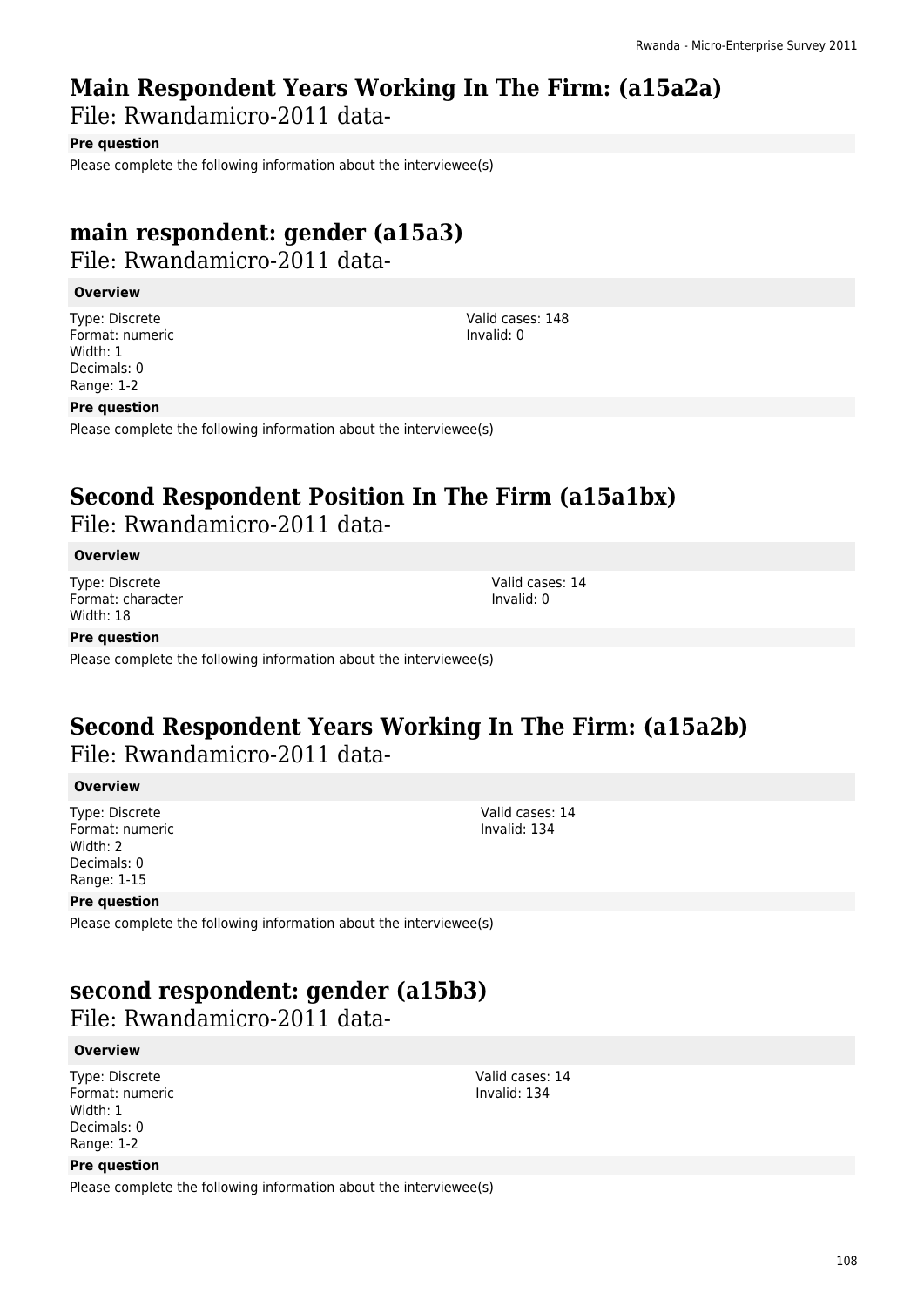# Main Respondent Years Working In The Firm: (a15a2a)

File: Rwandamicro-2011 data-

**Pre question**

Please complete the following information about the interviewee(s)

# main respondent: gender (a15a3)

File: Rwandamicro-2011 data-

**Overview**

Type: Discrete
Format: numeric
Width: 1
Decimals: 0
Range: 1-2

Valid cases: 148
Invalid: 0

**Pre question**

Please complete the following information about the interviewee(s)

# Second Respondent Position In The Firm (a15a1bx)

File: Rwandamicro-2011 data-

**Overview**

Type: Discrete
Format: character
Width: 18

Valid cases: 14
Invalid: 0

**Pre question**

Please complete the following information about the interviewee(s)

# Second Respondent Years Working In The Firm: (a15a2b)

File: Rwandamicro-2011 data-

**Overview**

Type: Discrete
Format: numeric
Width: 2
Decimals: 0
Range: 1-15

Valid cases: 14
Invalid: 134

**Pre question**

Please complete the following information about the interviewee(s)

# second respondent: gender (a15b3)

File: Rwandamicro-2011 data-

**Overview**

Type: Discrete
Format: numeric
Width: 1
Decimals: 0
Range: 1-2

Valid cases: 14
Invalid: 134

**Pre question**

Please complete the following information about the interviewee(s)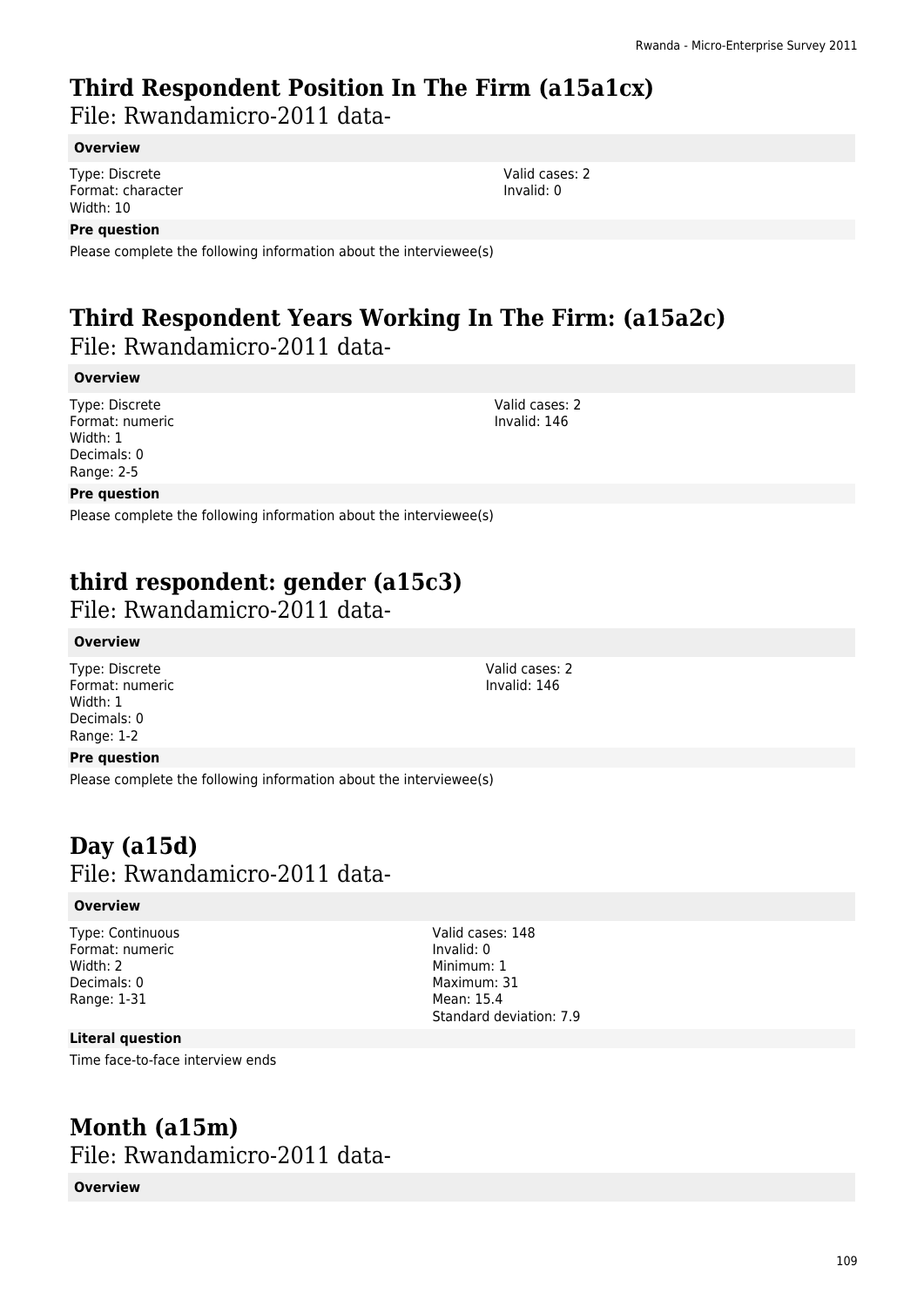# Third Respondent Position In The Firm (a15a1cx)

File: Rwandamicro-2011 data-

**Overview**

Type: Discrete
Format: character
Width: 10

Valid cases: 2
Invalid: 0

**Pre question**

Please complete the following information about the interviewee(s)

# Third Respondent Years Working In The Firm: (a15a2c)

File: Rwandamicro-2011 data-

**Overview**

Type: Discrete
Format: numeric
Width: 1
Decimals: 0
Range: 2-5

Valid cases: 2
Invalid: 146

**Pre question**

Please complete the following information about the interviewee(s)

# third respondent: gender (a15c3)

File: Rwandamicro-2011 data-

**Overview**

Type: Discrete
Format: numeric
Width: 1
Decimals: 0
Range: 1-2

Valid cases: 2
Invalid: 146

**Pre question**

Please complete the following information about the interviewee(s)

# Day (a15d)

File: Rwandamicro-2011 data-

**Overview**

Type: Continuous
Format: numeric
Width: 2
Decimals: 0
Range: 1-31

Valid cases: 148
Invalid: 0
Minimum: 1
Maximum: 31
Mean: 15.4
Standard deviation: 7.9

**Literal question**

Time face-to-face interview ends

# Month (a15m)

File: Rwandamicro-2011 data-

**Overview**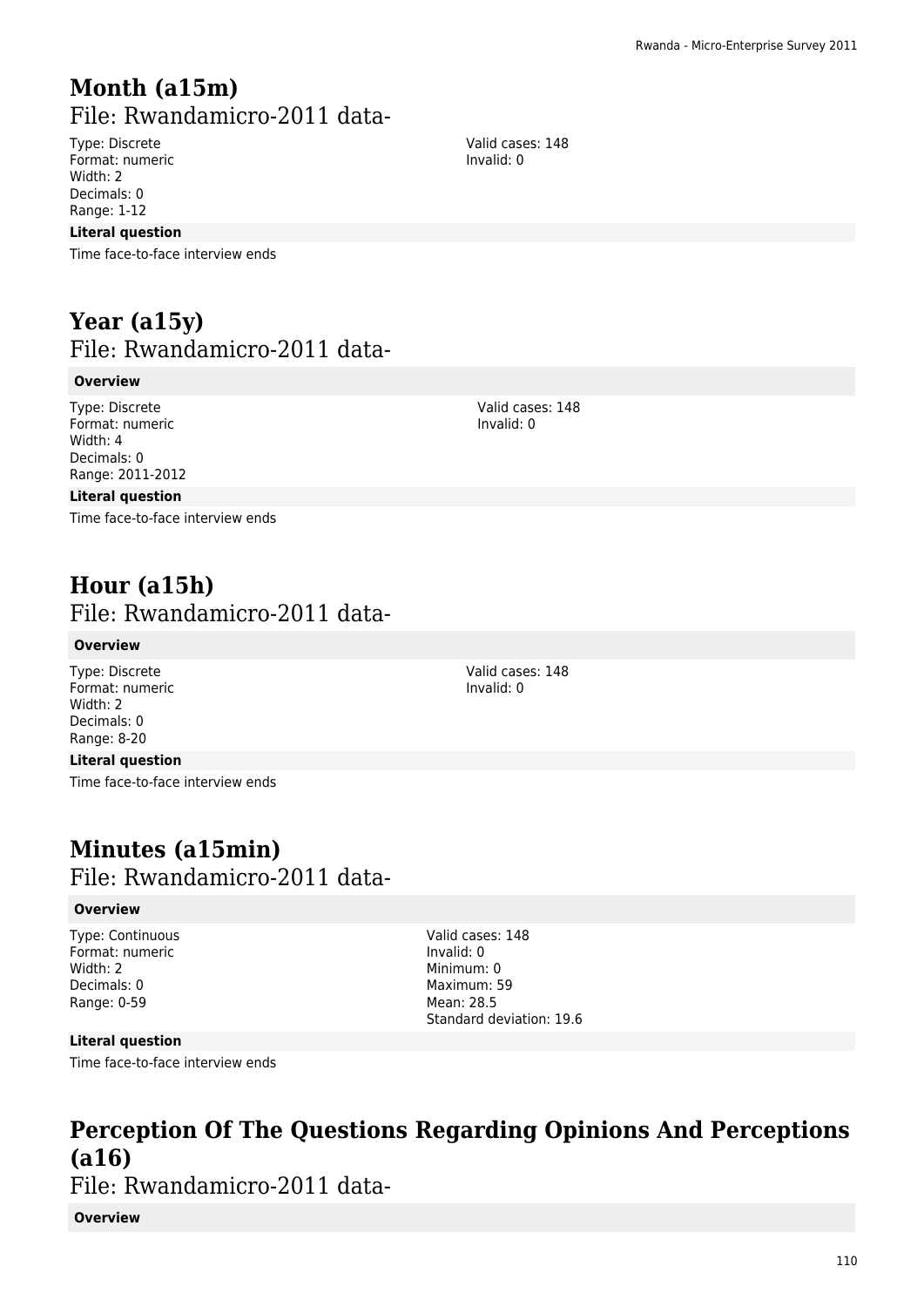# Month (a15m)

File: Rwandamicro-2011 data-

Type: Discrete
Format: numeric
Width: 2
Decimals: 0
Range: 1-12

Valid cases: 148
Invalid: 0

**Literal question**

Time face-to-face interview ends

# Year (a15y)

File: Rwandamicro-2011 data-

**Overview**

Type: Discrete
Format: numeric
Width: 4
Decimals: 0
Range: 2011-2012

Valid cases: 148
Invalid: 0

**Literal question**

Time face-to-face interview ends

# Hour (a15h)

File: Rwandamicro-2011 data-

**Overview**

Type: Discrete
Format: numeric
Width: 2
Decimals: 0
Range: 8-20

Valid cases: 148
Invalid: 0

**Literal question**

Time face-to-face interview ends

# Minutes (a15min)

File: Rwandamicro-2011 data-

**Overview**

Type: Continuous
Format: numeric
Width: 2
Decimals: 0
Range: 0-59

Valid cases: 148
Invalid: 0
Minimum: 0
Maximum: 59
Mean: 28.5
Standard deviation: 19.6

**Literal question**

Time face-to-face interview ends

# Perception Of The Questions Regarding Opinions And Perceptions (a16)

File: Rwandamicro-2011 data-

**Overview**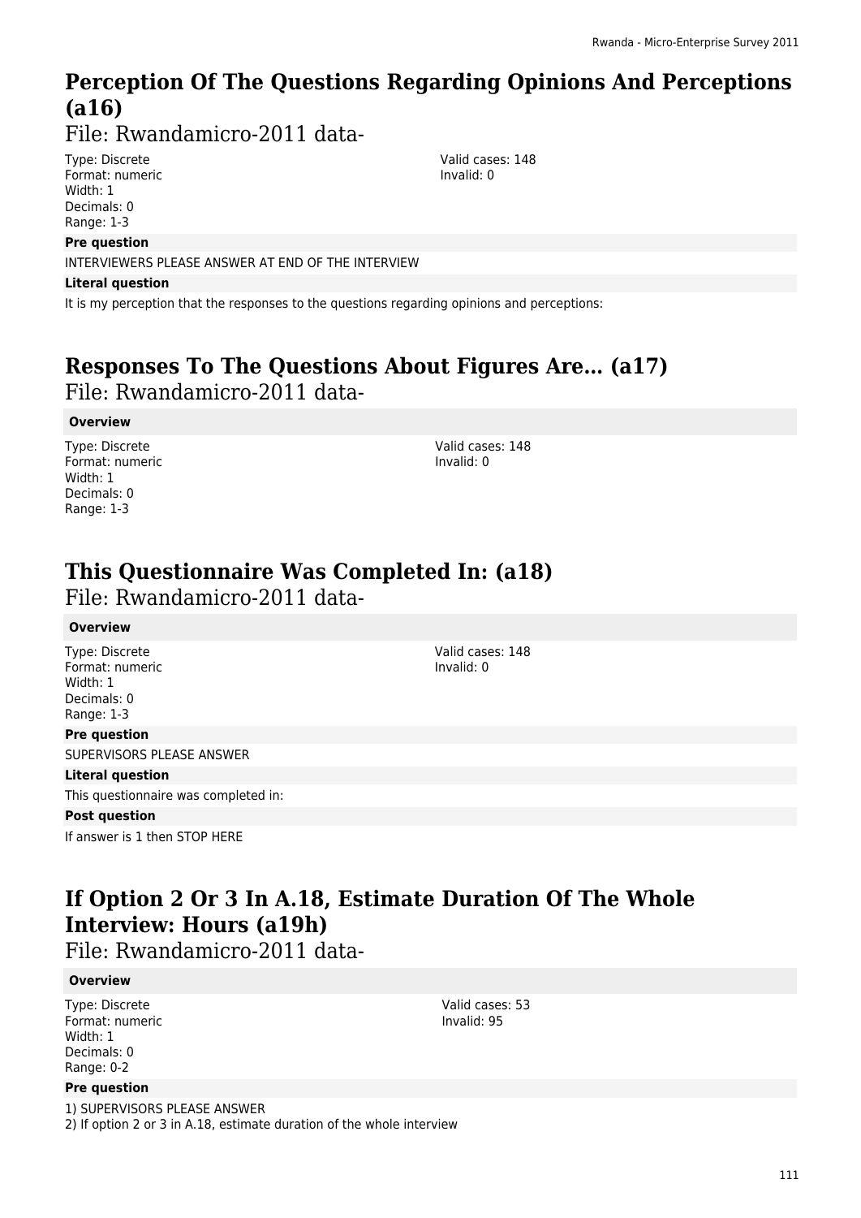## Perception Of The Questions Regarding Opinions And Perceptions (a16)

File: Rwandamicro-2011 data-

Type: Discrete
Format: numeric
Width: 1
Decimals: 0
Range: 1-3

Valid cases: 148
Invalid: 0

**Pre question**

INTERVIEWERS PLEASE ANSWER AT END OF THE INTERVIEW

**Literal question**

It is my perception that the responses to the questions regarding opinions and perceptions:

## Responses To The Questions About Figures Are... (a17)

File: Rwandamicro-2011 data-

**Overview**

Type: Discrete
Format: numeric
Width: 1
Decimals: 0
Range: 1-3

Valid cases: 148
Invalid: 0

## This Questionnaire Was Completed In: (a18)

File: Rwandamicro-2011 data-

**Overview**

Type: Discrete
Format: numeric
Width: 1
Decimals: 0
Range: 1-3

Valid cases: 148
Invalid: 0

**Pre question**

SUPERVISORS PLEASE ANSWER

**Literal question**

This questionnaire was completed in:

**Post question**

If answer is 1 then STOP HERE

## If Option 2 Or 3 In A.18, Estimate Duration Of The Whole Interview: Hours (a19h)

File: Rwandamicro-2011 data-

**Overview**

Type: Discrete
Format: numeric
Width: 1
Decimals: 0
Range: 0-2

Valid cases: 53
Invalid: 95

**Pre question**

1) SUPERVISORS PLEASE ANSWER
2) If option 2 or 3 in A.18, estimate duration of the whole interview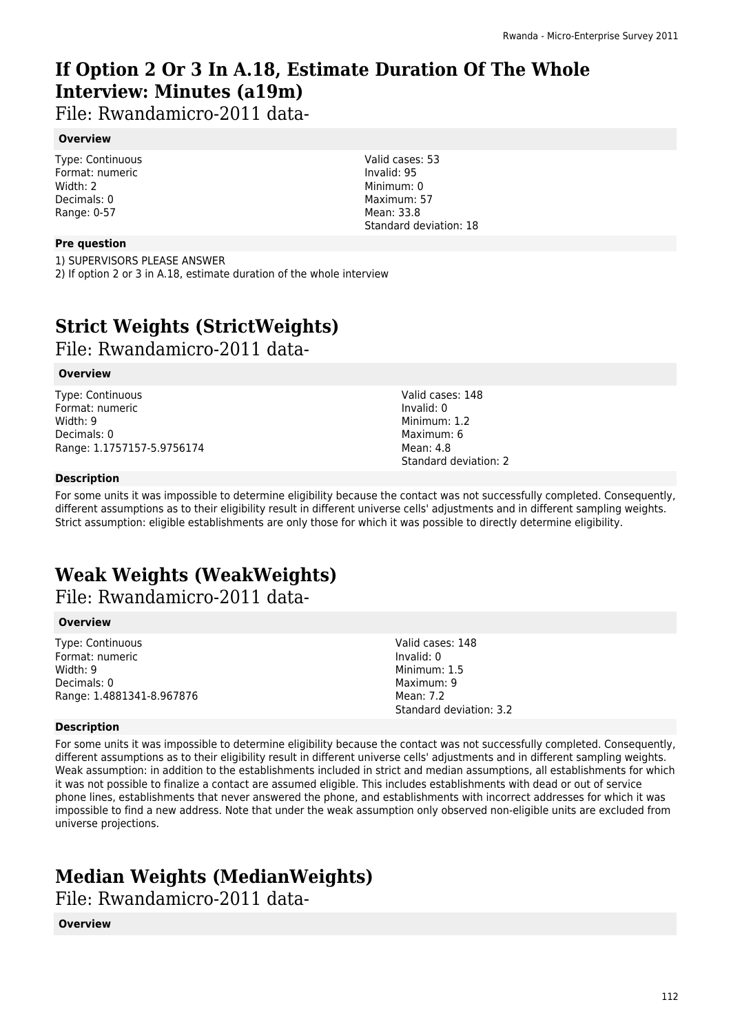# If Option 2 Or 3 In A.18, Estimate Duration Of The Whole Interview: Minutes (a19m)

File: Rwandamicro-2011 data-

#### Overview

Type: Continuous
Format: numeric
Width: 2
Decimals: 0
Range: 0-57

Valid cases: 53
Invalid: 95
Minimum: 0
Maximum: 57
Mean: 33.8
Standard deviation: 18

#### Pre question

1) SUPERVISORS PLEASE ANSWER
2) If option 2 or 3 in A.18, estimate duration of the whole interview

# Strict Weights (StrictWeights)

File: Rwandamicro-2011 data-

#### Overview

Type: Continuous
Format: numeric
Width: 9
Decimals: 0
Range: 1.1757157-5.9756174

Valid cases: 148
Invalid: 0
Minimum: 1.2
Maximum: 6
Mean: 4.8
Standard deviation: 2

#### Description

For some units it was impossible to determine eligibility because the contact was not successfully completed. Consequently, different assumptions as to their eligibility result in different universe cells' adjustments and in different sampling weights. Strict assumption: eligible establishments are only those for which it was possible to directly determine eligibility.

# Weak Weights (WeakWeights)

File: Rwandamicro-2011 data-

#### Overview

Type: Continuous
Format: numeric
Width: 9
Decimals: 0
Range: 1.4881341-8.967876

Valid cases: 148
Invalid: 0
Minimum: 1.5
Maximum: 9
Mean: 7.2
Standard deviation: 3.2

#### Description

For some units it was impossible to determine eligibility because the contact was not successfully completed. Consequently, different assumptions as to their eligibility result in different universe cells' adjustments and in different sampling weights. Weak assumption: in addition to the establishments included in strict and median assumptions, all establishments for which it was not possible to finalize a contact are assumed eligible. This includes establishments with dead or out of service phone lines, establishments that never answered the phone, and establishments with incorrect addresses for which it was impossible to find a new address. Note that under the weak assumption only observed non-eligible units are excluded from universe projections.

# Median Weights (MedianWeights)

File: Rwandamicro-2011 data-

#### Overview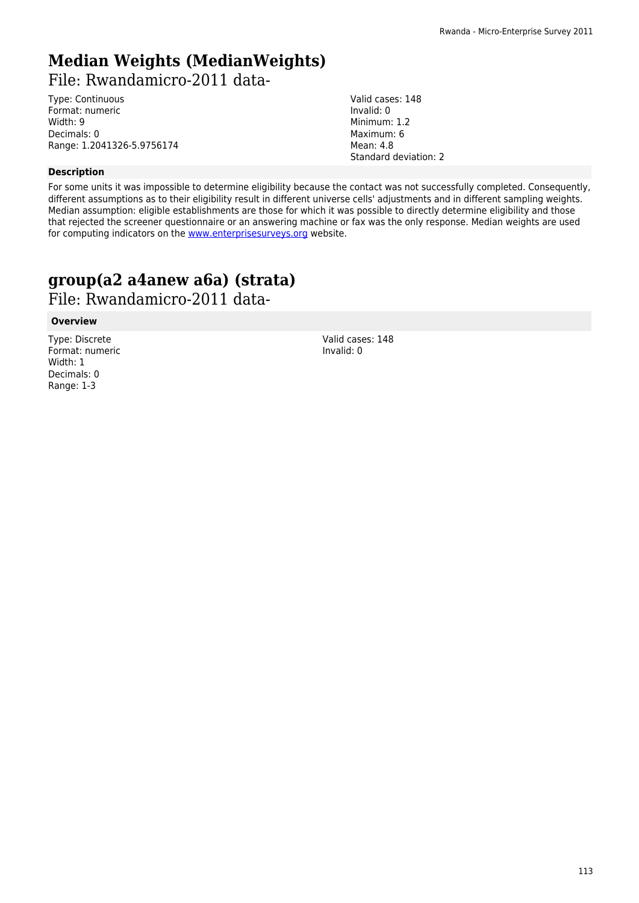# Median Weights (MedianWeights)

File: Rwandamicro-2011 data-

Type: Continuous
Format: numeric
Width: 9
Decimals: 0
Range: 1.2041326-5.9756174

Valid cases: 148
Invalid: 0
Minimum: 1.2
Maximum: 6
Mean: 4.8
Standard deviation: 2

### Description

For some units it was impossible to determine eligibility because the contact was not successfully completed. Consequently, different assumptions as to their eligibility result in different universe cells' adjustments and in different sampling weights. Median assumption: eligible establishments are those for which it was possible to directly determine eligibility and those that rejected the screener questionnaire or an answering machine or fax was the only response. Median weights are used for computing indicators on the www.enterprisesurveys.org website.

# group(a2 a4anew a6a) (strata)

File: Rwandamicro-2011 data-

### Overview

Type: Discrete
Format: numeric
Width: 1
Decimals: 0
Range: 1-3

Valid cases: 148
Invalid: 0